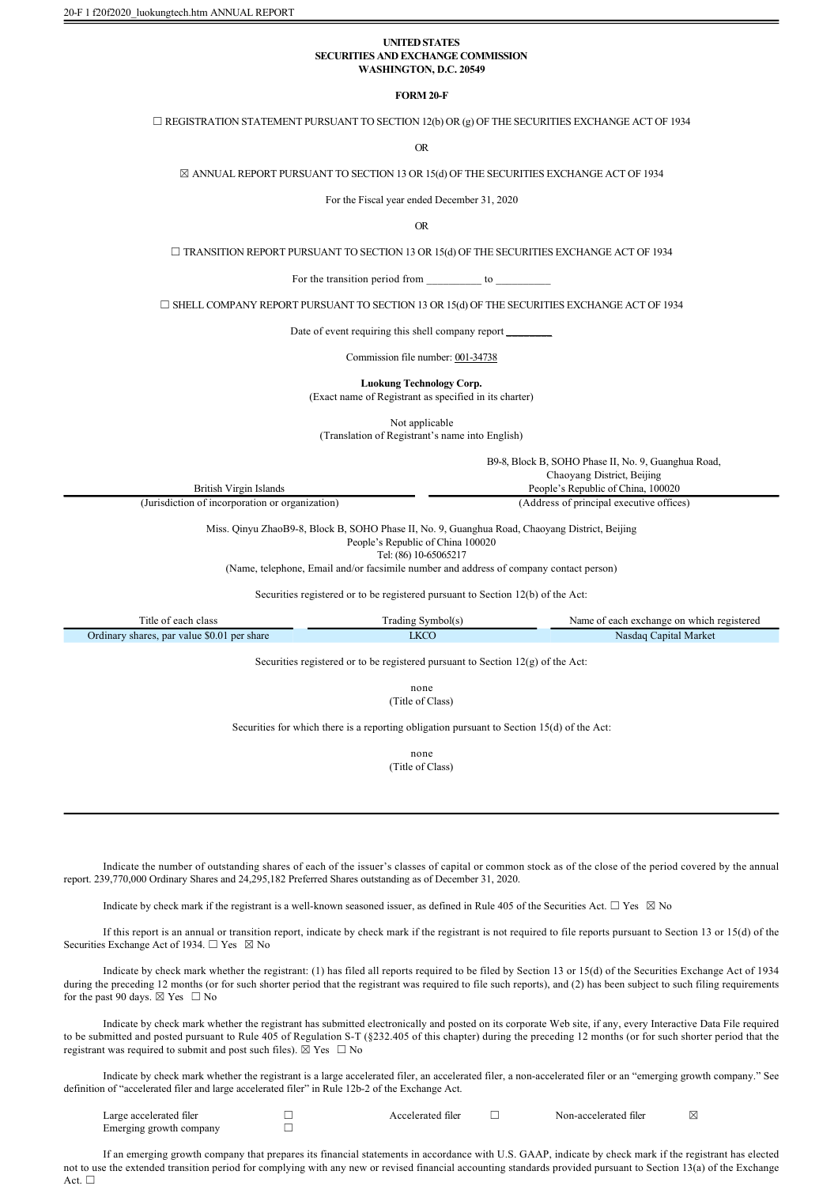20-F 1 f20f2020_luokungtech.htm ANNUAL REPORT

**UNITED STATES**
**SECURITIES AND EXCHANGE COMMISSION**
**WASHINGTON, D.C. 20549**

**FORM 20-F**

☐ REGISTRATION STATEMENT PURSUANT TO SECTION 12(b) OR (g) OF THE SECURITIES EXCHANGE ACT OF 1934

OR

☒ ANNUAL REPORT PURSUANT TO SECTION 13 OR 15(d) OF THE SECURITIES EXCHANGE ACT OF 1934

For the Fiscal year ended December 31, 2020

OR

☐ TRANSITION REPORT PURSUANT TO SECTION 13 OR 15(d) OF THE SECURITIES EXCHANGE ACT OF 1934

For the transition period from __________ to __________

☐ SHELL COMPANY REPORT PURSUANT TO SECTION 13 OR 15(d) OF THE SECURITIES EXCHANGE ACT OF 1934

Date of event requiring this shell company report _________

Commission file number: 001-34738

**Luokung Technology Corp.**
(Exact name of Registrant as specified in its charter)

Not applicable
(Translation of Registrant's name into English)

| British Virgin Islands | B9-8, Block B, SOHO Phase II, No. 9, Guanghua Road, Chaoyang District, Beijing People's Republic of China, 100020 |
|---|---|
| (Jurisdiction of incorporation or organization) | (Address of principal executive offices) |

Miss. Qinyu ZhaoB9-8, Block B, SOHO Phase II, No. 9, Guanghua Road, Chaoyang District, Beijing
People's Republic of China 100020
Tel: (86) 10-65065217
(Name, telephone, Email and/or facsimile number and address of company contact person)

Securities registered or to be registered pursuant to Section 12(b) of the Act:

| Title of each class | Trading Symbol(s) | Name of each exchange on which registered |
|---|---|---|
| Ordinary shares, par value $0.01 per share | LKCO | Nasdaq Capital Market |

Securities registered or to be registered pursuant to Section 12(g) of the Act:

none
(Title of Class)

Securities for which there is a reporting obligation pursuant to Section 15(d) of the Act:

none
(Title of Class)

Indicate the number of outstanding shares of each of the issuer's classes of capital or common stock as of the close of the period covered by the annual report. 239,770,000 Ordinary Shares and 24,295,182 Preferred Shares outstanding as of December 31, 2020.

Indicate by check mark if the registrant is a well-known seasoned issuer, as defined in Rule 405 of the Securities Act. ☐ Yes ☒ No

If this report is an annual or transition report, indicate by check mark if the registrant is not required to file reports pursuant to Section 13 or 15(d) of the Securities Exchange Act of 1934. ☐ Yes ☒ No

Indicate by check mark whether the registrant: (1) has filed all reports required to be filed by Section 13 or 15(d) of the Securities Exchange Act of 1934 during the preceding 12 months (or for such shorter period that the registrant was required to file such reports), and (2) has been subject to such filing requirements for the past 90 days. ☒ Yes ☐ No

Indicate by check mark whether the registrant has submitted electronically and posted on its corporate Web site, if any, every Interactive Data File required to be submitted and posted pursuant to Rule 405 of Regulation S-T (§232.405 of this chapter) during the preceding 12 months (or for such shorter period that the registrant was required to submit and post such files). ☒ Yes ☐ No

Indicate by check mark whether the registrant is a large accelerated filer, an accelerated filer, a non-accelerated filer or an "emerging growth company." See definition of "accelerated filer and large accelerated filer" in Rule 12b-2 of the Exchange Act.

| Large accelerated filer | ☐ | Accelerated filer | ☐ | Non-accelerated filer | ☒ |
|---|---|---|---|---|---|
| Emerging growth company | ☐ | | | | |

If an emerging growth company that prepares its financial statements in accordance with U.S. GAAP, indicate by check mark if the registrant has elected not to use the extended transition period for complying with any new or revised financial accounting standards provided pursuant to Section 13(a) of the Exchange Act. ☐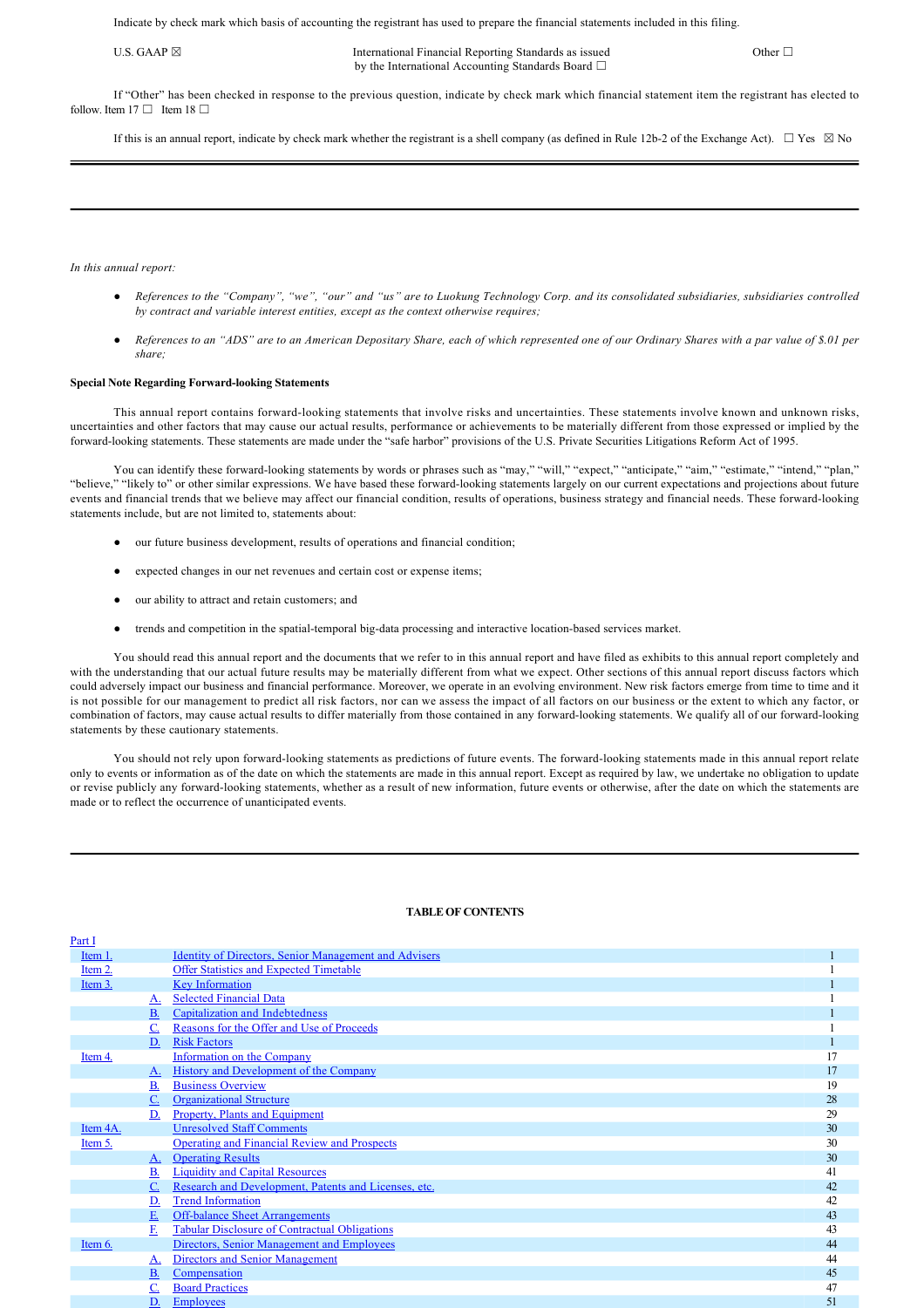Indicate by check mark which basis of accounting the registrant has used to prepare the financial statements included in this filing.

U.S. GAAP ☒ International Financial Reporting Standards as issued by the International Accounting Standards Board ☐ Other ☐

If "Other" has been checked in response to the previous question, indicate by check mark which financial statement item the registrant has elected to follow. Item 17 ☐ Item 18 ☐

If this is an annual report, indicate by check mark whether the registrant is a shell company (as defined in Rule 12b-2 of the Exchange Act). ☐ Yes ☒ No

---

*In this annual report:*

- *References to the "Company", "we", "our" and "us" are to Luokung Technology Corp. and its consolidated subsidiaries, subsidiaries controlled by contract and variable interest entities, except as the context otherwise requires;*
- *References to an "ADS" are to an American Depositary Share, each of which represented one of our Ordinary Shares with a par value of $.01 per share;*

**Special Note Regarding Forward-looking Statements**

This annual report contains forward-looking statements that involve risks and uncertainties. These statements involve known and unknown risks, uncertainties and other factors that may cause our actual results, performance or achievements to be materially different from those expressed or implied by the forward-looking statements. These statements are made under the "safe harbor" provisions of the U.S. Private Securities Litigations Reform Act of 1995.

You can identify these forward-looking statements by words or phrases such as "may," "will," "expect," "anticipate," "aim," "estimate," "intend," "plan," "believe," "likely to" or other similar expressions. We have based these forward-looking statements largely on our current expectations and projections about future events and financial trends that we believe may affect our financial condition, results of operations, business strategy and financial needs. These forward-looking statements include, but are not limited to, statements about:

- our future business development, results of operations and financial condition;
- expected changes in our net revenues and certain cost or expense items;
- our ability to attract and retain customers; and
- trends and competition in the spatial-temporal big-data processing and interactive location-based services market.

You should read this annual report and the documents that we refer to in this annual report and have filed as exhibits to this annual report completely and with the understanding that our actual future results may be materially different from what we expect. Other sections of this annual report discuss factors which could adversely impact our business and financial performance. Moreover, we operate in an evolving environment. New risk factors emerge from time to time and it is not possible for our management to predict all risk factors, nor can we assess the impact of all factors on our business or the extent to which any factor, or combination of factors, may cause actual results to differ materially from those contained in any forward-looking statements. We qualify all of our forward-looking statements by these cautionary statements.

You should not rely upon forward-looking statements as predictions of future events. The forward-looking statements made in this annual report relate only to events or information as of the date on which the statements are made in this annual report. Except as required by law, we undertake no obligation to update or revise publicly any forward-looking statements, whether as a result of new information, future events or otherwise, after the date on which the statements are made or to reflect the occurrence of unanticipated events.

---

**TABLE OF CONTENTS**

| Part I | | | |
|---|---|---|---|
| Item 1. | | Identity of Directors, Senior Management and Advisers | 1 |
| Item 2. | | Offer Statistics and Expected Timetable | 1 |
| Item 3. | | Key Information | 1 |
| | A. | Selected Financial Data | 1 |
| | B. | Capitalization and Indebtedness | 1 |
| | C. | Reasons for the Offer and Use of Proceeds | 1 |
| | D. | Risk Factors | 1 |
| Item 4. | | Information on the Company | 17 |
| | A. | History and Development of the Company | 17 |
| | B. | Business Overview | 19 |
| | C. | Organizational Structure | 28 |
| | D. | Property, Plants and Equipment | 29 |
| Item 4A. | | Unresolved Staff Comments | 30 |
| Item 5. | | Operating and Financial Review and Prospects | 30 |
| | A. | Operating Results | 30 |
| | B. | Liquidity and Capital Resources | 41 |
| | C. | Research and Development, Patents and Licenses, etc. | 42 |
| | D. | Trend Information | 42 |
| | E. | Off-balance Sheet Arrangements | 43 |
| | F. | Tabular Disclosure of Contractual Obligations | 43 |
| Item 6. | | Directors, Senior Management and Employees | 44 |
| | A. | Directors and Senior Management | 44 |
| | B. | Compensation | 45 |
| | C. | Board Practices | 47 |
| | D. | Employees | 51 |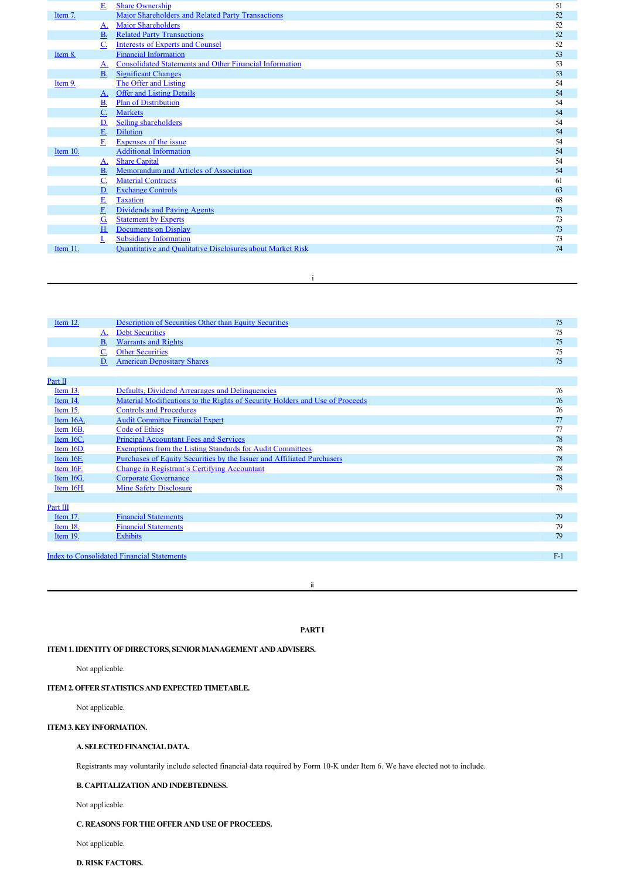| | | | |
|---|---|---|---|
| | E. | Share Ownership | 51 |
| Item 7. | | Major Shareholders and Related Party Transactions | 52 |
| | A. | Major Shareholders | 52 |
| | B. | Related Party Transactions | 52 |
| | C. | Interests of Experts and Counsel | 52 |
| Item 8. | | Financial Information | 53 |
| | A. | Consolidated Statements and Other Financial Information | 53 |
| | B. | Significant Changes | 53 |
| Item 9. | | The Offer and Listing | 54 |
| | A. | Offer and Listing Details | 54 |
| | B. | Plan of Distribution | 54 |
| | C. | Markets | 54 |
| | D. | Selling shareholders | 54 |
| | E. | Dilution | 54 |
| | F. | Expenses of the issue | 54 |
| Item 10. | | Additional Information | 54 |
| | A. | Share Capital | 54 |
| | B. | Memorandum and Articles of Association | 54 |
| | C. | Material Contracts | 61 |
| | D. | Exchange Controls | 63 |
| | E. | Taxation | 68 |
| | F. | Dividends and Paying Agents | 73 |
| | G. | Statement by Experts | 73 |
| | H. | Documents on Display | 73 |
| | I. | Subsidiary Information | 73 |
| Item 11. | | Quantitative and Qualitative Disclosures about Market Risk | 74 |

| | | | |
|---|---|---|---|
| Item 12. | | Description of Securities Other than Equity Securities | 75 |
| | A. | Debt Securities | 75 |
| | B. | Warrants and Rights | 75 |
| | C. | Other Securities | 75 |
| | D. | American Depositary Shares | 75 |
| Part II | | | |
| Item 13. | | Defaults, Dividend Arrearages and Delinquencies | 76 |
| Item 14. | | Material Modifications to the Rights of Security Holders and Use of Proceeds | 76 |
| Item 15. | | Controls and Procedures | 76 |
| Item 16A. | | Audit Committee Financial Expert | 77 |
| Item 16B. | | Code of Ethics | 77 |
| Item 16C. | | Principal Accountant Fees and Services | 78 |
| Item 16D. | | Exemptions from the Listing Standards for Audit Committees | 78 |
| Item 16E. | | Purchases of Equity Securities by the Issuer and Affiliated Purchasers | 78 |
| Item 16F. | | Change in Registrant's Certifying Accountant | 78 |
| Item 16G. | | Corporate Governance | 78 |
| Item 16H. | | Mine Safety Disclosure | 78 |
| Part III | | | |
| Item 17. | | Financial Statements | 79 |
| Item 18. | | Financial Statements | 79 |
| Item 19. | | Exhibits | 79 |
| Index to Consolidated Financial Statements | | | F-1 |

# PART I

## ITEM 1. IDENTITY OF DIRECTORS, SENIOR MANAGEMENT AND ADVISERS.

Not applicable.

## ITEM 2. OFFER STATISTICS AND EXPECTED TIMETABLE.

Not applicable.

## ITEM 3. KEY INFORMATION.

### A. SELECTED FINANCIAL DATA.

Registrants may voluntarily include selected financial data required by Form 10-K under Item 6. We have elected not to include.

### B. CAPITALIZATION AND INDEBTEDNESS.

Not applicable.

### C. REASONS FOR THE OFFER AND USE OF PROCEEDS.

Not applicable.

### D. RISK FACTORS.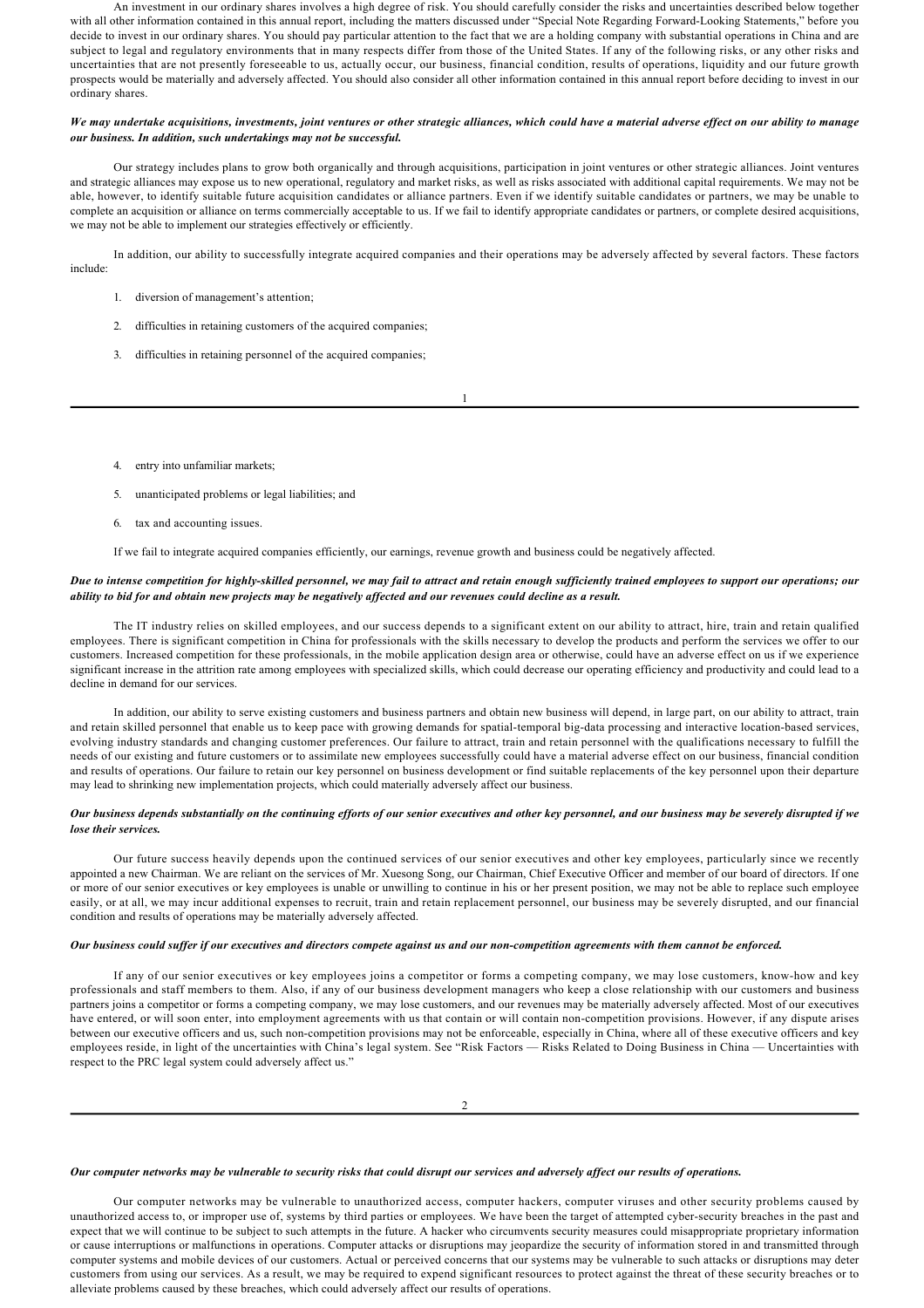An investment in our ordinary shares involves a high degree of risk. You should carefully consider the risks and uncertainties described below together with all other information contained in this annual report, including the matters discussed under "Special Note Regarding Forward-Looking Statements," before you decide to invest in our ordinary shares. You should pay particular attention to the fact that we are a holding company with substantial operations in China and are subject to legal and regulatory environments that in many respects differ from those of the United States. If any of the following risks, or any other risks and uncertainties that are not presently foreseeable to us, actually occur, our business, financial condition, results of operations, liquidity and our future growth prospects would be materially and adversely affected. You should also consider all other information contained in this annual report before deciding to invest in our ordinary shares.

***We may undertake acquisitions, investments, joint ventures or other strategic alliances, which could have a material adverse effect on our ability to manage our business. In addition, such undertakings may not be successful.***

Our strategy includes plans to grow both organically and through acquisitions, participation in joint ventures or other strategic alliances. Joint ventures and strategic alliances may expose us to new operational, regulatory and market risks, as well as risks associated with additional capital requirements. We may not be able, however, to identify suitable future acquisition candidates or alliance partners. Even if we identify suitable candidates or partners, we may be unable to complete an acquisition or alliance on terms commercially acceptable to us. If we fail to identify appropriate candidates or partners, or complete desired acquisitions, we may not be able to implement our strategies effectively or efficiently.

In addition, our ability to successfully integrate acquired companies and their operations may be adversely affected by several factors. These factors include:

1. diversion of management's attention;
2. difficulties in retaining customers of the acquired companies;
3. difficulties in retaining personnel of the acquired companies;
4. entry into unfamiliar markets;
5. unanticipated problems or legal liabilities; and
6. tax and accounting issues.

If we fail to integrate acquired companies efficiently, our earnings, revenue growth and business could be negatively affected.

***Due to intense competition for highly-skilled personnel, we may fail to attract and retain enough sufficiently trained employees to support our operations; our ability to bid for and obtain new projects may be negatively affected and our revenues could decline as a result.***

The IT industry relies on skilled employees, and our success depends to a significant extent on our ability to attract, hire, train and retain qualified employees. There is significant competition in China for professionals with the skills necessary to develop the products and perform the services we offer to our customers. Increased competition for these professionals, in the mobile application design area or otherwise, could have an adverse effect on us if we experience significant increase in the attrition rate among employees with specialized skills, which could decrease our operating efficiency and productivity and could lead to a decline in demand for our services.

In addition, our ability to serve existing customers and business partners and obtain new business will depend, in large part, on our ability to attract, train and retain skilled personnel that enable us to keep pace with growing demands for spatial-temporal big-data processing and interactive location-based services, evolving industry standards and changing customer preferences. Our failure to attract, train and retain personnel with the qualifications necessary to fulfill the needs of our existing and future customers or to assimilate new employees successfully could have a material adverse effect on our business, financial condition and results of operations. Our failure to retain our key personnel on business development or find suitable replacements of the key personnel upon their departure may lead to shrinking new implementation projects, which could materially adversely affect our business.

***Our business depends substantially on the continuing efforts of our senior executives and other key personnel, and our business may be severely disrupted if we lose their services.***

Our future success heavily depends upon the continued services of our senior executives and other key employees, particularly since we recently appointed a new Chairman. We are reliant on the services of Mr. Xuesong Song, our Chairman, Chief Executive Officer and member of our board of directors. If one or more of our senior executives or key employees is unable or unwilling to continue in his or her present position, we may not be able to replace such employee easily, or at all, we may incur additional expenses to recruit, train and retain replacement personnel, our business may be severely disrupted, and our financial condition and results of operations may be materially adversely affected.

***Our business could suffer if our executives and directors compete against us and our non-competition agreements with them cannot be enforced.***

If any of our senior executives or key employees joins a competitor or forms a competing company, we may lose customers, know-how and key professionals and staff members to them. Also, if any of our business development managers who keep a close relationship with our customers and business partners joins a competitor or forms a competing company, we may lose customers, and our revenues may be materially adversely affected. Most of our executives have entered, or will soon enter, into employment agreements with us that contain or will contain non-competition provisions. However, if any dispute arises between our executive officers and us, such non-competition provisions may not be enforceable, especially in China, where all of these executive officers and key employees reside, in light of the uncertainties with China's legal system. See "Risk Factors — Risks Related to Doing Business in China — Uncertainties with respect to the PRC legal system could adversely affect us."

***Our computer networks may be vulnerable to security risks that could disrupt our services and adversely affect our results of operations.***

Our computer networks may be vulnerable to unauthorized access, computer hackers, computer viruses and other security problems caused by unauthorized access to, or improper use of, systems by third parties or employees. We have been the target of attempted cyber-security breaches in the past and expect that we will continue to be subject to such attempts in the future. A hacker who circumvents security measures could misappropriate proprietary information or cause interruptions or malfunctions in operations. Computer attacks or disruptions may jeopardize the security of information stored in and transmitted through computer systems and mobile devices of our customers. Actual or perceived concerns that our systems may be vulnerable to such attacks or disruptions may deter customers from using our services. As a result, we may be required to expend significant resources to protect against the threat of these security breaches or to alleviate problems caused by these breaches, which could adversely affect our results of operations.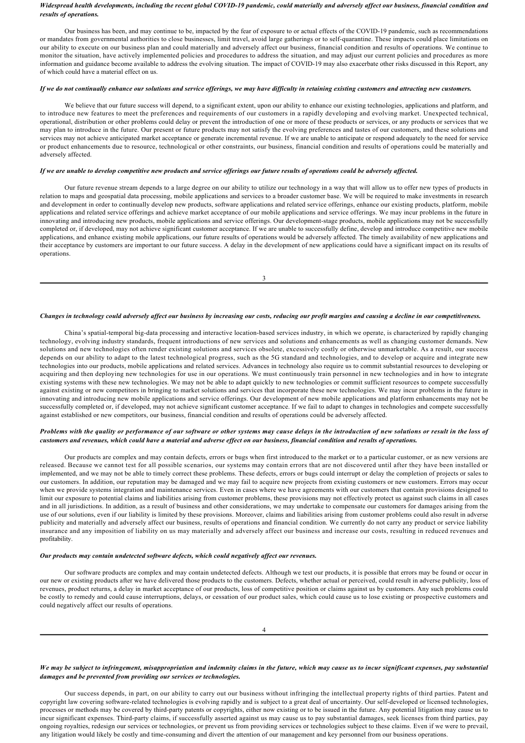***Widespread health developments, including the recent global COVID-19 pandemic, could materially and adversely affect our business, financial condition and results of operations.***

Our business has been, and may continue to be, impacted by the fear of exposure to or actual effects of the COVID-19 pandemic, such as recommendations or mandates from governmental authorities to close businesses, limit travel, avoid large gatherings or to self-quarantine. These impacts could place limitations on our ability to execute on our business plan and could materially and adversely affect our business, financial condition and results of operations. We continue to monitor the situation, have actively implemented policies and procedures to address the situation, and may adjust our current policies and procedures as more information and guidance become available to address the evolving situation. The impact of COVID-19 may also exacerbate other risks discussed in this Report, any of which could have a material effect on us.

***If we do not continually enhance our solutions and service offerings, we may have difficulty in retaining existing customers and attracting new customers.***

We believe that our future success will depend, to a significant extent, upon our ability to enhance our existing technologies, applications and platform, and to introduce new features to meet the preferences and requirements of our customers in a rapidly developing and evolving market. Unexpected technical, operational, distribution or other problems could delay or prevent the introduction of one or more of these products or services, or any products or services that we may plan to introduce in the future. Our present or future products may not satisfy the evolving preferences and tastes of our customers, and these solutions and services may not achieve anticipated market acceptance or generate incremental revenue. If we are unable to anticipate or respond adequately to the need for service or product enhancements due to resource, technological or other constraints, our business, financial condition and results of operations could be materially and adversely affected.

***If we are unable to develop competitive new products and service offerings our future results of operations could be adversely affected.***

Our future revenue stream depends to a large degree on our ability to utilize our technology in a way that will allow us to offer new types of products in relation to maps and geospatial data processing, mobile applications and services to a broader customer base. We will be required to make investments in research and development in order to continually develop new products, software applications and related service offerings, enhance our existing products, platform, mobile applications and related service offerings and achieve market acceptance of our mobile applications and service offerings. We may incur problems in the future in innovating and introducing new products, mobile applications and service offerings. Our development-stage products, mobile applications may not be successfully completed or, if developed, may not achieve significant customer acceptance. If we are unable to successfully define, develop and introduce competitive new mobile applications, and enhance existing mobile applications, our future results of operations would be adversely affected. The timely availability of new applications and their acceptance by customers are important to our future success. A delay in the development of new applications could have a significant impact on its results of operations.

***Changes in technology could adversely affect our business by increasing our costs, reducing our profit margins and causing a decline in our competitiveness.***

China's spatial-temporal big-data processing and interactive location-based services industry, in which we operate, is characterized by rapidly changing technology, evolving industry standards, frequent introductions of new services and solutions and enhancements as well as changing customer demands. New solutions and new technologies often render existing solutions and services obsolete, excessively costly or otherwise unmarketable. As a result, our success depends on our ability to adapt to the latest technological progress, such as the 5G standard and technologies, and to develop or acquire and integrate new technologies into our products, mobile applications and related services. Advances in technology also require us to commit substantial resources to developing or acquiring and then deploying new technologies for use in our operations. We must continuously train personnel in new technologies and in how to integrate existing systems with these new technologies. We may not be able to adapt quickly to new technologies or commit sufficient resources to compete successfully against existing or new competitors in bringing to market solutions and services that incorporate these new technologies. We may incur problems in the future in innovating and introducing new mobile applications and service offerings. Our development of new mobile applications and platform enhancements may not be successfully completed or, if developed, may not achieve significant customer acceptance. If we fail to adapt to changes in technologies and compete successfully against established or new competitors, our business, financial condition and results of operations could be adversely affected.

***Problems with the quality or performance of our software or other systems may cause delays in the introduction of new solutions or result in the loss of customers and revenues, which could have a material and adverse effect on our business, financial condition and results of operations.***

Our products are complex and may contain defects, errors or bugs when first introduced to the market or to a particular customer, or as new versions are released. Because we cannot test for all possible scenarios, our systems may contain errors that are not discovered until after they have been installed or implemented, and we may not be able to timely correct these problems. These defects, errors or bugs could interrupt or delay the completion of projects or sales to our customers. In addition, our reputation may be damaged and we may fail to acquire new projects from existing customers or new customers. Errors may occur when we provide systems integration and maintenance services. Even in cases where we have agreements with our customers that contain provisions designed to limit our exposure to potential claims and liabilities arising from customer problems, these provisions may not effectively protect us against such claims in all cases and in all jurisdictions. In addition, as a result of business and other considerations, we may undertake to compensate our customers for damages arising from the use of our solutions, even if our liability is limited by these provisions. Moreover, claims and liabilities arising from customer problems could also result in adverse publicity and materially and adversely affect our business, results of operations and financial condition. We currently do not carry any product or service liability insurance and any imposition of liability on us may materially and adversely affect our business and increase our costs, resulting in reduced revenues and profitability.

***Our products may contain undetected software defects, which could negatively affect our revenues.***

Our software products are complex and may contain undetected defects. Although we test our products, it is possible that errors may be found or occur in our new or existing products after we have delivered those products to the customers. Defects, whether actual or perceived, could result in adverse publicity, loss of revenues, product returns, a delay in market acceptance of our products, loss of competitive position or claims against us by customers. Any such problems could be costly to remedy and could cause interruptions, delays, or cessation of our product sales, which could cause us to lose existing or prospective customers and could negatively affect our results of operations.

***We may be subject to infringement, misappropriation and indemnity claims in the future, which may cause us to incur significant expenses, pay substantial damages and be prevented from providing our services or technologies.***

Our success depends, in part, on our ability to carry out our business without infringing the intellectual property rights of third parties. Patent and copyright law covering software-related technologies is evolving rapidly and is subject to a great deal of uncertainty. Our self-developed or licensed technologies, processes or methods may be covered by third-party patents or copyrights, either now existing or to be issued in the future. Any potential litigation may cause us to incur significant expenses. Third-party claims, if successfully asserted against us may cause us to pay substantial damages, seek licenses from third parties, pay ongoing royalties, redesign our services or technologies, or prevent us from providing services or technologies subject to these claims. Even if we were to prevail, any litigation would likely be costly and time-consuming and divert the attention of our management and key personnel from our business operations.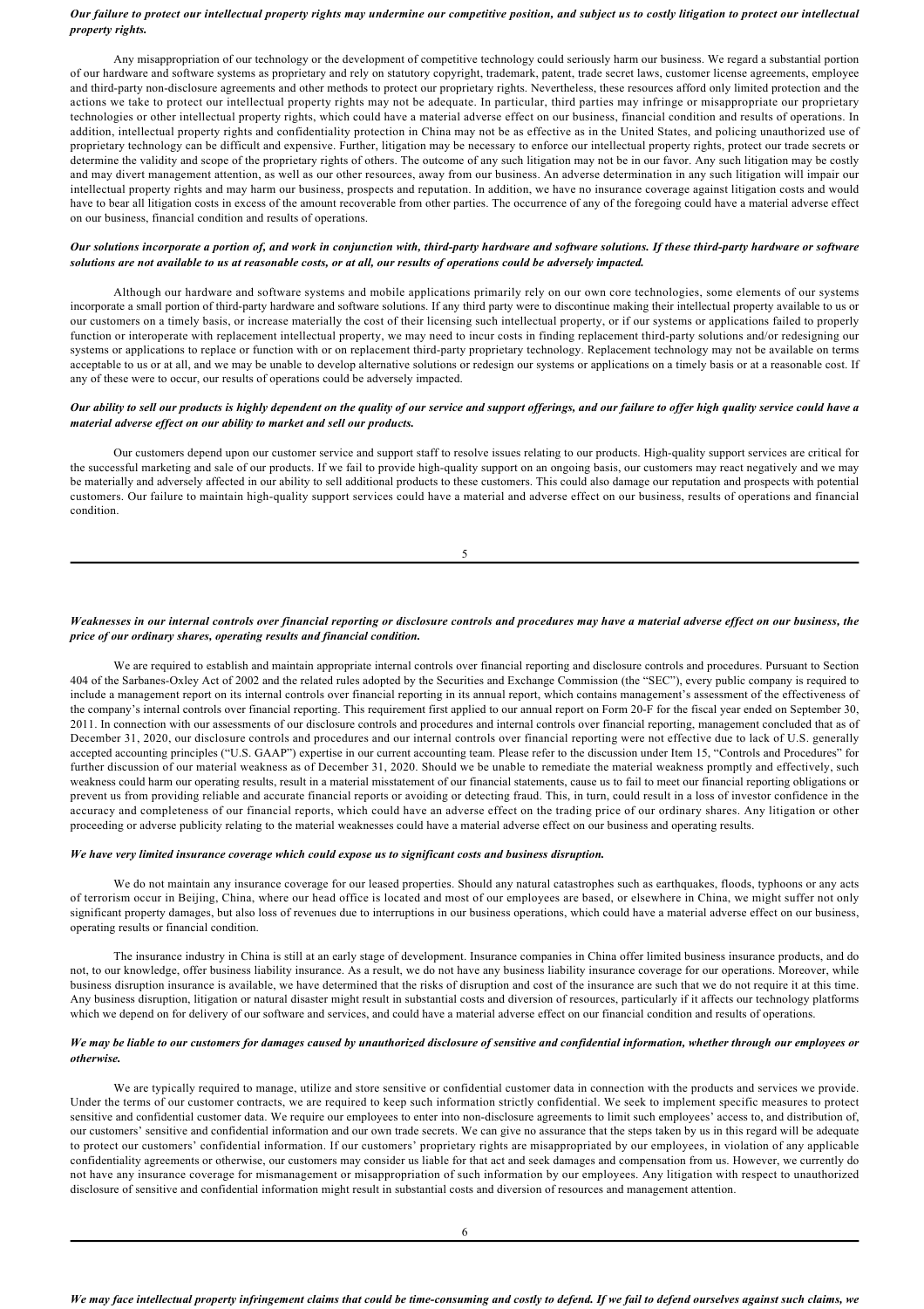***Our failure to protect our intellectual property rights may undermine our competitive position, and subject us to costly litigation to protect our intellectual property rights.***

Any misappropriation of our technology or the development of competitive technology could seriously harm our business. We regard a substantial portion of our hardware and software systems as proprietary and rely on statutory copyright, trademark, patent, trade secret laws, customer license agreements, employee and third-party non-disclosure agreements and other methods to protect our proprietary rights. Nevertheless, these resources afford only limited protection and the actions we take to protect our intellectual property rights may not be adequate. In particular, third parties may infringe or misappropriate our proprietary technologies or other intellectual property rights, which could have a material adverse effect on our business, financial condition and results of operations. In addition, intellectual property rights and confidentiality protection in China may not be as effective as in the United States, and policing unauthorized use of proprietary technology can be difficult and expensive. Further, litigation may be necessary to enforce our intellectual property rights, protect our trade secrets or determine the validity and scope of the proprietary rights of others. The outcome of any such litigation may not be in our favor. Any such litigation may be costly and may divert management attention, as well as our other resources, away from our business. An adverse determination in any such litigation will impair our intellectual property rights and may harm our business, prospects and reputation. In addition, we have no insurance coverage against litigation costs and would have to bear all litigation costs in excess of the amount recoverable from other parties. The occurrence of any of the foregoing could have a material adverse effect on our business, financial condition and results of operations.

***Our solutions incorporate a portion of, and work in conjunction with, third-party hardware and software solutions. If these third-party hardware or software solutions are not available to us at reasonable costs, or at all, our results of operations could be adversely impacted.***

Although our hardware and software systems and mobile applications primarily rely on our own core technologies, some elements of our systems incorporate a small portion of third-party hardware and software solutions. If any third party were to discontinue making their intellectual property available to us or our customers on a timely basis, or increase materially the cost of their licensing such intellectual property, or if our systems or applications failed to properly function or interoperate with replacement intellectual property, we may need to incur costs in finding replacement third-party solutions and/or redesigning our systems or applications to replace or function with or on replacement third-party proprietary technology. Replacement technology may not be available on terms acceptable to us or at all, and we may be unable to develop alternative solutions or redesign our systems or applications on a timely basis or at a reasonable cost. If any of these were to occur, our results of operations could be adversely impacted.

***Our ability to sell our products is highly dependent on the quality of our service and support offerings, and our failure to offer high quality service could have a material adverse effect on our ability to market and sell our products.***

Our customers depend upon our customer service and support staff to resolve issues relating to our products. High-quality support services are critical for the successful marketing and sale of our products. If we fail to provide high-quality support on an ongoing basis, our customers may react negatively and we may be materially and adversely affected in our ability to sell additional products to these customers. This could also damage our reputation and prospects with potential customers. Our failure to maintain high-quality support services could have a material and adverse effect on our business, results of operations and financial condition.

***Weaknesses in our internal controls over financial reporting or disclosure controls and procedures may have a material adverse effect on our business, the price of our ordinary shares, operating results and financial condition.***

We are required to establish and maintain appropriate internal controls over financial reporting and disclosure controls and procedures. Pursuant to Section 404 of the Sarbanes-Oxley Act of 2002 and the related rules adopted by the Securities and Exchange Commission (the "SEC"), every public company is required to include a management report on its internal controls over financial reporting in its annual report, which contains management's assessment of the effectiveness of the company's internal controls over financial reporting. This requirement first applied to our annual report on Form 20-F for the fiscal year ended on September 30, 2011. In connection with our assessments of our disclosure controls and procedures and internal controls over financial reporting, management concluded that as of December 31, 2020, our disclosure controls and procedures and our internal controls over financial reporting were not effective due to lack of U.S. generally accepted accounting principles ("U.S. GAAP") expertise in our current accounting team. Please refer to the discussion under Item 15, "Controls and Procedures" for further discussion of our material weakness as of December 31, 2020. Should we be unable to remediate the material weakness promptly and effectively, such weakness could harm our operating results, result in a material misstatement of our financial statements, cause us to fail to meet our financial reporting obligations or prevent us from providing reliable and accurate financial reports or avoiding or detecting fraud. This, in turn, could result in a loss of investor confidence in the accuracy and completeness of our financial reports, which could have an adverse effect on the trading price of our ordinary shares. Any litigation or other proceeding or adverse publicity relating to the material weaknesses could have a material adverse effect on our business and operating results.

***We have very limited insurance coverage which could expose us to significant costs and business disruption.***

We do not maintain any insurance coverage for our leased properties. Should any natural catastrophes such as earthquakes, floods, typhoons or any acts of terrorism occur in Beijing, China, where our head office is located and most of our employees are based, or elsewhere in China, we might suffer not only significant property damages, but also loss of revenues due to interruptions in our business operations, which could have a material adverse effect on our business, operating results or financial condition.

The insurance industry in China is still at an early stage of development. Insurance companies in China offer limited business insurance products, and do not, to our knowledge, offer business liability insurance. As a result, we do not have any business liability insurance coverage for our operations. Moreover, while business disruption insurance is available, we have determined that the risks of disruption and cost of the insurance are such that we do not require it at this time. Any business disruption, litigation or natural disaster might result in substantial costs and diversion of resources, particularly if it affects our technology platforms which we depend on for delivery of our software and services, and could have a material adverse effect on our financial condition and results of operations.

***We may be liable to our customers for damages caused by unauthorized disclosure of sensitive and confidential information, whether through our employees or otherwise.***

We are typically required to manage, utilize and store sensitive or confidential customer data in connection with the products and services we provide. Under the terms of our customer contracts, we are required to keep such information strictly confidential. We seek to implement specific measures to protect sensitive and confidential customer data. We require our employees to enter into non-disclosure agreements to limit such employees' access to, and distribution of, our customers' sensitive and confidential information and our own trade secrets. We can give no assurance that the steps taken by us in this regard will be adequate to protect our customers' confidential information. If our customers' proprietary rights are misappropriated by our employees, in violation of any applicable confidentiality agreements or otherwise, our customers may consider us liable for that act and seek damages and compensation from us. However, we currently do not have any insurance coverage for mismanagement or misappropriation of such information by our employees. Any litigation with respect to unauthorized disclosure of sensitive and confidential information might result in substantial costs and diversion of resources and management attention.

***We may face intellectual property infringement claims that could be time-consuming and costly to defend. If we fail to defend ourselves against such claims, we***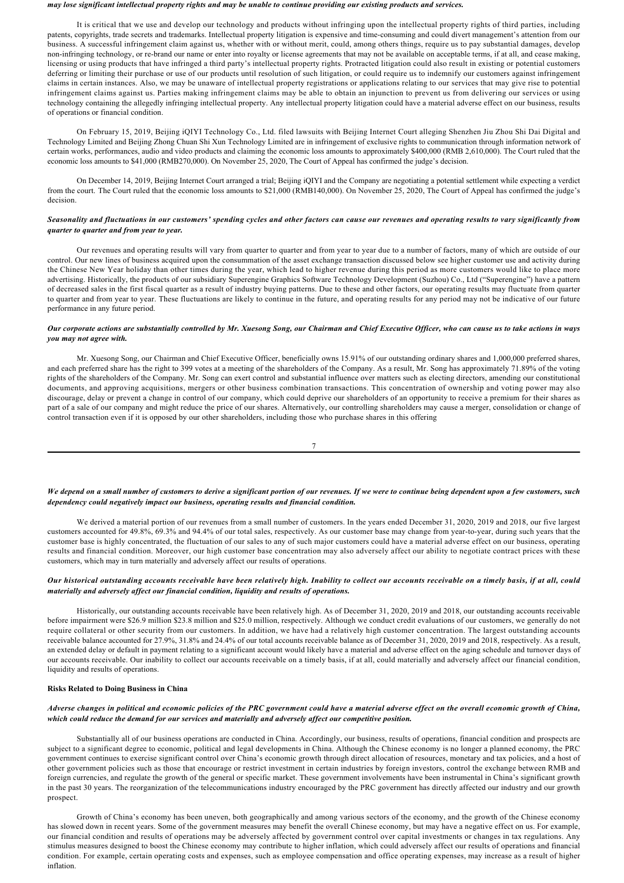*may lose significant intellectual property rights and may be unable to continue providing our existing products and services.*

It is critical that we use and develop our technology and products without infringing upon the intellectual property rights of third parties, including patents, copyrights, trade secrets and trademarks. Intellectual property litigation is expensive and time-consuming and could divert management's attention from our business. A successful infringement claim against us, whether with or without merit, could, among others things, require us to pay substantial damages, develop non-infringing technology, or re-brand our name or enter into royalty or license agreements that may not be available on acceptable terms, if at all, and cease making, licensing or using products that have infringed a third party's intellectual property rights. Protracted litigation could also result in existing or potential customers deferring or limiting their purchase or use of our products until resolution of such litigation, or could require us to indemnify our customers against infringement claims in certain instances. Also, we may be unaware of intellectual property registrations or applications relating to our services that may give rise to potential infringement claims against us. Parties making infringement claims may be able to obtain an injunction to prevent us from delivering our services or using technology containing the allegedly infringing intellectual property. Any intellectual property litigation could have a material adverse effect on our business, results of operations or financial condition.

On February 15, 2019, Beijing iQIYI Technology Co., Ltd. filed lawsuits with Beijing Internet Court alleging Shenzhen Jiu Zhou Shi Dai Digital and Technology Limited and Beijing Zhong Chuan Shi Xun Technology Limited are in infringement of exclusive rights to communication through information network of certain works, performances, audio and video products and claiming the economic loss amounts to approximately $400,000 (RMB 2,610,000). The Court ruled that the economic loss amounts to $41,000 (RMB270,000). On November 25, 2020, The Court of Appeal has confirmed the judge's decision.

On December 14, 2019, Beijing Internet Court arranged a trial; Beijing iQIYI and the Company are negotiating a potential settlement while expecting a verdict from the court. The Court ruled that the economic loss amounts to $21,000 (RMB140,000). On November 25, 2020, The Court of Appeal has confirmed the judge's decision.

***Seasonality and fluctuations in our customers' spending cycles and other factors can cause our revenues and operating results to vary significantly from quarter to quarter and from year to year.***

Our revenues and operating results will vary from quarter to quarter and from year to year due to a number of factors, many of which are outside of our control. Our new lines of business acquired upon the consummation of the asset exchange transaction discussed below see higher customer use and activity during the Chinese New Year holiday than other times during the year, which lead to higher revenue during this period as more customers would like to place more advertising. Historically, the products of our subsidiary Superengine Graphics Software Technology Development (Suzhou) Co., Ltd ("Superengine") have a pattern of decreased sales in the first fiscal quarter as a result of industry buying patterns. Due to these and other factors, our operating results may fluctuate from quarter to quarter and from year to year. These fluctuations are likely to continue in the future, and operating results for any period may not be indicative of our future performance in any future period.

***Our corporate actions are substantially controlled by Mr. Xuesong Song, our Chairman and Chief Executive Officer, who can cause us to take actions in ways you may not agree with.***

Mr. Xuesong Song, our Chairman and Chief Executive Officer, beneficially owns 15.91% of our outstanding ordinary shares and 1,000,000 preferred shares, and each preferred share has the right to 399 votes at a meeting of the shareholders of the Company. As a result, Mr. Song has approximately 71.89% of the voting rights of the shareholders of the Company. Mr. Song can exert control and substantial influence over matters such as electing directors, amending our constitutional documents, and approving acquisitions, mergers or other business combination transactions. This concentration of ownership and voting power may also discourage, delay or prevent a change in control of our company, which could deprive our shareholders of an opportunity to receive a premium for their shares as part of a sale of our company and might reduce the price of our shares. Alternatively, our controlling shareholders may cause a merger, consolidation or change of control transaction even if it is opposed by our other shareholders, including those who purchase shares in this offering

***We depend on a small number of customers to derive a significant portion of our revenues. If we were to continue being dependent upon a few customers, such dependency could negatively impact our business, operating results and financial condition.***

We derived a material portion of our revenues from a small number of customers. In the years ended December 31, 2020, 2019 and 2018, our five largest customers accounted for 49.8%, 69.3% and 94.4% of our total sales, respectively. As our customer base may change from year-to-year, during such years that the customer base is highly concentrated, the fluctuation of our sales to any of such major customers could have a material adverse effect on our business, operating results and financial condition. Moreover, our high customer base concentration may also adversely affect our ability to negotiate contract prices with these customers, which may in turn materially and adversely affect our results of operations.

***Our historical outstanding accounts receivable have been relatively high. Inability to collect our accounts receivable on a timely basis, if at all, could materially and adversely affect our financial condition, liquidity and results of operations.***

Historically, our outstanding accounts receivable have been relatively high. As of December 31, 2020, 2019 and 2018, our outstanding accounts receivable before impairment were $26.9 million $23.8 million and $25.0 million, respectively. Although we conduct credit evaluations of our customers, we generally do not require collateral or other security from our customers. In addition, we have had a relatively high customer concentration. The largest outstanding accounts receivable balance accounted for 27.9%, 31.8% and 24.4% of our total accounts receivable balance as of December 31, 2020, 2019 and 2018, respectively. As a result, an extended delay or default in payment relating to a significant account would likely have a material and adverse effect on the aging schedule and turnover days of our accounts receivable. Our inability to collect our accounts receivable on a timely basis, if at all, could materially and adversely affect our financial condition, liquidity and results of operations.

**Risks Related to Doing Business in China**

***Adverse changes in political and economic policies of the PRC government could have a material adverse effect on the overall economic growth of China, which could reduce the demand for our services and materially and adversely affect our competitive position.***

Substantially all of our business operations are conducted in China. Accordingly, our business, results of operations, financial condition and prospects are subject to a significant degree to economic, political and legal developments in China. Although the Chinese economy is no longer a planned economy, the PRC government continues to exercise significant control over China's economic growth through direct allocation of resources, monetary and tax policies, and a host of other government policies such as those that encourage or restrict investment in certain industries by foreign investors, control the exchange between RMB and foreign currencies, and regulate the growth of the general or specific market. These government involvements have been instrumental in China's significant growth in the past 30 years. The reorganization of the telecommunications industry encouraged by the PRC government has directly affected our industry and our growth prospect.

Growth of China's economy has been uneven, both geographically and among various sectors of the economy, and the growth of the Chinese economy has slowed down in recent years. Some of the government measures may benefit the overall Chinese economy, but may have a negative effect on us. For example, our financial condition and results of operations may be adversely affected by government control over capital investments or changes in tax regulations. Any stimulus measures designed to boost the Chinese economy may contribute to higher inflation, which could adversely affect our results of operations and financial condition. For example, certain operating costs and expenses, such as employee compensation and office operating expenses, may increase as a result of higher inflation.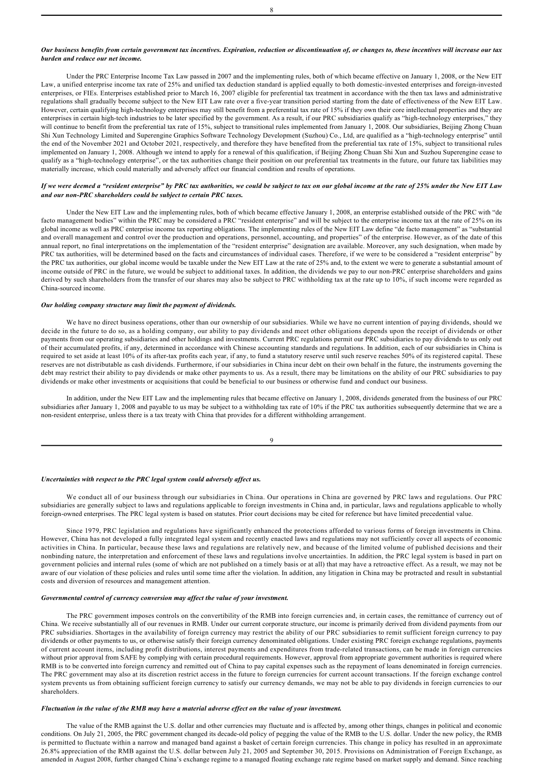***Our business benefits from certain government tax incentives. Expiration, reduction or discontinuation of, or changes to, these incentives will increase our tax burden and reduce our net income.***

Under the PRC Enterprise Income Tax Law passed in 2007 and the implementing rules, both of which became effective on January 1, 2008, or the New EIT Law, a unified enterprise income tax rate of 25% and unified tax deduction standard is applied equally to both domestic-invested enterprises and foreign-invested enterprises, or FIEs. Enterprises established prior to March 16, 2007 eligible for preferential tax treatment in accordance with the then tax laws and administrative regulations shall gradually become subject to the New EIT Law rate over a five-year transition period starting from the date of effectiveness of the New EIT Law. However, certain qualifying high-technology enterprises may still benefit from a preferential tax rate of 15% if they own their core intellectual properties and they are enterprises in certain high-tech industries to be later specified by the government. As a result, if our PRC subsidiaries qualify as "high-technology enterprises," they will continue to benefit from the preferential tax rate of 15%, subject to transitional rules implemented from January 1, 2008. Our subsidiaries, Beijing Zhong Chuan Shi Xun Technology Limited and Superengine Graphics Software Technology Development (Suzhou) Co., Ltd, are qualified as a "high-technology enterprise" until the end of the November 2021 and October 2021, respectively, and therefore they have benefited from the preferential tax rate of 15%, subject to transitional rules implemented on January 1, 2008. Although we intend to apply for a renewal of this qualification, if Beijing Zhong Chuan Shi Xun and Suzhou Superengine cease to qualify as a "high-technology enterprise", or the tax authorities change their position on our preferential tax treatments in the future, our future tax liabilities may materially increase, which could materially and adversely affect our financial condition and results of operations.

***If we were deemed a "resident enterprise" by PRC tax authorities, we could be subject to tax on our global income at the rate of 25% under the New EIT Law and our non-PRC shareholders could be subject to certain PRC taxes.***

Under the New EIT Law and the implementing rules, both of which became effective January 1, 2008, an enterprise established outside of the PRC with "de facto management bodies" within the PRC may be considered a PRC "resident enterprise" and will be subject to the enterprise income tax at the rate of 25% on its global income as well as PRC enterprise income tax reporting obligations. The implementing rules of the New EIT Law define "de facto management" as "substantial and overall management and control over the production and operations, personnel, accounting, and properties" of the enterprise. However, as of the date of this annual report, no final interpretations on the implementation of the "resident enterprise" designation are available. Moreover, any such designation, when made by PRC tax authorities, will be determined based on the facts and circumstances of individual cases. Therefore, if we were to be considered a "resident enterprise" by the PRC tax authorities, our global income would be taxable under the New EIT Law at the rate of 25% and, to the extent we were to generate a substantial amount of income outside of PRC in the future, we would be subject to additional taxes. In addition, the dividends we pay to our non-PRC enterprise shareholders and gains derived by such shareholders from the transfer of our shares may also be subject to PRC withholding tax at the rate up to 10%, if such income were regarded as China-sourced income.

***Our holding company structure may limit the payment of dividends.***

We have no direct business operations, other than our ownership of our subsidiaries. While we have no current intention of paying dividends, should we decide in the future to do so, as a holding company, our ability to pay dividends and meet other obligations depends upon the receipt of dividends or other payments from our operating subsidiaries and other holdings and investments. Current PRC regulations permit our PRC subsidiaries to pay dividends to us only out of their accumulated profits, if any, determined in accordance with Chinese accounting standards and regulations. In addition, each of our subsidiaries in China is required to set aside at least 10% of its after-tax profits each year, if any, to fund a statutory reserve until such reserve reaches 50% of its registered capital. These reserves are not distributable as cash dividends. Furthermore, if our subsidiaries in China incur debt on their own behalf in the future, the instruments governing the debt may restrict their ability to pay dividends or make other payments to us. As a result, there may be limitations on the ability of our PRC subsidiaries to pay dividends or make other investments or acquisitions that could be beneficial to our business or otherwise fund and conduct our business.

In addition, under the New EIT Law and the implementing rules that became effective on January 1, 2008, dividends generated from the business of our PRC subsidiaries after January 1, 2008 and payable to us may be subject to a withholding tax rate of 10% if the PRC tax authorities subsequently determine that we are a non-resident enterprise, unless there is a tax treaty with China that provides for a different withholding arrangement.

***Uncertainties with respect to the PRC legal system could adversely affect us.***

We conduct all of our business through our subsidiaries in China. Our operations in China are governed by PRC laws and regulations. Our PRC subsidiaries are generally subject to laws and regulations applicable to foreign investments in China and, in particular, laws and regulations applicable to wholly foreign-owned enterprises. The PRC legal system is based on statutes. Prior court decisions may be cited for reference but have limited precedential value.

Since 1979, PRC legislation and regulations have significantly enhanced the protections afforded to various forms of foreign investments in China. However, China has not developed a fully integrated legal system and recently enacted laws and regulations may not sufficiently cover all aspects of economic activities in China. In particular, because these laws and regulations are relatively new, and because of the limited volume of published decisions and their nonbinding nature, the interpretation and enforcement of these laws and regulations involve uncertainties. In addition, the PRC legal system is based in part on government policies and internal rules (some of which are not published on a timely basis or at all) that may have a retroactive effect. As a result, we may not be aware of our violation of these policies and rules until some time after the violation. In addition, any litigation in China may be protracted and result in substantial costs and diversion of resources and management attention.

***Governmental control of currency conversion may affect the value of your investment.***

The PRC government imposes controls on the convertibility of the RMB into foreign currencies and, in certain cases, the remittance of currency out of China. We receive substantially all of our revenues in RMB. Under our current corporate structure, our income is primarily derived from dividend payments from our PRC subsidiaries. Shortages in the availability of foreign currency may restrict the ability of our PRC subsidiaries to remit sufficient foreign currency to pay dividends or other payments to us, or otherwise satisfy their foreign currency denominated obligations. Under existing PRC foreign exchange regulations, payments of current account items, including profit distributions, interest payments and expenditures from trade-related transactions, can be made in foreign currencies without prior approval from SAFE by complying with certain procedural requirements. However, approval from appropriate government authorities is required where RMB is to be converted into foreign currency and remitted out of China to pay capital expenses such as the repayment of loans denominated in foreign currencies. The PRC government may also at its discretion restrict access in the future to foreign currencies for current account transactions. If the foreign exchange control system prevents us from obtaining sufficient foreign currency to satisfy our currency demands, we may not be able to pay dividends in foreign currencies to our shareholders.

***Fluctuation in the value of the RMB may have a material adverse effect on the value of your investment.***

The value of the RMB against the U.S. dollar and other currencies may fluctuate and is affected by, among other things, changes in political and economic conditions. On July 21, 2005, the PRC government changed its decade-old policy of pegging the value of the RMB to the U.S. dollar. Under the new policy, the RMB is permitted to fluctuate within a narrow and managed band against a basket of certain foreign currencies. This change in policy has resulted in an approximate 26.8% appreciation of the RMB against the U.S. dollar between July 21, 2005 and September 30, 2015. Provisions on Administration of Foreign Exchange, as amended in August 2008, further changed China's exchange regime to a managed floating exchange rate regime based on market supply and demand. Since reaching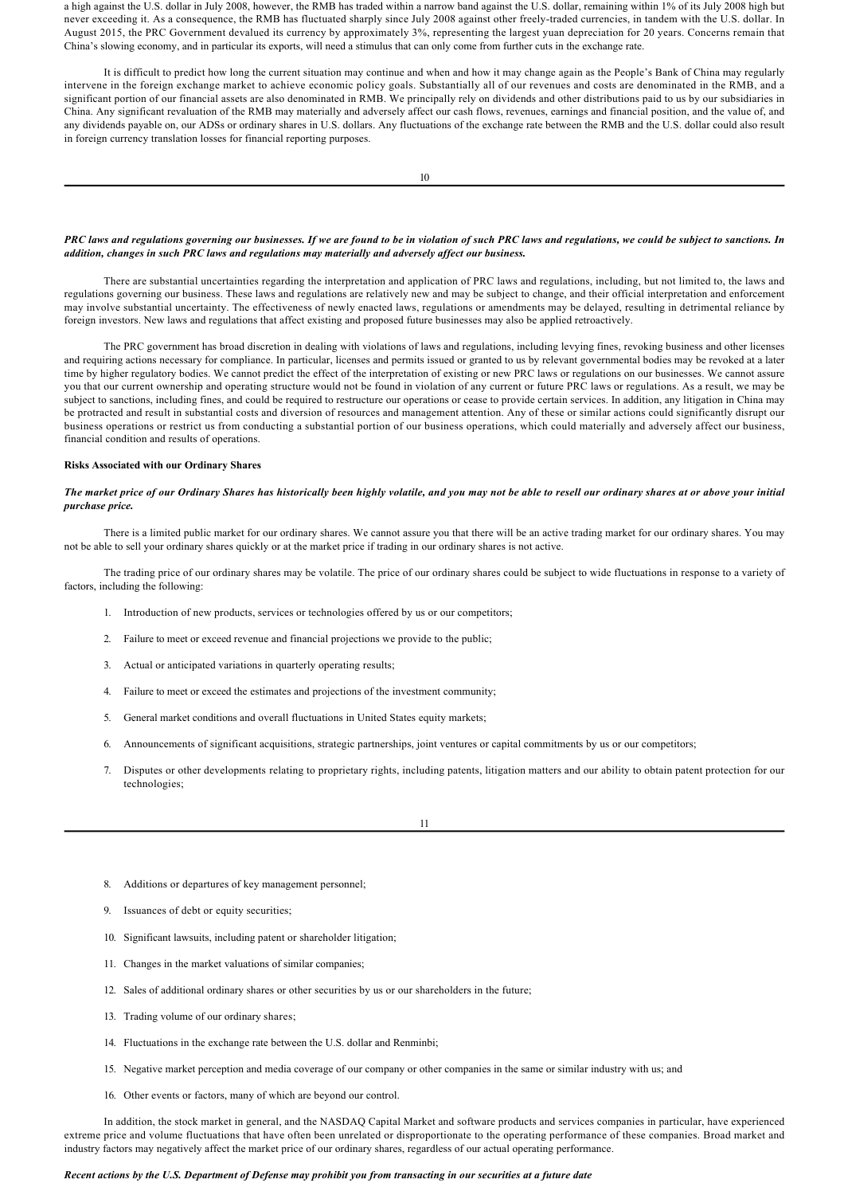a high against the U.S. dollar in July 2008, however, the RMB has traded within a narrow band against the U.S. dollar, remaining within 1% of its July 2008 high but never exceeding it. As a consequence, the RMB has fluctuated sharply since July 2008 against other freely-traded currencies, in tandem with the U.S. dollar. In August 2015, the PRC Government devalued its currency by approximately 3%, representing the largest yuan depreciation for 20 years. Concerns remain that China's slowing economy, and in particular its exports, will need a stimulus that can only come from further cuts in the exchange rate.

It is difficult to predict how long the current situation may continue and when and how it may change again as the People's Bank of China may regularly intervene in the foreign exchange market to achieve economic policy goals. Substantially all of our revenues and costs are denominated in the RMB, and a significant portion of our financial assets are also denominated in RMB. We principally rely on dividends and other distributions paid to us by our subsidiaries in China. Any significant revaluation of the RMB may materially and adversely affect our cash flows, revenues, earnings and financial position, and the value of, and any dividends payable on, our ADSs or ordinary shares in U.S. dollars. Any fluctuations of the exchange rate between the RMB and the U.S. dollar could also result in foreign currency translation losses for financial reporting purposes.

***PRC laws and regulations governing our businesses. If we are found to be in violation of such PRC laws and regulations, we could be subject to sanctions. In addition, changes in such PRC laws and regulations may materially and adversely affect our business.***

There are substantial uncertainties regarding the interpretation and application of PRC laws and regulations, including, but not limited to, the laws and regulations governing our business. These laws and regulations are relatively new and may be subject to change, and their official interpretation and enforcement may involve substantial uncertainty. The effectiveness of newly enacted laws, regulations or amendments may be delayed, resulting in detrimental reliance by foreign investors. New laws and regulations that affect existing and proposed future businesses may also be applied retroactively.

The PRC government has broad discretion in dealing with violations of laws and regulations, including levying fines, revoking business and other licenses and requiring actions necessary for compliance. In particular, licenses and permits issued or granted to us by relevant governmental bodies may be revoked at a later time by higher regulatory bodies. We cannot predict the effect of the interpretation of existing or new PRC laws or regulations on our businesses. We cannot assure you that our current ownership and operating structure would not be found in violation of any current or future PRC laws or regulations. As a result, we may be subject to sanctions, including fines, and could be required to restructure our operations or cease to provide certain services. In addition, any litigation in China may be protracted and result in substantial costs and diversion of resources and management attention. Any of these or similar actions could significantly disrupt our business operations or restrict us from conducting a substantial portion of our business operations, which could materially and adversely affect our business, financial condition and results of operations.

**Risks Associated with our Ordinary Shares**

***The market price of our Ordinary Shares has historically been highly volatile, and you may not be able to resell our ordinary shares at or above your initial purchase price.***

There is a limited public market for our ordinary shares. We cannot assure you that there will be an active trading market for our ordinary shares. You may not be able to sell your ordinary shares quickly or at the market price if trading in our ordinary shares is not active.

The trading price of our ordinary shares may be volatile. The price of our ordinary shares could be subject to wide fluctuations in response to a variety of factors, including the following:

1. Introduction of new products, services or technologies offered by us or our competitors;
2. Failure to meet or exceed revenue and financial projections we provide to the public;
3. Actual or anticipated variations in quarterly operating results;
4. Failure to meet or exceed the estimates and projections of the investment community;
5. General market conditions and overall fluctuations in United States equity markets;
6. Announcements of significant acquisitions, strategic partnerships, joint ventures or capital commitments by us or our competitors;
7. Disputes or other developments relating to proprietary rights, including patents, litigation matters and our ability to obtain patent protection for our technologies;
8. Additions or departures of key management personnel;
9. Issuances of debt or equity securities;
10. Significant lawsuits, including patent or shareholder litigation;
11. Changes in the market valuations of similar companies;
12. Sales of additional ordinary shares or other securities by us or our shareholders in the future;
13. Trading volume of our ordinary shares;
14. Fluctuations in the exchange rate between the U.S. dollar and Renminbi;
15. Negative market perception and media coverage of our company or other companies in the same or similar industry with us; and
16. Other events or factors, many of which are beyond our control.

In addition, the stock market in general, and the NASDAQ Capital Market and software products and services companies in particular, have experienced extreme price and volume fluctuations that have often been unrelated or disproportionate to the operating performance of these companies. Broad market and industry factors may negatively affect the market price of our ordinary shares, regardless of our actual operating performance.

***Recent actions by the U.S. Department of Defense may prohibit you from transacting in our securities at a future date***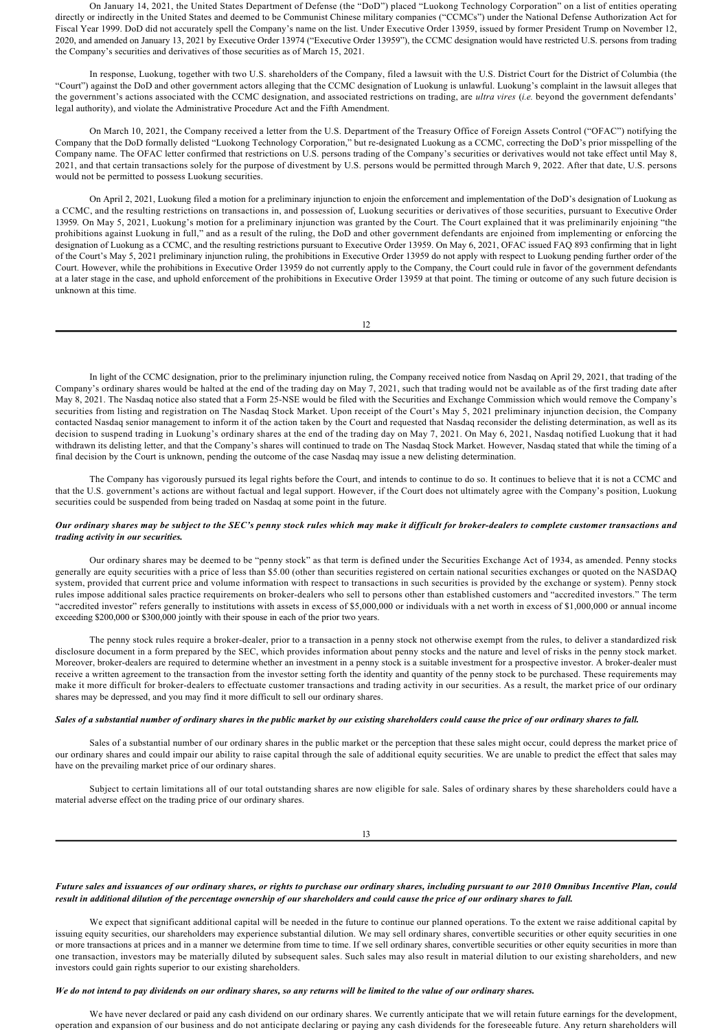On January 14, 2021, the United States Department of Defense (the "DoD") placed "Luokong Technology Corporation" on a list of entities operating directly or indirectly in the United States and deemed to be Communist Chinese military companies ("CCMCs") under the National Defense Authorization Act for Fiscal Year 1999. DoD did not accurately spell the Company's name on the list. Under Executive Order 13959, issued by former President Trump on November 12, 2020, and amended on January 13, 2021 by Executive Order 13974 ("Executive Order 13959"), the CCMC designation would have restricted U.S. persons from trading the Company's securities and derivatives of those securities as of March 15, 2021.

In response, Luokung, together with two U.S. shareholders of the Company, filed a lawsuit with the U.S. District Court for the District of Columbia (the "Court") against the DoD and other government actors alleging that the CCMC designation of Luokung is unlawful. Luokung's complaint in the lawsuit alleges that the government's actions associated with the CCMC designation, and associated restrictions on trading, are *ultra vires* (*i.e.* beyond the government defendants' legal authority), and violate the Administrative Procedure Act and the Fifth Amendment.

On March 10, 2021, the Company received a letter from the U.S. Department of the Treasury Office of Foreign Assets Control ("OFAC") notifying the Company that the DoD formally delisted "Luokong Technology Corporation," but re-designated Luokung as a CCMC, correcting the DoD's prior misspelling of the Company name. The OFAC letter confirmed that restrictions on U.S. persons trading of the Company's securities or derivatives would not take effect until May 8, 2021, and that certain transactions solely for the purpose of divestment by U.S. persons would be permitted through March 9, 2022. After that date, U.S. persons would not be permitted to possess Luokung securities.

On April 2, 2021, Luokung filed a motion for a preliminary injunction to enjoin the enforcement and implementation of the DoD's designation of Luokung as a CCMC, and the resulting restrictions on transactions in, and possession of, Luokung securities or derivatives of those securities, pursuant to Executive Order 13959. On May 5, 2021, Luokung's motion for a preliminary injunction was granted by the Court. The Court explained that it was preliminarily enjoining "the prohibitions against Luokung in full," and as a result of the ruling, the DoD and other government defendants are enjoined from implementing or enforcing the designation of Luokung as a CCMC, and the resulting restrictions pursuant to Executive Order 13959. On May 6, 2021, OFAC issued FAQ 893 confirming that in light of the Court's May 5, 2021 preliminary injunction ruling, the prohibitions in Executive Order 13959 do not apply with respect to Luokung pending further order of the Court. However, while the prohibitions in Executive Order 13959 do not currently apply to the Company, the Court could rule in favor of the government defendants at a later stage in the case, and uphold enforcement of the prohibitions in Executive Order 13959 at that point. The timing or outcome of any such future decision is unknown at this time.

In light of the CCMC designation, prior to the preliminary injunction ruling, the Company received notice from Nasdaq on April 29, 2021, that trading of the Company's ordinary shares would be halted at the end of the trading day on May 7, 2021, such that trading would not be available as of the first trading date after May 8, 2021. The Nasdaq notice also stated that a Form 25-NSE would be filed with the Securities and Exchange Commission which would remove the Company's securities from listing and registration on The Nasdaq Stock Market. Upon receipt of the Court's May 5, 2021 preliminary injunction decision, the Company contacted Nasdaq senior management to inform it of the action taken by the Court and requested that Nasdaq reconsider the delisting determination, as well as its decision to suspend trading in Luokung's ordinary shares at the end of the trading day on May 7, 2021. On May 6, 2021, Nasdaq notified Luokung that it had withdrawn its delisting letter, and that the Company's shares will continued to trade on The Nasdaq Stock Market. However, Nasdaq stated that while the timing of a final decision by the Court is unknown, pending the outcome of the case Nasdaq may issue a new delisting determination.

The Company has vigorously pursued its legal rights before the Court, and intends to continue to do so. It continues to believe that it is not a CCMC and that the U.S. government's actions are without factual and legal support. However, if the Court does not ultimately agree with the Company's position, Luokung securities could be suspended from being traded on Nasdaq at some point in the future.

***Our ordinary shares may be subject to the SEC's penny stock rules which may make it difficult for broker-dealers to complete customer transactions and trading activity in our securities.***

Our ordinary shares may be deemed to be "penny stock" as that term is defined under the Securities Exchange Act of 1934, as amended. Penny stocks generally are equity securities with a price of less than $5.00 (other than securities registered on certain national securities exchanges or quoted on the NASDAQ system, provided that current price and volume information with respect to transactions in such securities is provided by the exchange or system). Penny stock rules impose additional sales practice requirements on broker-dealers who sell to persons other than established customers and "accredited investors." The term "accredited investor" refers generally to institutions with assets in excess of $5,000,000 or individuals with a net worth in excess of $1,000,000 or annual income exceeding $200,000 or $300,000 jointly with their spouse in each of the prior two years.

The penny stock rules require a broker-dealer, prior to a transaction in a penny stock not otherwise exempt from the rules, to deliver a standardized risk disclosure document in a form prepared by the SEC, which provides information about penny stocks and the nature and level of risks in the penny stock market. Moreover, broker-dealers are required to determine whether an investment in a penny stock is a suitable investment for a prospective investor. A broker-dealer must receive a written agreement to the transaction from the investor setting forth the identity and quantity of the penny stock to be purchased. These requirements may make it more difficult for broker-dealers to effectuate customer transactions and trading activity in our securities. As a result, the market price of our ordinary shares may be depressed, and you may find it more difficult to sell our ordinary shares.

***Sales of a substantial number of ordinary shares in the public market by our existing shareholders could cause the price of our ordinary shares to fall.***

Sales of a substantial number of our ordinary shares in the public market or the perception that these sales might occur, could depress the market price of our ordinary shares and could impair our ability to raise capital through the sale of additional equity securities. We are unable to predict the effect that sales may have on the prevailing market price of our ordinary shares.

Subject to certain limitations all of our total outstanding shares are now eligible for sale. Sales of ordinary shares by these shareholders could have a material adverse effect on the trading price of our ordinary shares.

***Future sales and issuances of our ordinary shares, or rights to purchase our ordinary shares, including pursuant to our 2010 Omnibus Incentive Plan, could result in additional dilution of the percentage ownership of our shareholders and could cause the price of our ordinary shares to fall.***

We expect that significant additional capital will be needed in the future to continue our planned operations. To the extent we raise additional capital by issuing equity securities, our shareholders may experience substantial dilution. We may sell ordinary shares, convertible securities or other equity securities in one or more transactions at prices and in a manner we determine from time to time. If we sell ordinary shares, convertible securities or other equity securities in more than one transaction, investors may be materially diluted by subsequent sales. Such sales may also result in material dilution to our existing shareholders, and new investors could gain rights superior to our existing shareholders.

***We do not intend to pay dividends on our ordinary shares, so any returns will be limited to the value of our ordinary shares.***

We have never declared or paid any cash dividend on our ordinary shares. We currently anticipate that we will retain future earnings for the development, operation and expansion of our business and do not anticipate declaring or paying any cash dividends for the foreseeable future. Any return shareholders will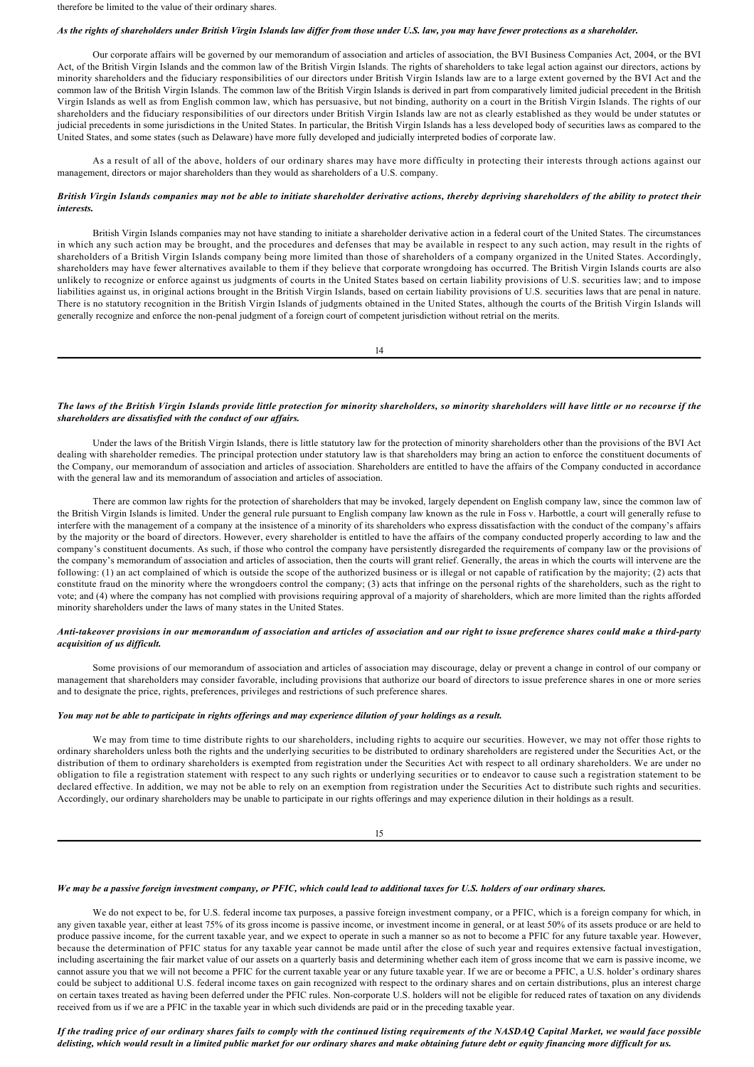therefore be limited to the value of their ordinary shares.

***As the rights of shareholders under British Virgin Islands law differ from those under U.S. law, you may have fewer protections as a shareholder.***

Our corporate affairs will be governed by our memorandum of association and articles of association, the BVI Business Companies Act, 2004, or the BVI Act, of the British Virgin Islands and the common law of the British Virgin Islands. The rights of shareholders to take legal action against our directors, actions by minority shareholders and the fiduciary responsibilities of our directors under British Virgin Islands law are to a large extent governed by the BVI Act and the common law of the British Virgin Islands. The common law of the British Virgin Islands is derived in part from comparatively limited judicial precedent in the British Virgin Islands as well as from English common law, which has persuasive, but not binding, authority on a court in the British Virgin Islands. The rights of our shareholders and the fiduciary responsibilities of our directors under British Virgin Islands law are not as clearly established as they would be under statutes or judicial precedents in some jurisdictions in the United States. In particular, the British Virgin Islands has a less developed body of securities laws as compared to the United States, and some states (such as Delaware) have more fully developed and judicially interpreted bodies of corporate law.

As a result of all of the above, holders of our ordinary shares may have more difficulty in protecting their interests through actions against our management, directors or major shareholders than they would as shareholders of a U.S. company.

***British Virgin Islands companies may not be able to initiate shareholder derivative actions, thereby depriving shareholders of the ability to protect their interests.***

British Virgin Islands companies may not have standing to initiate a shareholder derivative action in a federal court of the United States. The circumstances in which any such action may be brought, and the procedures and defenses that may be available in respect to any such action, may result in the rights of shareholders of a British Virgin Islands company being more limited than those of shareholders of a company organized in the United States. Accordingly, shareholders may have fewer alternatives available to them if they believe that corporate wrongdoing has occurred. The British Virgin Islands courts are also unlikely to recognize or enforce against us judgments of courts in the United States based on certain liability provisions of U.S. securities law; and to impose liabilities against us, in original actions brought in the British Virgin Islands, based on certain liability provisions of U.S. securities laws that are penal in nature. There is no statutory recognition in the British Virgin Islands of judgments obtained in the United States, although the courts of the British Virgin Islands will generally recognize and enforce the non-penal judgment of a foreign court of competent jurisdiction without retrial on the merits.

***The laws of the British Virgin Islands provide little protection for minority shareholders, so minority shareholders will have little or no recourse if the shareholders are dissatisfied with the conduct of our affairs.***

Under the laws of the British Virgin Islands, there is little statutory law for the protection of minority shareholders other than the provisions of the BVI Act dealing with shareholder remedies. The principal protection under statutory law is that shareholders may bring an action to enforce the constituent documents of the Company, our memorandum of association and articles of association. Shareholders are entitled to have the affairs of the Company conducted in accordance with the general law and its memorandum of association and articles of association.

There are common law rights for the protection of shareholders that may be invoked, largely dependent on English company law, since the common law of the British Virgin Islands is limited. Under the general rule pursuant to English company law known as the rule in Foss v. Harbottle, a court will generally refuse to interfere with the management of a company at the insistence of a minority of its shareholders who express dissatisfaction with the conduct of the company's affairs by the majority or the board of directors. However, every shareholder is entitled to have the affairs of the company conducted properly according to law and the company's constituent documents. As such, if those who control the company have persistently disregarded the requirements of company law or the provisions of the company's memorandum of association and articles of association, then the courts will grant relief. Generally, the areas in which the courts will intervene are the following: (1) an act complained of which is outside the scope of the authorized business or is illegal or not capable of ratification by the majority; (2) acts that constitute fraud on the minority where the wrongdoers control the company; (3) acts that infringe on the personal rights of the shareholders, such as the right to vote; and (4) where the company has not complied with provisions requiring approval of a majority of shareholders, which are more limited than the rights afforded minority shareholders under the laws of many states in the United States.

***Anti-takeover provisions in our memorandum of association and articles of association and our right to issue preference shares could make a third-party acquisition of us difficult.***

Some provisions of our memorandum of association and articles of association may discourage, delay or prevent a change in control of our company or management that shareholders may consider favorable, including provisions that authorize our board of directors to issue preference shares in one or more series and to designate the price, rights, preferences, privileges and restrictions of such preference shares.

***You may not be able to participate in rights offerings and may experience dilution of your holdings as a result.***

We may from time to time distribute rights to our shareholders, including rights to acquire our securities. However, we may not offer those rights to ordinary shareholders unless both the rights and the underlying securities to be distributed to ordinary shareholders are registered under the Securities Act, or the distribution of them to ordinary shareholders is exempted from registration under the Securities Act with respect to all ordinary shareholders. We are under no obligation to file a registration statement with respect to any such rights or underlying securities or to endeavor to cause such a registration statement to be declared effective. In addition, we may not be able to rely on an exemption from registration under the Securities Act to distribute such rights and securities. Accordingly, our ordinary shareholders may be unable to participate in our rights offerings and may experience dilution in their holdings as a result.

***We may be a passive foreign investment company, or PFIC, which could lead to additional taxes for U.S. holders of our ordinary shares.***

We do not expect to be, for U.S. federal income tax purposes, a passive foreign investment company, or a PFIC, which is a foreign company for which, in any given taxable year, either at least 75% of its gross income is passive income, or investment income in general, or at least 50% of its assets produce or are held to produce passive income, for the current taxable year, and we expect to operate in such a manner so as not to become a PFIC for any future taxable year. However, because the determination of PFIC status for any taxable year cannot be made until after the close of such year and requires extensive factual investigation, including ascertaining the fair market value of our assets on a quarterly basis and determining whether each item of gross income that we earn is passive income, we cannot assure you that we will not become a PFIC for the current taxable year or any future taxable year. If we are or become a PFIC, a U.S. holder's ordinary shares could be subject to additional U.S. federal income taxes on gain recognized with respect to the ordinary shares and on certain distributions, plus an interest charge on certain taxes treated as having been deferred under the PFIC rules. Non-corporate U.S. holders will not be eligible for reduced rates of taxation on any dividends received from us if we are a PFIC in the taxable year in which such dividends are paid or in the preceding taxable year.

***If the trading price of our ordinary shares fails to comply with the continued listing requirements of the NASDAQ Capital Market, we would face possible delisting, which would result in a limited public market for our ordinary shares and make obtaining future debt or equity financing more difficult for us.***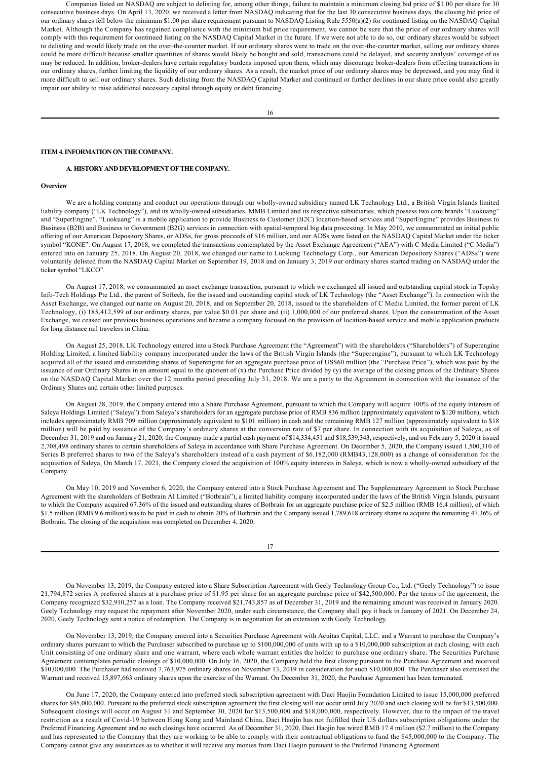Companies listed on NASDAQ are subject to delisting for, among other things, failure to maintain a minimum closing bid price of $1.00 per share for 30 consecutive business days. On April 13, 2020, we received a letter from NASDAQ indicating that for the last 30 consecutive business days, the closing bid price of our ordinary shares fell below the minimum $1.00 per share requirement pursuant to NASDAQ Listing Rule 5550(a)(2) for continued listing on the NASDAQ Capital Market. Although the Company has regained compliance with the minimum bid price requirement, we cannot be sure that the price of our ordinary shares will comply with this requirement for continued listing on the NASDAQ Capital Market in the future. If we were not able to do so, our ordinary shares would be subject to delisting and would likely trade on the over-the-counter market. If our ordinary shares were to trade on the over-the-counter market, selling our ordinary shares could be more difficult because smaller quantities of shares would likely be bought and sold, transactions could be delayed, and security analysts' coverage of us may be reduced. In addition, broker-dealers have certain regulatory burdens imposed upon them, which may discourage broker-dealers from effecting transactions in our ordinary shares, further limiting the liquidity of our ordinary shares. As a result, the market price of our ordinary shares may be depressed, and you may find it more difficult to sell our ordinary shares. Such delisting from the NASDAQ Capital Market and continued or further declines in our share price could also greatly impair our ability to raise additional necessary capital through equity or debt financing.

## ITEM 4. INFORMATION ON THE COMPANY.

### A. HISTORY AND DEVELOPMENT OF THE COMPANY.

**Overview**

We are a holding company and conduct our operations through our wholly-owned subsidiary named LK Technology Ltd., a British Virgin Islands limited liability company ("LK Technology"), and its wholly-owned subsidiaries, MMB Limited and its respective subsidiaries, which possess two core brands "Luokuang" and "SuperEngine". "Luokuang" is a mobile application to provide Business to Customer (B2C) location-based services and "SuperEngine" provides Business to Business (B2B) and Business to Government (B2G) services in connection with spatial-temporal big data processing. In May 2010, we consummated an initial public offering of our American Depository Shares, or ADSs, for gross proceeds of $16 million, and our ADSs were listed on the NASDAQ Capital Market under the ticker symbol "KONE". On August 17, 2018, we completed the transactions contemplated by the Asset Exchange Agreement ("AEA") with C Media Limited ("C Media") entered into on January 25, 2018. On August 20, 2018, we changed our name to Luokung Technology Corp., our American Depository Shares ("ADSs") were voluntarily delisted from the NASDAQ Capital Market on September 19, 2018 and on January 3, 2019 our ordinary shares started trading on NASDAQ under the ticker symbol "LKCO".

On August 17, 2018, we consummated an asset exchange transaction, pursuant to which we exchanged all issued and outstanding capital stock in Topsky Info-Tech Holdings Pte Ltd., the parent of Softech, for the issued and outstanding capital stock of LK Technology (the "Asset Exchange"). In connection with the Asset Exchange, we changed our name on August 20, 2018, and on September 20, 2018, issued to the shareholders of C Media Limited, the former parent of LK Technology, (i) 185,412,599 of our ordinary shares, par value $0.01 per share and (ii) 1,000,000 of our preferred shares. Upon the consummation of the Asset Exchange, we ceased our previous business operations and became a company focused on the provision of location-based service and mobile application products for long distance rail travelers in China.

On August 25, 2018, LK Technology entered into a Stock Purchase Agreement (the "Agreement") with the shareholders ("Shareholders") of Superengine Holding Limited, a limited liability company incorporated under the laws of the British Virgin Islands (the "Superengine"), pursuant to which LK Technology acquired all of the issued and outstanding shares of Superengine for an aggregate purchase price of US$60 million (the "Purchase Price"), which was paid by the issuance of our Ordinary Shares in an amount equal to the quotient of (x) the Purchase Price divided by (y) the average of the closing prices of the Ordinary Shares on the NASDAQ Capital Market over the 12 months period preceding July 31, 2018. We are a party to the Agreement in connection with the issuance of the Ordinary Shares and certain other limited purposes.

On August 28, 2019, the Company entered into a Share Purchase Agreement, pursuant to which the Company will acquire 100% of the equity interests of Saleya Holdings Limited ("Saleya") from Saleya's shareholders for an aggregate purchase price of RMB 836 million (approximately equivalent to $120 million), which includes approximately RMB 709 million (approximately equivalent to $101 million) in cash and the remaining RMB 127 million (approximately equivalent to $18 million) will be paid by issuance of the Company's ordinary shares at the conversion rate of $7 per share. In connection with its acquisition of Saleya, as of December 31, 2019 and on January 21, 2020, the Company made a partial cash payment of $14,334,451 and $18,539,343, respectively, and on February 5, 2020 it issued 2,708,498 ordinary shares to certain shareholders of Saleya in accordance with Share Purchase Agreement. On December 5, 2020, the Company issued 1,500,310 of Series B preferred shares to two of the Saleya's shareholders instead of a cash payment of $6,182,000 (RMB43,128,000) as a change of consideration for the acquisition of Saleya, On March 17, 2021, the Company closed the acquisition of 100% equity interests in Saleya, which is now a wholly-owned subsidiary of the Company.

On May 10, 2019 and November 6, 2020, the Company entered into a Stock Purchase Agreement and The Supplementary Agreement to Stock Purchase Agreement with the shareholders of Botbrain AI Limited ("Botbrain"), a limited liability company incorporated under the laws of the British Virgin Islands, pursuant to which the Company acquired 67.36% of the issued and outstanding shares of Botbrain for an aggregate purchase price of $2.5 million (RMB 16.4 million), of which $1.5 million (RMB 9.6 million) was to be paid in cash to obtain 20% of Botbrain and the Company issued 1,789,618 ordinary shares to acquire the remaining 47.36% of Botbrain. The closing of the acquisition was completed on December 4, 2020.

On November 13, 2019, the Company entered into a Share Subscription Agreement with Geely Technology Group Co., Ltd. ("Geely Technology") to issue 21,794,872 series A preferred shares at a purchase price of $1.95 per share for an aggregate purchase price of $42,500,000. Per the terms of the agreement, the Company recognized $32,910,257 as a loan. The Company received $21,743,857 as of December 31, 2019 and the remaining amount was received in January 2020. Geely Technology may request the repayment after November 2020, under such circumstance, the Company shall pay it back in January of 2021. On December 24, 2020, Geely Technology sent a notice of redemption. The Company is in negotiation for an extension with Geely Technology.

On November 13, 2019, the Company entered into a Securities Purchase Agreement with Acuitas Capital, LLC. and a Warrant to purchase the Company's ordinary shares pursuant to which the Purchaser subscribed to purchase up to $100,000,000 of units with up to a $10,000,000 subscription at each closing, with each Unit consisting of one ordinary share and one warrant, where each whole warrant entitles the holder to purchase one ordinary share. The Securities Purchase Agreement contemplates periodic closings of $10,000,000. On July 16, 2020, the Company held the first closing pursuant to the Purchase Agreement and received $10,000,000. The Purchaser had received 7,763,975 ordinary shares on November 13, 2019 in consideration for such $10,000,000. The Purchaser also exercised the Warrant and received 15,897,663 ordinary shares upon the exercise of the Warrant. On December 31, 2020, the Purchase Agreement has been terminated.

On June 17, 2020, the Company entered into preferred stock subscription agreement with Daci Haojin Foundation Limited to issue 15,000,000 preferred shares for $45,000,000. Pursuant to the preferred stock subscription agreement the first closing will not occur until July 2020 and such closing will be for $13,500,000. Subsequent closings will occur on August 31 and September 30, 2020 for $13,500,000 and $18,000,000, respectively. However, due to the impact of the travel restriction as a result of Covid-19 between Hong Kong and Mainland China, Daci Haojin has not fulfilled their US dollars subscription obligations under the Preferred Financing Agreement and no such closings have occurred. As of December 31, 2020, Daci Haojin has wired RMB 17.4 million ($2.7 million) to the Company and has represented to the Company that they are working to be able to comply with their contractual obligations to fund the $45,000,000 to the Company. The Company cannot give any assurances as to whether it will receive any monies from Daci Haojin pursuant to the Preferred Financing Agreement.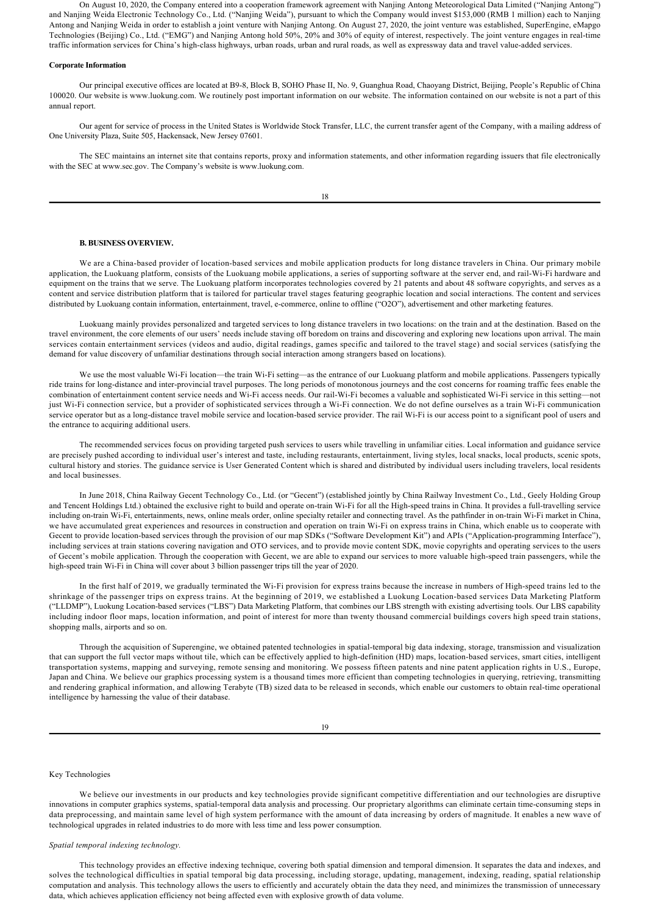On August 10, 2020, the Company entered into a cooperation framework agreement with Nanjing Antong Meteorological Data Limited ("Nanjing Antong") and Nanjing Weida Electronic Technology Co., Ltd. ("Nanjing Weida"), pursuant to which the Company would invest $153,000 (RMB 1 million) each to Nanjing Antong and Nanjing Weida in order to establish a joint venture with Nanjing Antong. On August 27, 2020, the joint venture was established, SuperEngine, eMapgo Technologies (Beijing) Co., Ltd. ("EMG") and Nanjing Antong hold 50%, 20% and 30% of equity of interest, respectively. The joint venture engages in real-time traffic information services for China's high-class highways, urban roads, urban and rural roads, as well as expressway data and travel value-added services.

**Corporate Information**

Our principal executive offices are located at B9-8, Block B, SOHO Phase II, No. 9, Guanghua Road, Chaoyang District, Beijing, People's Republic of China 100020. Our website is www.luokung.com. We routinely post important information on our website. The information contained on our website is not a part of this annual report.

Our agent for service of process in the United States is Worldwide Stock Transfer, LLC, the current transfer agent of the Company, with a mailing address of One University Plaza, Suite 505, Hackensack, New Jersey 07601.

The SEC maintains an internet site that contains reports, proxy and information statements, and other information regarding issuers that file electronically with the SEC at www.sec.gov. The Company's website is www.luokung.com.

## B. BUSINESS OVERVIEW.

We are a China-based provider of location-based services and mobile application products for long distance travelers in China. Our primary mobile application, the Luokuang platform, consists of the Luokuang mobile applications, a series of supporting software at the server end, and rail-Wi-Fi hardware and equipment on the trains that we serve. The Luokuang platform incorporates technologies covered by 21 patents and about 48 software copyrights, and serves as a content and service distribution platform that is tailored for particular travel stages featuring geographic location and social interactions. The content and services distributed by Luokuang contain information, entertainment, travel, e-commerce, online to offline ("O2O"), advertisement and other marketing features.

Luokuang mainly provides personalized and targeted services to long distance travelers in two locations: on the train and at the destination. Based on the travel environment, the core elements of our users' needs include staving off boredom on trains and discovering and exploring new locations upon arrival. The main services contain entertainment services (videos and audio, digital readings, games specific and tailored to the travel stage) and social services (satisfying the demand for value discovery of unfamiliar destinations through social interaction among strangers based on locations).

We use the most valuable Wi-Fi location—the train Wi-Fi setting—as the entrance of our Luokuang platform and mobile applications. Passengers typically ride trains for long-distance and inter-provincial travel purposes. The long periods of monotonous journeys and the cost concerns for roaming traffic fees enable the combination of entertainment content service needs and Wi-Fi access needs. Our rail-Wi-Fi becomes a valuable and sophisticated Wi-Fi service in this setting—not just Wi-Fi connection service, but a provider of sophisticated services through a Wi-Fi connection. We do not define ourselves as a train Wi-Fi communication service operator but as a long-distance travel mobile service and location-based service provider. The rail Wi-Fi is our access point to a significant pool of users and the entrance to acquiring additional users.

The recommended services focus on providing targeted push services to users while travelling in unfamiliar cities. Local information and guidance service are precisely pushed according to individual user's interest and taste, including restaurants, entertainment, living styles, local snacks, local products, scenic spots, cultural history and stories. The guidance service is User Generated Content which is shared and distributed by individual users including travelers, local residents and local businesses.

In June 2018, China Railway Gecent Technology Co., Ltd. (or "Gecent") (established jointly by China Railway Investment Co., Ltd., Geely Holding Group and Tencent Holdings Ltd.) obtained the exclusive right to build and operate on-train Wi-Fi for all the High-speed trains in China. It provides a full-travelling service including on-train Wi-Fi, entertainments, news, online meals order, online specialty retailer and connecting travel. As the pathfinder in on-train Wi-Fi market in China, we have accumulated great experiences and resources in construction and operation on train Wi-Fi on express trains in China, which enable us to cooperate with Gecent to provide location-based services through the provision of our map SDKs ("Software Development Kit") and APIs ("Application-programming Interface"), including services at train stations covering navigation and OTO services, and to provide movie content SDK, movie copyrights and operating services to the users of Gecent's mobile application. Through the cooperation with Gecent, we are able to expand our services to more valuable high-speed train passengers, while the high-speed train Wi-Fi in China will cover about 3 billion passenger trips till the year of 2020.

In the first half of 2019, we gradually terminated the Wi-Fi provision for express trains because the increase in numbers of High-speed trains led to the shrinkage of the passenger trips on express trains. At the beginning of 2019, we established a Luokung Location-based services Data Marketing Platform ("LLDMP"), Luokung Location-based services ("LBS") Data Marketing Platform, that combines our LBS strength with existing advertising tools. Our LBS capability including indoor floor maps, location information, and point of interest for more than twenty thousand commercial buildings covers high speed train stations, shopping malls, airports and so on.

Through the acquisition of Superengine, we obtained patented technologies in spatial-temporal big data indexing, storage, transmission and visualization that can support the full vector maps without tile, which can be effectively applied to high-definition (HD) maps, location-based services, smart cities, intelligent transportation systems, mapping and surveying, remote sensing and monitoring. We possess fifteen patents and nine patent application rights in U.S., Europe, Japan and China. We believe our graphics processing system is a thousand times more efficient than competing technologies in querying, retrieving, transmitting and rendering graphical information, and allowing Terabyte (TB) sized data to be released in seconds, which enable our customers to obtain real-time operational intelligence by harnessing the value of their database.

Key Technologies

We believe our investments in our products and key technologies provide significant competitive differentiation and our technologies are disruptive innovations in computer graphics systems, spatial-temporal data analysis and processing. Our proprietary algorithms can eliminate certain time-consuming steps in data preprocessing, and maintain same level of high system performance with the amount of data increasing by orders of magnitude. It enables a new wave of technological upgrades in related industries to do more with less time and less power consumption.

*Spatial temporal indexing technology.*

This technology provides an effective indexing technique, covering both spatial dimension and temporal dimension. It separates the data and indexes, and solves the technological difficulties in spatial temporal big data processing, including storage, updating, management, indexing, reading, spatial relationship computation and analysis. This technology allows the users to efficiently and accurately obtain the data they need, and minimizes the transmission of unnecessary data, which achieves application efficiency not being affected even with explosive growth of data volume.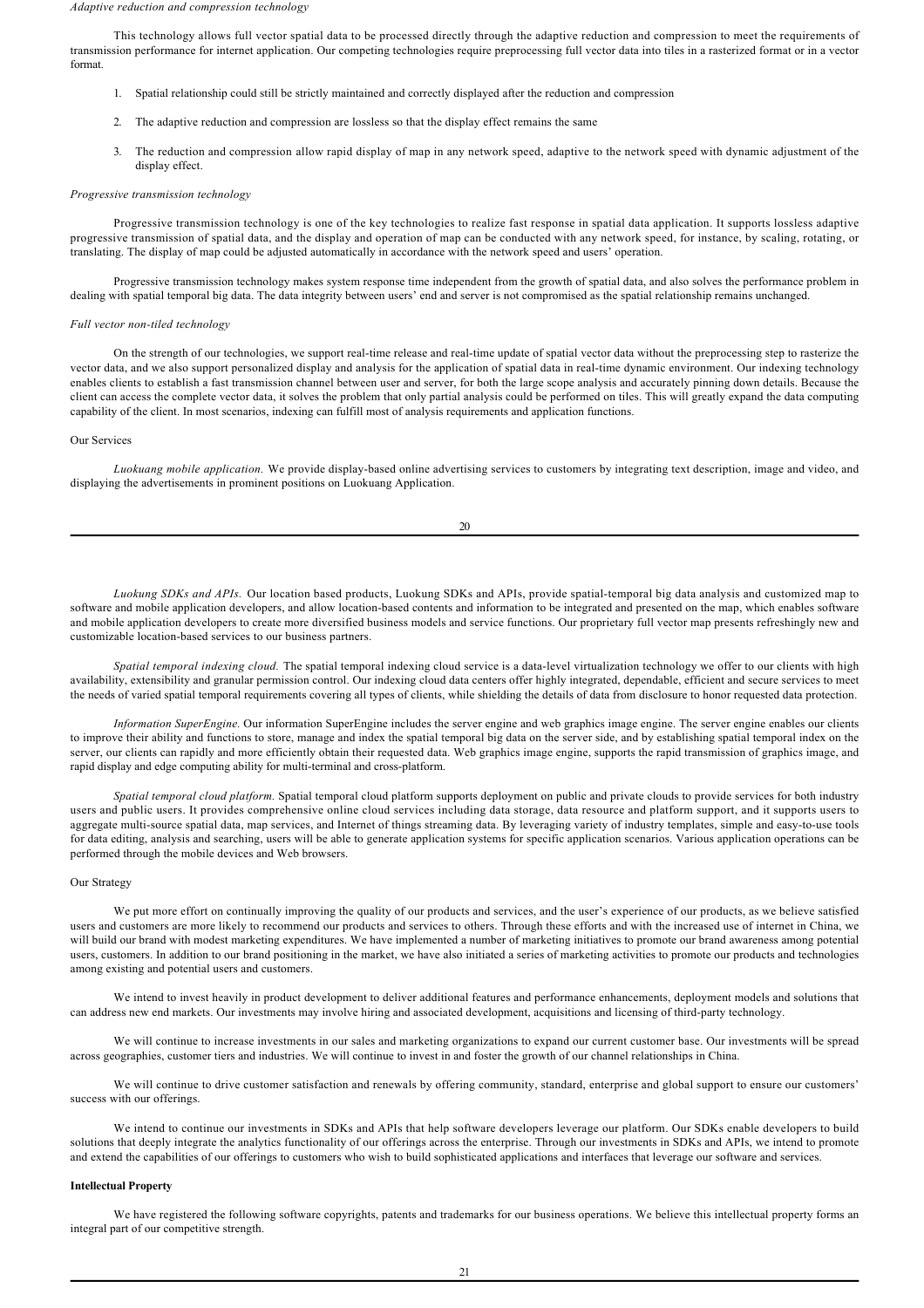*Adaptive reduction and compression technology*

This technology allows full vector spatial data to be processed directly through the adaptive reduction and compression to meet the requirements of transmission performance for internet application. Our competing technologies require preprocessing full vector data into tiles in a rasterized format or in a vector format.

1. Spatial relationship could still be strictly maintained and correctly displayed after the reduction and compression
2. The adaptive reduction and compression are lossless so that the display effect remains the same
3. The reduction and compression allow rapid display of map in any network speed, adaptive to the network speed with dynamic adjustment of the display effect.

*Progressive transmission technology*

Progressive transmission technology is one of the key technologies to realize fast response in spatial data application. It supports lossless adaptive progressive transmission of spatial data, and the display and operation of map can be conducted with any network speed, for instance, by scaling, rotating, or translating. The display of map could be adjusted automatically in accordance with the network speed and users' operation.

Progressive transmission technology makes system response time independent from the growth of spatial data, and also solves the performance problem in dealing with spatial temporal big data. The data integrity between users' end and server is not compromised as the spatial relationship remains unchanged.

*Full vector non-tiled technology*

On the strength of our technologies, we support real-time release and real-time update of spatial vector data without the preprocessing step to rasterize the vector data, and we also support personalized display and analysis for the application of spatial data in real-time dynamic environment. Our indexing technology enables clients to establish a fast transmission channel between user and server, for both the large scope analysis and accurately pinning down details. Because the client can access the complete vector data, it solves the problem that only partial analysis could be performed on tiles. This will greatly expand the data computing capability of the client. In most scenarios, indexing can fulfill most of analysis requirements and application functions.

Our Services

*Luokuang mobile application.* We provide display-based online advertising services to customers by integrating text description, image and video, and displaying the advertisements in prominent positions on Luokuang Application.

*Luokung SDKs and APIs.* Our location based products, Luokung SDKs and APIs, provide spatial-temporal big data analysis and customized map to software and mobile application developers, and allow location-based contents and information to be integrated and presented on the map, which enables software and mobile application developers to create more diversified business models and service functions. Our proprietary full vector map presents refreshingly new and customizable location-based services to our business partners.

*Spatial temporal indexing cloud.* The spatial temporal indexing cloud service is a data-level virtualization technology we offer to our clients with high availability, extensibility and granular permission control. Our indexing cloud data centers offer highly integrated, dependable, efficient and secure services to meet the needs of varied spatial temporal requirements covering all types of clients, while shielding the details of data from disclosure to honor requested data protection.

*Information SuperEngine.* Our information SuperEngine includes the server engine and web graphics image engine. The server engine enables our clients to improve their ability and functions to store, manage and index the spatial temporal big data on the server side, and by establishing spatial temporal index on the server, our clients can rapidly and more efficiently obtain their requested data. Web graphics image engine, supports the rapid transmission of graphics image, and rapid display and edge computing ability for multi-terminal and cross-platform.

*Spatial temporal cloud platform.* Spatial temporal cloud platform supports deployment on public and private clouds to provide services for both industry users and public users. It provides comprehensive online cloud services including data storage, data resource and platform support, and it supports users to aggregate multi-source spatial data, map services, and Internet of things streaming data. By leveraging variety of industry templates, simple and easy-to-use tools for data editing, analysis and searching, users will be able to generate application systems for specific application scenarios. Various application operations can be performed through the mobile devices and Web browsers.

Our Strategy

We put more effort on continually improving the quality of our products and services, and the user's experience of our products, as we believe satisfied users and customers are more likely to recommend our products and services to others. Through these efforts and with the increased use of internet in China, we will build our brand with modest marketing expenditures. We have implemented a number of marketing initiatives to promote our brand awareness among potential users, customers. In addition to our brand positioning in the market, we have also initiated a series of marketing activities to promote our products and technologies among existing and potential users and customers.

We intend to invest heavily in product development to deliver additional features and performance enhancements, deployment models and solutions that can address new end markets. Our investments may involve hiring and associated development, acquisitions and licensing of third-party technology.

We will continue to increase investments in our sales and marketing organizations to expand our current customer base. Our investments will be spread across geographies, customer tiers and industries. We will continue to invest in and foster the growth of our channel relationships in China.

We will continue to drive customer satisfaction and renewals by offering community, standard, enterprise and global support to ensure our customers' success with our offerings.

We intend to continue our investments in SDKs and APIs that help software developers leverage our platform. Our SDKs enable developers to build solutions that deeply integrate the analytics functionality of our offerings across the enterprise. Through our investments in SDKs and APIs, we intend to promote and extend the capabilities of our offerings to customers who wish to build sophisticated applications and interfaces that leverage our software and services.

**Intellectual Property**

We have registered the following software copyrights, patents and trademarks for our business operations. We believe this intellectual property forms an integral part of our competitive strength.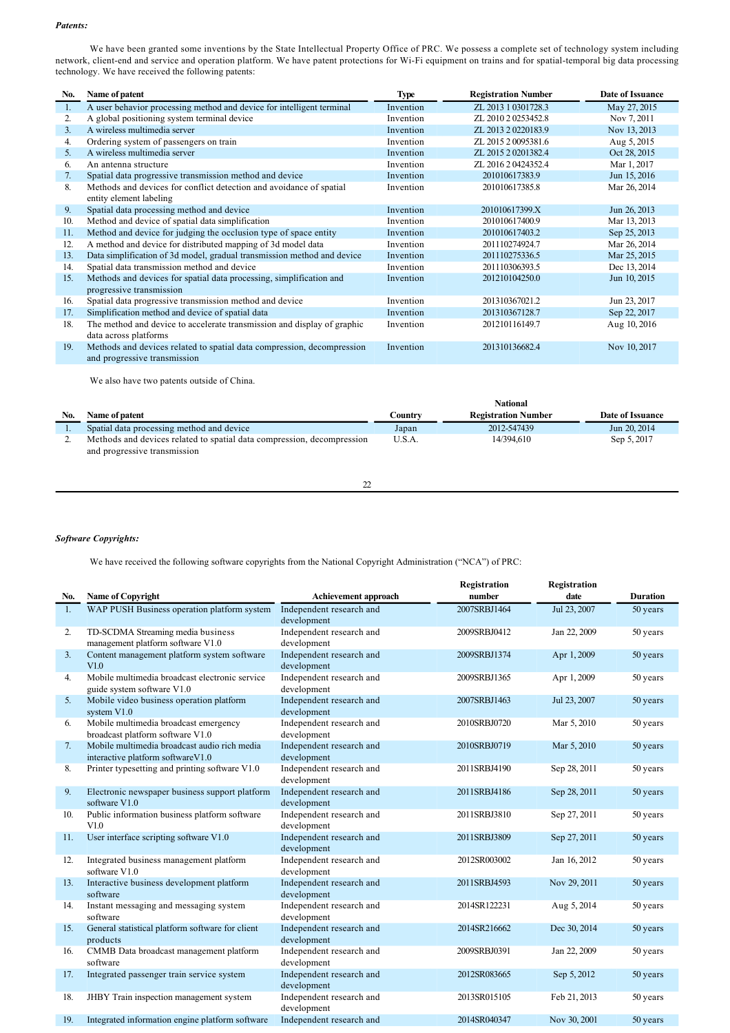***Patents:***

We have been granted some inventions by the State Intellectual Property Office of PRC. We possess a complete set of technology system including network, client-end and service and operation platform. We have patent protections for Wi-Fi equipment on trains and for spatial-temporal big data processing technology. We have received the following patents:

| No. | Name of patent | Type | Registration Number | Date of Issuance |
|---|---|---|---|---|
| 1. | A user behavior processing method and device for intelligent terminal | Invention | ZL 2013 1 0301728.3 | May 27, 2015 |
| 2. | A global positioning system terminal device | Invention | ZL 2010 2 0253452.8 | Nov 7, 2011 |
| 3. | A wireless multimedia server | Invention | ZL 2013 2 0220183.9 | Nov 13, 2013 |
| 4. | Ordering system of passengers on train | Invention | ZL 2015 2 0095381.6 | Aug 5, 2015 |
| 5. | A wireless multimedia server | Invention | ZL 2015 2 0201382.4 | Oct 28, 2015 |
| 6. | An antenna structure | Invention | ZL 2016 2 0424352.4 | Mar 1, 2017 |
| 7. | Spatial data progressive transmission method and device | Invention | 201010617383.9 | Jun 15, 2016 |
| 8. | Methods and devices for conflict detection and avoidance of spatial entity element labeling | Invention | 201010617385.8 | Mar 26, 2014 |
| 9. | Spatial data processing method and device | Invention | 201010617399.X | Jun 26, 2013 |
| 10. | Method and device of spatial data simplification | Invention | 201010617400.9 | Mar 13, 2013 |
| 11. | Method and device for judging the occlusion type of space entity | Invention | 201010617403.2 | Sep 25, 2013 |
| 12. | A method and device for distributed mapping of 3d model data | Invention | 201110274924.7 | Mar 26, 2014 |
| 13. | Data simplification of 3d model, gradual transmission method and device | Invention | 201110275336.5 | Mar 25, 2015 |
| 14. | Spatial data transmission method and device | Invention | 201110306393.5 | Dec 13, 2014 |
| 15. | Methods and devices for spatial data processing, simplification and progressive transmission | Invention | 201210104250.0 | Jun 10, 2015 |
| 16. | Spatial data progressive transmission method and device | Invention | 201310367021.2 | Jun 23, 2017 |
| 17. | Simplification method and device of spatial data | Invention | 201310367128.7 | Sep 22, 2017 |
| 18. | The method and device to accelerate transmission and display of graphic data across platforms | Invention | 201210116149.7 | Aug 10, 2016 |
| 19. | Methods and devices related to spatial data compression, decompression and progressive transmission | Invention | 201310136682.4 | Nov 10, 2017 |

We also have two patents outside of China.

| No. | Name of patent | Country | National Registration Number | Date of Issuance |
|---|---|---|---|---|
| 1. | Spatial data processing method and device | Japan | 2012-547439 | Jun 20, 2014 |
| 2. | Methods and devices related to spatial data compression, decompression and progressive transmission | U.S.A. | 14/394,610 | Sep 5, 2017 |

***Software Copyrights:***

We have received the following software copyrights from the National Copyright Administration ("NCA") of PRC:

| No. | Name of Copyright | Achievement approach | Registration number | Registration date | Duration |
|---|---|---|---|---|---|
| 1. | WAP PUSH Business operation platform system | Independent research and development | 2007SRBJ1464 | Jul 23, 2007 | 50 years |
| 2. | TD-SCDMA Streaming media business management platform software V1.0 | Independent research and development | 2009SRBJ0412 | Jan 22, 2009 | 50 years |
| 3. | Content management platform system software V1.0 | Independent research and development | 2009SRBJ1374 | Apr 1, 2009 | 50 years |
| 4. | Mobile multimedia broadcast electronic service guide system software V1.0 | Independent research and development | 2009SRBJ1365 | Apr 1, 2009 | 50 years |
| 5. | Mobile video business operation platform system V1.0 | Independent research and development | 2007SRBJ1463 | Jul 23, 2007 | 50 years |
| 6. | Mobile multimedia broadcast emergency broadcast platform software V1.0 | Independent research and development | 2010SRBJ0720 | Mar 5, 2010 | 50 years |
| 7. | Mobile multimedia broadcast audio rich media interactive platform softwareV1.0 | Independent research and development | 2010SRBJ0719 | Mar 5, 2010 | 50 years |
| 8. | Printer typesetting and printing software V1.0 | Independent research and development | 2011SRBJ4190 | Sep 28, 2011 | 50 years |
| 9. | Electronic newspaper business support platform software V1.0 | Independent research and development | 2011SRBJ4186 | Sep 28, 2011 | 50 years |
| 10. | Public information business platform software V1.0 | Independent research and development | 2011SRBJ3810 | Sep 27, 2011 | 50 years |
| 11. | User interface scripting software V1.0 | Independent research and development | 2011SRBJ3809 | Sep 27, 2011 | 50 years |
| 12. | Integrated business management platform software V1.0 | Independent research and development | 2012SR003002 | Jan 16, 2012 | 50 years |
| 13. | Interactive business development platform software | Independent research and development | 2011SRBJ4593 | Nov 29, 2011 | 50 years |
| 14. | Instant messaging and messaging system software | Independent research and development | 2014SR122231 | Aug 5, 2014 | 50 years |
| 15. | General statistical platform software for client products | Independent research and development | 2014SR216662 | Dec 30, 2014 | 50 years |
| 16. | CMMB Data broadcast management platform software | Independent research and development | 2009SRBJ0391 | Jan 22, 2009 | 50 years |
| 17. | Integrated passenger train service system | Independent research and development | 2012SR083665 | Sep 5, 2012 | 50 years |
| 18. | JHBY Train inspection management system | Independent research and development | 2013SR015105 | Feb 21, 2013 | 50 years |
| 19. | Integrated information engine platform software | Independent research and | 2014SR040347 | Nov 30, 2001 | 50 years |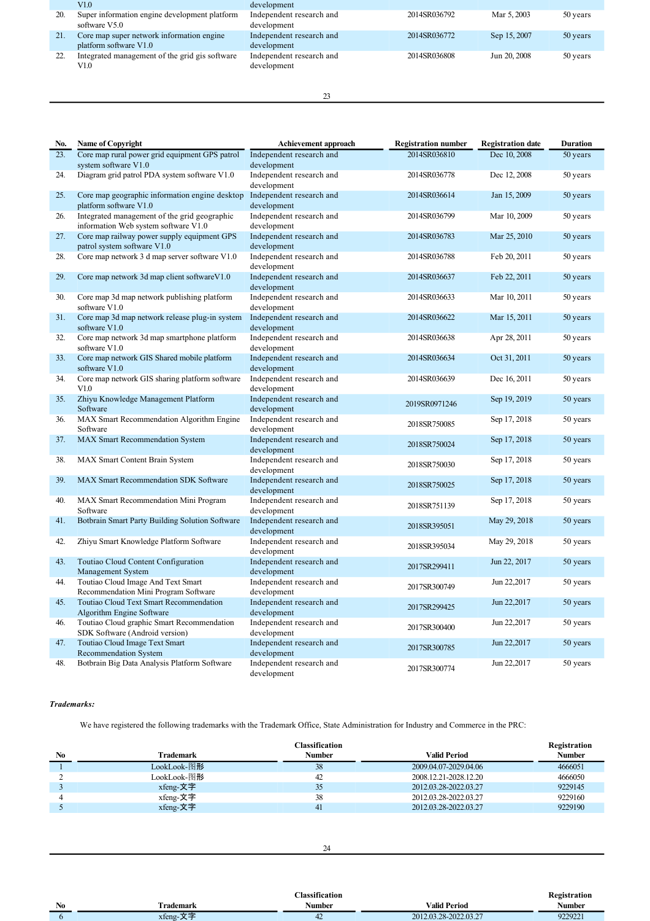| No. | Name of Copyright | Achievement approach | Registration number | Registration date | Duration |
|---|---|---|---|---|---|
| | V1.0 | development | | | |
| 20. | Super information engine development platform software V5.0 | Independent research and development | 2014SR036792 | Mar 5, 2003 | 50 years |
| 21. | Core map super network information engine platform software V1.0 | Independent research and development | 2014SR036772 | Sep 15, 2007 | 50 years |
| 22. | Integrated management of the grid gis software V1.0 | Independent research and development | 2014SR036808 | Jun 20, 2008 | 50 years |
| 23. | Core map rural power grid equipment GPS patrol system software V1.0 | Independent research and development | 2014SR036810 | Dec 10, 2008 | 50 years |
| 24. | Diagram grid patrol PDA system software V1.0 | Independent research and development | 2014SR036778 | Dec 12, 2008 | 50 years |
| 25. | Core map geographic information engine desktop platform software V1.0 | Independent research and development | 2014SR036614 | Jan 15, 2009 | 50 years |
| 26. | Integrated management of the grid geographic information Web system software V1.0 | Independent research and development | 2014SR036799 | Mar 10, 2009 | 50 years |
| 27. | Core map railway power supply equipment GPS patrol system software V1.0 | Independent research and development | 2014SR036783 | Mar 25, 2010 | 50 years |
| 28. | Core map network 3 d map server software V1.0 | Independent research and development | 2014SR036788 | Feb 20, 2011 | 50 years |
| 29. | Core map network 3d map client softwareV1.0 | Independent research and development | 2014SR036637 | Feb 22, 2011 | 50 years |
| 30. | Core map 3d map network publishing platform software V1.0 | Independent research and development | 2014SR036633 | Mar 10, 2011 | 50 years |
| 31. | Core map 3d map network release plug-in system software V1.0 | Independent research and development | 2014SR036622 | Mar 15, 2011 | 50 years |
| 32. | Core map network 3d map smartphone platform software V1.0 | Independent research and development | 2014SR036638 | Apr 28, 2011 | 50 years |
| 33. | Core map network GIS Shared mobile platform software V1.0 | Independent research and development | 2014SR036634 | Oct 31, 2011 | 50 years |
| 34. | Core map network GIS sharing platform software V1.0 | Independent research and development | 2014SR036639 | Dec 16, 2011 | 50 years |
| 35. | Zhiyu Knowledge Management Platform Software | Independent research and development | 2019SR0971246 | Sep 19, 2019 | 50 years |
| 36. | MAX Smart Recommendation Algorithm Engine Software | Independent research and development | 2018SR750085 | Sep 17, 2018 | 50 years |
| 37. | MAX Smart Recommendation System | Independent research and development | 2018SR750024 | Sep 17, 2018 | 50 years |
| 38. | MAX Smart Content Brain System | Independent research and development | 2018SR750030 | Sep 17, 2018 | 50 years |
| 39. | MAX Smart Recommendation SDK Software | Independent research and development | 2018SR750025 | Sep 17, 2018 | 50 years |
| 40. | MAX Smart Recommendation Mini Program Software | Independent research and development | 2018SR751139 | Sep 17, 2018 | 50 years |
| 41. | Botbrain Smart Party Building Solution Software | Independent research and development | 2018SR395051 | May 29, 2018 | 50 years |
| 42. | Zhiyu Smart Knowledge Platform Software | Independent research and development | 2018SR395034 | May 29, 2018 | 50 years |
| 43. | Toutiao Cloud Content Configuration Management System | Independent research and development | 2017SR299411 | Jun 22, 2017 | 50 years |
| 44. | Toutiao Cloud Image And Text Smart Recommendation Mini Program Software | Independent research and development | 2017SR300749 | Jun 22,2017 | 50 years |
| 45. | Toutiao Cloud Text Smart Recommendation Algorithm Engine Software | Independent research and development | 2017SR299425 | Jun 22,2017 | 50 years |
| 46. | Toutiao Cloud graphic Smart Recommendation SDK Software (Android version) | Independent research and development | 2017SR300400 | Jun 22,2017 | 50 years |
| 47. | Toutiao Cloud Image Text Smart Recommendation System | Independent research and development | 2017SR300785 | Jun 22,2017 | 50 years |
| 48. | Botbrain Big Data Analysis Platform Software | Independent research and development | 2017SR300774 | Jun 22,2017 | 50 years |

***Trademarks:***

We have registered the following trademarks with the Trademark Office, State Administration for Industry and Commerce in the PRC:

| No | Trademark | Classification Number | Valid Period | Registration Number |
|---|---|---|---|---|
| 1 | LookLook-图形 | 38 | 2009.04.07-2029.04.06 | 4666051 |
| 2 | LookLook-图形 | 42 | 2008.12.21-2028.12.20 | 4666050 |
| 3 | xfeng-文字 | 35 | 2012.03.28-2022.03.27 | 9229145 |
| 4 | xfeng-文字 | 38 | 2012.03.28-2022.03.27 | 9229160 |
| 5 | xfeng-文字 | 41 | 2012.03.28-2022.03.27 | 9229190 |
| 6 | xfeng-文字 | 42 | 2012.03.28-2022.03.27 | 9229221 |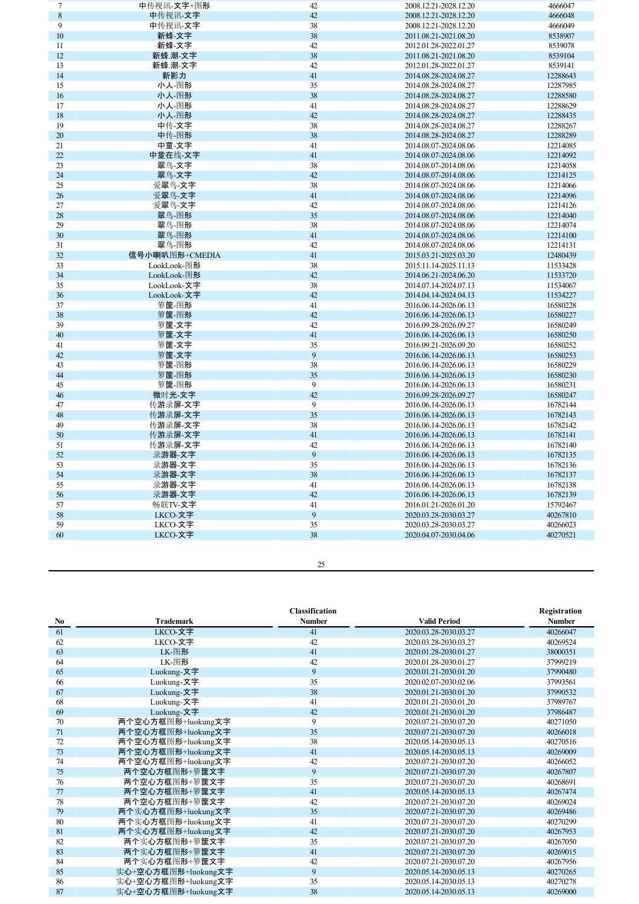| No | Trademark | Classification Number | Valid Period | Registration Number |
|---|---|---|---|---|
| 7 | 中传视讯-文字+图形 | 42 | 2008.12.21-2028.12.20 | 4666047 |
| 8 | 中传视讯-文字 | 42 | 2008.12.21-2028.12.20 | 4666048 |
| 9 | 中传视讯-文字 | 38 | 2008.12.21-2028.12.20 | 4666049 |
| 10 | 新蜂-文字 | 38 | 2011.08.21-2021.08.20 | 8538907 |
| 11 | 新蜂-文字 | 42 | 2012.01.28-2022.01.27 | 8539078 |
| 12 | 新蜂.潮-文字 | 38 | 2011.08.21-2021.08.20 | 8539104 |
| 13 | 新蜂.潮-文字 | 42 | 2012.01.28-2022.01.27 | 8539141 |
| 14 | 新影力 | 41 | 2014.08.28-2024.08.27 | 12288643 |
| 15 | 小人-图形 | 35 | 2014.08.28-2024.08.27 | 12287985 |
| 16 | 小人-图形 | 38 | 2014.08.28-2024.08.27 | 12288580 |
| 17 | 小人-图形 | 41 | 2014.08.28-2024.08.27 | 12288629 |
| 18 | 小人-图形 | 42 | 2014.08.28-2024.08.27 | 12288435 |
| 19 | 中传-文字 | 38 | 2014.08.28-2024.08.27 | 12288267 |
| 20 | 中传-图形 | 38 | 2014.08.28-2024.08.27 | 12288289 |
| 21 | 中童-文字 | 41 | 2014.08.07-2024.08.06 | 12214085 |
| 22 | 中童在线-文字 | 41 | 2014.08.07-2024.08.06 | 12214092 |
| 23 | 翠鸟-文字 | 38 | 2014.08.07-2014.08.06 | 12214058 |
| 24 | 翠鸟-文字 | 42 | 2014.08.07-2014.08.06 | 12214125 |
| 25 | 爱翠鸟-文字 | 38 | 2014.08.07-2024.08.06 | 12214066 |
| 26 | 爱翠鸟-文字 | 41 | 2014.08.07-2024.08.06 | 12214096 |
| 27 | 爱翠鸟-文字 | 42 | 2014.08.07-2024.08.06 | 12214126 |
| 28 | 翠鸟-图形 | 35 | 2014.08.07-2024.08.06 | 12214040 |
| 29 | 翠鸟-图形 | 38 | 2014.08.07-2024.08.06 | 12214074 |
| 30 | 翠鸟-图形 | 41 | 2014.08.07-2024.08.06 | 12214100 |
| 31 | 翠鸟-图形 | 42 | 2014.08.07-2024.08.06 | 12214131 |
| 32 | 信号小喇叭图形+CMEDIA | 41 | 2015.03.21-2025.03.20 | 12480439 |
| 33 | LookLook-图形 | 38 | 2015.11.14-2025.11.13 | 11533428 |
| 34 | LookLook-图形 | 42 | 2014.06.21-2024.06.20 | 11533720 |
| 35 | LookLook-文字 | 38 | 2014.07.14-2024.07.13 | 11534067 |
| 36 | LookLook-文字 | 42 | 2014.04.14-2024.04.13 | 11534227 |
| 37 | 箩筐-图形 | 41 | 2016.06.14-2026.06.13 | 16580228 |
| 38 | 箩筐-图形 | 42 | 2016.06.14-2026.06.13 | 16580227 |
| 39 | 箩筐-文字 | 42 | 2016.09.28-2026.09.27 | 16580249 |
| 40 | 箩筐-文字 | 41 | 2016.06.14-2026.06.13 | 16580250 |
| 41 | 箩筐-文字 | 35 | 2016.09.21-2026.09.20 | 16580252 |
| 42 | 箩筐-文字 | 9 | 2016.06.14-2026.06.13 | 16580253 |
| 43 | 箩筐-图形 | 38 | 2016.06.14-2026.06.13 | 16580229 |
| 44 | 箩筐-图形 | 35 | 2016.06.14-2026.06.13 | 16580230 |
| 45 | 箩筐-图形 | 9 | 2016.06.14-2026.06.13 | 16580231 |
| 46 | 微时光-文字 | 42 | 2016.09.28-2026.09.27 | 16580247 |
| 47 | 传游录屏-文字 | 9 | 2016.06.14-2026.06.13 | 16782144 |
| 48 | 传游录屏-文字 | 35 | 2016.06.14-2026.06.13 | 16782143 |
| 49 | 传游录屏-文字 | 38 | 2016.06.14-2026.06.13 | 16782142 |
| 50 | 传游录屏-文字 | 41 | 2016.06.14-2026.06.13 | 16782141 |
| 51 | 传游录屏-文字 | 42 | 2016.06.14-2026.06.13 | 16782140 |
| 52 | 录游器-文字 | 9 | 2016.06.14-2026.06.13 | 16782135 |
| 53 | 录游器-文字 | 35 | 2016.06.14-2026.06.13 | 16782136 |
| 54 | 录游器-文字 | 38 | 2016.06.14-2026.06.13 | 16782137 |
| 55 | 录游器-文字 | 41 | 2016.06.14-2026.06.13 | 16782138 |
| 56 | 录游器-文字 | 42 | 2016.06.14-2026.06.13 | 16782139 |
| 57 | 畅联TV-文字 | 41 | 2016.01.21-2026.01.20 | 15792467 |
| 58 | LKCO-文字 | 9 | 2020.03.28-2030.03.27 | 40267810 |
| 59 | LKCO-文字 | 35 | 2020.03.28-2030.03.27 | 40266023 |
| 60 | LKCO-文字 | 38 | 2020.04.07-2030.04.06 | 40270521 |
| 61 | LKCO-文字 | 41 | 2020.03.28-2030.03.27 | 40266047 |
| 62 | LKCO-文字 | 42 | 2020.03.28-2030.03.27 | 40269524 |
| 63 | LK-图形 | 41 | 2020.01.28-2030.01.27 | 38000351 |
| 64 | LK-图形 | 42 | 2020.01.28-2030.01.27 | 37999219 |
| 65 | Luokung-文字 | 9 | 2020.01.21-2030.01.20 | 37990480 |
| 66 | Luokung-文字 | 35 | 2020.02.07-2030.02.06 | 37993561 |
| 67 | Luokung-文字 | 38 | 2020.01.21-2030.01.20 | 37990532 |
| 68 | Luokung-文字 | 41 | 2020.01.21-2030.01.20 | 37989767 |
| 69 | Luokung-文字 | 42 | 2020.01.21-2030.01.20 | 37986487 |
| 70 | 两个空心方框图形+luokung文字 | 9 | 2020.07.21-2030.07.20 | 40271050 |
| 71 | 两个空心方框图形+luokung文字 | 35 | 2020.07.21-2030.07.20 | 40266018 |
| 72 | 两个空心方框图形+luokung文字 | 38 | 2020.05.14-2030.05.13 | 40270516 |
| 73 | 两个空心方框图形+luokung文字 | 41 | 2020.05.14-2030.05.13 | 40269009 |
| 74 | 两个空心方框图形+luokung文字 | 42 | 2020.07.21-2030.07.20 | 40266052 |
| 75 | 两个空心方框图形+箩筐文字 | 9 | 2020.07.21-2030.07.20 | 40267807 |
| 76 | 两个空心方框图形+箩筐文字 | 35 | 2020.07.21-2030.07.20 | 40268691 |
| 77 | 两个空心方框图形+箩筐文字 | 41 | 2020.05.14-2030.05.13 | 40267474 |
| 78 | 两个空心方框图形+箩筐文字 | 42 | 2020.07.21-2030.07.20 | 40269024 |
| 79 | 两个实心方框图形+luokung文字 | 35 | 2020.07.21-2030.07.20 | 40269486 |
| 80 | 两个实心方框图形+luokung文字 | 41 | 2020.07.21-2030.07.20 | 40270299 |
| 81 | 两个实心方框图形+luokung文字 | 42 | 2020.07.21-2030.07.20 | 40267953 |
| 82 | 两个实心方框图形+箩筐文字 | 35 | 2020.07.21-2030.07.20 | 40267050 |
| 83 | 两个实心方框图形+箩筐文字 | 41 | 2020.07.21-2030.07.20 | 40269015 |
| 84 | 两个实心方框图形+箩筐文字 | 42 | 2020.07.21-2030.07.20 | 40267956 |
| 85 | 实心+空心方框图形+luokung文字 | 9 | 2020.05.14-2030.05.13 | 40270265 |
| 86 | 实心+空心方框图形+luokung文字 | 35 | 2020.05.14-2030.05.13 | 40270278 |
| 87 | 实心+空心方框图形+luokung文字 | 38 | 2020.05.14-2030.05.13 | 40269000 |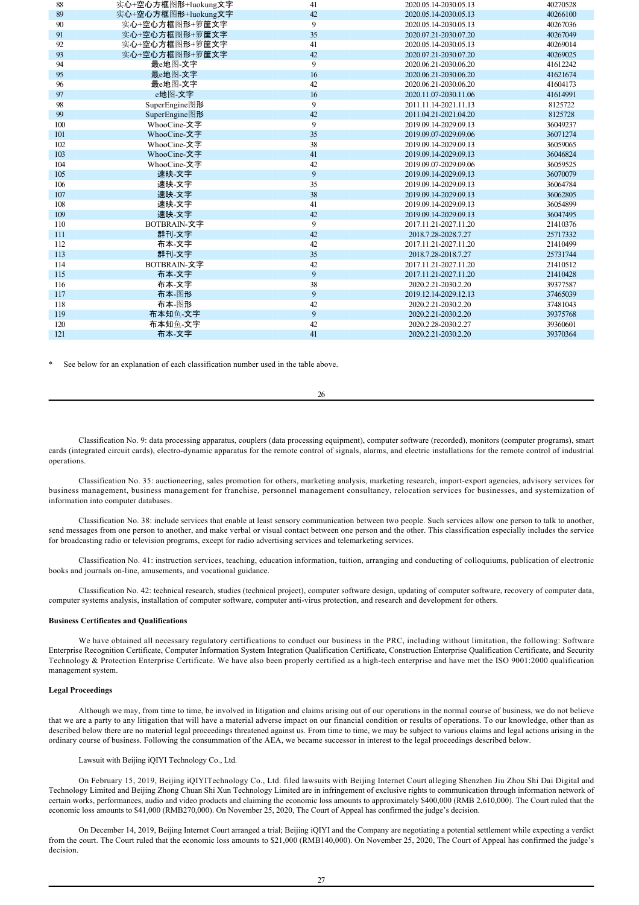| | | | | |
|---|---|---|---|---|
| 88 | 实心+空心方框图形+luokung文字 | 41 | 2020.05.14-2030.05.13 | 40270528 |
| 89 | 实心+空心方框图形+luokung文字 | 42 | 2020.05.14-2030.05.13 | 40266100 |
| 90 | 实心+空心方框图形+箩筐文字 | 9 | 2020.05.14-2030.05.13 | 40267036 |
| 91 | 实心+空心方框图形+箩筐文字 | 35 | 2020.07.21-2030.07.20 | 40267049 |
| 92 | 实心+空心方框图形+箩筐文字 | 41 | 2020.05.14-2030.05.13 | 40269014 |
| 93 | 实心+空心方框图形+箩筐文字 | 42 | 2020.07.21-2030.07.20 | 40269025 |
| 94 | 最e地图-文字 | 9 | 2020.06.21-2030.06.20 | 41612242 |
| 95 | 最e地图-文字 | 16 | 2020.06.21-2030.06.20 | 41621674 |
| 96 | 最e地图-文字 | 42 | 2020.06.21-2030.06.20 | 41604173 |
| 97 | e地图-文字 | 16 | 2020.11.07-2030.11.06 | 41614991 |
| 98 | SuperEngine图形 | 9 | 2011.11.14-2021.11.13 | 8125722 |
| 99 | SuperEngine图形 | 42 | 2011.04.21-2021.04.20 | 8125728 |
| 100 | WhooCine-文字 | 9 | 2019.09.14-2029.09.13 | 36049237 |
| 101 | WhooCine-文字 | 35 | 2019.09.07-2029.09.06 | 36071274 |
| 102 | WhooCine-文字 | 38 | 2019.09.14-2029.09.13 | 36059065 |
| 103 | WhooCine-文字 | 41 | 2019.09.14-2029.09.13 | 36046824 |
| 104 | WhooCine-文字 | 42 | 2019.09.07-2029.09.06 | 36059525 |
| 105 | 速映-文字 | 9 | 2019.09.14-2029.09.13 | 36070079 |
| 106 | 速映-文字 | 35 | 2019.09.14-2029.09.13 | 36064784 |
| 107 | 速映-文字 | 38 | 2019.09.14-2029.09.13 | 36062805 |
| 108 | 速映-文字 | 41 | 2019.09.14-2029.09.13 | 36054899 |
| 109 | 速映-文字 | 42 | 2019.09.14-2029.09.13 | 36047495 |
| 110 | BOTBRAIN-文字 | 9 | 2017.11.21-2027.11.20 | 21410376 |
| 111 | 群刊-文字 | 42 | 2018.7.28-2028.7.27 | 25717332 |
| 112 | 布本-文字 | 42 | 2017.11.21-2027.11.20 | 21410499 |
| 113 | 群刊-文字 | 35 | 2018.7.28-2018.7.27 | 25731744 |
| 114 | BOTBRAIN-文字 | 42 | 2017.11.21-2027.11.20 | 21410512 |
| 115 | 布本-文字 | 9 | 2017.11.21-2027.11.20 | 21410428 |
| 116 | 布本-文字 | 38 | 2020.2.21-2030.2.20 | 39377587 |
| 117 | 布本-图形 | 9 | 2019.12.14-2029.12.13 | 37465039 |
| 118 | 布本-图形 | 42 | 2020.2.21-2030.2.20 | 37481043 |
| 119 | 布本知鱼-文字 | 9 | 2020.2.21-2030.2.20 | 39375768 |
| 120 | 布本知鱼-文字 | 42 | 2020.2.28-2030.2.27 | 39360601 |
| 121 | 布本-文字 | 41 | 2020.2.21-2030.2.20 | 39370364 |

\* See below for an explanation of each classification number used in the table above.

Classification No. 9: data processing apparatus, couplers (data processing equipment), computer software (recorded), monitors (computer programs), smart cards (integrated circuit cards), electro-dynamic apparatus for the remote control of signals, alarms, and electric installations for the remote control of industrial operations.

Classification No. 35: auctioneering, sales promotion for others, marketing analysis, marketing research, import-export agencies, advisory services for business management, business management for franchise, personnel management consultancy, relocation services for businesses, and systemization of information into computer databases.

Classification No. 38: include services that enable at least sensory communication between two people. Such services allow one person to talk to another, send messages from one person to another, and make verbal or visual contact between one person and the other. This classification especially includes the service for broadcasting radio or television programs, except for radio advertising services and telemarketing services.

Classification No. 41: instruction services, teaching, education information, tuition, arranging and conducting of colloquiums, publication of electronic books and journals on-line, amusements, and vocational guidance.

Classification No. 42: technical research, studies (technical project), computer software design, updating of computer software, recovery of computer data, computer systems analysis, installation of computer software, computer anti-virus protection, and research and development for others.

**Business Certificates and Qualifications**

We have obtained all necessary regulatory certifications to conduct our business in the PRC, including without limitation, the following: Software Enterprise Recognition Certificate, Computer Information System Integration Qualification Certificate, Construction Enterprise Qualification Certificate, and Security Technology & Protection Enterprise Certificate. We have also been properly certified as a high-tech enterprise and have met the ISO 9001:2000 qualification management system.

**Legal Proceedings**

Although we may, from time to time, be involved in litigation and claims arising out of our operations in the normal course of business, we do not believe that we are a party to any litigation that will have a material adverse impact on our financial condition or results of operations. To our knowledge, other than as described below there are no material legal proceedings threatened against us. From time to time, we may be subject to various claims and legal actions arising in the ordinary course of business. Following the consummation of the AEA, we became successor in interest to the legal proceedings described below.

Lawsuit with Beijing iQIYI Technology Co., Ltd.

On February 15, 2019, Beijing iQIYITechnology Co., Ltd. filed lawsuits with Beijing Internet Court alleging Shenzhen Jiu Zhou Shi Dai Digital and Technology Limited and Beijing Zhong Chuan Shi Xun Technology Limited are in infringement of exclusive rights to communication through information network of certain works, performances, audio and video products and claiming the economic loss amounts to approximately $400,000 (RMB 2,610,000). The Court ruled that the economic loss amounts to $41,000 (RMB270,000). On November 25, 2020, The Court of Appeal has confirmed the judge's decision.

On December 14, 2019, Beijing Internet Court arranged a trial; Beijing iQIYI and the Company are negotiating a potential settlement while expecting a verdict from the court. The Court ruled that the economic loss amounts to $21,000 (RMB140,000). On November 25, 2020, The Court of Appeal has confirmed the judge's decision.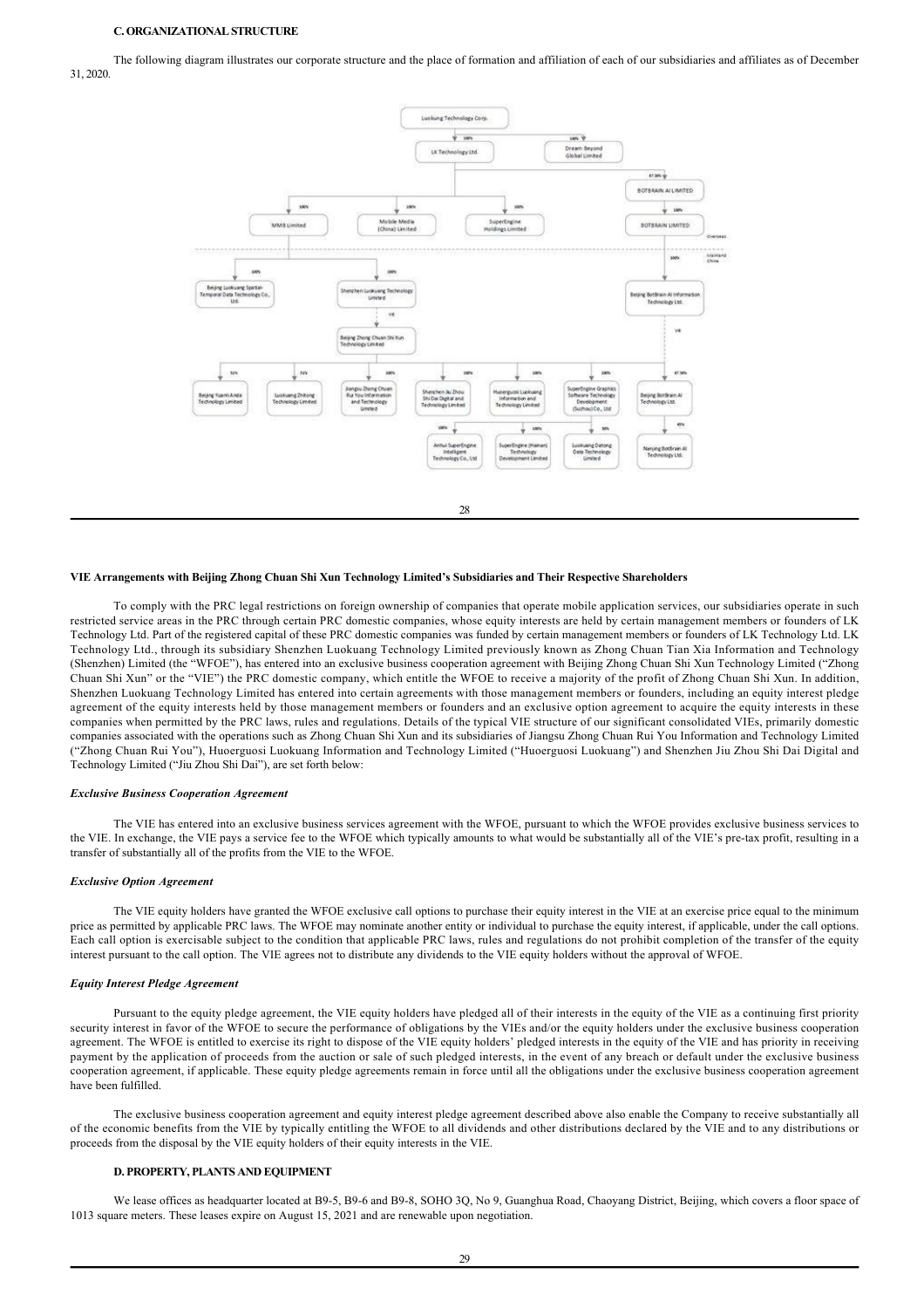### C. ORGANIZATIONAL STRUCTURE

The following diagram illustrates our corporate structure and the place of formation and affiliation of each of our subsidiaries and affiliates as of December 31, 2020.

### VIE Arrangements with Beijing Zhong Chuan Shi Xun Technology Limited's Subsidiaries and Their Respective Shareholders

To comply with the PRC legal restrictions on foreign ownership of companies that operate mobile application services, our subsidiaries operate in such restricted service areas in the PRC through certain PRC domestic companies, whose equity interests are held by certain management members or founders of LK Technology Ltd. Part of the registered capital of these PRC domestic companies was funded by certain management members or founders of LK Technology Ltd. LK Technology Ltd., through its subsidiary Shenzhen Luokuang Technology Limited previously known as Zhong Chuan Tian Xia Information and Technology (Shenzhen) Limited (the "WFOE"), has entered into an exclusive business cooperation agreement with Beijing Zhong Chuan Shi Xun Technology Limited ("Zhong Chuan Shi Xun" or the "VIE") the PRC domestic company, which entitle the WFOE to receive a majority of the profit of Zhong Chuan Shi Xun. In addition, Shenzhen Luokuang Technology Limited has entered into certain agreements with those management members or founders, including an equity interest pledge agreement of the equity interests held by those management members or founders and an exclusive option agreement to acquire the equity interests in these companies when permitted by the PRC laws, rules and regulations. Details of the typical VIE structure of our significant consolidated VIEs, primarily domestic companies associated with the operations such as Zhong Chuan Shi Xun and its subsidiaries of Jiangsu Zhong Chuan Rui You Information and Technology Limited ("Zhong Chuan Rui You"), Huoerguosi Luokuang Information and Technology Limited ("Huoerguosi Luokuang") and Shenzhen Jiu Zhou Shi Dai Digital and Technology Limited ("Jiu Zhou Shi Dai"), are set forth below:

#### *Exclusive Business Cooperation Agreement*

The VIE has entered into an exclusive business services agreement with the WFOE, pursuant to which the WFOE provides exclusive business services to the VIE. In exchange, the VIE pays a service fee to the WFOE which typically amounts to what would be substantially all of the VIE's pre-tax profit, resulting in a transfer of substantially all of the profits from the VIE to the WFOE.

#### *Exclusive Option Agreement*

The VIE equity holders have granted the WFOE exclusive call options to purchase their equity interest in the VIE at an exercise price equal to the minimum price as permitted by applicable PRC laws. The WFOE may nominate another entity or individual to purchase the equity interest, if applicable, under the call options. Each call option is exercisable subject to the condition that applicable PRC laws, rules and regulations do not prohibit completion of the transfer of the equity interest pursuant to the call option. The VIE agrees not to distribute any dividends to the VIE equity holders without the approval of WFOE.

#### *Equity Interest Pledge Agreement*

Pursuant to the equity pledge agreement, the VIE equity holders have pledged all of their interests in the equity of the VIE as a continuing first priority security interest in favor of the WFOE to secure the performance of obligations by the VIEs and/or the equity holders under the exclusive business cooperation agreement. The WFOE is entitled to exercise its right to dispose of the VIE equity holders' pledged interests in the equity of the VIE and has priority in receiving payment by the application of proceeds from the auction or sale of such pledged interests, in the event of any breach or default under the exclusive business cooperation agreement, if applicable. These equity pledge agreements remain in force until all the obligations under the exclusive business cooperation agreement have been fulfilled.

The exclusive business cooperation agreement and equity interest pledge agreement described above also enable the Company to receive substantially all of the economic benefits from the VIE by typically entitling the WFOE to all dividends and other distributions declared by the VIE and to any distributions or proceeds from the disposal by the VIE equity holders of their equity interests in the VIE.

### D. PROPERTY, PLANTS AND EQUIPMENT

We lease offices as headquarter located at B9-5, B9-6 and B9-8, SOHO 3Q, No 9, Guanghua Road, Chaoyang District, Beijing, which covers a floor space of 1013 square meters. These leases expire on August 15, 2021 and are renewable upon negotiation.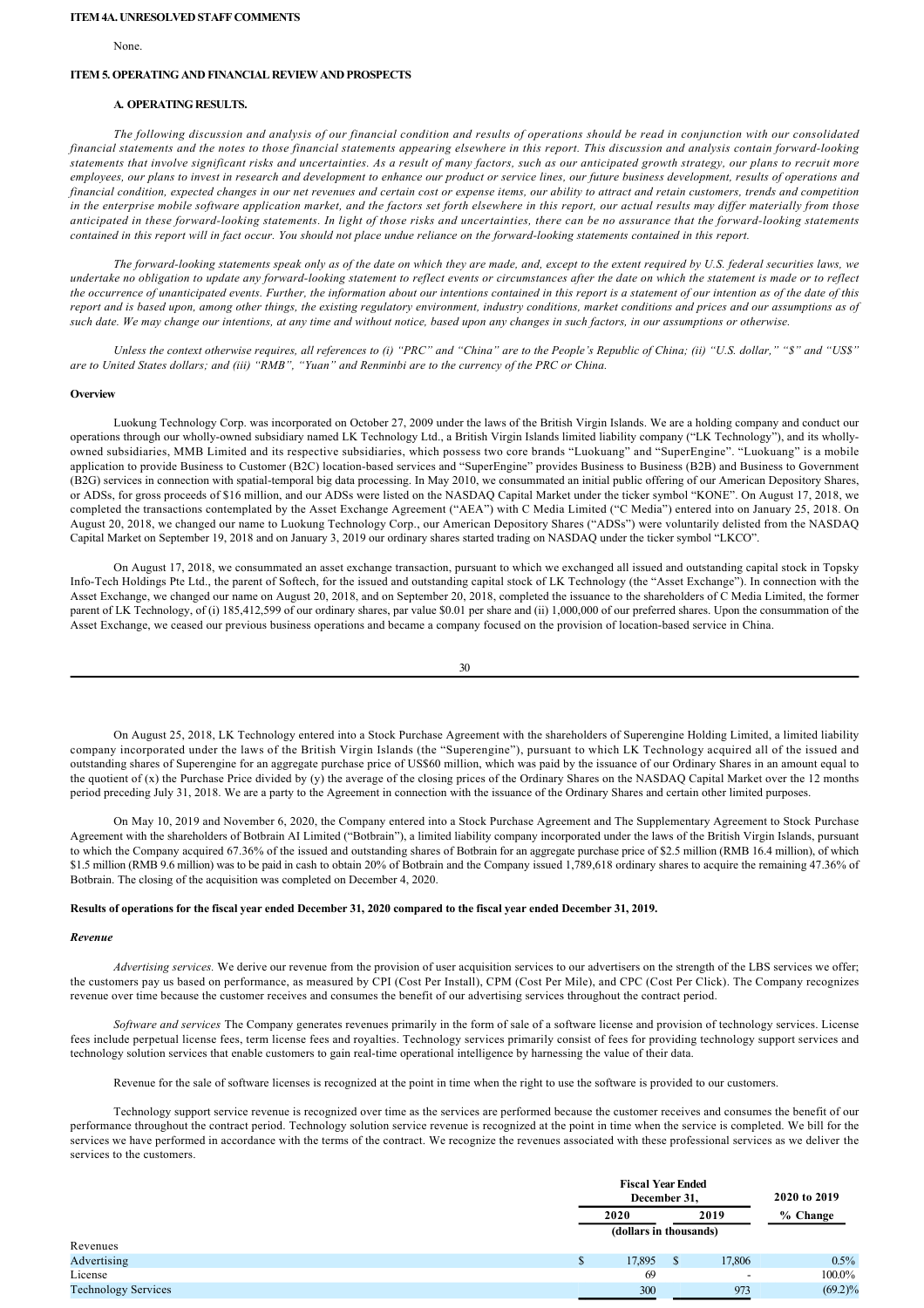## ITEM 4A. UNRESOLVED STAFF COMMENTS

None.

## ITEM 5. OPERATING AND FINANCIAL REVIEW AND PROSPECTS

### A. OPERATING RESULTS.

*The following discussion and analysis of our financial condition and results of operations should be read in conjunction with our consolidated financial statements and the notes to those financial statements appearing elsewhere in this report. This discussion and analysis contain forward-looking statements that involve significant risks and uncertainties. As a result of many factors, such as our anticipated growth strategy, our plans to recruit more employees, our plans to invest in research and development to enhance our product or service lines, our future business development, results of operations and financial condition, expected changes in our net revenues and certain cost or expense items, our ability to attract and retain customers, trends and competition in the enterprise mobile software application market, and the factors set forth elsewhere in this report, our actual results may differ materially from those anticipated in these forward-looking statements. In light of those risks and uncertainties, there can be no assurance that the forward-looking statements contained in this report will in fact occur. You should not place undue reliance on the forward-looking statements contained in this report.*

*The forward-looking statements speak only as of the date on which they are made, and, except to the extent required by U.S. federal securities laws, we undertake no obligation to update any forward-looking statement to reflect events or circumstances after the date on which the statement is made or to reflect the occurrence of unanticipated events. Further, the information about our intentions contained in this report is a statement of our intention as of the date of this report and is based upon, among other things, the existing regulatory environment, industry conditions, market conditions and prices and our assumptions as of such date. We may change our intentions, at any time and without notice, based upon any changes in such factors, in our assumptions or otherwise.*

*Unless the context otherwise requires, all references to (i) "PRC" and "China" are to the People's Republic of China; (ii) "U.S. dollar," "$" and "US$" are to United States dollars; and (iii) "RMB", "Yuan" and Renminbi are to the currency of the PRC or China.*

**Overview**

Luokung Technology Corp. was incorporated on October 27, 2009 under the laws of the British Virgin Islands. We are a holding company and conduct our operations through our wholly-owned subsidiary named LK Technology Ltd., a British Virgin Islands limited liability company ("LK Technology"), and its wholly-owned subsidiaries, MMB Limited and its respective subsidiaries, which possess two core brands "Luokuang" and "SuperEngine". "Luokuang" is a mobile application to provide Business to Customer (B2C) location-based services and "SuperEngine" provides Business to Business (B2B) and Business to Government (B2G) services in connection with spatial-temporal big data processing. In May 2010, we consummated an initial public offering of our American Depository Shares, or ADSs, for gross proceeds of $16 million, and our ADSs were listed on the NASDAQ Capital Market under the ticker symbol "KONE". On August 17, 2018, we completed the transactions contemplated by the Asset Exchange Agreement ("AEA") with C Media Limited ("C Media") entered into on January 25, 2018. On August 20, 2018, we changed our name to Luokung Technology Corp., our American Depository Shares ("ADSs") were voluntarily delisted from the NASDAQ Capital Market on September 19, 2018 and on January 3, 2019 our ordinary shares started trading on NASDAQ under the ticker symbol "LKCO".

On August 17, 2018, we consummated an asset exchange transaction, pursuant to which we exchanged all issued and outstanding capital stock in Topsky Info-Tech Holdings Pte Ltd., the parent of Softech, for the issued and outstanding capital stock of LK Technology (the "Asset Exchange"). In connection with the Asset Exchange, we changed our name on August 20, 2018, and on September 20, 2018, completed the issuance to the shareholders of C Media Limited, the former parent of LK Technology, of (i) 185,412,599 of our ordinary shares, par value $0.01 per share and (ii) 1,000,000 of our preferred shares. Upon the consummation of the Asset Exchange, we ceased our previous business operations and became a company focused on the provision of location-based service in China.

On August 25, 2018, LK Technology entered into a Stock Purchase Agreement with the shareholders of Superengine Holding Limited, a limited liability company incorporated under the laws of the British Virgin Islands (the "Superengine"), pursuant to which LK Technology acquired all of the issued and outstanding shares of Superengine for an aggregate purchase price of US$60 million, which was paid by the issuance of our Ordinary Shares in an amount equal to the quotient of (x) the Purchase Price divided by (y) the average of the closing prices of the Ordinary Shares on the NASDAQ Capital Market over the 12 months period preceding July 31, 2018. We are a party to the Agreement in connection with the issuance of the Ordinary Shares and certain other limited purposes.

On May 10, 2019 and November 6, 2020, the Company entered into a Stock Purchase Agreement and The Supplementary Agreement to Stock Purchase Agreement with the shareholders of Botbrain AI Limited ("Botbrain"), a limited liability company incorporated under the laws of the British Virgin Islands, pursuant to which the Company acquired 67.36% of the issued and outstanding shares of Botbrain for an aggregate purchase price of $2.5 million (RMB 16.4 million), of which $1.5 million (RMB 9.6 million) was to be paid in cash to obtain 20% of Botbrain and the Company issued 1,789,618 ordinary shares to acquire the remaining 47.36% of Botbrain. The closing of the acquisition was completed on December 4, 2020.

**Results of operations for the fiscal year ended December 31, 2020 compared to the fiscal year ended December 31, 2019.**

***Revenue***

*Advertising services.* We derive our revenue from the provision of user acquisition services to our advertisers on the strength of the LBS services we offer; the customers pay us based on performance, as measured by CPI (Cost Per Install), CPM (Cost Per Mile), and CPC (Cost Per Click). The Company recognizes revenue over time because the customer receives and consumes the benefit of our advertising services throughout the contract period.

*Software and services* The Company generates revenues primarily in the form of sale of a software license and provision of technology services. License fees include perpetual license fees, term license fees and royalties. Technology services primarily consist of fees for providing technology support services and technology solution services that enable customers to gain real-time operational intelligence by harnessing the value of their data.

Revenue for the sale of software licenses is recognized at the point in time when the right to use the software is provided to our customers.

Technology support service revenue is recognized over time as the services are performed because the customer receives and consumes the benefit of our performance throughout the contract period. Technology solution service revenue is recognized at the point in time when the service is completed. We bill for the services we have performed in accordance with the terms of the contract. We recognize the revenues associated with these professional services as we deliver the services to the customers.

| | Fiscal Year Ended December 31, | | 2020 to 2019 |
|---|---|---|---|
| | 2020 | 2019 | % Change |
| | (dollars in thousands) | | |
| Revenues | | | |
| Advertising | $ 17,895 | $ 17,806 | 0.5% |
| License | 69 | - | 100.0% |
| Technology Services | 300 | 973 | (69.2)% |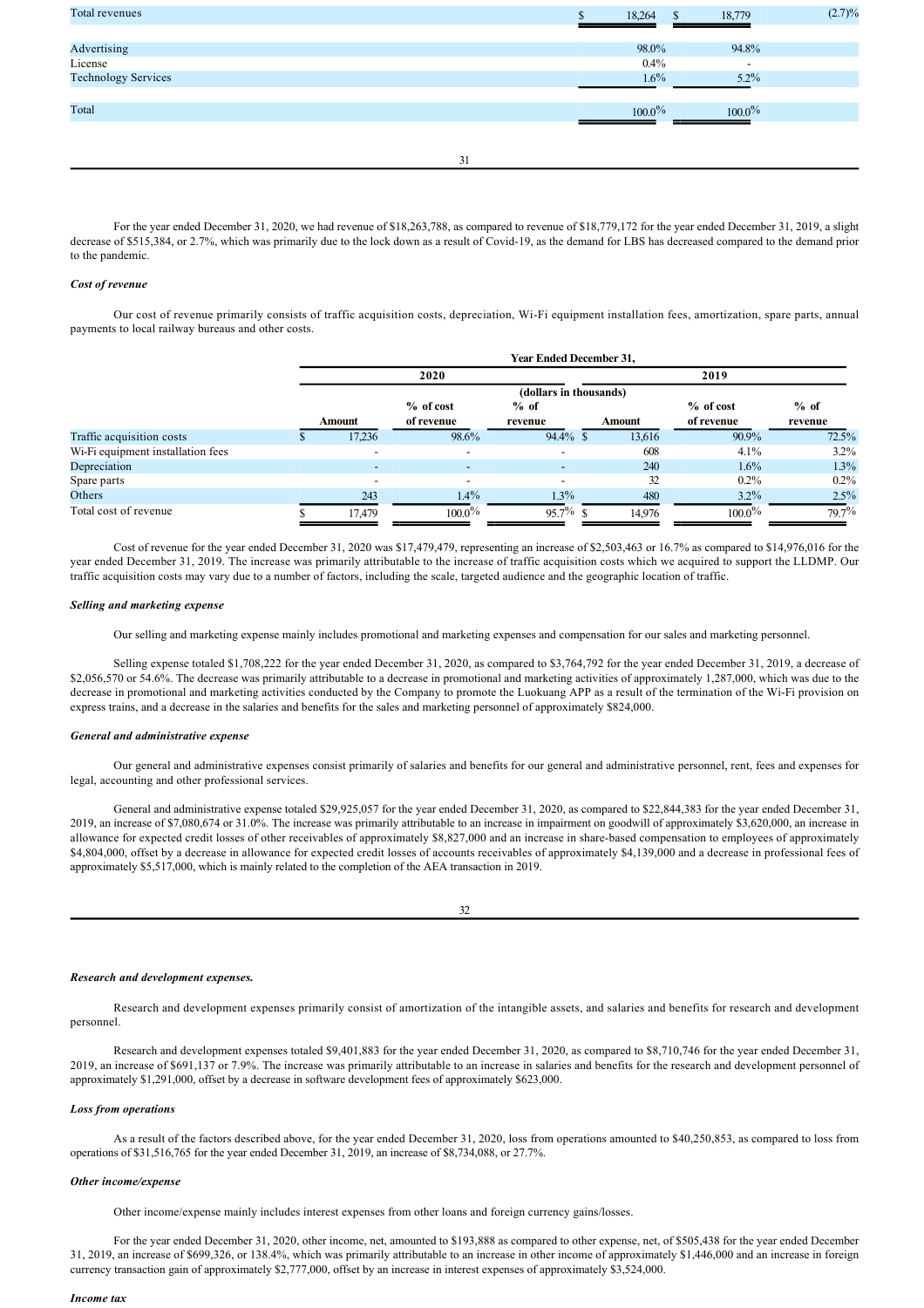| | | | |
|---|---|---|---|
| Total revenues | $ 18,264 | $ 18,779 | (2.7)% |
| | | | |
| Advertising | 98.0% | 94.8% | |
| License | 0.4% | - | |
| Technology Services | 1.6% | 5.2% | |
| | | | |
| Total | 100.0% | 100.0% | |

For the year ended December 31, 2020, we had revenue of $18,263,788, as compared to revenue of $18,779,172 for the year ended December 31, 2019, a slight decrease of $515,384, or 2.7%, which was primarily due to the lock down as a result of Covid-19, as the demand for LBS has decreased compared to the demand prior to the pandemic.

***Cost of revenue***

Our cost of revenue primarily consists of traffic acquisition costs, depreciation, Wi-Fi equipment installation fees, amortization, spare parts, annual payments to local railway bureaus and other costs.

| | Year Ended December 31, | | | | | |
|---|---|---|---|---|---|---|
| | 2020 | | | 2019 | | |
| | (dollars in thousands) | | | | | |
| | Amount | % of cost of revenue | % of revenue | Amount | % of cost of revenue | % of revenue |
| Traffic acquisition costs | $ 17,236 | 98.6% | 94.4% | $ 13,616 | 90.9% | 72.5% |
| Wi-Fi equipment installation fees | - | - | - | 608 | 4.1% | 3.2% |
| Depreciation | - | - | - | 240 | 1.6% | 1.3% |
| Spare parts | - | - | - | 32 | 0.2% | 0.2% |
| Others | 243 | 1.4% | 1.3% | 480 | 3.2% | 2.5% |
| Total cost of revenue | $ 17,479 | 100.0% | 95.7% | $ 14,976 | 100.0% | 79.7% |

Cost of revenue for the year ended December 31, 2020 was $17,479,479, representing an increase of $2,503,463 or 16.7% as compared to $14,976,016 for the year ended December 31, 2019. The increase was primarily attributable to the increase of traffic acquisition costs which we acquired to support the LLDMP. Our traffic acquisition costs may vary due to a number of factors, including the scale, targeted audience and the geographic location of traffic.

***Selling and marketing expense***

Our selling and marketing expense mainly includes promotional and marketing expenses and compensation for our sales and marketing personnel.

Selling expense totaled $1,708,222 for the year ended December 31, 2020, as compared to $3,764,792 for the year ended December 31, 2019, a decrease of $2,056,570 or 54.6%. The decrease was primarily attributable to a decrease in promotional and marketing activities of approximately 1,287,000, which was due to the decrease in promotional and marketing activities conducted by the Company to promote the Luokuang APP as a result of the termination of the Wi-Fi provision on express trains, and a decrease in the salaries and benefits for the sales and marketing personnel of approximately $824,000.

***General and administrative expense***

Our general and administrative expenses consist primarily of salaries and benefits for our general and administrative personnel, rent, fees and expenses for legal, accounting and other professional services.

General and administrative expense totaled $29,925,057 for the year ended December 31, 2020, as compared to $22,844,383 for the year ended December 31, 2019, an increase of $7,080,674 or 31.0%. The increase was primarily attributable to an increase in impairment on goodwill of approximately $3,620,000, an increase in allowance for expected credit losses of other receivables of approximately $8,827,000 and an increase in share-based compensation to employees of approximately $4,804,000, offset by a decrease in allowance for expected credit losses of accounts receivables of approximately $4,139,000 and a decrease in professional fees of approximately $5,517,000, which is mainly related to the completion of the AEA transaction in 2019.

***Research and development expenses.***

Research and development expenses primarily consist of amortization of the intangible assets, and salaries and benefits for research and development personnel.

Research and development expenses totaled $9,401,883 for the year ended December 31, 2020, as compared to $8,710,746 for the year ended December 31, 2019, an increase of $691,137 or 7.9%. The increase was primarily attributable to an increase in salaries and benefits for the research and development personnel of approximately $1,291,000, offset by a decrease in software development fees of approximately $623,000.

***Loss from operations***

As a result of the factors described above, for the year ended December 31, 2020, loss from operations amounted to $40,250,853, as compared to loss from operations of $31,516,765 for the year ended December 31, 2019, an increase of $8,734,088, or 27.7%.

***Other income/expense***

Other income/expense mainly includes interest expenses from other loans and foreign currency gains/losses.

For the year ended December 31, 2020, other income, net, amounted to $193,888 as compared to other expense, net, of $505,438 for the year ended December 31, 2019, an increase of $699,326, or 138.4%, which was primarily attributable to an increase in other income of approximately $1,446,000 and an increase in foreign currency transaction gain of approximately $2,777,000, offset by an increase in interest expenses of approximately $3,524,000.

***Income tax***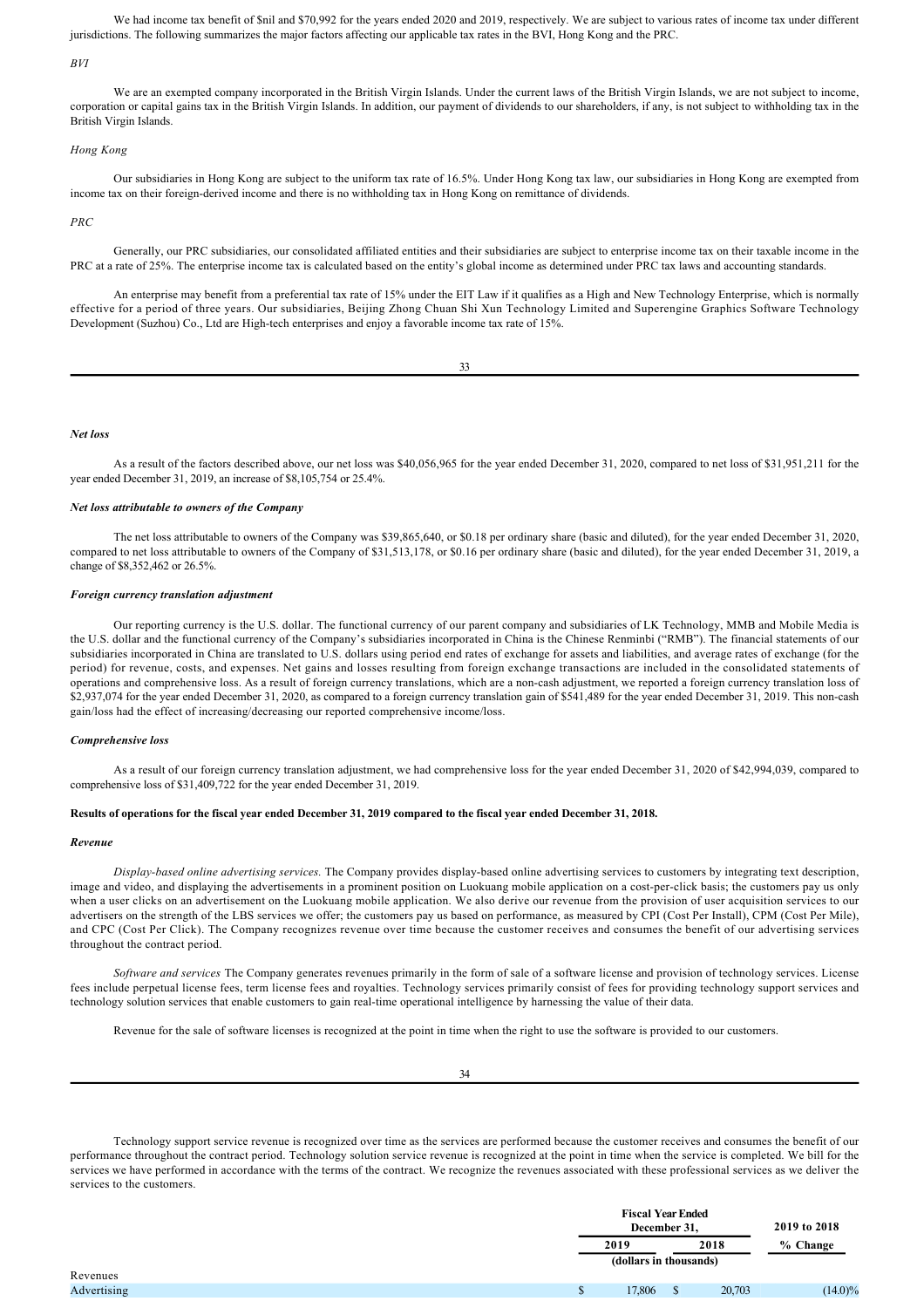We had income tax benefit of $nil and $70,992 for the years ended 2020 and 2019, respectively. We are subject to various rates of income tax under different jurisdictions. The following summarizes the major factors affecting our applicable tax rates in the BVI, Hong Kong and the PRC.

*BVI*

We are an exempted company incorporated in the British Virgin Islands. Under the current laws of the British Virgin Islands, we are not subject to income, corporation or capital gains tax in the British Virgin Islands. In addition, our payment of dividends to our shareholders, if any, is not subject to withholding tax in the British Virgin Islands.

*Hong Kong*

Our subsidiaries in Hong Kong are subject to the uniform tax rate of 16.5%. Under Hong Kong tax law, our subsidiaries in Hong Kong are exempted from income tax on their foreign-derived income and there is no withholding tax in Hong Kong on remittance of dividends.

*PRC*

Generally, our PRC subsidiaries, our consolidated affiliated entities and their subsidiaries are subject to enterprise income tax on their taxable income in the PRC at a rate of 25%. The enterprise income tax is calculated based on the entity's global income as determined under PRC tax laws and accounting standards.

An enterprise may benefit from a preferential tax rate of 15% under the EIT Law if it qualifies as a High and New Technology Enterprise, which is normally effective for a period of three years. Our subsidiaries, Beijing Zhong Chuan Shi Xun Technology Limited and Superengine Graphics Software Technology Development (Suzhou) Co., Ltd are High-tech enterprises and enjoy a favorable income tax rate of 15%.

***Net loss***

As a result of the factors described above, our net loss was $40,056,965 for the year ended December 31, 2020, compared to net loss of $31,951,211 for the year ended December 31, 2019, an increase of $8,105,754 or 25.4%.

***Net loss attributable to owners of the Company***

The net loss attributable to owners of the Company was $39,865,640, or $0.18 per ordinary share (basic and diluted), for the year ended December 31, 2020, compared to net loss attributable to owners of the Company of $31,513,178, or $0.16 per ordinary share (basic and diluted), for the year ended December 31, 2019, a change of $8,352,462 or 26.5%.

***Foreign currency translation adjustment***

Our reporting currency is the U.S. dollar. The functional currency of our parent company and subsidiaries of LK Technology, MMB and Mobile Media is the U.S. dollar and the functional currency of the Company's subsidiaries incorporated in China is the Chinese Renminbi ("RMB"). The financial statements of our subsidiaries incorporated in China are translated to U.S. dollars using period end rates of exchange for assets and liabilities, and average rates of exchange (for the period) for revenue, costs, and expenses. Net gains and losses resulting from foreign exchange transactions are included in the consolidated statements of operations and comprehensive loss. As a result of foreign currency translations, which are a non-cash adjustment, we reported a foreign currency translation loss of $2,937,074 for the year ended December 31, 2020, as compared to a foreign currency translation gain of $541,489 for the year ended December 31, 2019. This non-cash gain/loss had the effect of increasing/decreasing our reported comprehensive income/loss.

***Comprehensive loss***

As a result of our foreign currency translation adjustment, we had comprehensive loss for the year ended December 31, 2020 of $42,994,039, compared to comprehensive loss of $31,409,722 for the year ended December 31, 2019.

**Results of operations for the fiscal year ended December 31, 2019 compared to the fiscal year ended December 31, 2018.**

***Revenue***

*Display-based online advertising services.* The Company provides display-based online advertising services to customers by integrating text description, image and video, and displaying the advertisements in a prominent position on Luokuang mobile application on a cost-per-click basis; the customers pay us only when a user clicks on an advertisement on the Luokuang mobile application. We also derive our revenue from the provision of user acquisition services to our advertisers on the strength of the LBS services we offer; the customers pay us based on performance, as measured by CPI (Cost Per Install), CPM (Cost Per Mile), and CPC (Cost Per Click). The Company recognizes revenue over time because the customer receives and consumes the benefit of our advertising services throughout the contract period.

*Software and services* The Company generates revenues primarily in the form of sale of a software license and provision of technology services. License fees include perpetual license fees, term license fees and royalties. Technology services primarily consist of fees for providing technology support services and technology solution services that enable customers to gain real-time operational intelligence by harnessing the value of their data.

Revenue for the sale of software licenses is recognized at the point in time when the right to use the software is provided to our customers.

Technology support service revenue is recognized over time as the services are performed because the customer receives and consumes the benefit of our performance throughout the contract period. Technology solution service revenue is recognized at the point in time when the service is completed. We bill for the services we have performed in accordance with the terms of the contract. We recognize the revenues associated with these professional services as we deliver the services to the customers.

| | Fiscal Year Ended December 31, | | 2019 to 2018 |
|---|---|---|---|
| | 2019 | 2018 | % Change |
| | (dollars in thousands) | | |
| Revenues | | | |
| Advertising | $ 17,806 | $ 20,703 | (14.0)% |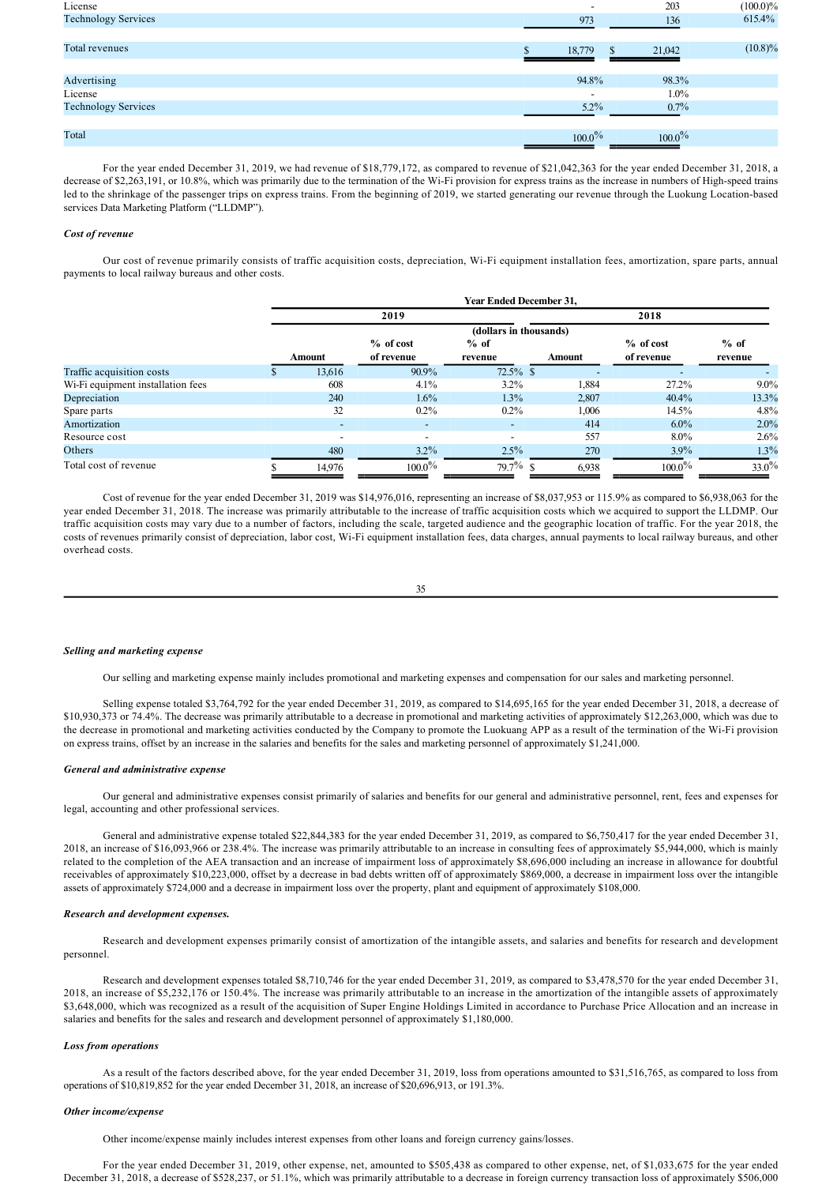| | | 2019 | | 2018 | |
|---|---|---|---|---|---|
| License | | - | | 203 | (100.0)% |
| Technology Services | | 973 | | 136 | 615.4% |
| Total revenues | $ | 18,779 | $ | 21,042 | (10.8)% |
| Advertising | | 94.8% | | 98.3% | |
| License | | - | | 1.0% | |
| Technology Services | | 5.2% | | 0.7% | |
| Total | | 100.0% | | 100.0% | |

For the year ended December 31, 2019, we had revenue of $18,779,172, as compared to revenue of $21,042,363 for the year ended December 31, 2018, a decrease of $2,263,191, or 10.8%, which was primarily due to the termination of the Wi-Fi provision for express trains as the increase in numbers of High-speed trains led to the shrinkage of the passenger trips on express trains. From the beginning of 2019, we started generating our revenue through the Luokung Location-based services Data Marketing Platform ("LLDMP").

***Cost of revenue***

Our cost of revenue primarily consists of traffic acquisition costs, depreciation, Wi-Fi equipment installation fees, amortization, spare parts, annual payments to local railway bureaus and other costs.

| | Year Ended December 31, | | | | | |
|---|---|---|---|---|---|---|
| | 2019 | | | 2018 | | |
| | (dollars in thousands) | | | | | |
| | Amount | % of cost of revenue | % of revenue | Amount | % of cost of revenue | % of revenue |
| Traffic acquisition costs | $ 13,616 | 90.9% | 72.5% | $ - | - | - |
| Wi-Fi equipment installation fees | 608 | 4.1% | 3.2% | 1,884 | 27.2% | 9.0% |
| Depreciation | 240 | 1.6% | 1.3% | 2,807 | 40.4% | 13.3% |
| Spare parts | 32 | 0.2% | 0.2% | 1,006 | 14.5% | 4.8% |
| Amortization | - | - | - | 414 | 6.0% | 2.0% |
| Resource cost | - | - | - | 557 | 8.0% | 2.6% |
| Others | 480 | 3.2% | 2.5% | 270 | 3.9% | 1.3% |
| Total cost of revenue | $ 14,976 | 100.0% | 79.7% | $ 6,938 | 100.0% | 33.0% |

Cost of revenue for the year ended December 31, 2019 was $14,976,016, representing an increase of $8,037,953 or 115.9% as compared to $6,938,063 for the year ended December 31, 2018. The increase was primarily attributable to the increase of traffic acquisition costs which we acquired to support the LLDMP. Our traffic acquisition costs may vary due to a number of factors, including the scale, targeted audience and the geographic location of traffic. For the year 2018, the costs of revenues primarily consist of depreciation, labor cost, Wi-Fi equipment installation fees, data charges, annual payments to local railway bureaus, and other overhead costs.

***Selling and marketing expense***

Our selling and marketing expense mainly includes promotional and marketing expenses and compensation for our sales and marketing personnel.

Selling expense totaled $3,764,792 for the year ended December 31, 2019, as compared to $14,695,165 for the year ended December 31, 2018, a decrease of $10,930,373 or 74.4%. The decrease was primarily attributable to a decrease in promotional and marketing activities of approximately $12,263,000, which was due to the decrease in promotional and marketing activities conducted by the Company to promote the Luokuang APP as a result of the termination of the Wi-Fi provision on express trains, offset by an increase in the salaries and benefits for the sales and marketing personnel of approximately $1,241,000.

***General and administrative expense***

Our general and administrative expenses consist primarily of salaries and benefits for our general and administrative personnel, rent, fees and expenses for legal, accounting and other professional services.

General and administrative expense totaled $22,844,383 for the year ended December 31, 2019, as compared to $6,750,417 for the year ended December 31, 2018, an increase of $16,093,966 or 238.4%. The increase was primarily attributable to an increase in consulting fees of approximately $5,944,000, which is mainly related to the completion of the AEA transaction and an increase of impairment loss of approximately $8,696,000 including an increase in allowance for doubtful receivables of approximately $10,223,000, offset by a decrease in bad debts written off of approximately $869,000, a decrease in impairment loss over the intangible assets of approximately $724,000 and a decrease in impairment loss over the property, plant and equipment of approximately $108,000.

***Research and development expenses.***

Research and development expenses primarily consist of amortization of the intangible assets, and salaries and benefits for research and development personnel.

Research and development expenses totaled $8,710,746 for the year ended December 31, 2019, as compared to $3,478,570 for the year ended December 31, 2018, an increase of $5,232,176 or 150.4%. The increase was primarily attributable to an increase in the amortization of the intangible assets of approximately $3,648,000, which was recognized as a result of the acquisition of Super Engine Holdings Limited in accordance to Purchase Price Allocation and an increase in salaries and benefits for the sales and research and development personnel of approximately $1,180,000.

***Loss from operations***

As a result of the factors described above, for the year ended December 31, 2019, loss from operations amounted to $31,516,765, as compared to loss from operations of $10,819,852 for the year ended December 31, 2018, an increase of $20,696,913, or 191.3%.

***Other income/expense***

Other income/expense mainly includes interest expenses from other loans and foreign currency gains/losses.

For the year ended December 31, 2019, other expense, net, amounted to $505,438 as compared to other expense, net, of $1,033,675 for the year ended December 31, 2018, a decrease of $528,237, or 51.1%, which was primarily attributable to a decrease in foreign currency transaction loss of approximately $506,000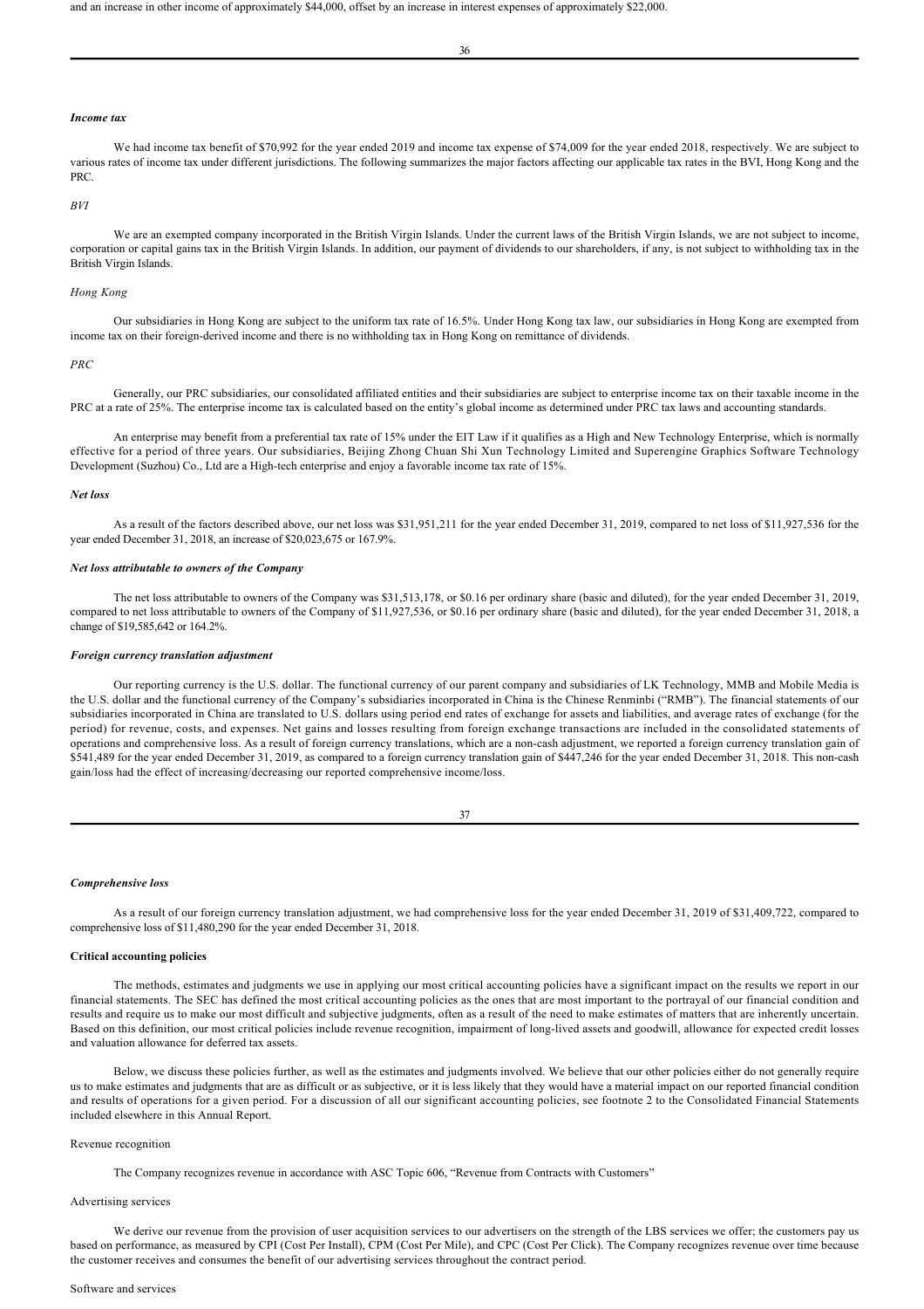and an increase in other income of approximately $44,000, offset by an increase in interest expenses of approximately $22,000.

***Income tax***

We had income tax benefit of $70,992 for the year ended 2019 and income tax expense of $74,009 for the year ended 2018, respectively. We are subject to various rates of income tax under different jurisdictions. The following summarizes the major factors affecting our applicable tax rates in the BVI, Hong Kong and the PRC.

*BVI*

We are an exempted company incorporated in the British Virgin Islands. Under the current laws of the British Virgin Islands, we are not subject to income, corporation or capital gains tax in the British Virgin Islands. In addition, our payment of dividends to our shareholders, if any, is not subject to withholding tax in the British Virgin Islands.

*Hong Kong*

Our subsidiaries in Hong Kong are subject to the uniform tax rate of 16.5%. Under Hong Kong tax law, our subsidiaries in Hong Kong are exempted from income tax on their foreign-derived income and there is no withholding tax in Hong Kong on remittance of dividends.

*PRC*

Generally, our PRC subsidiaries, our consolidated affiliated entities and their subsidiaries are subject to enterprise income tax on their taxable income in the PRC at a rate of 25%. The enterprise income tax is calculated based on the entity's global income as determined under PRC tax laws and accounting standards.

An enterprise may benefit from a preferential tax rate of 15% under the EIT Law if it qualifies as a High and New Technology Enterprise, which is normally effective for a period of three years. Our subsidiaries, Beijing Zhong Chuan Shi Xun Technology Limited and Superengine Graphics Software Technology Development (Suzhou) Co., Ltd are a High-tech enterprise and enjoy a favorable income tax rate of 15%.

***Net loss***

As a result of the factors described above, our net loss was $31,951,211 for the year ended December 31, 2019, compared to net loss of $11,927,536 for the year ended December 31, 2018, an increase of $20,023,675 or 167.9%.

***Net loss attributable to owners of the Company***

The net loss attributable to owners of the Company was $31,513,178, or $0.16 per ordinary share (basic and diluted), for the year ended December 31, 2019, compared to net loss attributable to owners of the Company of $11,927,536, or $0.16 per ordinary share (basic and diluted), for the year ended December 31, 2018, a change of $19,585,642 or 164.2%.

***Foreign currency translation adjustment***

Our reporting currency is the U.S. dollar. The functional currency of our parent company and subsidiaries of LK Technology, MMB and Mobile Media is the U.S. dollar and the functional currency of the Company's subsidiaries incorporated in China is the Chinese Renminbi ("RMB"). The financial statements of our subsidiaries incorporated in China are translated to U.S. dollars using period end rates of exchange for assets and liabilities, and average rates of exchange (for the period) for revenue, costs, and expenses. Net gains and losses resulting from foreign exchange transactions are included in the consolidated statements of operations and comprehensive loss. As a result of foreign currency translations, which are a non-cash adjustment, we reported a foreign currency translation gain of $541,489 for the year ended December 31, 2019, as compared to a foreign currency translation gain of $447,246 for the year ended December 31, 2018. This non-cash gain/loss had the effect of increasing/decreasing our reported comprehensive income/loss.

***Comprehensive loss***

As a result of our foreign currency translation adjustment, we had comprehensive loss for the year ended December 31, 2019 of $31,409,722, compared to comprehensive loss of $11,480,290 for the year ended December 31, 2018.

**Critical accounting policies**

The methods, estimates and judgments we use in applying our most critical accounting policies have a significant impact on the results we report in our financial statements. The SEC has defined the most critical accounting policies as the ones that are most important to the portrayal of our financial condition and results and require us to make our most difficult and subjective judgments, often as a result of the need to make estimates of matters that are inherently uncertain. Based on this definition, our most critical policies include revenue recognition, impairment of long-lived assets and goodwill, allowance for expected credit losses and valuation allowance for deferred tax assets.

Below, we discuss these policies further, as well as the estimates and judgments involved. We believe that our other policies either do not generally require us to make estimates and judgments that are as difficult or as subjective, or it is less likely that they would have a material impact on our reported financial condition and results of operations for a given period. For a discussion of all our significant accounting policies, see footnote 2 to the Consolidated Financial Statements included elsewhere in this Annual Report.

Revenue recognition

The Company recognizes revenue in accordance with ASC Topic 606, "Revenue from Contracts with Customers"

Advertising services

We derive our revenue from the provision of user acquisition services to our advertisers on the strength of the LBS services we offer; the customers pay us based on performance, as measured by CPI (Cost Per Install), CPM (Cost Per Mile), and CPC (Cost Per Click). The Company recognizes revenue over time because the customer receives and consumes the benefit of our advertising services throughout the contract period.

Software and services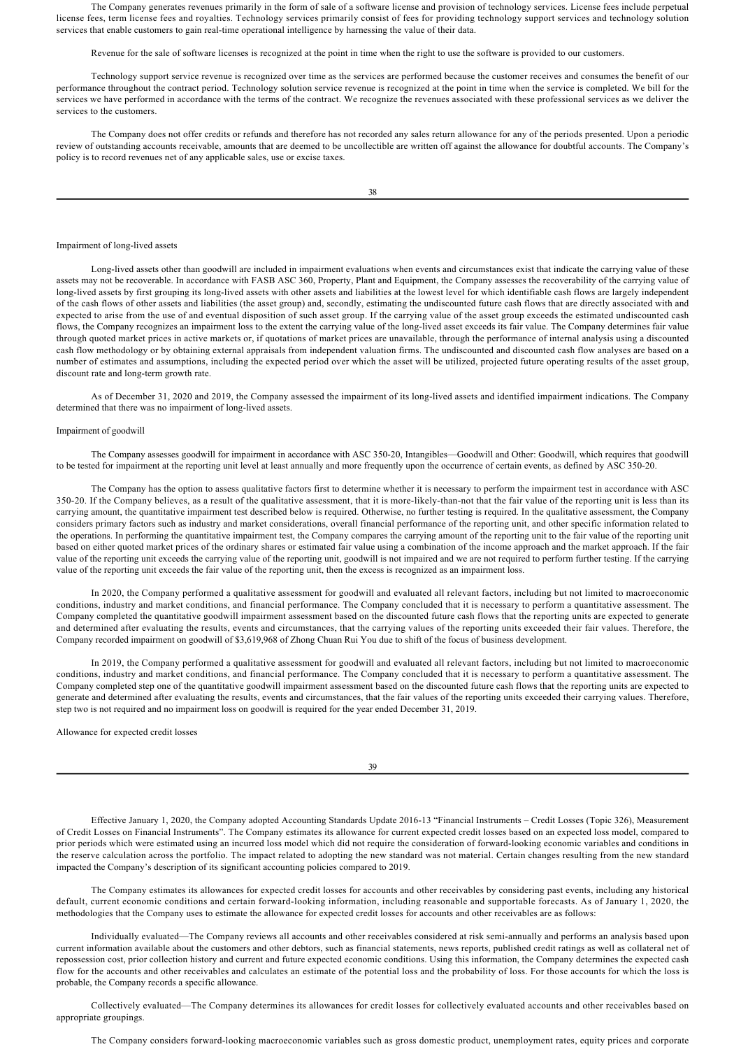The Company generates revenues primarily in the form of sale of a software license and provision of technology services. License fees include perpetual license fees, term license fees and royalties. Technology services primarily consist of fees for providing technology support services and technology solution services that enable customers to gain real-time operational intelligence by harnessing the value of their data.

Revenue for the sale of software licenses is recognized at the point in time when the right to use the software is provided to our customers.

Technology support service revenue is recognized over time as the services are performed because the customer receives and consumes the benefit of our performance throughout the contract period. Technology solution service revenue is recognized at the point in time when the service is completed. We bill for the services we have performed in accordance with the terms of the contract. We recognize the revenues associated with these professional services as we deliver the services to the customers.

The Company does not offer credits or refunds and therefore has not recorded any sales return allowance for any of the periods presented. Upon a periodic review of outstanding accounts receivable, amounts that are deemed to be uncollectible are written off against the allowance for doubtful accounts. The Company's policy is to record revenues net of any applicable sales, use or excise taxes.

Impairment of long-lived assets

Long-lived assets other than goodwill are included in impairment evaluations when events and circumstances exist that indicate the carrying value of these assets may not be recoverable. In accordance with FASB ASC 360, Property, Plant and Equipment, the Company assesses the recoverability of the carrying value of long-lived assets by first grouping its long-lived assets with other assets and liabilities at the lowest level for which identifiable cash flows are largely independent of the cash flows of other assets and liabilities (the asset group) and, secondly, estimating the undiscounted future cash flows that are directly associated with and expected to arise from the use of and eventual disposition of such asset group. If the carrying value of the asset group exceeds the estimated undiscounted cash flows, the Company recognizes an impairment loss to the extent the carrying value of the long-lived asset exceeds its fair value. The Company determines fair value through quoted market prices in active markets or, if quotations of market prices are unavailable, through the performance of internal analysis using a discounted cash flow methodology or by obtaining external appraisals from independent valuation firms. The undiscounted and discounted cash flow analyses are based on a number of estimates and assumptions, including the expected period over which the asset will be utilized, projected future operating results of the asset group, discount rate and long-term growth rate.

As of December 31, 2020 and 2019, the Company assessed the impairment of its long-lived assets and identified impairment indications. The Company determined that there was no impairment of long-lived assets.

Impairment of goodwill

The Company assesses goodwill for impairment in accordance with ASC 350-20, Intangibles—Goodwill and Other: Goodwill, which requires that goodwill to be tested for impairment at the reporting unit level at least annually and more frequently upon the occurrence of certain events, as defined by ASC 350-20.

The Company has the option to assess qualitative factors first to determine whether it is necessary to perform the impairment test in accordance with ASC 350-20. If the Company believes, as a result of the qualitative assessment, that it is more-likely-than-not that the fair value of the reporting unit is less than its carrying amount, the quantitative impairment test described below is required. Otherwise, no further testing is required. In the qualitative assessment, the Company considers primary factors such as industry and market considerations, overall financial performance of the reporting unit, and other specific information related to the operations. In performing the quantitative impairment test, the Company compares the carrying amount of the reporting unit to the fair value of the reporting unit based on either quoted market prices of the ordinary shares or estimated fair value using a combination of the income approach and the market approach. If the fair value of the reporting unit exceeds the carrying value of the reporting unit, goodwill is not impaired and we are not required to perform further testing. If the carrying value of the reporting unit exceeds the fair value of the reporting unit, then the excess is recognized as an impairment loss.

In 2020, the Company performed a qualitative assessment for goodwill and evaluated all relevant factors, including but not limited to macroeconomic conditions, industry and market conditions, and financial performance. The Company concluded that it is necessary to perform a quantitative assessment. The Company completed the quantitative goodwill impairment assessment based on the discounted future cash flows that the reporting units are expected to generate and determined after evaluating the results, events and circumstances, that the carrying values of the reporting units exceeded their fair values. Therefore, the Company recorded impairment on goodwill of $3,619,968 of Zhong Chuan Rui You due to shift of the focus of business development.

In 2019, the Company performed a qualitative assessment for goodwill and evaluated all relevant factors, including but not limited to macroeconomic conditions, industry and market conditions, and financial performance. The Company concluded that it is necessary to perform a quantitative assessment. The Company completed step one of the quantitative goodwill impairment assessment based on the discounted future cash flows that the reporting units are expected to generate and determined after evaluating the results, events and circumstances, that the fair values of the reporting units exceeded their carrying values. Therefore, step two is not required and no impairment loss on goodwill is required for the year ended December 31, 2019.

Allowance for expected credit losses

Effective January 1, 2020, the Company adopted Accounting Standards Update 2016-13 "Financial Instruments – Credit Losses (Topic 326), Measurement of Credit Losses on Financial Instruments". The Company estimates its allowance for current expected credit losses based on an expected loss model, compared to prior periods which were estimated using an incurred loss model which did not require the consideration of forward-looking economic variables and conditions in the reserve calculation across the portfolio. The impact related to adopting the new standard was not material. Certain changes resulting from the new standard impacted the Company's description of its significant accounting policies compared to 2019.

The Company estimates its allowances for expected credit losses for accounts and other receivables by considering past events, including any historical default, current economic conditions and certain forward-looking information, including reasonable and supportable forecasts. As of January 1, 2020, the methodologies that the Company uses to estimate the allowance for expected credit losses for accounts and other receivables are as follows:

Individually evaluated—The Company reviews all accounts and other receivables considered at risk semi-annually and performs an analysis based upon current information available about the customers and other debtors, such as financial statements, news reports, published credit ratings as well as collateral net of repossession cost, prior collection history and current and future expected economic conditions. Using this information, the Company determines the expected cash flow for the accounts and other receivables and calculates an estimate of the potential loss and the probability of loss. For those accounts for which the loss is probable, the Company records a specific allowance.

Collectively evaluated—The Company determines its allowances for credit losses for collectively evaluated accounts and other receivables based on appropriate groupings.

The Company considers forward-looking macroeconomic variables such as gross domestic product, unemployment rates, equity prices and corporate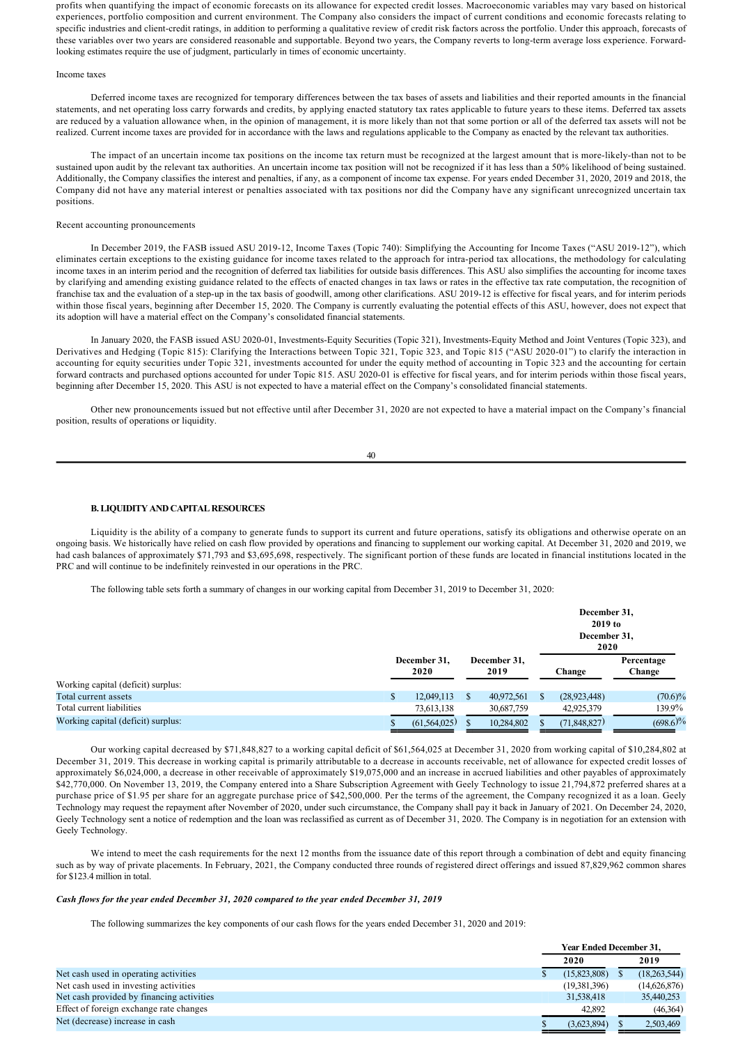profits when quantifying the impact of economic forecasts on its allowance for expected credit losses. Macroeconomic variables may vary based on historical experiences, portfolio composition and current environment. The Company also considers the impact of current conditions and economic forecasts relating to specific industries and client-credit ratings, in addition to performing a qualitative review of credit risk factors across the portfolio. Under this approach, forecasts of these variables over two years are considered reasonable and supportable. Beyond two years, the Company reverts to long-term average loss experience. Forward-looking estimates require the use of judgment, particularly in times of economic uncertainty.

Income taxes

Deferred income taxes are recognized for temporary differences between the tax bases of assets and liabilities and their reported amounts in the financial statements, and net operating loss carry forwards and credits, by applying enacted statutory tax rates applicable to future years to these items. Deferred tax assets are reduced by a valuation allowance when, in the opinion of management, it is more likely than not that some portion or all of the deferred tax assets will not be realized. Current income taxes are provided for in accordance with the laws and regulations applicable to the Company as enacted by the relevant tax authorities.

The impact of an uncertain income tax positions on the income tax return must be recognized at the largest amount that is more-likely-than not to be sustained upon audit by the relevant tax authorities. An uncertain income tax position will not be recognized if it has less than a 50% likelihood of being sustained. Additionally, the Company classifies the interest and penalties, if any, as a component of income tax expense. For years ended December 31, 2020, 2019 and 2018, the Company did not have any material interest or penalties associated with tax positions nor did the Company have any significant unrecognized uncertain tax positions.

Recent accounting pronouncements

In December 2019, the FASB issued ASU 2019-12, Income Taxes (Topic 740): Simplifying the Accounting for Income Taxes ("ASU 2019-12"), which eliminates certain exceptions to the existing guidance for income taxes related to the approach for intra-period tax allocations, the methodology for calculating income taxes in an interim period and the recognition of deferred tax liabilities for outside basis differences. This ASU also simplifies the accounting for income taxes by clarifying and amending existing guidance related to the effects of enacted changes in tax laws or rates in the effective tax rate computation, the recognition of franchise tax and the evaluation of a step-up in the tax basis of goodwill, among other clarifications. ASU 2019-12 is effective for fiscal years, and for interim periods within those fiscal years, beginning after December 15, 2020. The Company is currently evaluating the potential effects of this ASU, however, does not expect that its adoption will have a material effect on the Company's consolidated financial statements.

In January 2020, the FASB issued ASU 2020-01, Investments-Equity Securities (Topic 321), Investments-Equity Method and Joint Ventures (Topic 323), and Derivatives and Hedging (Topic 815): Clarifying the Interactions between Topic 321, Topic 323, and Topic 815 ("ASU 2020-01") to clarify the interaction in accounting for equity securities under Topic 321, investments accounted for under the equity method of accounting in Topic 323 and the accounting for certain forward contracts and purchased options accounted for under Topic 815. ASU 2020-01 is effective for fiscal years, and for interim periods within those fiscal years, beginning after December 15, 2020. This ASU is not expected to have a material effect on the Company's consolidated financial statements.

Other new pronouncements issued but not effective until after December 31, 2020 are not expected to have a material impact on the Company's financial position, results of operations or liquidity.

**B. LIQUIDITY AND CAPITAL RESOURCES**

Liquidity is the ability of a company to generate funds to support its current and future operations, satisfy its obligations and otherwise operate on an ongoing basis. We historically have relied on cash flow provided by operations and financing to supplement our working capital. At December 31, 2020 and 2019, we had cash balances of approximately $71,793 and $3,695,698, respectively. The significant portion of these funds are located in financial institutions located in the PRC and will continue to be indefinitely reinvested in our operations in the PRC.

The following table sets forth a summary of changes in our working capital from December 31, 2019 to December 31, 2020:

| | December 31, 2020 | December 31, 2019 | December 31, 2019 to December 31, 2020 Change | Percentage Change |
|---|---|---|---|---|
| Working capital (deficit) surplus: | | | | |
| Total current assets | $ 12,049,113 | $ 40,972,561 | $ (28,923,448) | (70.6)% |
| Total current liabilities | 73,613,138 | 30,687,759 | 42,925,379 | 139.9% |
| Working capital (deficit) surplus: | $ (61,564,025) | $ 10,284,802 | $ (71,848,827) | (698.6)% |

Our working capital decreased by $71,848,827 to a working capital deficit of $61,564,025 at December 31, 2020 from working capital of $10,284,802 at December 31, 2019. This decrease in working capital is primarily attributable to a decrease in accounts receivable, net of allowance for expected credit losses of approximately $6,024,000, a decrease in other receivable of approximately $19,075,000 and an increase in accrued liabilities and other payables of approximately $42,770,000. On November 13, 2019, the Company entered into a Share Subscription Agreement with Geely Technology to issue 21,794,872 preferred shares at a purchase price of $1.95 per share for an aggregate purchase price of $42,500,000. Per the terms of the agreement, the Company recognized it as a loan. Geely Technology may request the repayment after November of 2020, under such circumstance, the Company shall pay it back in January of 2021. On December 24, 2020, Geely Technology sent a notice of redemption and the loan was reclassified as current as of December 31, 2020. The Company is in negotiation for an extension with Geely Technology.

We intend to meet the cash requirements for the next 12 months from the issuance date of this report through a combination of debt and equity financing such as by way of private placements. In February, 2021, the Company conducted three rounds of registered direct offerings and issued 87,829,962 common shares for $123.4 million in total.

***Cash flows for the year ended December 31, 2020 compared to the year ended December 31, 2019***

The following summarizes the key components of our cash flows for the years ended December 31, 2020 and 2019:

| | Year Ended December 31, 2020 | Year Ended December 31, 2019 |
|---|---|---|
| Net cash used in operating activities | $ (15,823,808) | $ (18,263,544) |
| Net cash used in investing activities | (19,381,396) | (14,626,876) |
| Net cash provided by financing activities | 31,538,418 | 35,440,253 |
| Effect of foreign exchange rate changes | 42,892 | (46,364) |
| Net (decrease) increase in cash | $ (3,623,894) | $ 2,503,469 |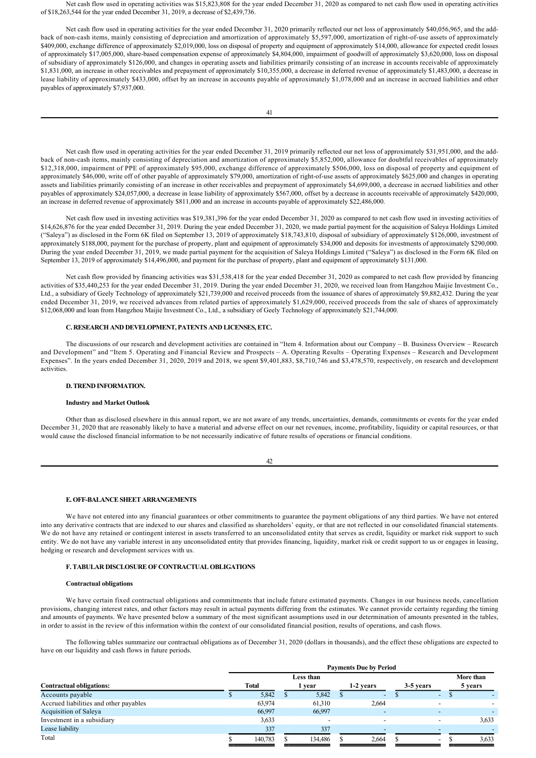Net cash flow used in operating activities was $15,823,808 for the year ended December 31, 2020 as compared to net cash flow used in operating activities of $18,263,544 for the year ended December 31, 2019, a decrease of $2,439,736.

Net cash flow used in operating activities for the year ended December 31, 2020 primarily reflected our net loss of approximately $40,056,965, and the add-back of non-cash items, mainly consisting of depreciation and amortization of approximately $5,597,000, amortization of right-of-use assets of approximately $409,000, exchange difference of approximately $2,019,000, loss on disposal of property and equipment of approximately $14,000, allowance for expected credit losses of approximately $17,005,000, share-based compensation expense of approximately $4,804,000, impairment of goodwill of approximately $3,620,000, loss on disposal of subsidiary of approximately $126,000, and changes in operating assets and liabilities primarily consisting of an increase in accounts receivable of approximately $1,831,000, an increase in other receivables and prepayment of approximately $10,355,000, a decrease in deferred revenue of approximately $1,483,000, a decrease in lease liability of approximately $433,000, offset by an increase in accounts payable of approximately $1,078,000 and an increase in accrued liabilities and other payables of approximately $7,937,000.

Net cash flow used in operating activities for the year ended December 31, 2019 primarily reflected our net loss of approximately $31,951,000, and the add-back of non-cash items, mainly consisting of depreciation and amortization of approximately $5,852,000, allowance for doubtful receivables of approximately $12,318,000, impairment of PPE of approximately $95,000, exchange difference of approximately $506,000, loss on disposal of property and equipment of approximately $46,000, write off of other payable of approximately $79,000, amortization of right-of-use assets of approximately $625,000 and changes in operating assets and liabilities primarily consisting of an increase in other receivables and prepayment of approximately $4,699,000, a decrease in accrued liabilities and other payables of approximately $24,057,000, a decrease in lease liability of approximately $567,000, offset by a decrease in accounts receivable of approximately $420,000, an increase in deferred revenue of approximately $811,000 and an increase in accounts payable of approximately $22,486,000.

Net cash flow used in investing activities was $19,381,396 for the year ended December 31, 2020 as compared to net cash flow used in investing activities of $14,626,876 for the year ended December 31, 2019. During the year ended December 31, 2020, we made partial payment for the acquisition of Saleya Holdings Limited ("Saleya") as disclosed in the Form 6K filed on September 13, 2019 of approximately $18,743,810, disposal of subsidiary of approximately $126,000, investment of approximately $188,000, payment for the purchase of property, plant and equipment of approximately $34,000 and deposits for investments of approximately $290,000. During the year ended December 31, 2019, we made partial payment for the acquisition of Saleya Holdings Limited ("Saleya") as disclosed in the Form 6K filed on September 13, 2019 of approximately $14,496,000, and payment for the purchase of property, plant and equipment of approximately $131,000.

Net cash flow provided by financing activities was $31,538,418 for the year ended December 31, 2020 as compared to net cash flow provided by financing activities of $35,440,253 for the year ended December 31, 2019. During the year ended December 31, 2020, we received loan from Hangzhou Maijie Investment Co., Ltd., a subsidiary of Geely Technology of approximately $21,739,000 and received proceeds from the issuance of shares of approximately $9,882,432. During the year ended December 31, 2019, we received advances from related parties of approximately $1,629,000, received proceeds from the sale of shares of approximately $12,068,000 and loan from Hangzhou Maijie Investment Co., Ltd., a subsidiary of Geely Technology of approximately $21,744,000.

### C. RESEARCH AND DEVELOPMENT, PATENTS AND LICENSES, ETC.

The discussions of our research and development activities are contained in "Item 4. Information about our Company – B. Business Overview – Research and Development" and "Item 5. Operating and Financial Review and Prospects – A. Operating Results – Operating Expenses – Research and Development Expenses". In the years ended December 31, 2020, 2019 and 2018, we spent $9,401,883, $8,710,746 and $3,478,570, respectively, on research and development activities.

### D. TREND INFORMATION.

**Industry and Market Outlook**

Other than as disclosed elsewhere in this annual report, we are not aware of any trends, uncertainties, demands, commitments or events for the year ended December 31, 2020 that are reasonably likely to have a material and adverse effect on our net revenues, income, profitability, liquidity or capital resources, or that would cause the disclosed financial information to be not necessarily indicative of future results of operations or financial conditions.

### E. OFF-BALANCE SHEET ARRANGEMENTS

We have not entered into any financial guarantees or other commitments to guarantee the payment obligations of any third parties. We have not entered into any derivative contracts that are indexed to our shares and classified as shareholders' equity, or that are not reflected in our consolidated financial statements. We do not have any retained or contingent interest in assets transferred to an unconsolidated entity that serves as credit, liquidity or market risk support to such entity. We do not have any variable interest in any unconsolidated entity that provides financing, liquidity, market risk or credit support to us or engages in leasing, hedging or research and development services with us.

### F. TABULAR DISCLOSURE OF CONTRACTUAL OBLIGATIONS

**Contractual obligations**

We have certain fixed contractual obligations and commitments that include future estimated payments. Changes in our business needs, cancellation provisions, changing interest rates, and other factors may result in actual payments differing from the estimates. We cannot provide certainty regarding the timing and amounts of payments. We have presented below a summary of the most significant assumptions used in our determination of amounts presented in the tables, in order to assist in the review of this information within the context of our consolidated financial position, results of operations, and cash flows.

The following tables summarize our contractual obligations as of December 31, 2020 (dollars in thousands), and the effect these obligations are expected to have on our liquidity and cash flows in future periods.

| | Payments Due by Period | | | | |
|---|---|---|---|---|---|
| **Contractual obligations:** | **Total** | **Less than 1 year** | **1-2 years** | **3-5 years** | **More than 5 years** |
| Accounts payable | $ 5,842 | $ 5,842 | $ - | $ - | $ - |
| Accrued liabilities and other payables | 63,974 | 61,310 | 2,664 | - | - |
| Acquisition of Saleya | 66,997 | 66,997 | - | - | - |
| Investment in a subsidiary | 3,633 | - | - | - | 3,633 |
| Lease liability | 337 | 337 | - | - | - |
| Total | $ 140,783 | $ 134,486 | $ 2,664 | $ - | $ 3,633 |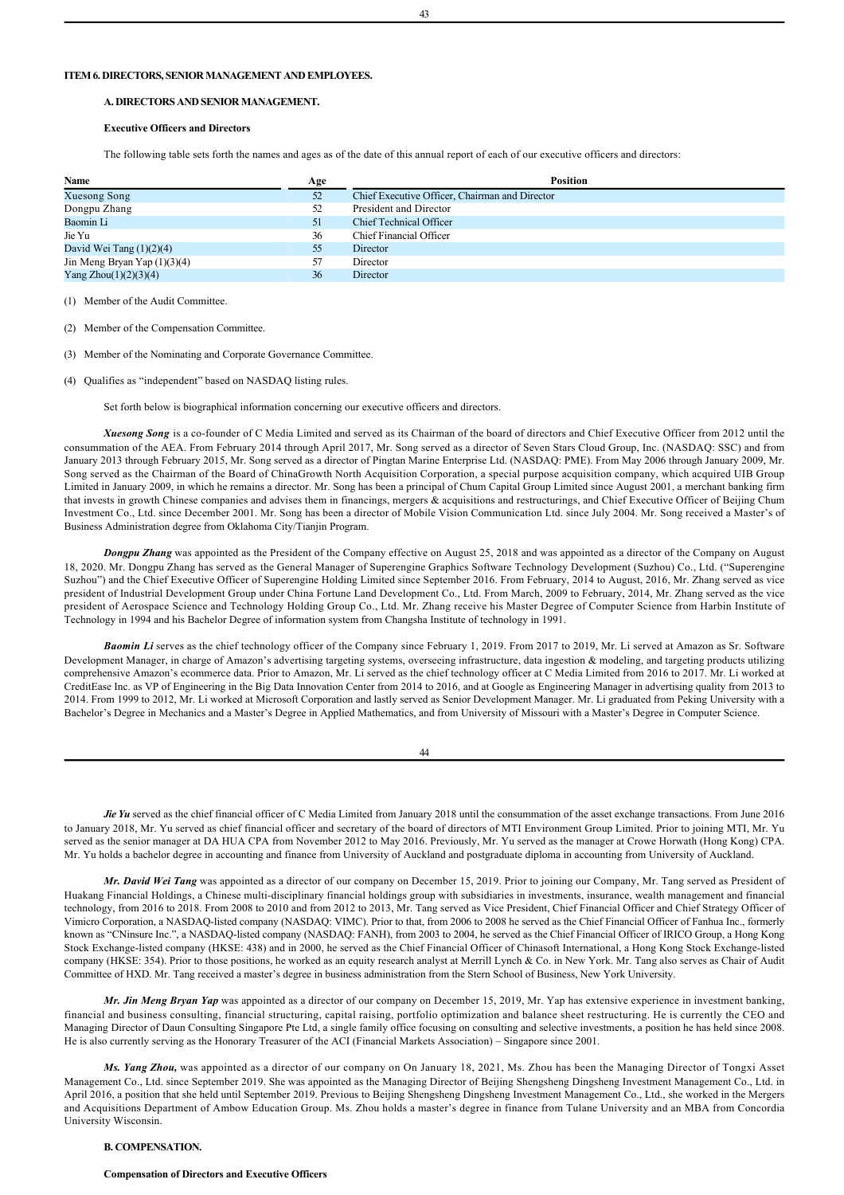## ITEM 6. DIRECTORS, SENIOR MANAGEMENT AND EMPLOYEES.

### A. DIRECTORS AND SENIOR MANAGEMENT.

#### Executive Officers and Directors

The following table sets forth the names and ages as of the date of this annual report of each of our executive officers and directors:

| Name | Age | Position |
|---|---|---|
| Xuesong Song | 52 | Chief Executive Officer, Chairman and Director |
| Dongpu Zhang | 52 | President and Director |
| Baomin Li | 51 | Chief Technical Officer |
| Jie Yu | 36 | Chief Financial Officer |
| David Wei Tang (1)(2)(4) | 55 | Director |
| Jin Meng Bryan Yap (1)(3)(4) | 57 | Director |
| Yang Zhou(1)(2)(3)(4) | 36 | Director |

(1) Member of the Audit Committee.

(2) Member of the Compensation Committee.

(3) Member of the Nominating and Corporate Governance Committee.

(4) Qualifies as "independent" based on NASDAQ listing rules.

Set forth below is biographical information concerning our executive officers and directors.

***Xuesong Song*** is a co-founder of C Media Limited and served as its Chairman of the board of directors and Chief Executive Officer from 2012 until the consummation of the AEA. From February 2014 through April 2017, Mr. Song served as a director of Seven Stars Cloud Group, Inc. (NASDAQ: SSC) and from January 2013 through February 2015, Mr. Song served as a director of Pingtan Marine Enterprise Ltd. (NASDAQ: PME). From May 2006 through January 2009, Mr. Song served as the Chairman of the Board of ChinaGrowth North Acquisition Corporation, a special purpose acquisition company, which acquired UIB Group Limited in January 2009, in which he remains a director. Mr. Song has been a principal of Chum Capital Group Limited since August 2001, a merchant banking firm that invests in growth Chinese companies and advises them in financings, mergers & acquisitions and restructurings, and Chief Executive Officer of Beijing Chum Investment Co., Ltd. since December 2001. Mr. Song has been a director of Mobile Vision Communication Ltd. since July 2004. Mr. Song received a Master's of Business Administration degree from Oklahoma City/Tianjin Program.

***Dongpu Zhang*** was appointed as the President of the Company effective on August 25, 2018 and was appointed as a director of the Company on August 18, 2020. Mr. Dongpu Zhang has served as the General Manager of Superengine Graphics Software Technology Development (Suzhou) Co., Ltd. ("Superengine Suzhou") and the Chief Executive Officer of Superengine Holding Limited since September 2016. From February, 2014 to August, 2016, Mr. Zhang served as vice president of Industrial Development Group under China Fortune Land Development Co., Ltd. From March, 2009 to February, 2014, Mr. Zhang served as the vice president of Aerospace Science and Technology Holding Group Co., Ltd. Mr. Zhang receive his Master Degree of Computer Science from Harbin Institute of Technology in 1994 and his Bachelor Degree of information system from Changsha Institute of technology in 1991.

***Baomin Li*** serves as the chief technology officer of the Company since February 1, 2019. From 2017 to 2019, Mr. Li served at Amazon as Sr. Software Development Manager, in charge of Amazon's advertising targeting systems, overseeing infrastructure, data ingestion & modeling, and targeting products utilizing comprehensive Amazon's ecommerce data. Prior to Amazon, Mr. Li served as the chief technology officer at C Media Limited from 2016 to 2017. Mr. Li worked at CreditEase Inc. as VP of Engineering in the Big Data Innovation Center from 2014 to 2016, and at Google as Engineering Manager in advertising quality from 2013 to 2014. From 1999 to 2012, Mr. Li worked at Microsoft Corporation and lastly served as Senior Development Manager. Mr. Li graduated from Peking University with a Bachelor's Degree in Mechanics and a Master's Degree in Applied Mathematics, and from University of Missouri with a Master's Degree in Computer Science.

***Jie Yu*** served as the chief financial officer of C Media Limited from January 2018 until the consummation of the asset exchange transactions. From June 2016 to January 2018, Mr. Yu served as chief financial officer and secretary of the board of directors of MTI Environment Group Limited. Prior to joining MTI, Mr. Yu served as the senior manager at DA HUA CPA from November 2012 to May 2016. Previously, Mr. Yu served as the manager at Crowe Horwath (Hong Kong) CPA. Mr. Yu holds a bachelor degree in accounting and finance from University of Auckland and postgraduate diploma in accounting from University of Auckland.

***Mr. David Wei Tang*** was appointed as a director of our company on December 15, 2019. Prior to joining our Company, Mr. Tang served as President of Huakang Financial Holdings, a Chinese multi-disciplinary financial holdings group with subsidiaries in investments, insurance, wealth management and financial technology, from 2016 to 2018. From 2008 to 2010 and from 2012 to 2013, Mr. Tang served as Vice President, Chief Financial Officer and Chief Strategy Officer of Vimicro Corporation, a NASDAQ-listed company (NASDAQ: VIMC). Prior to that, from 2006 to 2008 he served as the Chief Financial Officer of Fanhua Inc., formerly known as "CNinsure Inc.", a NASDAQ-listed company (NASDAQ: FANH), from 2003 to 2004, he served as the Chief Financial Officer of IRICO Group, a Hong Kong Stock Exchange-listed company (HKSE: 438) and in 2000, he served as the Chief Financial Officer of Chinasoft International, a Hong Kong Stock Exchange-listed company (HKSE: 354). Prior to those positions, he worked as an equity research analyst at Merrill Lynch & Co. in New York. Mr. Tang also serves as Chair of Audit Committee of HXD. Mr. Tang received a master's degree in business administration from the Stern School of Business, New York University.

***Mr. Jin Meng Bryan Yap*** was appointed as a director of our company on December 15, 2019, Mr. Yap has extensive experience in investment banking, financial and business consulting, financial structuring, capital raising, portfolio optimization and balance sheet restructuring. He is currently the CEO and Managing Director of Daun Consulting Singapore Pte Ltd, a single family office focusing on consulting and selective investments, a position he has held since 2008. He is also currently serving as the Honorary Treasurer of the ACI (Financial Markets Association) – Singapore since 2001.

***Ms. Yang Zhou,*** was appointed as a director of our company on On January 18, 2021, Ms. Zhou has been the Managing Director of Tongxi Asset Management Co., Ltd. since September 2019. She was appointed as the Managing Director of Beijing Shengsheng Dingsheng Investment Management Co., Ltd. in April 2016, a position that she held until September 2019. Previous to Beijing Shengsheng Dingsheng Investment Management Co., Ltd., she worked in the Mergers and Acquisitions Department of Ambow Education Group. Ms. Zhou holds a master's degree in finance from Tulane University and an MBA from Concordia University Wisconsin.

### B. COMPENSATION.

#### Compensation of Directors and Executive Officers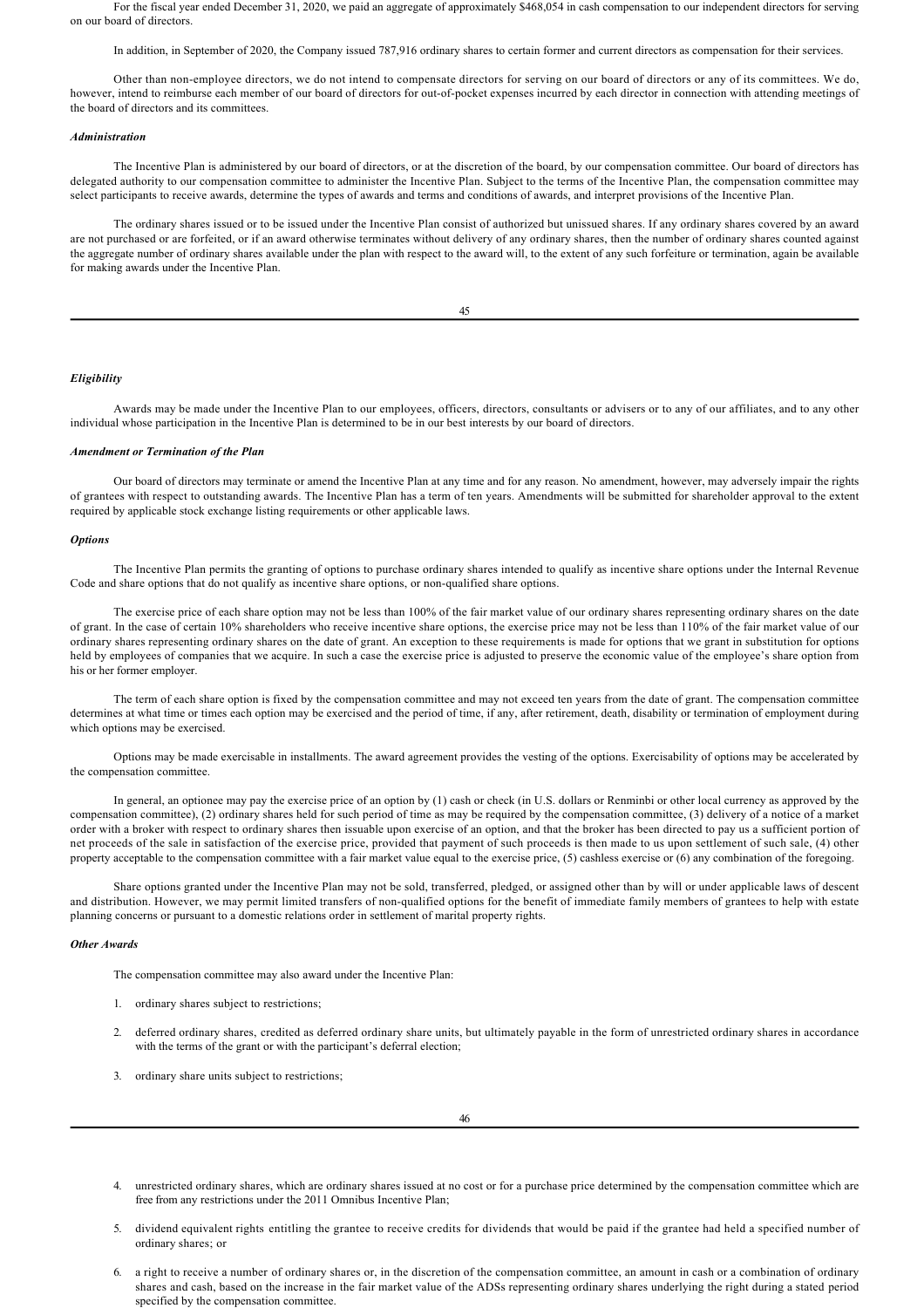For the fiscal year ended December 31, 2020, we paid an aggregate of approximately $468,054 in cash compensation to our independent directors for serving on our board of directors.

In addition, in September of 2020, the Company issued 787,916 ordinary shares to certain former and current directors as compensation for their services.

Other than non-employee directors, we do not intend to compensate directors for serving on our board of directors or any of its committees. We do, however, intend to reimburse each member of our board of directors for out-of-pocket expenses incurred by each director in connection with attending meetings of the board of directors and its committees.

***Administration***

The Incentive Plan is administered by our board of directors, or at the discretion of the board, by our compensation committee. Our board of directors has delegated authority to our compensation committee to administer the Incentive Plan. Subject to the terms of the Incentive Plan, the compensation committee may select participants to receive awards, determine the types of awards and terms and conditions of awards, and interpret provisions of the Incentive Plan.

The ordinary shares issued or to be issued under the Incentive Plan consist of authorized but unissued shares. If any ordinary shares covered by an award are not purchased or are forfeited, or if an award otherwise terminates without delivery of any ordinary shares, then the number of ordinary shares counted against the aggregate number of ordinary shares available under the plan with respect to the award will, to the extent of any such forfeiture or termination, again be available for making awards under the Incentive Plan.

***Eligibility***

Awards may be made under the Incentive Plan to our employees, officers, directors, consultants or advisers or to any of our affiliates, and to any other individual whose participation in the Incentive Plan is determined to be in our best interests by our board of directors.

***Amendment or Termination of the Plan***

Our board of directors may terminate or amend the Incentive Plan at any time and for any reason. No amendment, however, may adversely impair the rights of grantees with respect to outstanding awards. The Incentive Plan has a term of ten years. Amendments will be submitted for shareholder approval to the extent required by applicable stock exchange listing requirements or other applicable laws.

***Options***

The Incentive Plan permits the granting of options to purchase ordinary shares intended to qualify as incentive share options under the Internal Revenue Code and share options that do not qualify as incentive share options, or non-qualified share options.

The exercise price of each share option may not be less than 100% of the fair market value of our ordinary shares representing ordinary shares on the date of grant. In the case of certain 10% shareholders who receive incentive share options, the exercise price may not be less than 110% of the fair market value of our ordinary shares representing ordinary shares on the date of grant. An exception to these requirements is made for options that we grant in substitution for options held by employees of companies that we acquire. In such a case the exercise price is adjusted to preserve the economic value of the employee's share option from his or her former employer.

The term of each share option is fixed by the compensation committee and may not exceed ten years from the date of grant. The compensation committee determines at what time or times each option may be exercised and the period of time, if any, after retirement, death, disability or termination of employment during which options may be exercised.

Options may be made exercisable in installments. The award agreement provides the vesting of the options. Exercisability of options may be accelerated by the compensation committee.

In general, an optionee may pay the exercise price of an option by (1) cash or check (in U.S. dollars or Renminbi or other local currency as approved by the compensation committee), (2) ordinary shares held for such period of time as may be required by the compensation committee, (3) delivery of a notice of a market order with a broker with respect to ordinary shares then issuable upon exercise of an option, and that the broker has been directed to pay us a sufficient portion of net proceeds of the sale in satisfaction of the exercise price, provided that payment of such proceeds is then made to us upon settlement of such sale, (4) other property acceptable to the compensation committee with a fair market value equal to the exercise price, (5) cashless exercise or (6) any combination of the foregoing.

Share options granted under the Incentive Plan may not be sold, transferred, pledged, or assigned other than by will or under applicable laws of descent and distribution. However, we may permit limited transfers of non-qualified options for the benefit of immediate family members of grantees to help with estate planning concerns or pursuant to a domestic relations order in settlement of marital property rights.

***Other Awards***

The compensation committee may also award under the Incentive Plan:

1. ordinary shares subject to restrictions;
2. deferred ordinary shares, credited as deferred ordinary share units, but ultimately payable in the form of unrestricted ordinary shares in accordance with the terms of the grant or with the participant's deferral election;
3. ordinary share units subject to restrictions;
4. unrestricted ordinary shares, which are ordinary shares issued at no cost or for a purchase price determined by the compensation committee which are free from any restrictions under the 2011 Omnibus Incentive Plan;
5. dividend equivalent rights entitling the grantee to receive credits for dividends that would be paid if the grantee had held a specified number of ordinary shares; or
6. a right to receive a number of ordinary shares or, in the discretion of the compensation committee, an amount in cash or a combination of ordinary shares and cash, based on the increase in the fair market value of the ADSs representing ordinary shares underlying the right during a stated period specified by the compensation committee.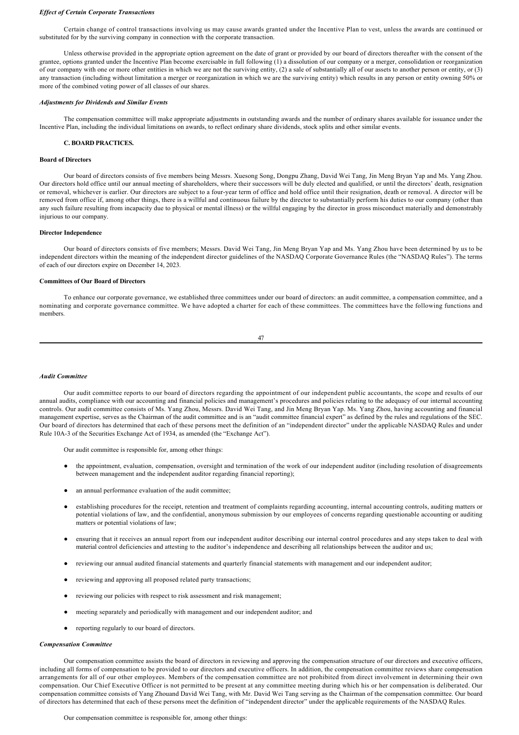*Effect of Certain Corporate Transactions*

Certain change of control transactions involving us may cause awards granted under the Incentive Plan to vest, unless the awards are continued or substituted for by the surviving company in connection with the corporate transaction.

Unless otherwise provided in the appropriate option agreement on the date of grant or provided by our board of directors thereafter with the consent of the grantee, options granted under the Incentive Plan become exercisable in full following (1) a dissolution of our company or a merger, consolidation or reorganization of our company with one or more other entities in which we are not the surviving entity, (2) a sale of substantially all of our assets to another person or entity, or (3) any transaction (including without limitation a merger or reorganization in which we are the surviving entity) which results in any person or entity owning 50% or more of the combined voting power of all classes of our shares.

*Adjustments for Dividends and Similar Events*

The compensation committee will make appropriate adjustments in outstanding awards and the number of ordinary shares available for issuance under the Incentive Plan, including the individual limitations on awards, to reflect ordinary share dividends, stock splits and other similar events.

**C. BOARD PRACTICES.**

**Board of Directors**

Our board of directors consists of five members being Messrs. Xuesong Song, Dongpu Zhang, David Wei Tang, Jin Meng Bryan Yap and Ms. Yang Zhou. Our directors hold office until our annual meeting of shareholders, where their successors will be duly elected and qualified, or until the directors' death, resignation or removal, whichever is earlier. Our directors are subject to a four-year term of office and hold office until their resignation, death or removal. A director will be removed from office if, among other things, there is a willful and continuous failure by the director to substantially perform his duties to our company (other than any such failure resulting from incapacity due to physical or mental illness) or the willful engaging by the director in gross misconduct materially and demonstrably injurious to our company.

**Director Independence**

Our board of directors consists of five members; Messrs. David Wei Tang, Jin Meng Bryan Yap and Ms. Yang Zhou have been determined by us to be independent directors within the meaning of the independent director guidelines of the NASDAQ Corporate Governance Rules (the "NASDAQ Rules"). The terms of each of our directors expire on December 14, 2023.

**Committees of Our Board of Directors**

To enhance our corporate governance, we established three committees under our board of directors: an audit committee, a compensation committee, and a nominating and corporate governance committee. We have adopted a charter for each of these committees. The committees have the following functions and members.

*Audit Committee*

Our audit committee reports to our board of directors regarding the appointment of our independent public accountants, the scope and results of our annual audits, compliance with our accounting and financial policies and management's procedures and policies relating to the adequacy of our internal accounting controls. Our audit committee consists of Ms. Yang Zhou, Messrs. David Wei Tang, and Jin Meng Bryan Yap. Ms. Yang Zhou, having accounting and financial management expertise, serves as the Chairman of the audit committee and is an "audit committee financial expert" as defined by the rules and regulations of the SEC. Our board of directors has determined that each of these persons meet the definition of an "independent director" under the applicable NASDAQ Rules and under Rule 10A-3 of the Securities Exchange Act of 1934, as amended (the "Exchange Act").

Our audit committee is responsible for, among other things:

- the appointment, evaluation, compensation, oversight and termination of the work of our independent auditor (including resolution of disagreements between management and the independent auditor regarding financial reporting);
- an annual performance evaluation of the audit committee;
- establishing procedures for the receipt, retention and treatment of complaints regarding accounting, internal accounting controls, auditing matters or potential violations of law, and the confidential, anonymous submission by our employees of concerns regarding questionable accounting or auditing matters or potential violations of law;
- ensuring that it receives an annual report from our independent auditor describing our internal control procedures and any steps taken to deal with material control deficiencies and attesting to the auditor's independence and describing all relationships between the auditor and us;
- reviewing our annual audited financial statements and quarterly financial statements with management and our independent auditor;
- reviewing and approving all proposed related party transactions;
- reviewing our policies with respect to risk assessment and risk management;
- meeting separately and periodically with management and our independent auditor; and
- reporting regularly to our board of directors.

*Compensation Committee*

Our compensation committee assists the board of directors in reviewing and approving the compensation structure of our directors and executive officers, including all forms of compensation to be provided to our directors and executive officers. In addition, the compensation committee reviews share compensation arrangements for all of our other employees. Members of the compensation committee are not prohibited from direct involvement in determining their own compensation. Our Chief Executive Officer is not permitted to be present at any committee meeting during which his or her compensation is deliberated. Our compensation committee consists of Yang Zhouand David Wei Tang, with Mr. David Wei Tang serving as the Chairman of the compensation committee. Our board of directors has determined that each of these persons meet the definition of "independent director" under the applicable requirements of the NASDAQ Rules.

Our compensation committee is responsible for, among other things: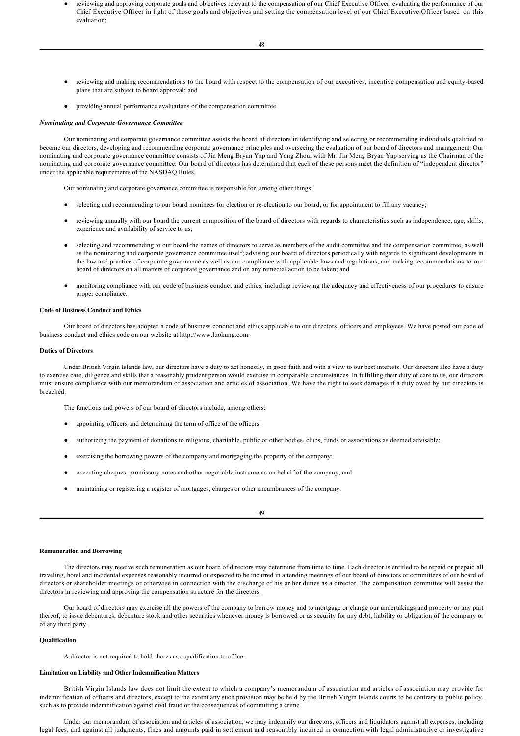- reviewing and approving corporate goals and objectives relevant to the compensation of our Chief Executive Officer, evaluating the performance of our Chief Executive Officer in light of those goals and objectives and setting the compensation level of our Chief Executive Officer based on this evaluation;

- reviewing and making recommendations to the board with respect to the compensation of our executives, incentive compensation and equity-based plans that are subject to board approval; and
- providing annual performance evaluations of the compensation committee.

***Nominating and Corporate Governance Committee***

Our nominating and corporate governance committee assists the board of directors in identifying and selecting or recommending individuals qualified to become our directors, developing and recommending corporate governance principles and overseeing the evaluation of our board of directors and management. Our nominating and corporate governance committee consists of Jin Meng Bryan Yap and Yang Zhou, with Mr. Jin Meng Bryan Yap serving as the Chairman of the nominating and corporate governance committee. Our board of directors has determined that each of these persons meet the definition of "independent director" under the applicable requirements of the NASDAQ Rules.

Our nominating and corporate governance committee is responsible for, among other things:

- selecting and recommending to our board nominees for election or re-election to our board, or for appointment to fill any vacancy;
- reviewing annually with our board the current composition of the board of directors with regards to characteristics such as independence, age, skills, experience and availability of service to us;
- selecting and recommending to our board the names of directors to serve as members of the audit committee and the compensation committee, as well as the nominating and corporate governance committee itself; advising our board of directors periodically with regards to significant developments in the law and practice of corporate governance as well as our compliance with applicable laws and regulations, and making recommendations to our board of directors on all matters of corporate governance and on any remedial action to be taken; and
- monitoring compliance with our code of business conduct and ethics, including reviewing the adequacy and effectiveness of our procedures to ensure proper compliance.

**Code of Business Conduct and Ethics**

Our board of directors has adopted a code of business conduct and ethics applicable to our directors, officers and employees. We have posted our code of business conduct and ethics code on our website at http://www.luokung.com.

**Duties of Directors**

Under British Virgin Islands law, our directors have a duty to act honestly, in good faith and with a view to our best interests. Our directors also have a duty to exercise care, diligence and skills that a reasonably prudent person would exercise in comparable circumstances. In fulfilling their duty of care to us, our directors must ensure compliance with our memorandum of association and articles of association. We have the right to seek damages if a duty owed by our directors is breached.

The functions and powers of our board of directors include, among others:

- appointing officers and determining the term of office of the officers;
- authorizing the payment of donations to religious, charitable, public or other bodies, clubs, funds or associations as deemed advisable;
- exercising the borrowing powers of the company and mortgaging the property of the company;
- executing cheques, promissory notes and other negotiable instruments on behalf of the company; and
- maintaining or registering a register of mortgages, charges or other encumbrances of the company.

**Remuneration and Borrowing**

The directors may receive such remuneration as our board of directors may determine from time to time. Each director is entitled to be repaid or prepaid all traveling, hotel and incidental expenses reasonably incurred or expected to be incurred in attending meetings of our board of directors or committees of our board of directors or shareholder meetings or otherwise in connection with the discharge of his or her duties as a director. The compensation committee will assist the directors in reviewing and approving the compensation structure for the directors.

Our board of directors may exercise all the powers of the company to borrow money and to mortgage or charge our undertakings and property or any part thereof, to issue debentures, debenture stock and other securities whenever money is borrowed or as security for any debt, liability or obligation of the company or of any third party.

**Qualification**

A director is not required to hold shares as a qualification to office.

**Limitation on Liability and Other Indemnification Matters**

British Virgin Islands law does not limit the extent to which a company's memorandum of association and articles of association may provide for indemnification of officers and directors, except to the extent any such provision may be held by the British Virgin Islands courts to be contrary to public policy, such as to provide indemnification against civil fraud or the consequences of committing a crime.

Under our memorandum of association and articles of association, we may indemnify our directors, officers and liquidators against all expenses, including legal fees, and against all judgments, fines and amounts paid in settlement and reasonably incurred in connection with legal administrative or investigative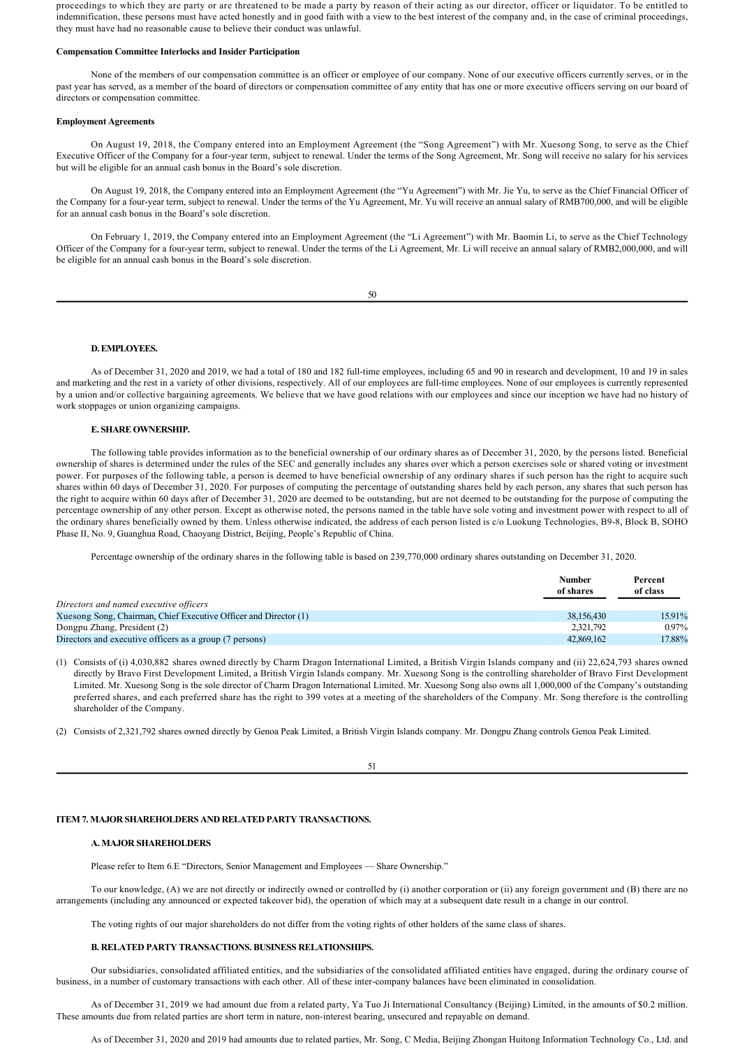proceedings to which they are party or are threatened to be made a party by reason of their acting as our director, officer or liquidator. To be entitled to indemnification, these persons must have acted honestly and in good faith with a view to the best interest of the company and, in the case of criminal proceedings, they must have had no reasonable cause to believe their conduct was unlawful.

**Compensation Committee Interlocks and Insider Participation**

None of the members of our compensation committee is an officer or employee of our company. None of our executive officers currently serves, or in the past year has served, as a member of the board of directors or compensation committee of any entity that has one or more executive officers serving on our board of directors or compensation committee.

**Employment Agreements**

On August 19, 2018, the Company entered into an Employment Agreement (the "Song Agreement") with Mr. Xuesong Song, to serve as the Chief Executive Officer of the Company for a four-year term, subject to renewal. Under the terms of the Song Agreement, Mr. Song will receive no salary for his services but will be eligible for an annual cash bonus in the Board's sole discretion.

On August 19, 2018, the Company entered into an Employment Agreement (the "Yu Agreement") with Mr. Jie Yu, to serve as the Chief Financial Officer of the Company for a four-year term, subject to renewal. Under the terms of the Yu Agreement, Mr. Yu will receive an annual salary of RMB700,000, and will be eligible for an annual cash bonus in the Board's sole discretion.

On February 1, 2019, the Company entered into an Employment Agreement (the "Li Agreement") with Mr. Baomin Li, to serve as the Chief Technology Officer of the Company for a four-year term, subject to renewal. Under the terms of the Li Agreement, Mr. Li will receive an annual salary of RMB2,000,000, and will be eligible for an annual cash bonus in the Board's sole discretion.

### D. EMPLOYEES.

As of December 31, 2020 and 2019, we had a total of 180 and 182 full-time employees, including 65 and 90 in research and development, 10 and 19 in sales and marketing and the rest in a variety of other divisions, respectively. All of our employees are full-time employees. None of our employees is currently represented by a union and/or collective bargaining agreements. We believe that we have good relations with our employees and since our inception we have had no history of work stoppages or union organizing campaigns.

### E. SHARE OWNERSHIP.

The following table provides information as to the beneficial ownership of our ordinary shares as of December 31, 2020, by the persons listed. Beneficial ownership of shares is determined under the rules of the SEC and generally includes any shares over which a person exercises sole or shared voting or investment power. For purposes of the following table, a person is deemed to have beneficial ownership of any ordinary shares if such person has the right to acquire such shares within 60 days of December 31, 2020. For purposes of computing the percentage of outstanding shares held by each person, any shares that such person has the right to acquire within 60 days after of December 31, 2020 are deemed to be outstanding, but are not deemed to be outstanding for the purpose of computing the percentage ownership of any other person. Except as otherwise noted, the persons named in the table have sole voting and investment power with respect to all of the ordinary shares beneficially owned by them. Unless otherwise indicated, the address of each person listed is c/o Luokung Technologies, B9-8, Block B, SOHO Phase II, No. 9, Guanghua Road, Chaoyang District, Beijing, People's Republic of China.

Percentage ownership of the ordinary shares in the following table is based on 239,770,000 ordinary shares outstanding on December 31, 2020.

| | Number of shares | Percent of class |
|---|---|---|
| *Directors and named executive officers* | | |
| Xuesong Song, Chairman, Chief Executive Officer and Director (1) | 38,156,430 | 15.91% |
| Dongpu Zhang, President (2) | 2,321,792 | 0.97% |
| Directors and executive officers as a group (7 persons) | 42,869,162 | 17.88% |

(1) Consists of (i) 4,030,882 shares owned directly by Charm Dragon International Limited, a British Virgin Islands company and (ii) 22,624,793 shares owned directly by Bravo First Development Limited, a British Virgin Islands company. Mr. Xuesong Song is the controlling shareholder of Bravo First Development Limited. Mr. Xuesong Song is the sole director of Charm Dragon International Limited. Mr. Xuesong Song also owns all 1,000,000 of the Company's outstanding preferred shares, and each preferred share has the right to 399 votes at a meeting of the shareholders of the Company. Mr. Song therefore is the controlling shareholder of the Company.

(2) Consists of 2,321,792 shares owned directly by Genoa Peak Limited, a British Virgin Islands company. Mr. Dongpu Zhang controls Genoa Peak Limited.

## ITEM 7. MAJOR SHAREHOLDERS AND RELATED PARTY TRANSACTIONS.

### A. MAJOR SHAREHOLDERS

Please refer to Item 6.E "Directors, Senior Management and Employees — Share Ownership."

To our knowledge, (A) we are not directly or indirectly owned or controlled by (i) another corporation or (ii) any foreign government and (B) there are no arrangements (including any announced or expected takeover bid), the operation of which may at a subsequent date result in a change in our control.

The voting rights of our major shareholders do not differ from the voting rights of other holders of the same class of shares.

### B. RELATED PARTY TRANSACTIONS. BUSINESS RELATIONSHIPS.

Our subsidiaries, consolidated affiliated entities, and the subsidiaries of the consolidated affiliated entities have engaged, during the ordinary course of business, in a number of customary transactions with each other. All of these inter-company balances have been eliminated in consolidation.

As of December 31, 2019 we had amount due from a related party, Ya Tuo Ji International Consultancy (Beijing) Limited, in the amounts of $0.2 million. These amounts due from related parties are short term in nature, non-interest bearing, unsecured and repayable on demand.

As of December 31, 2020 and 2019 had amounts due to related parties, Mr. Song, C Media, Beijing Zhongan Huitong Information Technology Co., Ltd. and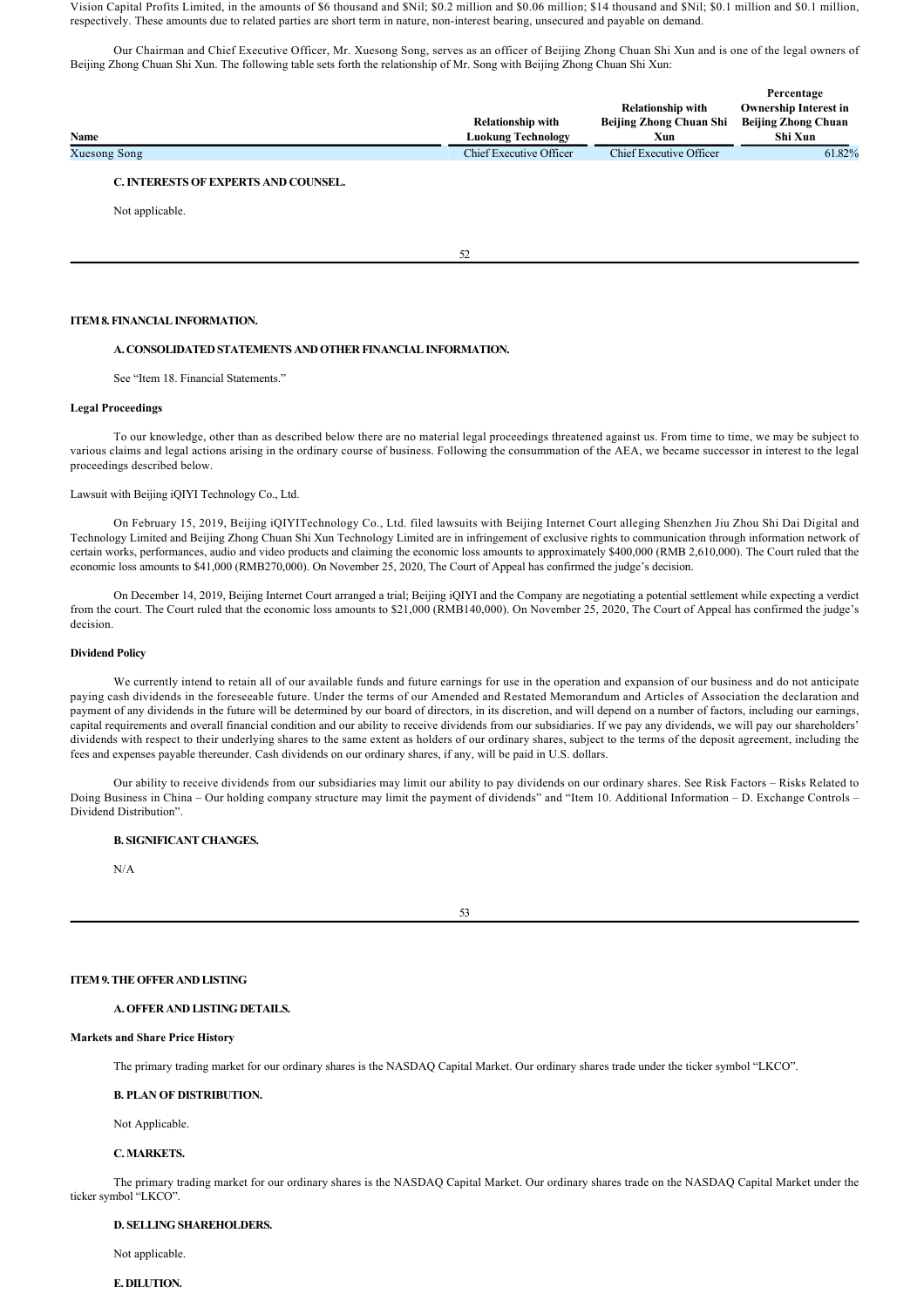Vision Capital Profits Limited, in the amounts of $6 thousand and $Nil; $0.2 million and $0.06 million; $14 thousand and $Nil; $0.1 million and $0.1 million, respectively. These amounts due to related parties are short term in nature, non-interest bearing, unsecured and payable on demand.

Our Chairman and Chief Executive Officer, Mr. Xuesong Song, serves as an officer of Beijing Zhong Chuan Shi Xun and is one of the legal owners of Beijing Zhong Chuan Shi Xun. The following table sets forth the relationship of Mr. Song with Beijing Zhong Chuan Shi Xun:

| Name | Relationship with Luokung Technology | Relationship with Beijing Zhong Chuan Shi Xun | Percentage Ownership Interest in Beijing Zhong Chuan Shi Xun |
|---|---|---|---|
| Xuesong Song | Chief Executive Officer | Chief Executive Officer | 61.82% |

### C. INTERESTS OF EXPERTS AND COUNSEL.

Not applicable.

## ITEM 8. FINANCIAL INFORMATION.

### A. CONSOLIDATED STATEMENTS AND OTHER FINANCIAL INFORMATION.

See "Item 18. Financial Statements."

**Legal Proceedings**

To our knowledge, other than as described below there are no material legal proceedings threatened against us. From time to time, we may be subject to various claims and legal actions arising in the ordinary course of business. Following the consummation of the AEA, we became successor in interest to the legal proceedings described below.

Lawsuit with Beijing iQIYI Technology Co., Ltd.

On February 15, 2019, Beijing iQIYITechnology Co., Ltd. filed lawsuits with Beijing Internet Court alleging Shenzhen Jiu Zhou Shi Dai Digital and Technology Limited and Beijing Zhong Chuan Shi Xun Technology Limited are in infringement of exclusive rights to communication through information network of certain works, performances, audio and video products and claiming the economic loss amounts to approximately $400,000 (RMB 2,610,000). The Court ruled that the economic loss amounts to $41,000 (RMB270,000). On November 25, 2020, The Court of Appeal has confirmed the judge's decision.

On December 14, 2019, Beijing Internet Court arranged a trial; Beijing iQIYI and the Company are negotiating a potential settlement while expecting a verdict from the court. The Court ruled that the economic loss amounts to $21,000 (RMB140,000). On November 25, 2020, The Court of Appeal has confirmed the judge's decision.

**Dividend Policy**

We currently intend to retain all of our available funds and future earnings for use in the operation and expansion of our business and do not anticipate paying cash dividends in the foreseeable future. Under the terms of our Amended and Restated Memorandum and Articles of Association the declaration and payment of any dividends in the future will be determined by our board of directors, in its discretion, and will depend on a number of factors, including our earnings, capital requirements and overall financial condition and our ability to receive dividends from our subsidiaries. If we pay any dividends, we will pay our shareholders' dividends with respect to their underlying shares to the same extent as holders of our ordinary shares, subject to the terms of the deposit agreement, including the fees and expenses payable thereunder. Cash dividends on our ordinary shares, if any, will be paid in U.S. dollars.

Our ability to receive dividends from our subsidiaries may limit our ability to pay dividends on our ordinary shares. See Risk Factors – Risks Related to Doing Business in China – Our holding company structure may limit the payment of dividends" and "Item 10. Additional Information – D. Exchange Controls – Dividend Distribution".

### B. SIGNIFICANT CHANGES.

N/A

## ITEM 9. THE OFFER AND LISTING

### A. OFFER AND LISTING DETAILS.

**Markets and Share Price History**

The primary trading market for our ordinary shares is the NASDAQ Capital Market. Our ordinary shares trade under the ticker symbol "LKCO".

### B. PLAN OF DISTRIBUTION.

Not Applicable.

### C. MARKETS.

The primary trading market for our ordinary shares is the NASDAQ Capital Market. Our ordinary shares trade on the NASDAQ Capital Market under the ticker symbol "LKCO".

### D. SELLING SHAREHOLDERS.

Not applicable.

### E. DILUTION.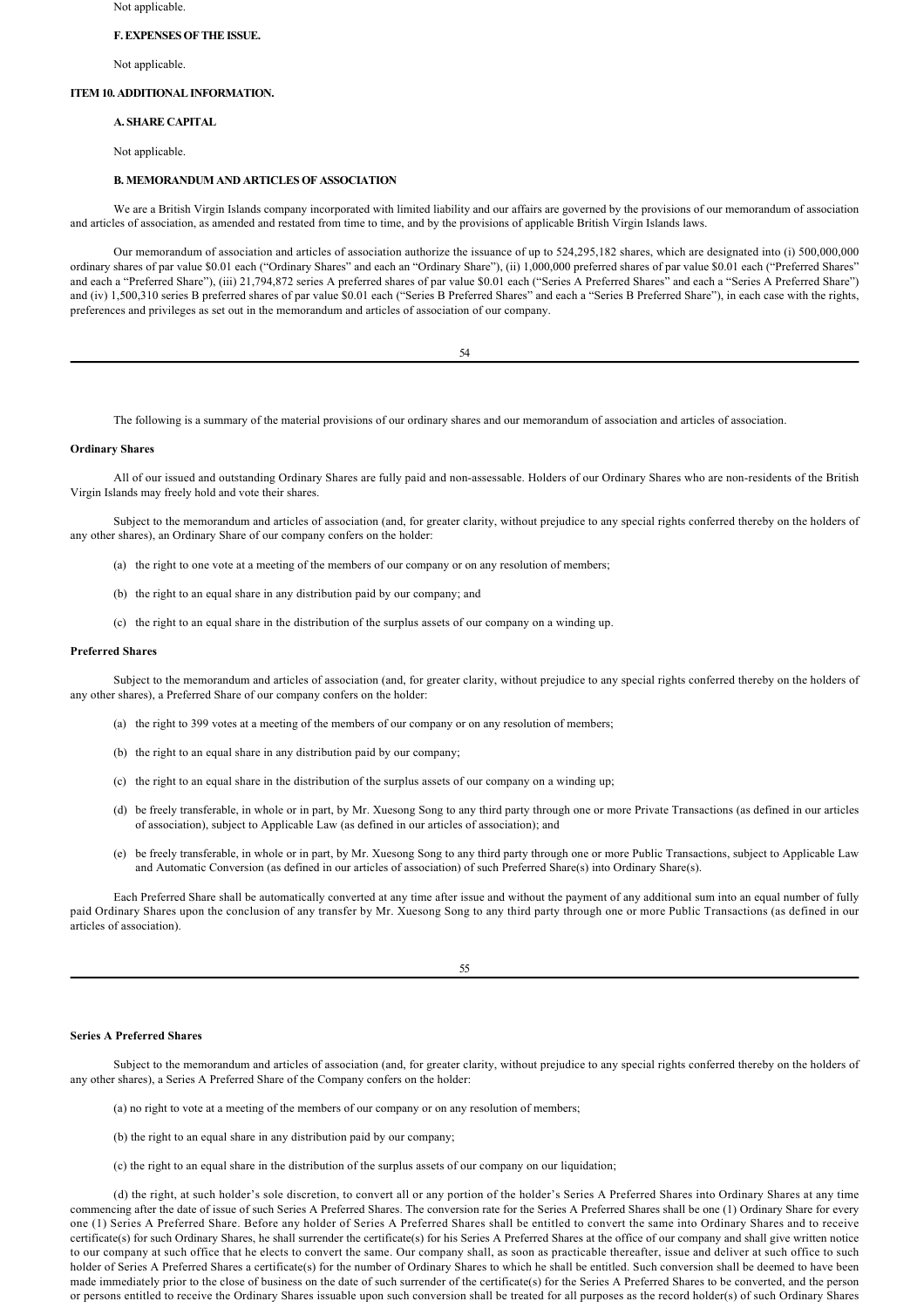Not applicable.

**F. EXPENSES OF THE ISSUE.**

Not applicable.

## ITEM 10. ADDITIONAL INFORMATION.

**A. SHARE CAPITAL**

Not applicable.

**B. MEMORANDUM AND ARTICLES OF ASSOCIATION**

We are a British Virgin Islands company incorporated with limited liability and our affairs are governed by the provisions of our memorandum of association and articles of association, as amended and restated from time to time, and by the provisions of applicable British Virgin Islands laws.

Our memorandum of association and articles of association authorize the issuance of up to 524,295,182 shares, which are designated into (i) 500,000,000 ordinary shares of par value $0.01 each ("Ordinary Shares" and each an "Ordinary Share"), (ii) 1,000,000 preferred shares of par value $0.01 each ("Preferred Shares" and each a "Preferred Share"), (iii) 21,794,872 series A preferred shares of par value $0.01 each ("Series A Preferred Shares" and each a "Series A Preferred Share") and (iv) 1,500,310 series B preferred shares of par value $0.01 each ("Series B Preferred Shares" and each a "Series B Preferred Share"), in each case with the rights, preferences and privileges as set out in the memorandum and articles of association of our company.

The following is a summary of the material provisions of our ordinary shares and our memorandum of association and articles of association.

**Ordinary Shares**

All of our issued and outstanding Ordinary Shares are fully paid and non-assessable. Holders of our Ordinary Shares who are non-residents of the British Virgin Islands may freely hold and vote their shares.

Subject to the memorandum and articles of association (and, for greater clarity, without prejudice to any special rights conferred thereby on the holders of any other shares), an Ordinary Share of our company confers on the holder:

(a) the right to one vote at a meeting of the members of our company or on any resolution of members;

(b) the right to an equal share in any distribution paid by our company; and

(c) the right to an equal share in the distribution of the surplus assets of our company on a winding up.

**Preferred Shares**

Subject to the memorandum and articles of association (and, for greater clarity, without prejudice to any special rights conferred thereby on the holders of any other shares), a Preferred Share of our company confers on the holder:

(a) the right to 399 votes at a meeting of the members of our company or on any resolution of members;

(b) the right to an equal share in any distribution paid by our company;

(c) the right to an equal share in the distribution of the surplus assets of our company on a winding up;

(d) be freely transferable, in whole or in part, by Mr. Xuesong Song to any third party through one or more Private Transactions (as defined in our articles of association), subject to Applicable Law (as defined in our articles of association); and

(e) be freely transferable, in whole or in part, by Mr. Xuesong Song to any third party through one or more Public Transactions, subject to Applicable Law and Automatic Conversion (as defined in our articles of association) of such Preferred Share(s) into Ordinary Share(s).

Each Preferred Share shall be automatically converted at any time after issue and without the payment of any additional sum into an equal number of fully paid Ordinary Shares upon the conclusion of any transfer by Mr. Xuesong Song to any third party through one or more Public Transactions (as defined in our articles of association).

**Series A Preferred Shares**

Subject to the memorandum and articles of association (and, for greater clarity, without prejudice to any special rights conferred thereby on the holders of any other shares), a Series A Preferred Share of the Company confers on the holder:

(a) no right to vote at a meeting of the members of our company or on any resolution of members;

(b) the right to an equal share in any distribution paid by our company;

(c) the right to an equal share in the distribution of the surplus assets of our company on our liquidation;

(d) the right, at such holder's sole discretion, to convert all or any portion of the holder's Series A Preferred Shares into Ordinary Shares at any time commencing after the date of issue of such Series A Preferred Shares. The conversion rate for the Series A Preferred Shares shall be one (1) Ordinary Share for every one (1) Series A Preferred Share. Before any holder of Series A Preferred Shares shall be entitled to convert the same into Ordinary Shares and to receive certificate(s) for such Ordinary Shares, he shall surrender the certificate(s) for his Series A Preferred Shares at the office of our company and shall give written notice to our company at such office that he elects to convert the same. Our company shall, as soon as practicable thereafter, issue and deliver at such office to such holder of Series A Preferred Shares a certificate(s) for the number of Ordinary Shares to which he shall be entitled. Such conversion shall be deemed to have been made immediately prior to the close of business on the date of such surrender of the certificate(s) for the Series A Preferred Shares to be converted, and the person or persons entitled to receive the Ordinary Shares issuable upon such conversion shall be treated for all purposes as the record holder(s) of such Ordinary Shares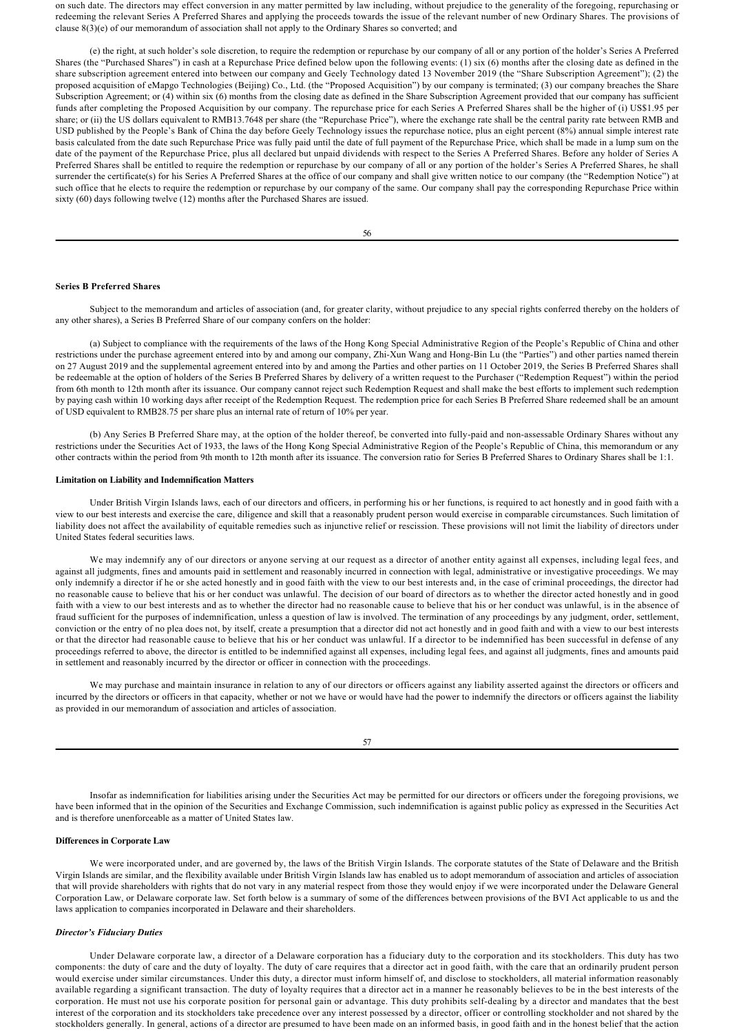on such date. The directors may effect conversion in any matter permitted by law including, without prejudice to the generality of the foregoing, repurchasing or redeeming the relevant Series A Preferred Shares and applying the proceeds towards the issue of the relevant number of new Ordinary Shares. The provisions of clause 8(3)(e) of our memorandum of association shall not apply to the Ordinary Shares so converted; and

(e) the right, at such holder's sole discretion, to require the redemption or repurchase by our company of all or any portion of the holder's Series A Preferred Shares (the "Purchased Shares") in cash at a Repurchase Price defined below upon the following events: (1) six (6) months after the closing date as defined in the share subscription agreement entered into between our company and Geely Technology dated 13 November 2019 (the "Share Subscription Agreement"); (2) the proposed acquisition of eMapgo Technologies (Beijing) Co., Ltd. (the "Proposed Acquisition") by our company is terminated; (3) our company breaches the Share Subscription Agreement; or (4) within six (6) months from the closing date as defined in the Share Subscription Agreement provided that our company has sufficient funds after completing the Proposed Acquisition by our company. The repurchase price for each Series A Preferred Shares shall be the higher of (i) US$1.95 per share; or (ii) the US dollars equivalent to RMB13.7648 per share (the "Repurchase Price"), where the exchange rate shall be the central parity rate between RMB and USD published by the People's Bank of China the day before Geely Technology issues the repurchase notice, plus an eight percent (8%) annual simple interest rate basis calculated from the date such Repurchase Price was fully paid until the date of full payment of the Repurchase Price, which shall be made in a lump sum on the date of the payment of the Repurchase Price, plus all declared but unpaid dividends with respect to the Series A Preferred Shares. Before any holder of Series A Preferred Shares shall be entitled to require the redemption or repurchase by our company of all or any portion of the holder's Series A Preferred Shares, he shall surrender the certificate(s) for his Series A Preferred Shares at the office of our company and shall give written notice to our company (the "Redemption Notice") at such office that he elects to require the redemption or repurchase by our company of the same. Our company shall pay the corresponding Repurchase Price within sixty (60) days following twelve (12) months after the Purchased Shares are issued.

**Series B Preferred Shares**

Subject to the memorandum and articles of association (and, for greater clarity, without prejudice to any special rights conferred thereby on the holders of any other shares), a Series B Preferred Share of our company confers on the holder:

(a) Subject to compliance with the requirements of the laws of the Hong Kong Special Administrative Region of the People's Republic of China and other restrictions under the purchase agreement entered into by and among our company, Zhi-Xun Wang and Hong-Bin Lu (the "Parties") and other parties named therein on 27 August 2019 and the supplemental agreement entered into by and among the Parties and other parties on 11 October 2019, the Series B Preferred Shares shall be redeemable at the option of holders of the Series B Preferred Shares by delivery of a written request to the Purchaser ("Redemption Request") within the period from 6th month to 12th month after its issuance. Our company cannot reject such Redemption Request and shall make the best efforts to implement such redemption by paying cash within 10 working days after receipt of the Redemption Request. The redemption price for each Series B Preferred Share redeemed shall be an amount of USD equivalent to RMB28.75 per share plus an internal rate of return of 10% per year.

(b) Any Series B Preferred Share may, at the option of the holder thereof, be converted into fully-paid and non-assessable Ordinary Shares without any restrictions under the Securities Act of 1933, the laws of the Hong Kong Special Administrative Region of the People's Republic of China, this memorandum or any other contracts within the period from 9th month to 12th month after its issuance. The conversion ratio for Series B Preferred Shares to Ordinary Shares shall be 1:1.

**Limitation on Liability and Indemnification Matters**

Under British Virgin Islands laws, each of our directors and officers, in performing his or her functions, is required to act honestly and in good faith with a view to our best interests and exercise the care, diligence and skill that a reasonably prudent person would exercise in comparable circumstances. Such limitation of liability does not affect the availability of equitable remedies such as injunctive relief or rescission. These provisions will not limit the liability of directors under United States federal securities laws.

We may indemnify any of our directors or anyone serving at our request as a director of another entity against all expenses, including legal fees, and against all judgments, fines and amounts paid in settlement and reasonably incurred in connection with legal, administrative or investigative proceedings. We may only indemnify a director if he or she acted honestly and in good faith with the view to our best interests and, in the case of criminal proceedings, the director had no reasonable cause to believe that his or her conduct was unlawful. The decision of our board of directors as to whether the director acted honestly and in good faith with a view to our best interests and as to whether the director had no reasonable cause to believe that his or her conduct was unlawful, is in the absence of fraud sufficient for the purposes of indemnification, unless a question of law is involved. The termination of any proceedings by any judgment, order, settlement, conviction or the entry of no plea does not, by itself, create a presumption that a director did not act honestly and in good faith and with a view to our best interests or that the director had reasonable cause to believe that his or her conduct was unlawful. If a director to be indemnified has been successful in defense of any proceedings referred to above, the director is entitled to be indemnified against all expenses, including legal fees, and against all judgments, fines and amounts paid in settlement and reasonably incurred by the director or officer in connection with the proceedings.

We may purchase and maintain insurance in relation to any of our directors or officers against any liability asserted against the directors or officers and incurred by the directors or officers in that capacity, whether or not we have or would have had the power to indemnify the directors or officers against the liability as provided in our memorandum of association and articles of association.

Insofar as indemnification for liabilities arising under the Securities Act may be permitted for our directors or officers under the foregoing provisions, we have been informed that in the opinion of the Securities and Exchange Commission, such indemnification is against public policy as expressed in the Securities Act and is therefore unenforceable as a matter of United States law.

**Differences in Corporate Law**

We were incorporated under, and are governed by, the laws of the British Virgin Islands. The corporate statutes of the State of Delaware and the British Virgin Islands are similar, and the flexibility available under British Virgin Islands law has enabled us to adopt memorandum of association and articles of association that will provide shareholders with rights that do not vary in any material respect from those they would enjoy if we were incorporated under the Delaware General Corporation Law, or Delaware corporate law. Set forth below is a summary of some of the differences between provisions of the BVI Act applicable to us and the laws application to companies incorporated in Delaware and their shareholders.

***Director's Fiduciary Duties***

Under Delaware corporate law, a director of a Delaware corporation has a fiduciary duty to the corporation and its stockholders. This duty has two components: the duty of care and the duty of loyalty. The duty of care requires that a director act in good faith, with the care that an ordinarily prudent person would exercise under similar circumstances. Under this duty, a director must inform himself of, and disclose to stockholders, all material information reasonably available regarding a significant transaction. The duty of loyalty requires that a director act in a manner he reasonably believes to be in the best interests of the corporation. He must not use his corporate position for personal gain or advantage. This duty prohibits self-dealing by a director and mandates that the best interest of the corporation and its stockholders take precedence over any interest possessed by a director, officer or controlling stockholder and not shared by the stockholders generally. In general, actions of a director are presumed to have been made on an informed basis, in good faith and in the honest belief that the action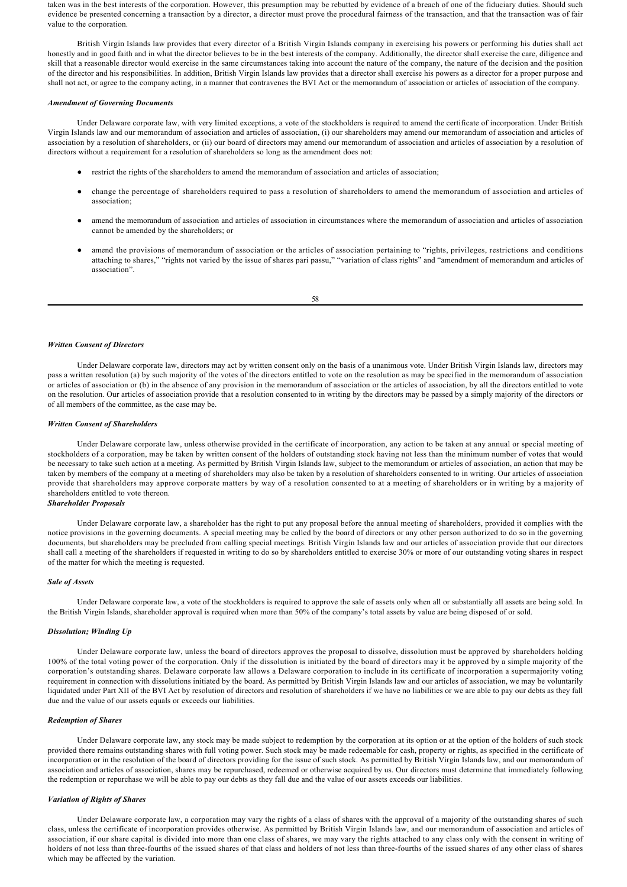taken was in the best interests of the corporation. However, this presumption may be rebutted by evidence of a breach of one of the fiduciary duties. Should such evidence be presented concerning a transaction by a director, a director must prove the procedural fairness of the transaction, and that the transaction was of fair value to the corporation.

British Virgin Islands law provides that every director of a British Virgin Islands company in exercising his powers or performing his duties shall act honestly and in good faith and in what the director believes to be in the best interests of the company. Additionally, the director shall exercise the care, diligence and skill that a reasonable director would exercise in the same circumstances taking into account the nature of the company, the nature of the decision and the position of the director and his responsibilities. In addition, British Virgin Islands law provides that a director shall exercise his powers as a director for a proper purpose and shall not act, or agree to the company acting, in a manner that contravenes the BVI Act or the memorandum of association or articles of association of the company.

***Amendment of Governing Documents***

Under Delaware corporate law, with very limited exceptions, a vote of the stockholders is required to amend the certificate of incorporation. Under British Virgin Islands law and our memorandum of association and articles of association, (i) our shareholders may amend our memorandum of association and articles of association by a resolution of shareholders, or (ii) our board of directors may amend our memorandum of association and articles of association by a resolution of directors without a requirement for a resolution of shareholders so long as the amendment does not:

- restrict the rights of the shareholders to amend the memorandum of association and articles of association;
- change the percentage of shareholders required to pass a resolution of shareholders to amend the memorandum of association and articles of association;
- amend the memorandum of association and articles of association in circumstances where the memorandum of association and articles of association cannot be amended by the shareholders; or
- amend the provisions of memorandum of association or the articles of association pertaining to "rights, privileges, restrictions and conditions attaching to shares," "rights not varied by the issue of shares pari passu," "variation of class rights" and "amendment of memorandum and articles of association".

***Written Consent of Directors***

Under Delaware corporate law, directors may act by written consent only on the basis of a unanimous vote. Under British Virgin Islands law, directors may pass a written resolution (a) by such majority of the votes of the directors entitled to vote on the resolution as may be specified in the memorandum of association or articles of association or (b) in the absence of any provision in the memorandum of association or the articles of association, by all the directors entitled to vote on the resolution. Our articles of association provide that a resolution consented to in writing by the directors may be passed by a simply majority of the directors or of all members of the committee, as the case may be.

***Written Consent of Shareholders***

Under Delaware corporate law, unless otherwise provided in the certificate of incorporation, any action to be taken at any annual or special meeting of stockholders of a corporation, may be taken by written consent of the holders of outstanding stock having not less than the minimum number of votes that would be necessary to take such action at a meeting. As permitted by British Virgin Islands law, subject to the memorandum or articles of association, an action that may be taken by members of the company at a meeting of shareholders may also be taken by a resolution of shareholders consented to in writing. Our articles of association provide that shareholders may approve corporate matters by way of a resolution consented to at a meeting of shareholders or in writing by a majority of shareholders entitled to vote thereon.

***Shareholder Proposals***

Under Delaware corporate law, a shareholder has the right to put any proposal before the annual meeting of shareholders, provided it complies with the notice provisions in the governing documents. A special meeting may be called by the board of directors or any other person authorized to do so in the governing documents, but shareholders may be precluded from calling special meetings. British Virgin Islands law and our articles of association provide that our directors shall call a meeting of the shareholders if requested in writing to do so by shareholders entitled to exercise 30% or more of our outstanding voting shares in respect of the matter for which the meeting is requested.

***Sale of Assets***

Under Delaware corporate law, a vote of the stockholders is required to approve the sale of assets only when all or substantially all assets are being sold. In the British Virgin Islands, shareholder approval is required when more than 50% of the company's total assets by value are being disposed of or sold.

***Dissolution; Winding Up***

Under Delaware corporate law, unless the board of directors approves the proposal to dissolve, dissolution must be approved by shareholders holding 100% of the total voting power of the corporation. Only if the dissolution is initiated by the board of directors may it be approved by a simple majority of the corporation's outstanding shares. Delaware corporate law allows a Delaware corporation to include in its certificate of incorporation a supermajority voting requirement in connection with dissolutions initiated by the board. As permitted by British Virgin Islands law and our articles of association, we may be voluntarily liquidated under Part XII of the BVI Act by resolution of directors and resolution of shareholders if we have no liabilities or we are able to pay our debts as they fall due and the value of our assets equals or exceeds our liabilities.

***Redemption of Shares***

Under Delaware corporate law, any stock may be made subject to redemption by the corporation at its option or at the option of the holders of such stock provided there remains outstanding shares with full voting power. Such stock may be made redeemable for cash, property or rights, as specified in the certificate of incorporation or in the resolution of the board of directors providing for the issue of such stock. As permitted by British Virgin Islands law, and our memorandum of association and articles of association, shares may be repurchased, redeemed or otherwise acquired by us. Our directors must determine that immediately following the redemption or repurchase we will be able to pay our debts as they fall due and the value of our assets exceeds our liabilities.

***Variation of Rights of Shares***

Under Delaware corporate law, a corporation may vary the rights of a class of shares with the approval of a majority of the outstanding shares of such class, unless the certificate of incorporation provides otherwise. As permitted by British Virgin Islands law, and our memorandum of association and articles of association, if our share capital is divided into more than one class of shares, we may vary the rights attached to any class only with the consent in writing of holders of not less than three-fourths of the issued shares of that class and holders of not less than three-fourths of the issued shares of any other class of shares which may be affected by the variation.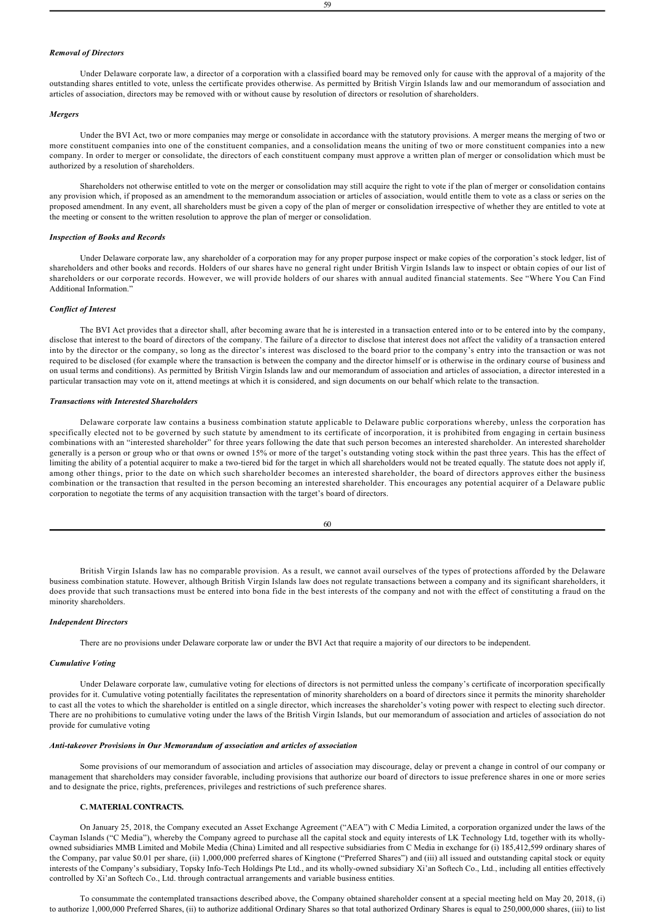*Removal of Directors*

Under Delaware corporate law, a director of a corporation with a classified board may be removed only for cause with the approval of a majority of the outstanding shares entitled to vote, unless the certificate provides otherwise. As permitted by British Virgin Islands law and our memorandum of association and articles of association, directors may be removed with or without cause by resolution of directors or resolution of shareholders.

*Mergers*

Under the BVI Act, two or more companies may merge or consolidate in accordance with the statutory provisions. A merger means the merging of two or more constituent companies into one of the constituent companies, and a consolidation means the uniting of two or more constituent companies into a new company. In order to merger or consolidate, the directors of each constituent company must approve a written plan of merger or consolidation which must be authorized by a resolution of shareholders.

Shareholders not otherwise entitled to vote on the merger or consolidation may still acquire the right to vote if the plan of merger or consolidation contains any provision which, if proposed as an amendment to the memorandum association or articles of association, would entitle them to vote as a class or series on the proposed amendment. In any event, all shareholders must be given a copy of the plan of merger or consolidation irrespective of whether they are entitled to vote at the meeting or consent to the written resolution to approve the plan of merger or consolidation.

*Inspection of Books and Records*

Under Delaware corporate law, any shareholder of a corporation may for any proper purpose inspect or make copies of the corporation's stock ledger, list of shareholders and other books and records. Holders of our shares have no general right under British Virgin Islands law to inspect or obtain copies of our list of shareholders or our corporate records. However, we will provide holders of our shares with annual audited financial statements. See "Where You Can Find Additional Information."

*Conflict of Interest*

The BVI Act provides that a director shall, after becoming aware that he is interested in a transaction entered into or to be entered into by the company, disclose that interest to the board of directors of the company. The failure of a director to disclose that interest does not affect the validity of a transaction entered into by the director or the company, so long as the director's interest was disclosed to the board prior to the company's entry into the transaction or was not required to be disclosed (for example where the transaction is between the company and the director himself or is otherwise in the ordinary course of business and on usual terms and conditions). As permitted by British Virgin Islands law and our memorandum of association and articles of association, a director interested in a particular transaction may vote on it, attend meetings at which it is considered, and sign documents on our behalf which relate to the transaction.

*Transactions with Interested Shareholders*

Delaware corporate law contains a business combination statute applicable to Delaware public corporations whereby, unless the corporation has specifically elected not to be governed by such statute by amendment to its certificate of incorporation, it is prohibited from engaging in certain business combinations with an "interested shareholder" for three years following the date that such person becomes an interested shareholder. An interested shareholder generally is a person or group who or that owns or owned 15% or more of the target's outstanding voting stock within the past three years. This has the effect of limiting the ability of a potential acquirer to make a two-tiered bid for the target in which all shareholders would not be treated equally. The statute does not apply if, among other things, prior to the date on which such shareholder becomes an interested shareholder, the board of directors approves either the business combination or the transaction that resulted in the person becoming an interested shareholder. This encourages any potential acquirer of a Delaware public corporation to negotiate the terms of any acquisition transaction with the target's board of directors.

British Virgin Islands law has no comparable provision. As a result, we cannot avail ourselves of the types of protections afforded by the Delaware business combination statute. However, although British Virgin Islands law does not regulate transactions between a company and its significant shareholders, it does provide that such transactions must be entered into bona fide in the best interests of the company and not with the effect of constituting a fraud on the minority shareholders.

*Independent Directors*

There are no provisions under Delaware corporate law or under the BVI Act that require a majority of our directors to be independent.

*Cumulative Voting*

Under Delaware corporate law, cumulative voting for elections of directors is not permitted unless the company's certificate of incorporation specifically provides for it. Cumulative voting potentially facilitates the representation of minority shareholders on a board of directors since it permits the minority shareholder to cast all the votes to which the shareholder is entitled on a single director, which increases the shareholder's voting power with respect to electing such director. There are no prohibitions to cumulative voting under the laws of the British Virgin Islands, but our memorandum of association and articles of association do not provide for cumulative voting

*Anti-takeover Provisions in Our Memorandum of association and articles of association*

Some provisions of our memorandum of association and articles of association may discourage, delay or prevent a change in control of our company or management that shareholders may consider favorable, including provisions that authorize our board of directors to issue preference shares in one or more series and to designate the price, rights, preferences, privileges and restrictions of such preference shares.

**C. MATERIAL CONTRACTS.**

On January 25, 2018, the Company executed an Asset Exchange Agreement ("AEA") with C Media Limited, a corporation organized under the laws of the Cayman Islands ("C Media"), whereby the Company agreed to purchase all the capital stock and equity interests of LK Technology Ltd, together with its wholly-owned subsidiaries MMB Limited and Mobile Media (China) Limited and all respective subsidiaries from C Media in exchange for (i) 185,412,599 ordinary shares of the Company, par value $0.01 per share, (ii) 1,000,000 preferred shares of Kingtone ("Preferred Shares") and (iii) all issued and outstanding capital stock or equity interests of the Company's subsidiary, Topsky Info-Tech Holdings Pte Ltd., and its wholly-owned subsidiary Xi'an Softech Co., Ltd., including all entities effectively controlled by Xi'an Softech Co., Ltd. through contractual arrangements and variable business entities.

To consummate the contemplated transactions described above, the Company obtained shareholder consent at a special meeting held on May 20, 2018, (i) to authorize 1,000,000 Preferred Shares, (ii) to authorize additional Ordinary Shares so that total authorized Ordinary Shares is equal to 250,000,000 shares, (iii) to list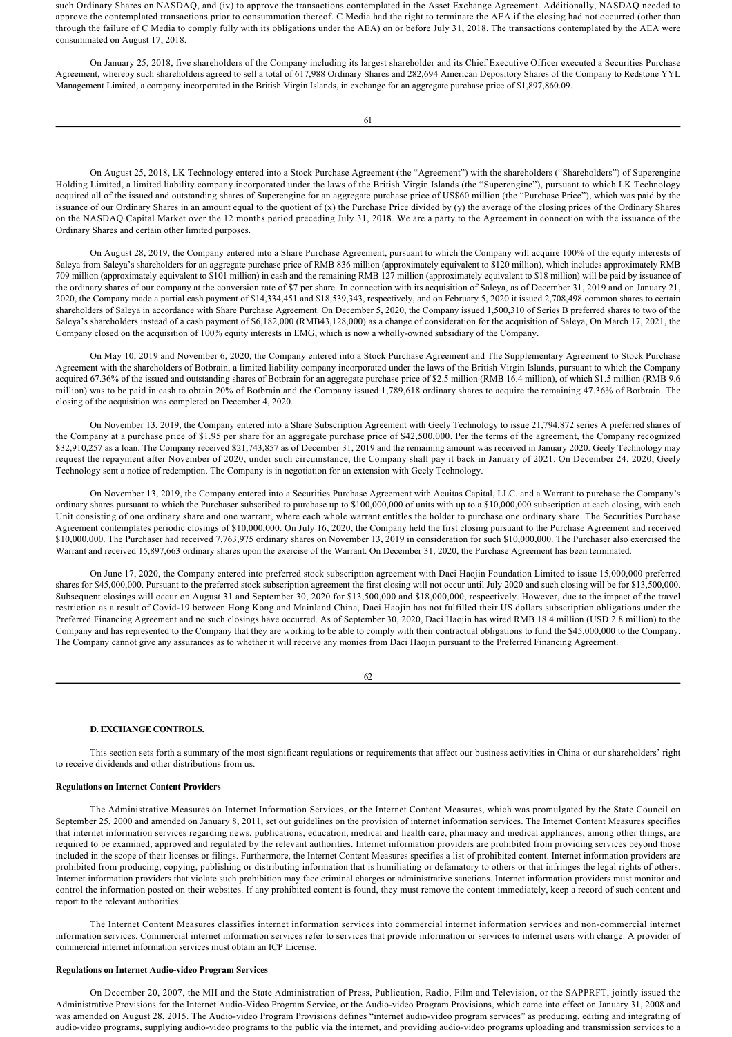such Ordinary Shares on NASDAQ, and (iv) to approve the transactions contemplated in the Asset Exchange Agreement. Additionally, NASDAQ needed to approve the contemplated transactions prior to consummation thereof. C Media had the right to terminate the AEA if the closing had not occurred (other than through the failure of C Media to comply fully with its obligations under the AEA) on or before July 31, 2018. The transactions contemplated by the AEA were consummated on August 17, 2018.

On January 25, 2018, five shareholders of the Company including its largest shareholder and its Chief Executive Officer executed a Securities Purchase Agreement, whereby such shareholders agreed to sell a total of 617,988 Ordinary Shares and 282,694 American Depository Shares of the Company to Redstone YYL Management Limited, a company incorporated in the British Virgin Islands, in exchange for an aggregate purchase price of $1,897,860.09.

On August 25, 2018, LK Technology entered into a Stock Purchase Agreement (the "Agreement") with the shareholders ("Shareholders") of Superengine Holding Limited, a limited liability company incorporated under the laws of the British Virgin Islands (the "Superengine"), pursuant to which LK Technology acquired all of the issued and outstanding shares of Superengine for an aggregate purchase price of US$60 million (the "Purchase Price"), which was paid by the issuance of our Ordinary Shares in an amount equal to the quotient of (x) the Purchase Price divided by (y) the average of the closing prices of the Ordinary Shares on the NASDAQ Capital Market over the 12 months period preceding July 31, 2018. We are a party to the Agreement in connection with the issuance of the Ordinary Shares and certain other limited purposes.

On August 28, 2019, the Company entered into a Share Purchase Agreement, pursuant to which the Company will acquire 100% of the equity interests of Saleya from Saleya's shareholders for an aggregate purchase price of RMB 836 million (approximately equivalent to $120 million), which includes approximately RMB 709 million (approximately equivalent to $101 million) in cash and the remaining RMB 127 million (approximately equivalent to $18 million) will be paid by issuance of the ordinary shares of our company at the conversion rate of $7 per share. In connection with its acquisition of Saleya, as of December 31, 2019 and on January 21, 2020, the Company made a partial cash payment of $14,334,451 and $18,539,343, respectively, and on February 5, 2020 it issued 2,708,498 common shares to certain shareholders of Saleya in accordance with Share Purchase Agreement. On December 5, 2020, the Company issued 1,500,310 of Series B preferred shares to two of the Saleya's shareholders instead of a cash payment of $6,182,000 (RMB43,128,000) as a change of consideration for the acquisition of Saleya, On March 17, 2021, the Company closed on the acquisition of 100% equity interests in EMG, which is now a wholly-owned subsidiary of the Company.

On May 10, 2019 and November 6, 2020, the Company entered into a Stock Purchase Agreement and The Supplementary Agreement to Stock Purchase Agreement with the shareholders of Botbrain, a limited liability company incorporated under the laws of the British Virgin Islands, pursuant to which the Company acquired 67.36% of the issued and outstanding shares of Botbrain for an aggregate purchase price of $2.5 million (RMB 16.4 million), of which $1.5 million (RMB 9.6 million) was to be paid in cash to obtain 20% of Botbrain and the Company issued 1,789,618 ordinary shares to acquire the remaining 47.36% of Botbrain. The closing of the acquisition was completed on December 4, 2020.

On November 13, 2019, the Company entered into a Share Subscription Agreement with Geely Technology to issue 21,794,872 series A preferred shares of the Company at a purchase price of $1.95 per share for an aggregate purchase price of $42,500,000. Per the terms of the agreement, the Company recognized $32,910,257 as a loan. The Company received $21,743,857 as of December 31, 2019 and the remaining amount was received in January 2020. Geely Technology may request the repayment after November of 2020, under such circumstance, the Company shall pay it back in January of 2021. On December 24, 2020, Geely Technology sent a notice of redemption. The Company is in negotiation for an extension with Geely Technology.

On November 13, 2019, the Company entered into a Securities Purchase Agreement with Acuitas Capital, LLC. and a Warrant to purchase the Company's ordinary shares pursuant to which the Purchaser subscribed to purchase up to $100,000,000 of units with up to a $10,000,000 subscription at each closing, with each Unit consisting of one ordinary share and one warrant, where each whole warrant entitles the holder to purchase one ordinary share. The Securities Purchase Agreement contemplates periodic closings of $10,000,000. On July 16, 2020, the Company held the first closing pursuant to the Purchase Agreement and received $10,000,000. The Purchaser had received 7,763,975 ordinary shares on November 13, 2019 in consideration for such $10,000,000. The Purchaser also exercised the Warrant and received 15,897,663 ordinary shares upon the exercise of the Warrant. On December 31, 2020, the Purchase Agreement has been terminated.

On June 17, 2020, the Company entered into preferred stock subscription agreement with Daci Haojin Foundation Limited to issue 15,000,000 preferred shares for $45,000,000. Pursuant to the preferred stock subscription agreement the first closing will not occur until July 2020 and such closing will be for $13,500,000. Subsequent closings will occur on August 31 and September 30, 2020 for $13,500,000 and $18,000,000, respectively. However, due to the impact of the travel restriction as a result of Covid-19 between Hong Kong and Mainland China, Daci Haojin has not fulfilled their US dollars subscription obligations under the Preferred Financing Agreement and no such closings have occurred. As of September 30, 2020, Daci Haojin has wired RMB 18.4 million (USD 2.8 million) to the Company and has represented to the Company that they are working to be able to comply with their contractual obligations to fund the $45,000,000 to the Company. The Company cannot give any assurances as to whether it will receive any monies from Daci Haojin pursuant to the Preferred Financing Agreement.

## D. EXCHANGE CONTROLS.

This section sets forth a summary of the most significant regulations or requirements that affect our business activities in China or our shareholders' right to receive dividends and other distributions from us.

**Regulations on Internet Content Providers**

The Administrative Measures on Internet Information Services, or the Internet Content Measures, which was promulgated by the State Council on September 25, 2000 and amended on January 8, 2011, set out guidelines on the provision of internet information services. The Internet Content Measures specifies that internet information services regarding news, publications, education, medical and health care, pharmacy and medical appliances, among other things, are required to be examined, approved and regulated by the relevant authorities. Internet information providers are prohibited from providing services beyond those included in the scope of their licenses or filings. Furthermore, the Internet Content Measures specifies a list of prohibited content. Internet information providers are prohibited from producing, copying, publishing or distributing information that is humiliating or defamatory to others or that infringes the legal rights of others. Internet information providers that violate such prohibition may face criminal charges or administrative sanctions. Internet information providers must monitor and control the information posted on their websites. If any prohibited content is found, they must remove the content immediately, keep a record of such content and report to the relevant authorities.

The Internet Content Measures classifies internet information services into commercial internet information services and non-commercial internet information services. Commercial internet information services refer to services that provide information or services to internet users with charge. A provider of commercial internet information services must obtain an ICP License.

**Regulations on Internet Audio-video Program Services**

On December 20, 2007, the MII and the State Administration of Press, Publication, Radio, Film and Television, or the SAPPRFT, jointly issued the Administrative Provisions for the Internet Audio-Video Program Service, or the Audio-video Program Provisions, which came into effect on January 31, 2008 and was amended on August 28, 2015. The Audio-video Program Provisions defines "internet audio-video program services" as producing, editing and integrating of audio-video programs, supplying audio-video programs to the public via the internet, and providing audio-video programs uploading and transmission services to a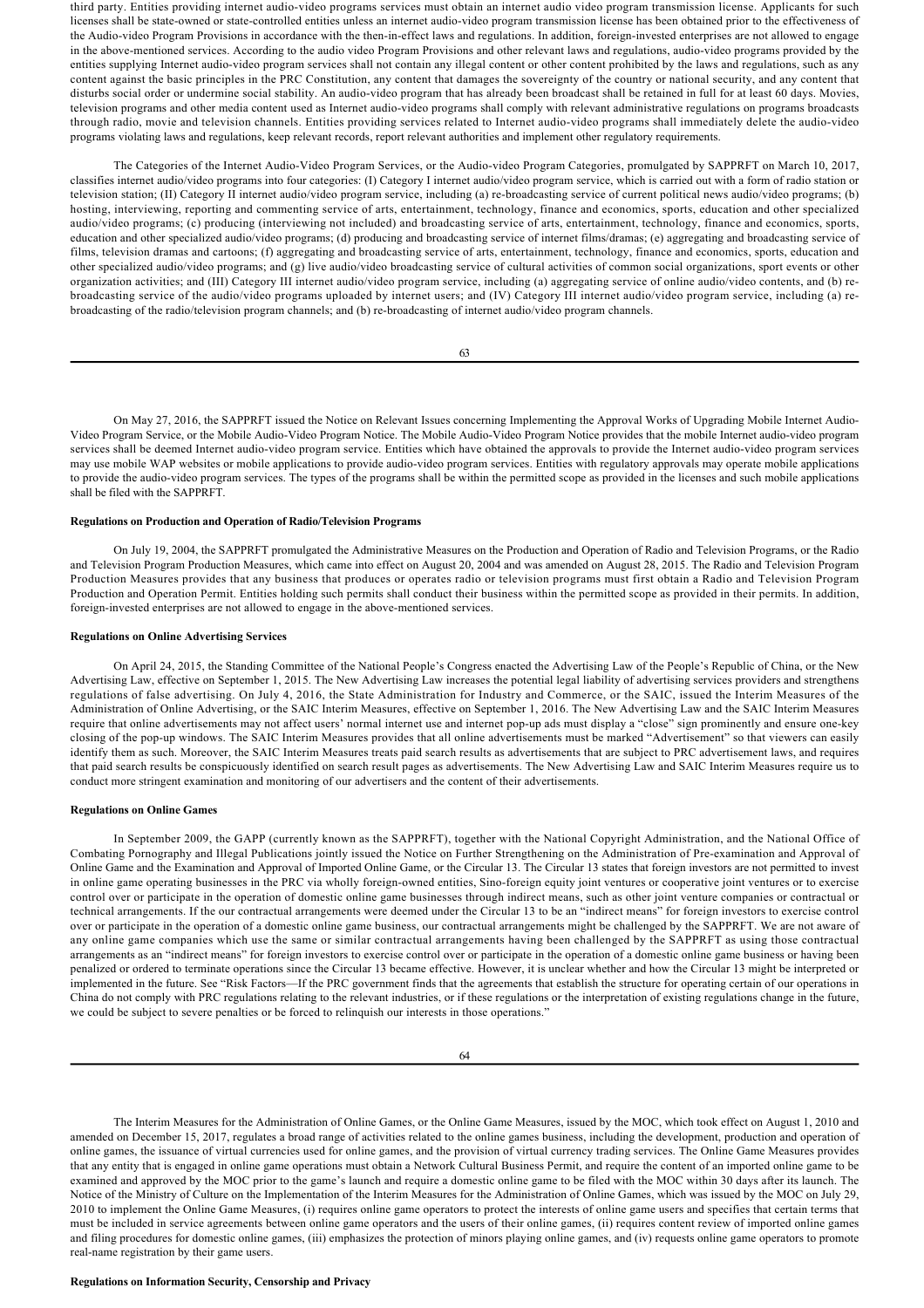third party. Entities providing internet audio-video programs services must obtain an internet audio video program transmission license. Applicants for such licenses shall be state-owned or state-controlled entities unless an internet audio-video program transmission license has been obtained prior to the effectiveness of the Audio-video Program Provisions in accordance with the then-in-effect laws and regulations. In addition, foreign-invested enterprises are not allowed to engage in the above-mentioned services. According to the audio video Program Provisions and other relevant laws and regulations, audio-video programs provided by the entities supplying Internet audio-video program services shall not contain any illegal content or other content prohibited by the laws and regulations, such as any content against the basic principles in the PRC Constitution, any content that damages the sovereignty of the country or national security, and any content that disturbs social order or undermine social stability. An audio-video program that has already been broadcast shall be retained in full for at least 60 days. Movies, television programs and other media content used as Internet audio-video programs shall comply with relevant administrative regulations on programs broadcasts through radio, movie and television channels. Entities providing services related to Internet audio-video programs shall immediately delete the audio-video programs violating laws and regulations, keep relevant records, report relevant authorities and implement other regulatory requirements.

The Categories of the Internet Audio-Video Program Services, or the Audio-video Program Categories, promulgated by SAPPRFT on March 10, 2017, classifies internet audio/video programs into four categories: (I) Category I internet audio/video program service, which is carried out with a form of radio station or television station; (II) Category II internet audio/video program service, including (a) re-broadcasting service of current political news audio/video programs; (b) hosting, interviewing, reporting and commenting service of arts, entertainment, technology, finance and economics, sports, education and other specialized audio/video programs; (c) producing (interviewing not included) and broadcasting service of arts, entertainment, technology, finance and economics, sports, education and other specialized audio/video programs; (d) producing and broadcasting service of internet films/dramas; (e) aggregating and broadcasting service of films, television dramas and cartoons; (f) aggregating and broadcasting service of arts, entertainment, technology, finance and economics, sports, education and other specialized audio/video programs; and (g) live audio/video broadcasting service of cultural activities of common social organizations, sport events or other organization activities; and (III) Category III internet audio/video program service, including (a) aggregating service of online audio/video contents, and (b) re-broadcasting service of the audio/video programs uploaded by internet users; and (IV) Category III internet audio/video program service, including (a) re-broadcasting of the radio/television program channels; and (b) re-broadcasting of internet audio/video program channels.

On May 27, 2016, the SAPPRFT issued the Notice on Relevant Issues concerning Implementing the Approval Works of Upgrading Mobile Internet Audio-Video Program Service, or the Mobile Audio-Video Program Notice. The Mobile Audio-Video Program Notice provides that the mobile Internet audio-video program services shall be deemed Internet audio-video program service. Entities which have obtained the approvals to provide the Internet audio-video program services may use mobile WAP websites or mobile applications to provide audio-video program services. Entities with regulatory approvals may operate mobile applications to provide the audio-video program services. The types of the programs shall be within the permitted scope as provided in the licenses and such mobile applications shall be filed with the SAPPRFT.

**Regulations on Production and Operation of Radio/Television Programs**

On July 19, 2004, the SAPPRFT promulgated the Administrative Measures on the Production and Operation of Radio and Television Programs, or the Radio and Television Program Production Measures, which came into effect on August 20, 2004 and was amended on August 28, 2015. The Radio and Television Program Production Measures provides that any business that produces or operates radio or television programs must first obtain a Radio and Television Program Production and Operation Permit. Entities holding such permits shall conduct their business within the permitted scope as provided in their permits. In addition, foreign-invested enterprises are not allowed to engage in the above-mentioned services.

**Regulations on Online Advertising Services**

On April 24, 2015, the Standing Committee of the National People's Congress enacted the Advertising Law of the People's Republic of China, or the New Advertising Law, effective on September 1, 2015. The New Advertising Law increases the potential legal liability of advertising services providers and strengthens regulations of false advertising. On July 4, 2016, the State Administration for Industry and Commerce, or the SAIC, issued the Interim Measures of the Administration of Online Advertising, or the SAIC Interim Measures, effective on September 1, 2016. The New Advertising Law and the SAIC Interim Measures require that online advertisements may not affect users' normal internet use and internet pop-up ads must display a "close" sign prominently and ensure one-key closing of the pop-up windows. The SAIC Interim Measures provides that all online advertisements must be marked "Advertisement" so that viewers can easily identify them as such. Moreover, the SAIC Interim Measures treats paid search results as advertisements that are subject to PRC advertisement laws, and requires that paid search results be conspicuously identified on search result pages as advertisements. The New Advertising Law and SAIC Interim Measures require us to conduct more stringent examination and monitoring of our advertisers and the content of their advertisements.

**Regulations on Online Games**

In September 2009, the GAPP (currently known as the SAPPRFT), together with the National Copyright Administration, and the National Office of Combating Pornography and Illegal Publications jointly issued the Notice on Further Strengthening on the Administration of Pre-examination and Approval of Online Game and the Examination and Approval of Imported Online Game, or the Circular 13. The Circular 13 states that foreign investors are not permitted to invest in online game operating businesses in the PRC via wholly foreign-owned entities, Sino-foreign equity joint ventures or cooperative joint ventures or to exercise control over or participate in the operation of domestic online game businesses through indirect means, such as other joint venture companies or contractual or technical arrangements. If the our contractual arrangements were deemed under the Circular 13 to be an "indirect means" for foreign investors to exercise control over or participate in the operation of a domestic online game business, our contractual arrangements might be challenged by the SAPPRFT. We are not aware of any online game companies which use the same or similar contractual arrangements having been challenged by the SAPPRFT as using those contractual arrangements as an "indirect means" for foreign investors to exercise control over or participate in the operation of a domestic online game business or having been penalized or ordered to terminate operations since the Circular 13 became effective. However, it is unclear whether and how the Circular 13 might be interpreted or implemented in the future. See "Risk Factors—If the PRC government finds that the agreements that establish the structure for operating certain of our operations in China do not comply with PRC regulations relating to the relevant industries, or if these regulations or the interpretation of existing regulations change in the future, we could be subject to severe penalties or be forced to relinquish our interests in those operations."

The Interim Measures for the Administration of Online Games, or the Online Game Measures, issued by the MOC, which took effect on August 1, 2010 and amended on December 15, 2017, regulates a broad range of activities related to the online games business, including the development, production and operation of online games, the issuance of virtual currencies used for online games, and the provision of virtual currency trading services. The Online Game Measures provides that any entity that is engaged in online game operations must obtain a Network Cultural Business Permit, and require the content of an imported online game to be examined and approved by the MOC prior to the game's launch and require a domestic online game to be filed with the MOC within 30 days after its launch. The Notice of the Ministry of Culture on the Implementation of the Interim Measures for the Administration of Online Games, which was issued by the MOC on July 29, 2010 to implement the Online Game Measures, (i) requires online game operators to protect the interests of online game users and specifies that certain terms that must be included in service agreements between online game operators and the users of their online games, (ii) requires content review of imported online games and filing procedures for domestic online games, (iii) emphasizes the protection of minors playing online games, and (iv) requests online game operators to promote real-name registration by their game users.

**Regulations on Information Security, Censorship and Privacy**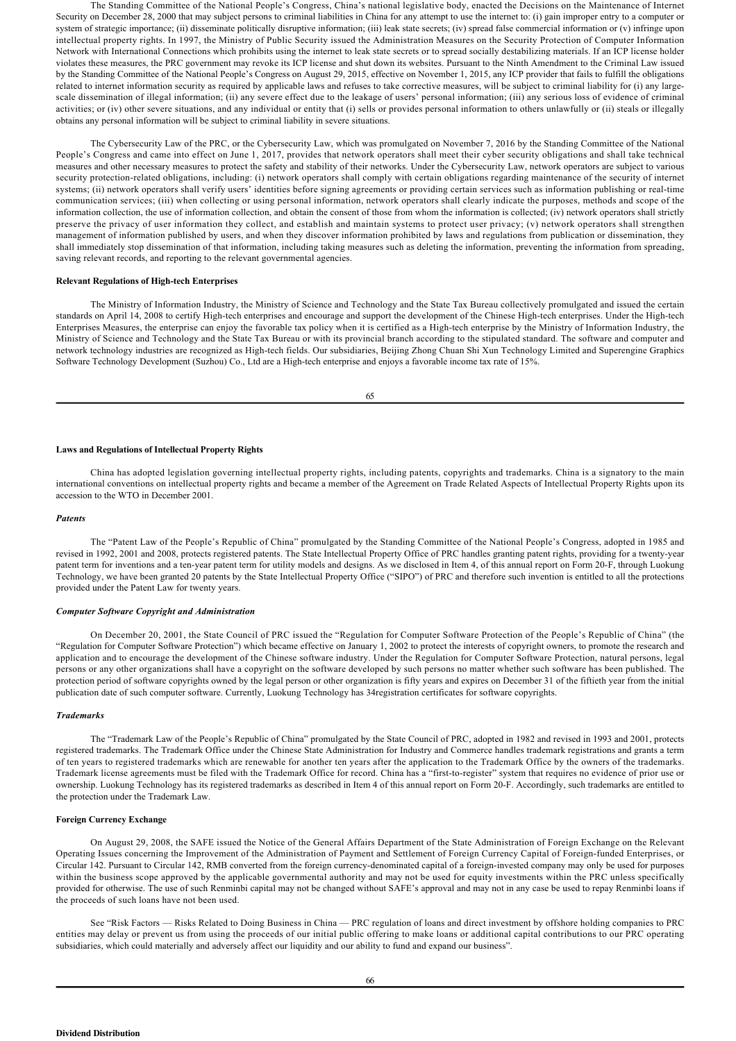The Standing Committee of the National People's Congress, China's national legislative body, enacted the Decisions on the Maintenance of Internet Security on December 28, 2000 that may subject persons to criminal liabilities in China for any attempt to use the internet to: (i) gain improper entry to a computer or system of strategic importance; (ii) disseminate politically disruptive information; (iii) leak state secrets; (iv) spread false commercial information or (v) infringe upon intellectual property rights. In 1997, the Ministry of Public Security issued the Administration Measures on the Security Protection of Computer Information Network with International Connections which prohibits using the internet to leak state secrets or to spread socially destabilizing materials. If an ICP license holder violates these measures, the PRC government may revoke its ICP license and shut down its websites. Pursuant to the Ninth Amendment to the Criminal Law issued by the Standing Committee of the National People's Congress on August 29, 2015, effective on November 1, 2015, any ICP provider that fails to fulfill the obligations related to internet information security as required by applicable laws and refuses to take corrective measures, will be subject to criminal liability for (i) any large-scale dissemination of illegal information; (ii) any severe effect due to the leakage of users' personal information; (iii) any serious loss of evidence of criminal activities; or (iv) other severe situations, and any individual or entity that (i) sells or provides personal information to others unlawfully or (ii) steals or illegally obtains any personal information will be subject to criminal liability in severe situations.

The Cybersecurity Law of the PRC, or the Cybersecurity Law, which was promulgated on November 7, 2016 by the Standing Committee of the National People's Congress and came into effect on June 1, 2017, provides that network operators shall meet their cyber security obligations and shall take technical measures and other necessary measures to protect the safety and stability of their networks. Under the Cybersecurity Law, network operators are subject to various security protection-related obligations, including: (i) network operators shall comply with certain obligations regarding maintenance of the security of internet systems; (ii) network operators shall verify users' identities before signing agreements or providing certain services such as information publishing or real-time communication services; (iii) when collecting or using personal information, network operators shall clearly indicate the purposes, methods and scope of the information collection, the use of information collection, and obtain the consent of those from whom the information is collected; (iv) network operators shall strictly preserve the privacy of user information they collect, and establish and maintain systems to protect user privacy; (v) network operators shall strengthen management of information published by users, and when they discover information prohibited by laws and regulations from publication or dissemination, they shall immediately stop dissemination of that information, including taking measures such as deleting the information, preventing the information from spreading, saving relevant records, and reporting to the relevant governmental agencies.

**Relevant Regulations of High-tech Enterprises**

The Ministry of Information Industry, the Ministry of Science and Technology and the State Tax Bureau collectively promulgated and issued the certain standards on April 14, 2008 to certify High-tech enterprises and encourage and support the development of the Chinese High-tech enterprises. Under the High-tech Enterprises Measures, the enterprise can enjoy the favorable tax policy when it is certified as a High-tech enterprise by the Ministry of Information Industry, the Ministry of Science and Technology and the State Tax Bureau or with its provincial branch according to the stipulated standard. The software and computer and network technology industries are recognized as High-tech fields. Our subsidiaries, Beijing Zhong Chuan Shi Xun Technology Limited and Superengine Graphics Software Technology Development (Suzhou) Co., Ltd are a High-tech enterprise and enjoys a favorable income tax rate of 15%.

**Laws and Regulations of Intellectual Property Rights**

China has adopted legislation governing intellectual property rights, including patents, copyrights and trademarks. China is a signatory to the main international conventions on intellectual property rights and became a member of the Agreement on Trade Related Aspects of Intellectual Property Rights upon its accession to the WTO in December 2001.

***Patents***

The "Patent Law of the People's Republic of China" promulgated by the Standing Committee of the National People's Congress, adopted in 1985 and revised in 1992, 2001 and 2008, protects registered patents. The State Intellectual Property Office of PRC handles granting patent rights, providing for a twenty-year patent term for inventions and a ten-year patent term for utility models and designs. As we disclosed in Item 4, of this annual report on Form 20-F, through Luokung Technology, we have been granted 20 patents by the State Intellectual Property Office ("SIPO") of PRC and therefore such invention is entitled to all the protections provided under the Patent Law for twenty years.

***Computer Software Copyright and Administration***

On December 20, 2001, the State Council of PRC issued the "Regulation for Computer Software Protection of the People's Republic of China" (the "Regulation for Computer Software Protection") which became effective on January 1, 2002 to protect the interests of copyright owners, to promote the research and application and to encourage the development of the Chinese software industry. Under the Regulation for Computer Software Protection, natural persons, legal persons or any other organizations shall have a copyright on the software developed by such persons no matter whether such software has been published. The protection period of software copyrights owned by the legal person or other organization is fifty years and expires on December 31 of the fiftieth year from the initial publication date of such computer software. Currently, Luokung Technology has 34registration certificates for software copyrights.

***Trademarks***

The "Trademark Law of the People's Republic of China" promulgated by the State Council of PRC, adopted in 1982 and revised in 1993 and 2001, protects registered trademarks. The Trademark Office under the Chinese State Administration for Industry and Commerce handles trademark registrations and grants a term of ten years to registered trademarks which are renewable for another ten years after the application to the Trademark Office by the owners of the trademarks. Trademark license agreements must be filed with the Trademark Office for record. China has a "first-to-register" system that requires no evidence of prior use or ownership. Luokung Technology has its registered trademarks as described in Item 4 of this annual report on Form 20-F. Accordingly, such trademarks are entitled to the protection under the Trademark Law.

**Foreign Currency Exchange**

On August 29, 2008, the SAFE issued the Notice of the General Affairs Department of the State Administration of Foreign Exchange on the Relevant Operating Issues concerning the Improvement of the Administration of Payment and Settlement of Foreign Currency Capital of Foreign-funded Enterprises, or Circular 142. Pursuant to Circular 142, RMB converted from the foreign currency-denominated capital of a foreign-invested company may only be used for purposes within the business scope approved by the applicable governmental authority and may not be used for equity investments within the PRC unless specifically provided for otherwise. The use of such Renminbi capital may not be changed without SAFE's approval and may not in any case be used to repay Renminbi loans if the proceeds of such loans have not been used.

See "Risk Factors — Risks Related to Doing Business in China — PRC regulation of loans and direct investment by offshore holding companies to PRC entities may delay or prevent us from using the proceeds of our initial public offering to make loans or additional capital contributions to our PRC operating subsidiaries, which could materially and adversely affect our liquidity and our ability to fund and expand our business".

**Dividend Distribution**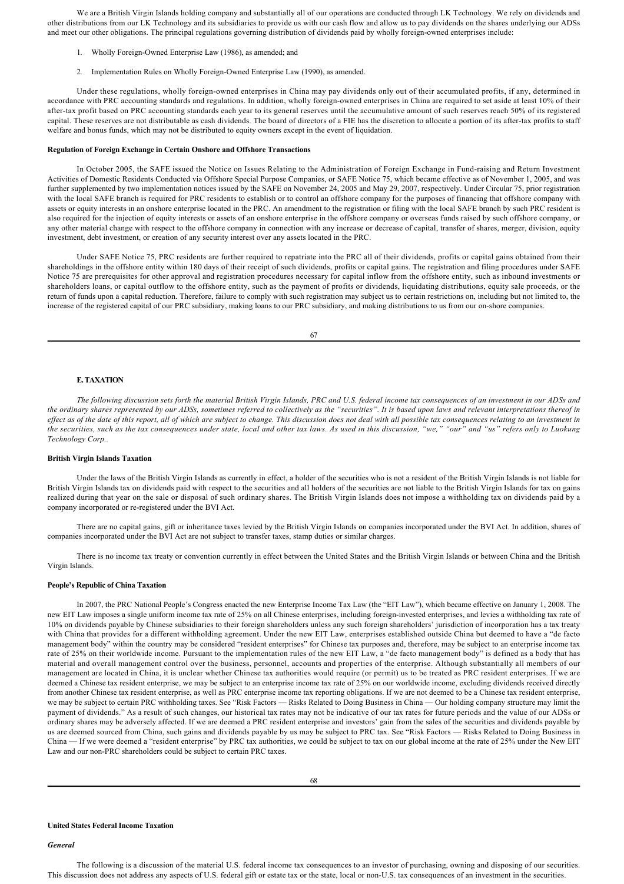We are a British Virgin Islands holding company and substantially all of our operations are conducted through LK Technology. We rely on dividends and other distributions from our LK Technology and its subsidiaries to provide us with our cash flow and allow us to pay dividends on the shares underlying our ADSs and meet our other obligations. The principal regulations governing distribution of dividends paid by wholly foreign-owned enterprises include:

1. Wholly Foreign-Owned Enterprise Law (1986), as amended; and
2. Implementation Rules on Wholly Foreign-Owned Enterprise Law (1990), as amended.

Under these regulations, wholly foreign-owned enterprises in China may pay dividends only out of their accumulated profits, if any, determined in accordance with PRC accounting standards and regulations. In addition, wholly foreign-owned enterprises in China are required to set aside at least 10% of their after-tax profit based on PRC accounting standards each year to its general reserves until the accumulative amount of such reserves reach 50% of its registered capital. These reserves are not distributable as cash dividends. The board of directors of a FIE has the discretion to allocate a portion of its after-tax profits to staff welfare and bonus funds, which may not be distributed to equity owners except in the event of liquidation.

**Regulation of Foreign Exchange in Certain Onshore and Offshore Transactions**

In October 2005, the SAFE issued the Notice on Issues Relating to the Administration of Foreign Exchange in Fund-raising and Return Investment Activities of Domestic Residents Conducted via Offshore Special Purpose Companies, or SAFE Notice 75, which became effective as of November 1, 2005, and was further supplemented by two implementation notices issued by the SAFE on November 24, 2005 and May 29, 2007, respectively. Under Circular 75, prior registration with the local SAFE branch is required for PRC residents to establish or to control an offshore company for the purposes of financing that offshore company with assets or equity interests in an onshore enterprise located in the PRC. An amendment to the registration or filing with the local SAFE branch by such PRC resident is also required for the injection of equity interests or assets of an onshore enterprise in the offshore company or overseas funds raised by such offshore company, or any other material change with respect to the offshore company in connection with any increase or decrease of capital, transfer of shares, merger, division, equity investment, debt investment, or creation of any security interest over any assets located in the PRC.

Under SAFE Notice 75, PRC residents are further required to repatriate into the PRC all of their dividends, profits or capital gains obtained from their shareholdings in the offshore entity within 180 days of their receipt of such dividends, profits or capital gains. The registration and filing procedures under SAFE Notice 75 are prerequisites for other approval and registration procedures necessary for capital inflow from the offshore entity, such as inbound investments or shareholders loans, or capital outflow to the offshore entity, such as the payment of profits or dividends, liquidating distributions, equity sale proceeds, or the return of funds upon a capital reduction. Therefore, failure to comply with such registration may subject us to certain restrictions on, including but not limited to, the increase of the registered capital of our PRC subsidiary, making loans to our PRC subsidiary, and making distributions to us from our on-shore companies.

**E. TAXATION**

*The following discussion sets forth the material British Virgin Islands, PRC and U.S. federal income tax consequences of an investment in our ADSs and the ordinary shares represented by our ADSs, sometimes referred to collectively as the "securities". It is based upon laws and relevant interpretations thereof in effect as of the date of this report, all of which are subject to change. This discussion does not deal with all possible tax consequences relating to an investment in the securities, such as the tax consequences under state, local and other tax laws. As used in this discussion, "we," "our" and "us" refers only to Luokung Technology Corp..*

**British Virgin Islands Taxation**

Under the laws of the British Virgin Islands as currently in effect, a holder of the securities who is not a resident of the British Virgin Islands is not liable for British Virgin Islands tax on dividends paid with respect to the securities and all holders of the securities are not liable to the British Virgin Islands for tax on gains realized during that year on the sale or disposal of such ordinary shares. The British Virgin Islands does not impose a withholding tax on dividends paid by a company incorporated or re-registered under the BVI Act.

There are no capital gains, gift or inheritance taxes levied by the British Virgin Islands on companies incorporated under the BVI Act. In addition, shares of companies incorporated under the BVI Act are not subject to transfer taxes, stamp duties or similar charges.

There is no income tax treaty or convention currently in effect between the United States and the British Virgin Islands or between China and the British Virgin Islands.

**People's Republic of China Taxation**

In 2007, the PRC National People's Congress enacted the new Enterprise Income Tax Law (the "EIT Law"), which became effective on January 1, 2008. The new EIT Law imposes a single uniform income tax rate of 25% on all Chinese enterprises, including foreign-invested enterprises, and levies a withholding tax rate of 10% on dividends payable by Chinese subsidiaries to their foreign shareholders unless any such foreign shareholders' jurisdiction of incorporation has a tax treaty with China that provides for a different withholding agreement. Under the new EIT Law, enterprises established outside China but deemed to have a "de facto management body" within the country may be considered "resident enterprises" for Chinese tax purposes and, therefore, may be subject to an enterprise income tax rate of 25% on their worldwide income. Pursuant to the implementation rules of the new EIT Law, a "de facto management body" is defined as a body that has material and overall management control over the business, personnel, accounts and properties of the enterprise. Although substantially all members of our management are located in China, it is unclear whether Chinese tax authorities would require (or permit) us to be treated as PRC resident enterprises. If we are deemed a Chinese tax resident enterprise, we may be subject to an enterprise income tax rate of 25% on our worldwide income, excluding dividends received directly from another Chinese tax resident enterprise, as well as PRC enterprise income tax reporting obligations. If we are not deemed to be a Chinese tax resident enterprise, we may be subject to certain PRC withholding taxes. See "Risk Factors — Risks Related to Doing Business in China — Our holding company structure may limit the payment of dividends." As a result of such changes, our historical tax rates may not be indicative of our tax rates for future periods and the value of our ADSs or ordinary shares may be adversely affected. If we are deemed a PRC resident enterprise and investors' gain from the sales of the securities and dividends payable by us are deemed sourced from China, such gains and dividends payable by us may be subject to PRC tax. See "Risk Factors — Risks Related to Doing Business in China — If we were deemed a "resident enterprise" by PRC tax authorities, we could be subject to tax on our global income at the rate of 25% under the New EIT Law and our non-PRC shareholders could be subject to certain PRC taxes.

**United States Federal Income Taxation**

***General***

The following is a discussion of the material U.S. federal income tax consequences to an investor of purchasing, owning and disposing of our securities. This discussion does not address any aspects of U.S. federal gift or estate tax or the state, local or non-U.S. tax consequences of an investment in the securities.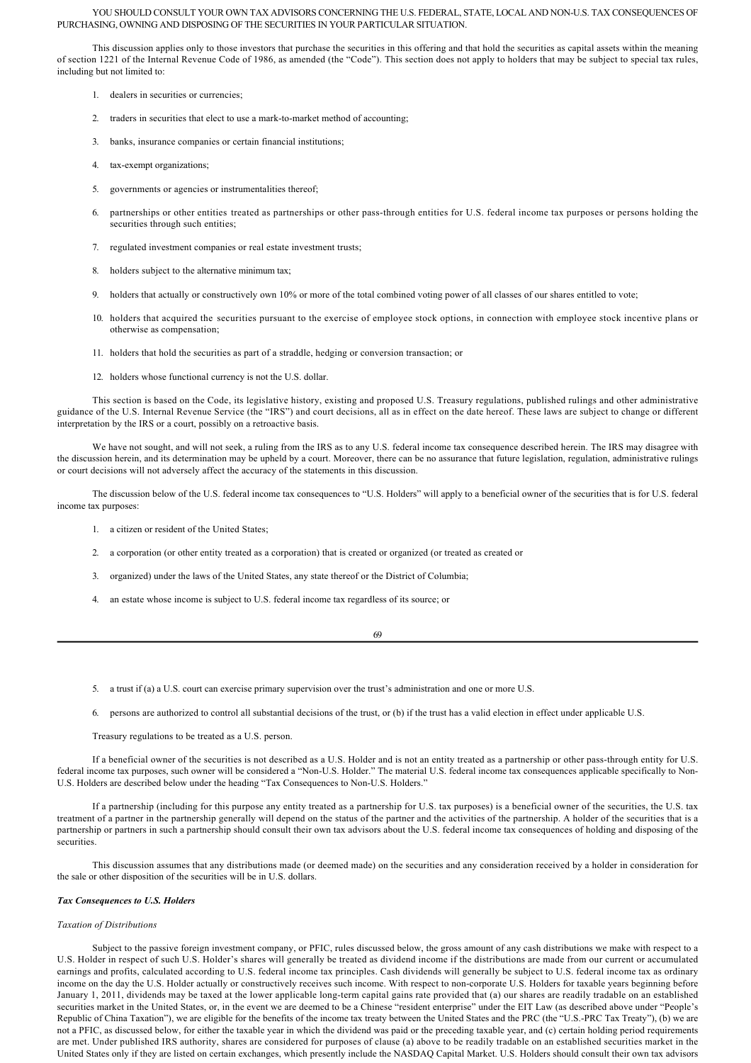YOU SHOULD CONSULT YOUR OWN TAX ADVISORS CONCERNING THE U.S. FEDERAL, STATE, LOCAL AND NON-U.S. TAX CONSEQUENCES OF PURCHASING, OWNING AND DISPOSING OF THE SECURITIES IN YOUR PARTICULAR SITUATION.

This discussion applies only to those investors that purchase the securities in this offering and that hold the securities as capital assets within the meaning of section 1221 of the Internal Revenue Code of 1986, as amended (the "Code"). This section does not apply to holders that may be subject to special tax rules, including but not limited to:

1. dealers in securities or currencies;
2. traders in securities that elect to use a mark-to-market method of accounting;
3. banks, insurance companies or certain financial institutions;
4. tax-exempt organizations;
5. governments or agencies or instrumentalities thereof;
6. partnerships or other entities treated as partnerships or other pass-through entities for U.S. federal income tax purposes or persons holding the securities through such entities;
7. regulated investment companies or real estate investment trusts;
8. holders subject to the alternative minimum tax;
9. holders that actually or constructively own 10% or more of the total combined voting power of all classes of our shares entitled to vote;
10. holders that acquired the securities pursuant to the exercise of employee stock options, in connection with employee stock incentive plans or otherwise as compensation;
11. holders that hold the securities as part of a straddle, hedging or conversion transaction; or
12. holders whose functional currency is not the U.S. dollar.

This section is based on the Code, its legislative history, existing and proposed U.S. Treasury regulations, published rulings and other administrative guidance of the U.S. Internal Revenue Service (the "IRS") and court decisions, all as in effect on the date hereof. These laws are subject to change or different interpretation by the IRS or a court, possibly on a retroactive basis.

We have not sought, and will not seek, a ruling from the IRS as to any U.S. federal income tax consequence described herein. The IRS may disagree with the discussion herein, and its determination may be upheld by a court. Moreover, there can be no assurance that future legislation, regulation, administrative rulings or court decisions will not adversely affect the accuracy of the statements in this discussion.

The discussion below of the U.S. federal income tax consequences to "U.S. Holders" will apply to a beneficial owner of the securities that is for U.S. federal income tax purposes:

1. a citizen or resident of the United States;
2. a corporation (or other entity treated as a corporation) that is created or organized (or treated as created or
3. organized) under the laws of the United States, any state thereof or the District of Columbia;
4. an estate whose income is subject to U.S. federal income tax regardless of its source; or
5. a trust if (a) a U.S. court can exercise primary supervision over the trust's administration and one or more U.S.
6. persons are authorized to control all substantial decisions of the trust, or (b) if the trust has a valid election in effect under applicable U.S.

Treasury regulations to be treated as a U.S. person.

If a beneficial owner of the securities is not described as a U.S. Holder and is not an entity treated as a partnership or other pass-through entity for U.S. federal income tax purposes, such owner will be considered a "Non-U.S. Holder." The material U.S. federal income tax consequences applicable specifically to Non-U.S. Holders are described below under the heading "Tax Consequences to Non-U.S. Holders."

If a partnership (including for this purpose any entity treated as a partnership for U.S. tax purposes) is a beneficial owner of the securities, the U.S. tax treatment of a partner in the partnership generally will depend on the status of the partner and the activities of the partnership. A holder of the securities that is a partnership or partners in such a partnership should consult their own tax advisors about the U.S. federal income tax consequences of holding and disposing of the securities.

This discussion assumes that any distributions made (or deemed made) on the securities and any consideration received by a holder in consideration for the sale or other disposition of the securities will be in U.S. dollars.

***Tax Consequences to U.S. Holders***

*Taxation of Distributions*

Subject to the passive foreign investment company, or PFIC, rules discussed below, the gross amount of any cash distributions we make with respect to a U.S. Holder in respect of such U.S. Holder's shares will generally be treated as dividend income if the distributions are made from our current or accumulated earnings and profits, calculated according to U.S. federal income tax principles. Cash dividends will generally be subject to U.S. federal income tax as ordinary income on the day the U.S. Holder actually or constructively receives such income. With respect to non-corporate U.S. Holders for taxable years beginning before January 1, 2011, dividends may be taxed at the lower applicable long-term capital gains rate provided that (a) our shares are readily tradable on an established securities market in the United States, or, in the event we are deemed to be a Chinese "resident enterprise" under the EIT Law (as described above under "People's Republic of China Taxation"), we are eligible for the benefits of the income tax treaty between the United States and the PRC (the "U.S.-PRC Tax Treaty"), (b) we are not a PFIC, as discussed below, for either the taxable year in which the dividend was paid or the preceding taxable year, and (c) certain holding period requirements are met. Under published IRS authority, shares are considered for purposes of clause (a) above to be readily tradable on an established securities market in the United States only if they are listed on certain exchanges, which presently include the NASDAQ Capital Market. U.S. Holders should consult their own tax advisors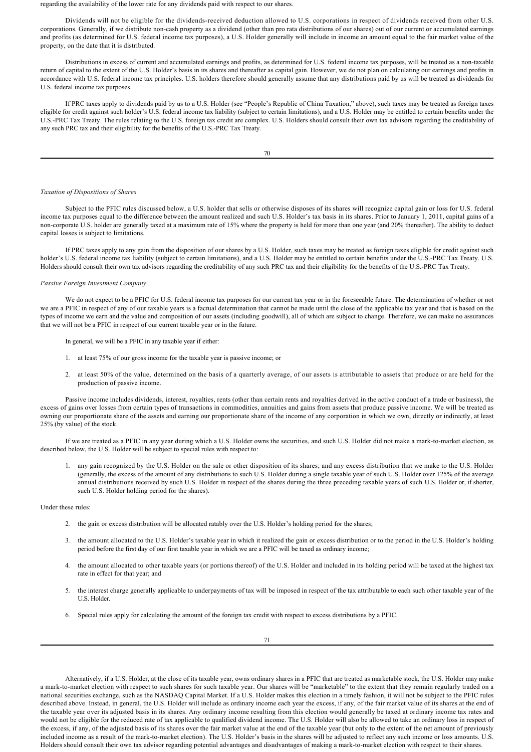regarding the availability of the lower rate for any dividends paid with respect to our shares.

Dividends will not be eligible for the dividends-received deduction allowed to U.S. corporations in respect of dividends received from other U.S. corporations. Generally, if we distribute non-cash property as a dividend (other than pro rata distributions of our shares) out of our current or accumulated earnings and profits (as determined for U.S. federal income tax purposes), a U.S. Holder generally will include in income an amount equal to the fair market value of the property, on the date that it is distributed.

Distributions in excess of current and accumulated earnings and profits, as determined for U.S. federal income tax purposes, will be treated as a non-taxable return of capital to the extent of the U.S. Holder's basis in its shares and thereafter as capital gain. However, we do not plan on calculating our earnings and profits in accordance with U.S. federal income tax principles. U.S. holders therefore should generally assume that any distributions paid by us will be treated as dividends for U.S. federal income tax purposes.

If PRC taxes apply to dividends paid by us to a U.S. Holder (see "People's Republic of China Taxation," above), such taxes may be treated as foreign taxes eligible for credit against such holder's U.S. federal income tax liability (subject to certain limitations), and a U.S. Holder may be entitled to certain benefits under the U.S.-PRC Tax Treaty. The rules relating to the U.S. foreign tax credit are complex. U.S. Holders should consult their own tax advisors regarding the creditability of any such PRC tax and their eligibility for the benefits of the U.S.-PRC Tax Treaty.

*Taxation of Dispositions of Shares*

Subject to the PFIC rules discussed below, a U.S. holder that sells or otherwise disposes of its shares will recognize capital gain or loss for U.S. federal income tax purposes equal to the difference between the amount realized and such U.S. Holder's tax basis in its shares. Prior to January 1, 2011, capital gains of a non-corporate U.S. holder are generally taxed at a maximum rate of 15% where the property is held for more than one year (and 20% thereafter). The ability to deduct capital losses is subject to limitations.

If PRC taxes apply to any gain from the disposition of our shares by a U.S. Holder, such taxes may be treated as foreign taxes eligible for credit against such holder's U.S. federal income tax liability (subject to certain limitations), and a U.S. Holder may be entitled to certain benefits under the U.S.-PRC Tax Treaty. U.S. Holders should consult their own tax advisors regarding the creditability of any such PRC tax and their eligibility for the benefits of the U.S.-PRC Tax Treaty.

*Passive Foreign Investment Company*

We do not expect to be a PFIC for U.S. federal income tax purposes for our current tax year or in the foreseeable future. The determination of whether or not we are a PFIC in respect of any of our taxable years is a factual determination that cannot be made until the close of the applicable tax year and that is based on the types of income we earn and the value and composition of our assets (including goodwill), all of which are subject to change. Therefore, we can make no assurances that we will not be a PFIC in respect of our current taxable year or in the future.

In general, we will be a PFIC in any taxable year if either:

1. at least 75% of our gross income for the taxable year is passive income; or
2. at least 50% of the value, determined on the basis of a quarterly average, of our assets is attributable to assets that produce or are held for the production of passive income.

Passive income includes dividends, interest, royalties, rents (other than certain rents and royalties derived in the active conduct of a trade or business), the excess of gains over losses from certain types of transactions in commodities, annuities and gains from assets that produce passive income. We will be treated as owning our proportionate share of the assets and earning our proportionate share of the income of any corporation in which we own, directly or indirectly, at least 25% (by value) of the stock.

If we are treated as a PFIC in any year during which a U.S. Holder owns the securities, and such U.S. Holder did not make a mark-to-market election, as described below, the U.S. Holder will be subject to special rules with respect to:

1. any gain recognized by the U.S. Holder on the sale or other disposition of its shares; and any excess distribution that we make to the U.S. Holder (generally, the excess of the amount of any distributions to such U.S. Holder during a single taxable year of such U.S. Holder over 125% of the average annual distributions received by such U.S. Holder in respect of the shares during the three preceding taxable years of such U.S. Holder or, if shorter, such U.S. Holder holding period for the shares).

Under these rules:

2. the gain or excess distribution will be allocated ratably over the U.S. Holder's holding period for the shares;
3. the amount allocated to the U.S. Holder's taxable year in which it realized the gain or excess distribution or to the period in the U.S. Holder's holding period before the first day of our first taxable year in which we are a PFIC will be taxed as ordinary income;
4. the amount allocated to other taxable years (or portions thereof) of the U.S. Holder and included in its holding period will be taxed at the highest tax rate in effect for that year; and
5. the interest charge generally applicable to underpayments of tax will be imposed in respect of the tax attributable to each such other taxable year of the U.S. Holder.
6. Special rules apply for calculating the amount of the foreign tax credit with respect to excess distributions by a PFIC.

Alternatively, if a U.S. Holder, at the close of its taxable year, owns ordinary shares in a PFIC that are treated as marketable stock, the U.S. Holder may make a mark-to-market election with respect to such shares for such taxable year. Our shares will be "marketable" to the extent that they remain regularly traded on a national securities exchange, such as the NASDAQ Capital Market. If a U.S. Holder makes this election in a timely fashion, it will not be subject to the PFIC rules described above. Instead, in general, the U.S. Holder will include as ordinary income each year the excess, if any, of the fair market value of its shares at the end of the taxable year over its adjusted basis in its shares. Any ordinary income resulting from this election would generally be taxed at ordinary income tax rates and would not be eligible for the reduced rate of tax applicable to qualified dividend income. The U.S. Holder will also be allowed to take an ordinary loss in respect of the excess, if any, of the adjusted basis of its shares over the fair market value at the end of the taxable year (but only to the extent of the net amount of previously included income as a result of the mark-to-market election). The U.S. Holder's basis in the shares will be adjusted to reflect any such income or loss amounts. U.S. Holders should consult their own tax advisor regarding potential advantages and disadvantages of making a mark-to-market election with respect to their shares.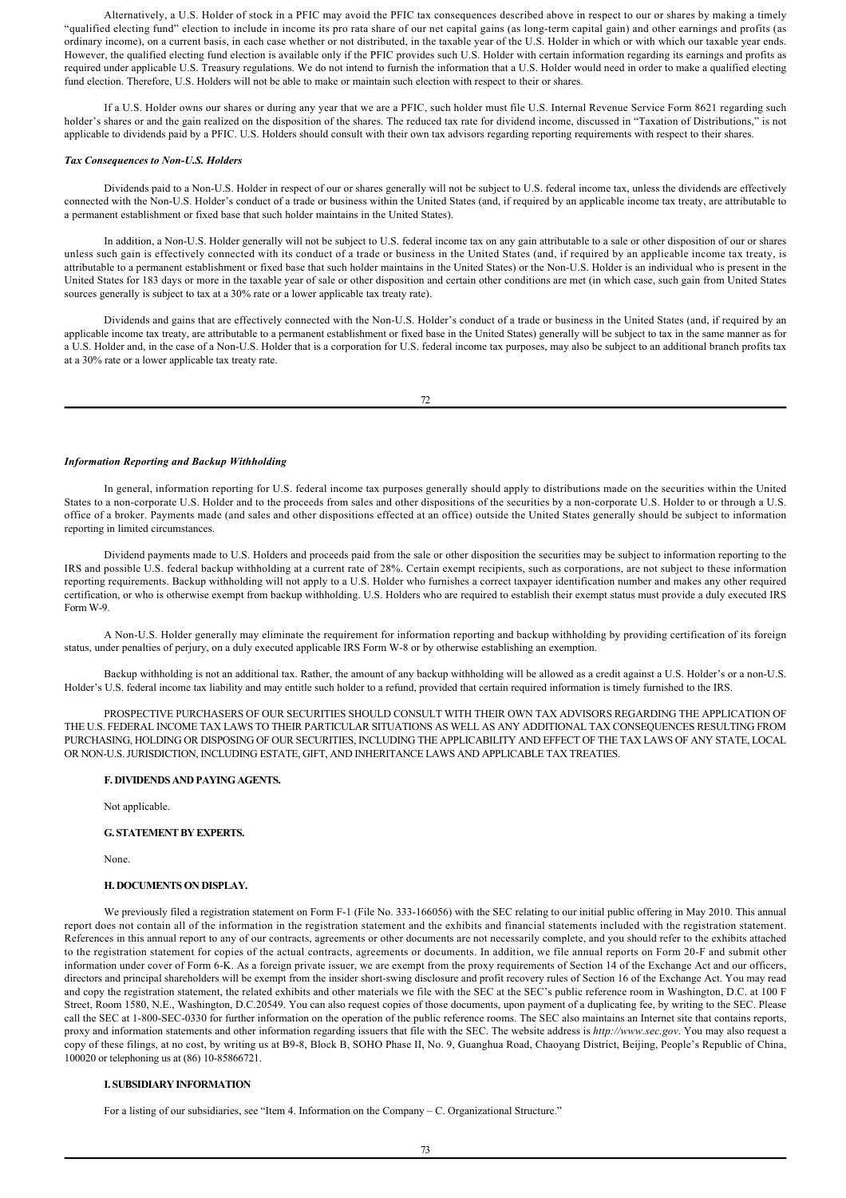Alternatively, a U.S. Holder of stock in a PFIC may avoid the PFIC tax consequences described above in respect to our or shares by making a timely "qualified electing fund" election to include in income its pro rata share of our net capital gains (as long-term capital gain) and other earnings and profits (as ordinary income), on a current basis, in each case whether or not distributed, in the taxable year of the U.S. Holder in which or with which our taxable year ends. However, the qualified electing fund election is available only if the PFIC provides such U.S. Holder with certain information regarding its earnings and profits as required under applicable U.S. Treasury regulations. We do not intend to furnish the information that a U.S. Holder would need in order to make a qualified electing fund election. Therefore, U.S. Holders will not be able to make or maintain such election with respect to their or shares.

If a U.S. Holder owns our shares or during any year that we are a PFIC, such holder must file U.S. Internal Revenue Service Form 8621 regarding such holder's shares or and the gain realized on the disposition of the shares. The reduced tax rate for dividend income, discussed in "Taxation of Distributions," is not applicable to dividends paid by a PFIC. U.S. Holders should consult with their own tax advisors regarding reporting requirements with respect to their shares.

***Tax Consequences to Non-U.S. Holders***

Dividends paid to a Non-U.S. Holder in respect of our or shares generally will not be subject to U.S. federal income tax, unless the dividends are effectively connected with the Non-U.S. Holder's conduct of a trade or business within the United States (and, if required by an applicable income tax treaty, are attributable to a permanent establishment or fixed base that such holder maintains in the United States).

In addition, a Non-U.S. Holder generally will not be subject to U.S. federal income tax on any gain attributable to a sale or other disposition of our or shares unless such gain is effectively connected with its conduct of a trade or business in the United States (and, if required by an applicable income tax treaty, is attributable to a permanent establishment or fixed base that such holder maintains in the United States) or the Non-U.S. Holder is an individual who is present in the United States for 183 days or more in the taxable year of sale or other disposition and certain other conditions are met (in which case, such gain from United States sources generally is subject to tax at a 30% rate or a lower applicable tax treaty rate).

Dividends and gains that are effectively connected with the Non-U.S. Holder's conduct of a trade or business in the United States (and, if required by an applicable income tax treaty, are attributable to a permanent establishment or fixed base in the United States) generally will be subject to tax in the same manner as for a U.S. Holder and, in the case of a Non-U.S. Holder that is a corporation for U.S. federal income tax purposes, may also be subject to an additional branch profits tax at a 30% rate or a lower applicable tax treaty rate.

***Information Reporting and Backup Withholding***

In general, information reporting for U.S. federal income tax purposes generally should apply to distributions made on the securities within the United States to a non-corporate U.S. Holder and to the proceeds from sales and other dispositions of the securities by a non-corporate U.S. Holder to or through a U.S. office of a broker. Payments made (and sales and other dispositions effected at an office) outside the United States generally should be subject to information reporting in limited circumstances.

Dividend payments made to U.S. Holders and proceeds paid from the sale or other disposition the securities may be subject to information reporting to the IRS and possible U.S. federal backup withholding at a current rate of 28%. Certain exempt recipients, such as corporations, are not subject to these information reporting requirements. Backup withholding will not apply to a U.S. Holder who furnishes a correct taxpayer identification number and makes any other required certification, or who is otherwise exempt from backup withholding. U.S. Holders who are required to establish their exempt status must provide a duly executed IRS Form W-9.

A Non-U.S. Holder generally may eliminate the requirement for information reporting and backup withholding by providing certification of its foreign status, under penalties of perjury, on a duly executed applicable IRS Form W-8 or by otherwise establishing an exemption.

Backup withholding is not an additional tax. Rather, the amount of any backup withholding will be allowed as a credit against a U.S. Holder's or a non-U.S. Holder's U.S. federal income tax liability and may entitle such holder to a refund, provided that certain required information is timely furnished to the IRS.

PROSPECTIVE PURCHASERS OF OUR SECURITIES SHOULD CONSULT WITH THEIR OWN TAX ADVISORS REGARDING THE APPLICATION OF THE U.S. FEDERAL INCOME TAX LAWS TO THEIR PARTICULAR SITUATIONS AS WELL AS ANY ADDITIONAL TAX CONSEQUENCES RESULTING FROM PURCHASING, HOLDING OR DISPOSING OF OUR SECURITIES, INCLUDING THE APPLICABILITY AND EFFECT OF THE TAX LAWS OF ANY STATE, LOCAL OR NON-U.S. JURISDICTION, INCLUDING ESTATE, GIFT, AND INHERITANCE LAWS AND APPLICABLE TAX TREATIES.

**F. DIVIDENDS AND PAYING AGENTS.**

Not applicable.

**G. STATEMENT BY EXPERTS.**

None.

**H. DOCUMENTS ON DISPLAY.**

We previously filed a registration statement on Form F-1 (File No. 333-166056) with the SEC relating to our initial public offering in May 2010. This annual report does not contain all of the information in the registration statement and the exhibits and financial statements included with the registration statement. References in this annual report to any of our contracts, agreements or other documents are not necessarily complete, and you should refer to the exhibits attached to the registration statement for copies of the actual contracts, agreements or documents. In addition, we file annual reports on Form 20-F and submit other information under cover of Form 6-K. As a foreign private issuer, we are exempt from the proxy requirements of Section 14 of the Exchange Act and our officers, directors and principal shareholders will be exempt from the insider short-swing disclosure and profit recovery rules of Section 16 of the Exchange Act. You may read and copy the registration statement, the related exhibits and other materials we file with the SEC at the SEC's public reference room in Washington, D.C. at 100 F Street, Room 1580, N.E., Washington, D.C.20549. You can also request copies of those documents, upon payment of a duplicating fee, by writing to the SEC. Please call the SEC at 1-800-SEC-0330 for further information on the operation of the public reference rooms. The SEC also maintains an Internet site that contains reports, proxy and information statements and other information regarding issuers that file with the SEC. The website address is *http://www.sec.gov*. You may also request a copy of these filings, at no cost, by writing us at B9-8, Block B, SOHO Phase II, No. 9, Guanghua Road, Chaoyang District, Beijing, People's Republic of China, 100020 or telephoning us at (86) 10-85866721.

**I. SUBSIDIARY INFORMATION**

For a listing of our subsidiaries, see "Item 4. Information on the Company – C. Organizational Structure."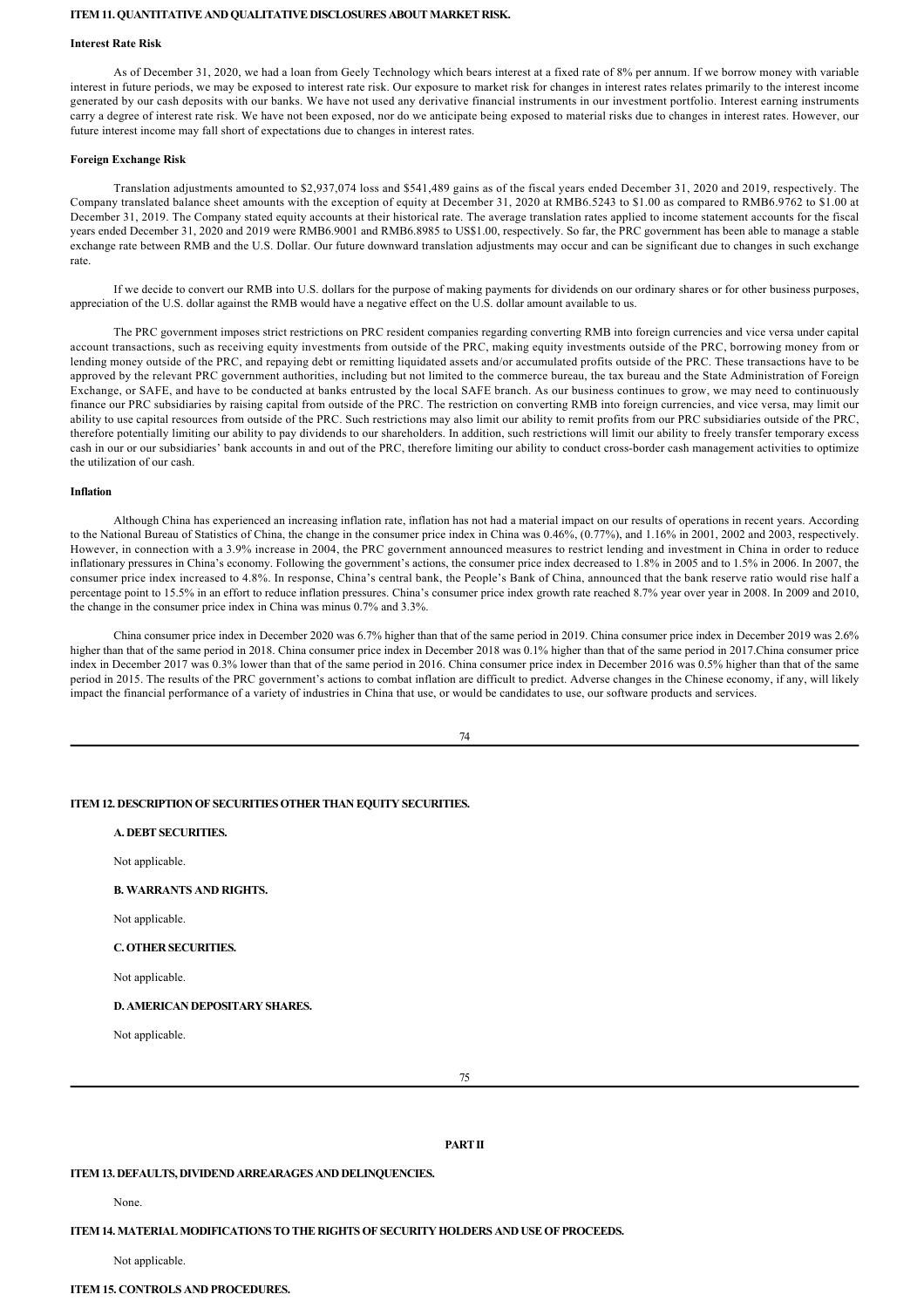## ITEM 11. QUANTITATIVE AND QUALITATIVE DISCLOSURES ABOUT MARKET RISK.

### Interest Rate Risk

As of December 31, 2020, we had a loan from Geely Technology which bears interest at a fixed rate of 8% per annum. If we borrow money with variable interest in future periods, we may be exposed to interest rate risk. Our exposure to market risk for changes in interest rates relates primarily to the interest income generated by our cash deposits with our banks. We have not used any derivative financial instruments in our investment portfolio. Interest earning instruments carry a degree of interest rate risk. We have not been exposed, nor do we anticipate being exposed to material risks due to changes in interest rates. However, our future interest income may fall short of expectations due to changes in interest rates.

### Foreign Exchange Risk

Translation adjustments amounted to $2,937,074 loss and $541,489 gains as of the fiscal years ended December 31, 2020 and 2019, respectively. The Company translated balance sheet amounts with the exception of equity at December 31, 2020 at RMB6.5243 to $1.00 as compared to RMB6.9762 to $1.00 at December 31, 2019. The Company stated equity accounts at their historical rate. The average translation rates applied to income statement accounts for the fiscal years ended December 31, 2020 and 2019 were RMB6.9001 and RMB6.8985 to US$1.00, respectively. So far, the PRC government has been able to manage a stable exchange rate between RMB and the U.S. Dollar. Our future downward translation adjustments may occur and can be significant due to changes in such exchange rate.

If we decide to convert our RMB into U.S. dollars for the purpose of making payments for dividends on our ordinary shares or for other business purposes, appreciation of the U.S. dollar against the RMB would have a negative effect on the U.S. dollar amount available to us.

The PRC government imposes strict restrictions on PRC resident companies regarding converting RMB into foreign currencies and vice versa under capital account transactions, such as receiving equity investments from outside of the PRC, making equity investments outside of the PRC, borrowing money from or lending money outside of the PRC, and repaying debt or remitting liquidated assets and/or accumulated profits outside of the PRC. These transactions have to be approved by the relevant PRC government authorities, including but not limited to the commerce bureau, the tax bureau and the State Administration of Foreign Exchange, or SAFE, and have to be conducted at banks entrusted by the local SAFE branch. As our business continues to grow, we may need to continuously finance our PRC subsidiaries by raising capital from outside of the PRC. The restriction on converting RMB into foreign currencies, and vice versa, may limit our ability to use capital resources from outside of the PRC. Such restrictions may also limit our ability to remit profits from our PRC subsidiaries outside of the PRC, therefore potentially limiting our ability to pay dividends to our shareholders. In addition, such restrictions will limit our ability to freely transfer temporary excess cash in our or our subsidiaries' bank accounts in and out of the PRC, therefore limiting our ability to conduct cross-border cash management activities to optimize the utilization of our cash.

### Inflation

Although China has experienced an increasing inflation rate, inflation has not had a material impact on our results of operations in recent years. According to the National Bureau of Statistics of China, the change in the consumer price index in China was 0.46%, (0.77%), and 1.16% in 2001, 2002 and 2003, respectively. However, in connection with a 3.9% increase in 2004, the PRC government announced measures to restrict lending and investment in China in order to reduce inflationary pressures in China's economy. Following the government's actions, the consumer price index decreased to 1.8% in 2005 and to 1.5% in 2006. In 2007, the consumer price index increased to 4.8%. In response, China's central bank, the People's Bank of China, announced that the bank reserve ratio would rise half a percentage point to 15.5% in an effort to reduce inflation pressures. China's consumer price index growth rate reached 8.7% year over year in 2008. In 2009 and 2010, the change in the consumer price index in China was minus 0.7% and 3.3%.

China consumer price index in December 2020 was 6.7% higher than that of the same period in 2019. China consumer price index in December 2019 was 2.6% higher than that of the same period in 2018. China consumer price index in December 2018 was 0.1% higher than that of the same period in 2017.China consumer price index in December 2017 was 0.3% lower than that of the same period in 2016. China consumer price index in December 2016 was 0.5% higher than that of the same period in 2015. The results of the PRC government's actions to combat inflation are difficult to predict. Adverse changes in the Chinese economy, if any, will likely impact the financial performance of a variety of industries in China that use, or would be candidates to use, our software products and services.

## ITEM 12. DESCRIPTION OF SECURITIES OTHER THAN EQUITY SECURITIES.

### A. DEBT SECURITIES.

Not applicable.

### B. WARRANTS AND RIGHTS.

Not applicable.

### C. OTHER SECURITIES.

Not applicable.

### D. AMERICAN DEPOSITARY SHARES.

Not applicable.

# PART II

## ITEM 13. DEFAULTS, DIVIDEND ARREARAGES AND DELINQUENCIES.

None.

## ITEM 14. MATERIAL MODIFICATIONS TO THE RIGHTS OF SECURITY HOLDERS AND USE OF PROCEEDS.

Not applicable.

## ITEM 15. CONTROLS AND PROCEDURES.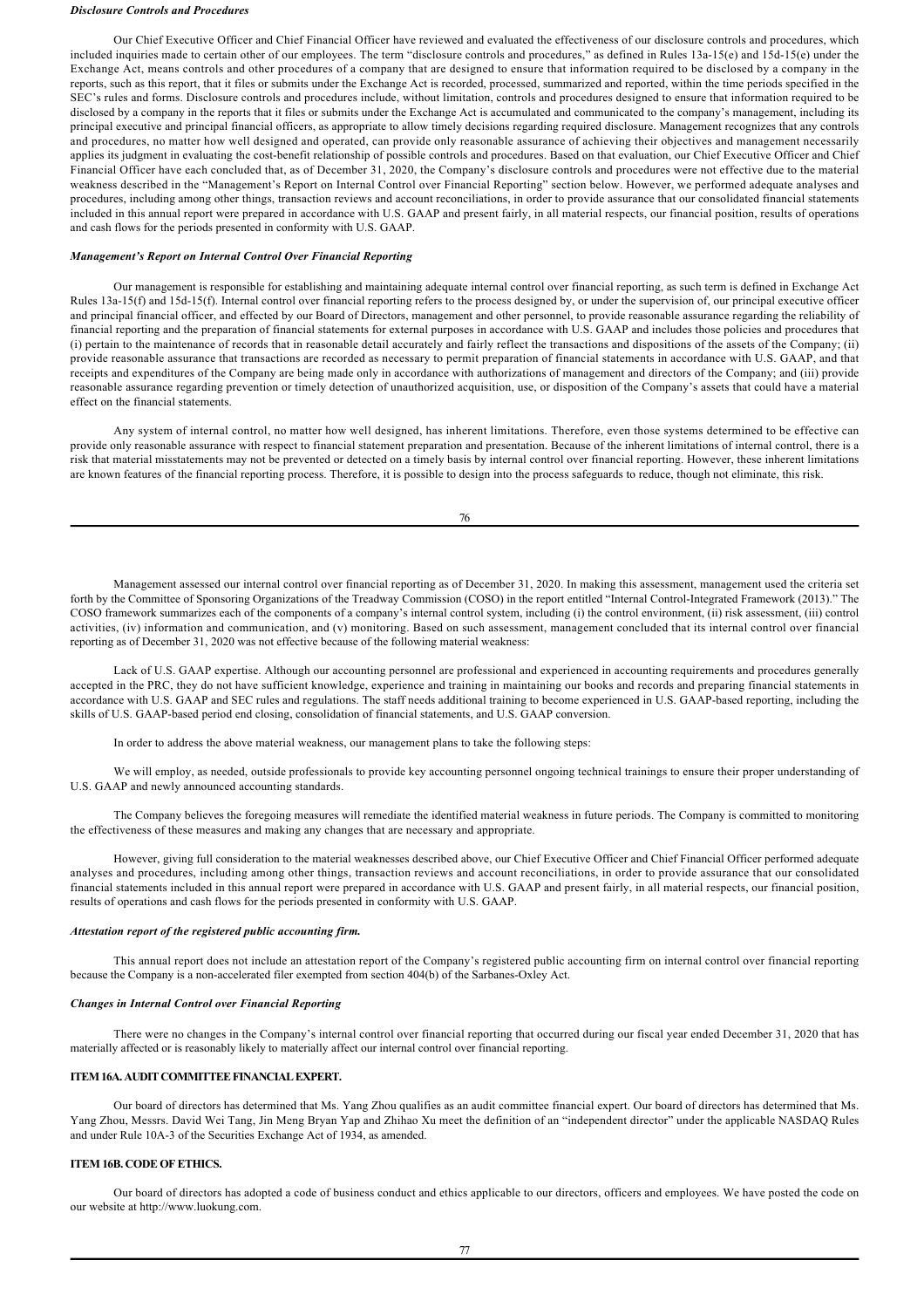### *Disclosure Controls and Procedures*

Our Chief Executive Officer and Chief Financial Officer have reviewed and evaluated the effectiveness of our disclosure controls and procedures, which included inquiries made to certain other of our employees. The term "disclosure controls and procedures," as defined in Rules 13a-15(e) and 15d-15(e) under the Exchange Act, means controls and other procedures of a company that are designed to ensure that information required to be disclosed by a company in the reports, such as this report, that it files or submits under the Exchange Act is recorded, processed, summarized and reported, within the time periods specified in the SEC's rules and forms. Disclosure controls and procedures include, without limitation, controls and procedures designed to ensure that information required to be disclosed by a company in the reports that it files or submits under the Exchange Act is accumulated and communicated to the company's management, including its principal executive and principal financial officers, as appropriate to allow timely decisions regarding required disclosure. Management recognizes that any controls and procedures, no matter how well designed and operated, can provide only reasonable assurance of achieving their objectives and management necessarily applies its judgment in evaluating the cost-benefit relationship of possible controls and procedures. Based on that evaluation, our Chief Executive Officer and Chief Financial Officer have each concluded that, as of December 31, 2020, the Company's disclosure controls and procedures were not effective due to the material weakness described in the "Management's Report on Internal Control over Financial Reporting" section below. However, we performed adequate analyses and procedures, including among other things, transaction reviews and account reconciliations, in order to provide assurance that our consolidated financial statements included in this annual report were prepared in accordance with U.S. GAAP and present fairly, in all material respects, our financial position, results of operations and cash flows for the periods presented in conformity with U.S. GAAP.

### *Management's Report on Internal Control Over Financial Reporting*

Our management is responsible for establishing and maintaining adequate internal control over financial reporting, as such term is defined in Exchange Act Rules 13a-15(f) and 15d-15(f). Internal control over financial reporting refers to the process designed by, or under the supervision of, our principal executive officer and principal financial officer, and effected by our Board of Directors, management and other personnel, to provide reasonable assurance regarding the reliability of financial reporting and the preparation of financial statements for external purposes in accordance with U.S. GAAP and includes those policies and procedures that (i) pertain to the maintenance of records that in reasonable detail accurately and fairly reflect the transactions and dispositions of the assets of the Company; (ii) provide reasonable assurance that transactions are recorded as necessary to permit preparation of financial statements in accordance with U.S. GAAP, and that receipts and expenditures of the Company are being made only in accordance with authorizations of management and directors of the Company; and (iii) provide reasonable assurance regarding prevention or timely detection of unauthorized acquisition, use, or disposition of the Company's assets that could have a material effect on the financial statements.

Any system of internal control, no matter how well designed, has inherent limitations. Therefore, even those systems determined to be effective can provide only reasonable assurance with respect to financial statement preparation and presentation. Because of the inherent limitations of internal control, there is a risk that material misstatements may not be prevented or detected on a timely basis by internal control over financial reporting. However, these inherent limitations are known features of the financial reporting process. Therefore, it is possible to design into the process safeguards to reduce, though not eliminate, this risk.

Management assessed our internal control over financial reporting as of December 31, 2020. In making this assessment, management used the criteria set forth by the Committee of Sponsoring Organizations of the Treadway Commission (COSO) in the report entitled "Internal Control-Integrated Framework (2013)." The COSO framework summarizes each of the components of a company's internal control system, including (i) the control environment, (ii) risk assessment, (iii) control activities, (iv) information and communication, and (v) monitoring. Based on such assessment, management concluded that its internal control over financial reporting as of December 31, 2020 was not effective because of the following material weakness:

Lack of U.S. GAAP expertise. Although our accounting personnel are professional and experienced in accounting requirements and procedures generally accepted in the PRC, they do not have sufficient knowledge, experience and training in maintaining our books and records and preparing financial statements in accordance with U.S. GAAP and SEC rules and regulations. The staff needs additional training to become experienced in U.S. GAAP-based reporting, including the skills of U.S. GAAP-based period end closing, consolidation of financial statements, and U.S. GAAP conversion.

In order to address the above material weakness, our management plans to take the following steps:

We will employ, as needed, outside professionals to provide key accounting personnel ongoing technical trainings to ensure their proper understanding of U.S. GAAP and newly announced accounting standards.

The Company believes the foregoing measures will remediate the identified material weakness in future periods. The Company is committed to monitoring the effectiveness of these measures and making any changes that are necessary and appropriate.

However, giving full consideration to the material weaknesses described above, our Chief Executive Officer and Chief Financial Officer performed adequate analyses and procedures, including among other things, transaction reviews and account reconciliations, in order to provide assurance that our consolidated financial statements included in this annual report were prepared in accordance with U.S. GAAP and present fairly, in all material respects, our financial position, results of operations and cash flows for the periods presented in conformity with U.S. GAAP.

### *Attestation report of the registered public accounting firm.*

This annual report does not include an attestation report of the Company's registered public accounting firm on internal control over financial reporting because the Company is a non-accelerated filer exempted from section 404(b) of the Sarbanes-Oxley Act.

### *Changes in Internal Control over Financial Reporting*

There were no changes in the Company's internal control over financial reporting that occurred during our fiscal year ended December 31, 2020 that has materially affected or is reasonably likely to materially affect our internal control over financial reporting.

## ITEM 16A. AUDIT COMMITTEE FINANCIAL EXPERT.

Our board of directors has determined that Ms. Yang Zhou qualifies as an audit committee financial expert. Our board of directors has determined that Ms. Yang Zhou, Messrs. David Wei Tang, Jin Meng Bryan Yap and Zhihao Xu meet the definition of an "independent director" under the applicable NASDAQ Rules and under Rule 10A-3 of the Securities Exchange Act of 1934, as amended.

## ITEM 16B. CODE OF ETHICS.

Our board of directors has adopted a code of business conduct and ethics applicable to our directors, officers and employees. We have posted the code on our website at http://www.luokung.com.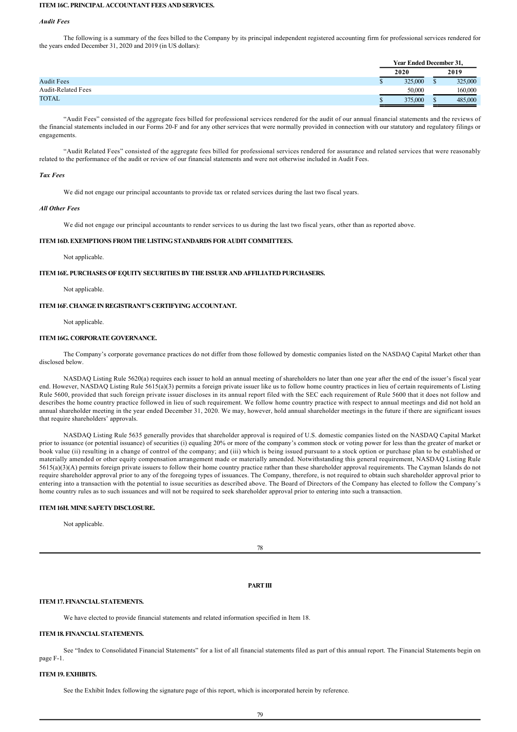### ITEM 16C. PRINCIPAL ACCOUNTANT FEES AND SERVICES.

*Audit Fees*

The following is a summary of the fees billed to the Company by its principal independent registered accounting firm for professional services rendered for the years ended December 31, 2020 and 2019 (in US dollars):

| | Year Ended December 31, | |
|---|---|---|
| | 2020 | 2019 |
| Audit Fees | $ 325,000 | $ 325,000 |
| Audit-Related Fees | 50,000 | 160,000 |
| TOTAL | $ 375,000 | $ 485,000 |

"Audit Fees" consisted of the aggregate fees billed for professional services rendered for the audit of our annual financial statements and the reviews of the financial statements included in our Forms 20-F and for any other services that were normally provided in connection with our statutory and regulatory filings or engagements.

"Audit Related Fees" consisted of the aggregate fees billed for professional services rendered for assurance and related services that were reasonably related to the performance of the audit or review of our financial statements and were not otherwise included in Audit Fees.

*Tax Fees*

We did not engage our principal accountants to provide tax or related services during the last two fiscal years.

*All Other Fees*

We did not engage our principal accountants to render services to us during the last two fiscal years, other than as reported above.

### ITEM 16D. EXEMPTIONS FROM THE LISTING STANDARDS FOR AUDIT COMMITTEES.

Not applicable.

### ITEM 16E. PURCHASES OF EQUITY SECURITIES BY THE ISSUER AND AFFILIATED PURCHASERS.

Not applicable.

### ITEM 16F. CHANGE IN REGISTRANT'S CERTIFYING ACCOUNTANT.

Not applicable.

### ITEM 16G. CORPORATE GOVERNANCE.

The Company's corporate governance practices do not differ from those followed by domestic companies listed on the NASDAQ Capital Market other than disclosed below.

NASDAQ Listing Rule 5620(a) requires each issuer to hold an annual meeting of shareholders no later than one year after the end of the issuer's fiscal year end. However, NASDAQ Listing Rule 5615(a)(3) permits a foreign private issuer like us to follow home country practices in lieu of certain requirements of Listing Rule 5600, provided that such foreign private issuer discloses in its annual report filed with the SEC each requirement of Rule 5600 that it does not follow and describes the home country practice followed in lieu of such requirement. We follow home country practice with respect to annual meetings and did not hold an annual shareholder meeting in the year ended December 31, 2020. We may, however, hold annual shareholder meetings in the future if there are significant issues that require shareholders' approvals.

NASDAQ Listing Rule 5635 generally provides that shareholder approval is required of U.S. domestic companies listed on the NASDAQ Capital Market prior to issuance (or potential issuance) of securities (i) equaling 20% or more of the company's common stock or voting power for less than the greater of market or book value (ii) resulting in a change of control of the company; and (iii) which is being issued pursuant to a stock option or purchase plan to be established or materially amended or other equity compensation arrangement made or materially amended. Notwithstanding this general requirement, NASDAQ Listing Rule 5615(a)(3)(A) permits foreign private issuers to follow their home country practice rather than these shareholder approval requirements. The Cayman Islands do not require shareholder approval prior to any of the foregoing types of issuances. The Company, therefore, is not required to obtain such shareholder approval prior to entering into a transaction with the potential to issue securities as described above. The Board of Directors of the Company has elected to follow the Company's home country rules as to such issuances and will not be required to seek shareholder approval prior to entering into such a transaction.

### ITEM 16H. MINE SAFETY DISCLOSURE.

Not applicable.

## PART III

### ITEM 17. FINANCIAL STATEMENTS.

We have elected to provide financial statements and related information specified in Item 18.

### ITEM 18. FINANCIAL STATEMENTS.

See "Index to Consolidated Financial Statements" for a list of all financial statements filed as part of this annual report. The Financial Statements begin on page F-1.

### ITEM 19. EXHIBITS.

See the Exhibit Index following the signature page of this report, which is incorporated herein by reference.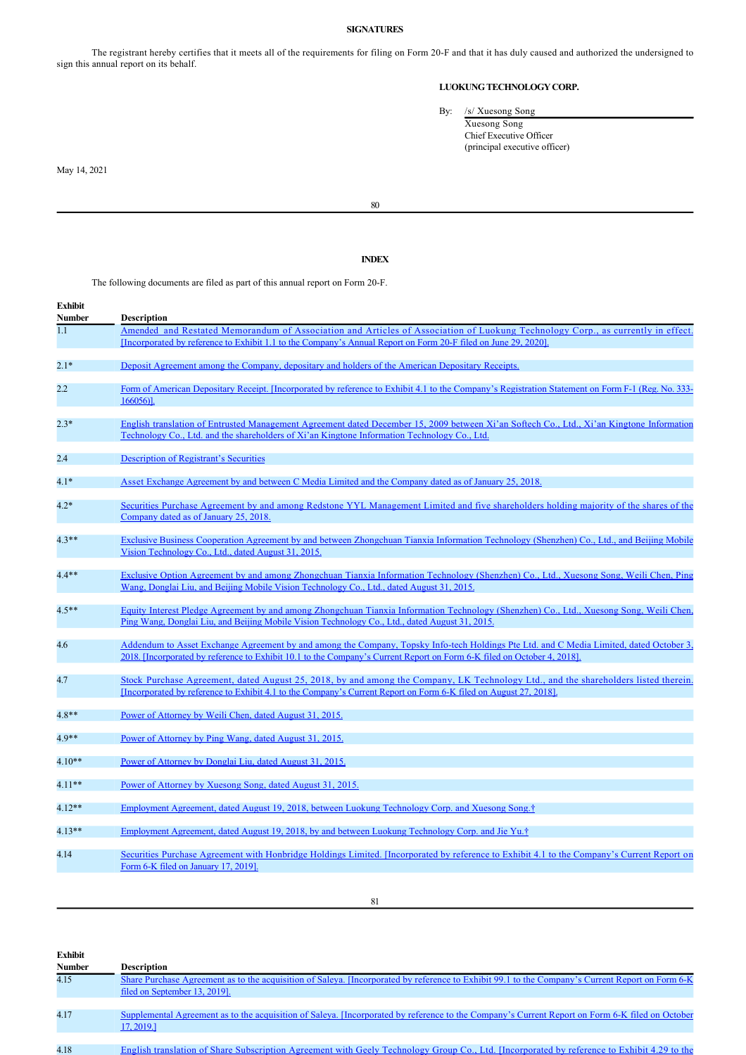**SIGNATURES**

The registrant hereby certifies that it meets all of the requirements for filing on Form 20-F and that it has duly caused and authorized the undersigned to sign this annual report on its behalf.

**LUOKUNG TECHNOLOGY CORP.**

By: /s/ Xuesong Song
Xuesong Song
Chief Executive Officer
(principal executive officer)

May 14, 2021

**INDEX**

The following documents are filed as part of this annual report on Form 20-F.

| Exhibit Number | Description |
|---|---|
| 1.1 | Amended and Restated Memorandum of Association and Articles of Association of Luokung Technology Corp., as currently in effect. [Incorporated by reference to Exhibit 1.1 to the Company's Annual Report on Form 20-F filed on June 29, 2020]. |
| 2.1* | Deposit Agreement among the Company, depositary and holders of the American Depositary Receipts. |
| 2.2 | Form of American Depositary Receipt. [Incorporated by reference to Exhibit 4.1 to the Company's Registration Statement on Form F-1 (Reg. No. 333-166056)]. |
| 2.3* | English translation of Entrusted Management Agreement dated December 15, 2009 between Xi'an Softech Co., Ltd., Xi'an Kingtone Information Technology Co., Ltd. and the shareholders of Xi'an Kingtone Information Technology Co., Ltd. |
| 2.4 | Description of Registrant's Securities |
| 4.1* | Asset Exchange Agreement by and between C Media Limited and the Company dated as of January 25, 2018. |
| 4.2* | Securities Purchase Agreement by and among Redstone YYL Management Limited and five shareholders holding majority of the shares of the Company dated as of January 25, 2018. |
| 4.3** | Exclusive Business Cooperation Agreement by and between Zhongchuan Tianxia Information Technology (Shenzhen) Co., Ltd., and Beijing Mobile Vision Technology Co., Ltd., dated August 31, 2015. |
| 4.4** | Exclusive Option Agreement by and among Zhongchuan Tianxia Information Technology (Shenzhen) Co., Ltd., Xuesong Song, Weili Chen, Ping Wang, Donglai Liu, and Beijing Mobile Vision Technology Co., Ltd., dated August 31, 2015. |
| 4.5** | Equity Interest Pledge Agreement by and among Zhongchuan Tianxia Information Technology (Shenzhen) Co., Ltd., Xuesong Song, Weili Chen, Ping Wang, Donglai Liu, and Beijing Mobile Vision Technology Co., Ltd., dated August 31, 2015. |
| 4.6 | Addendum to Asset Exchange Agreement by and among the Company, Topsky Info-tech Holdings Pte Ltd. and C Media Limited, dated October 3, 2018. [Incorporated by reference to Exhibit 10.1 to the Company's Current Report on Form 6-K filed on October 4, 2018]. |
| 4.7 | Stock Purchase Agreement, dated August 25, 2018, by and among the Company, LK Technology Ltd., and the shareholders listed therein. [Incorporated by reference to Exhibit 4.1 to the Company's Current Report on Form 6-K filed on August 27, 2018]. |
| 4.8** | Power of Attorney by Weili Chen, dated August 31, 2015. |
| 4.9** | Power of Attorney by Ping Wang, dated August 31, 2015. |
| 4.10** | Power of Attorney by Donglai Liu, dated August 31, 2015. |
| 4.11** | Power of Attorney by Xuesong Song, dated August 31, 2015. |
| 4.12** | Employment Agreement, dated August 19, 2018, between Luokung Technology Corp. and Xuesong Song.† |
| 4.13** | Employment Agreement, dated August 19, 2018, by and between Luokung Technology Corp. and Jie Yu.† |
| 4.14 | Securities Purchase Agreement with Honbridge Holdings Limited. [Incorporated by reference to Exhibit 4.1 to the Company's Current Report on Form 6-K filed on January 17, 2019]. |
| 4.15 | Share Purchase Agreement as to the acquisition of Saleya. [Incorporated by reference to Exhibit 99.1 to the Company's Current Report on Form 6-K filed on September 13, 2019]. |
| 4.17 | Supplemental Agreement as to the acquisition of Saleya. [Incorporated by reference to the Company's Current Report on Form 6-K filed on October 17, 2019.] |
| 4.18 | English translation of Share Subscription Agreement with Geely Technology Group Co., Ltd. [Incorporated by reference to Exhibit 4.29 to the |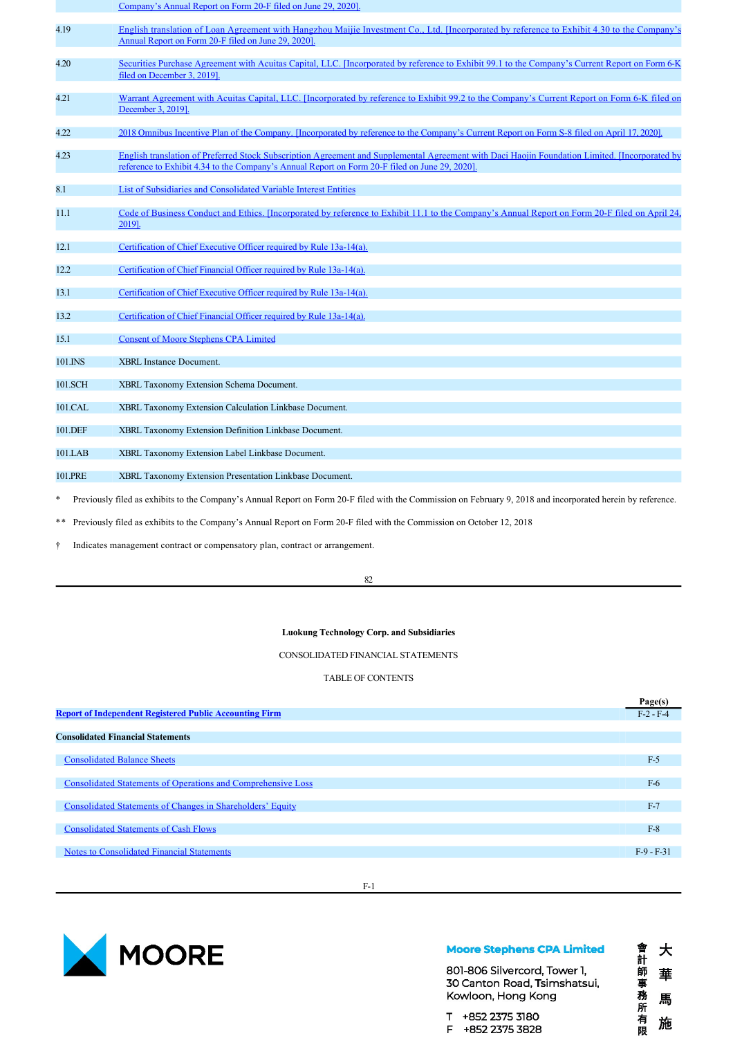| | Company's Annual Report on Form 20-F filed on June 29, 2020]. |
|---|---|
| 4.19 | English translation of Loan Agreement with Hangzhou Maijie Investment Co., Ltd. [Incorporated by reference to Exhibit 4.30 to the Company's Annual Report on Form 20-F filed on June 29, 2020]. |
| 4.20 | Securities Purchase Agreement with Acuitas Capital, LLC. [Incorporated by reference to Exhibit 99.1 to the Company's Current Report on Form 6-K filed on December 3, 2019]. |
| 4.21 | Warrant Agreement with Acuitas Capital, LLC. [Incorporated by reference to Exhibit 99.2 to the Company's Current Report on Form 6-K filed on December 3, 2019]. |
| 4.22 | 2018 Omnibus Incentive Plan of the Company. [Incorporated by reference to the Company's Current Report on Form S-8 filed on April 17, 2020]. |
| 4.23 | English translation of Preferred Stock Subscription Agreement and Supplemental Agreement with Daci Haojin Foundation Limited. [Incorporated by reference to Exhibit 4.34 to the Company's Annual Report on Form 20-F filed on June 29, 2020]. |
| 8.1 | List of Subsidiaries and Consolidated Variable Interest Entities |
| 11.1 | Code of Business Conduct and Ethics. [Incorporated by reference to Exhibit 11.1 to the Company's Annual Report on Form 20-F filed on April 24, 2019]. |
| 12.1 | Certification of Chief Executive Officer required by Rule 13a-14(a). |
| 12.2 | Certification of Chief Financial Officer required by Rule 13a-14(a). |
| 13.1 | Certification of Chief Executive Officer required by Rule 13a-14(a). |
| 13.2 | Certification of Chief Financial Officer required by Rule 13a-14(a). |
| 15.1 | Consent of Moore Stephens CPA Limited |
| 101.INS | XBRL Instance Document. |
| 101.SCH | XBRL Taxonomy Extension Schema Document. |
| 101.CAL | XBRL Taxonomy Extension Calculation Linkbase Document. |
| 101.DEF | XBRL Taxonomy Extension Definition Linkbase Document. |
| 101.LAB | XBRL Taxonomy Extension Label Linkbase Document. |
| 101.PRE | XBRL Taxonomy Extension Presentation Linkbase Document. |

\* Previously filed as exhibits to the Company's Annual Report on Form 20-F filed with the Commission on February 9, 2018 and incorporated herein by reference.

\*\* Previously filed as exhibits to the Company's Annual Report on Form 20-F filed with the Commission on October 12, 2018

† Indicates management contract or compensatory plan, contract or arrangement.

**Luokung Technology Corp. and Subsidiaries**

CONSOLIDATED FINANCIAL STATEMENTS

TABLE OF CONTENTS

| | Page(s) |
|---|---|
| **Report of Independent Registered Public Accounting Firm** | F-2 - F-4 |
| **Consolidated Financial Statements** | |
| Consolidated Balance Sheets | F-5 |
| Consolidated Statements of Operations and Comprehensive Loss | F-6 |
| Consolidated Statements of Changes in Shareholders' Equity | F-7 |
| Consolidated Statements of Cash Flows | F-8 |
| Notes to Consolidated Financial Statements | F-9 - F-31 |

MOORE

**Moore Stephens CPA Limited**

801-806 Silvercord, Tower 1,
30 Canton Road, Tsimshatsui,
Kowloon, Hong Kong

T +852 2375 3180
F +852 2375 3828

大華馬施 會計師事務所有限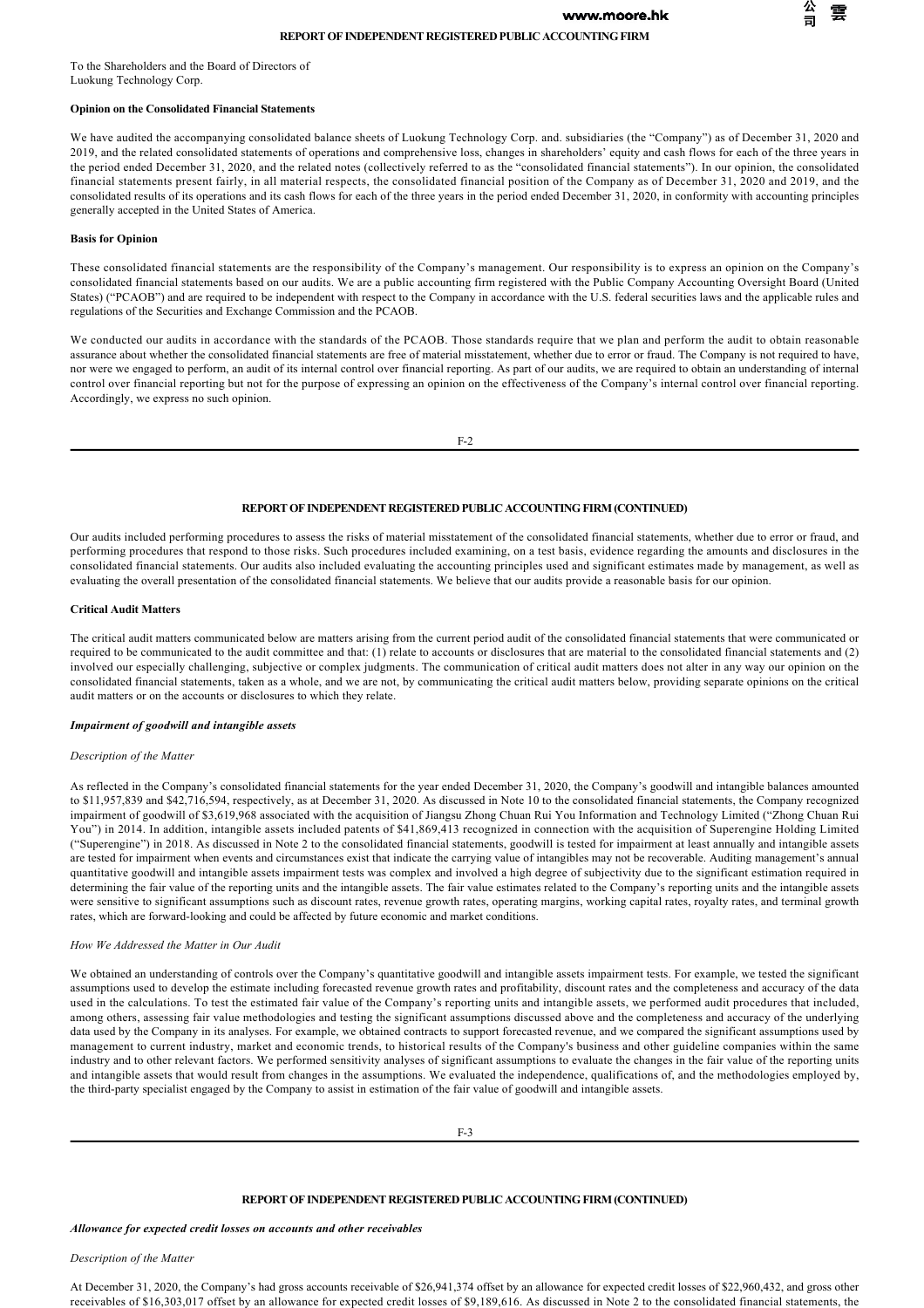## REPORT OF INDEPENDENT REGISTERED PUBLIC ACCOUNTING FIRM

To the Shareholders and the Board of Directors of
Luokung Technology Corp.

**Opinion on the Consolidated Financial Statements**

We have audited the accompanying consolidated balance sheets of Luokung Technology Corp. and. subsidiaries (the "Company") as of December 31, 2020 and 2019, and the related consolidated statements of operations and comprehensive loss, changes in shareholders' equity and cash flows for each of the three years in the period ended December 31, 2020, and the related notes (collectively referred to as the "consolidated financial statements"). In our opinion, the consolidated financial statements present fairly, in all material respects, the consolidated financial position of the Company as of December 31, 2020 and 2019, and the consolidated results of its operations and its cash flows for each of the three years in the period ended December 31, 2020, in conformity with accounting principles generally accepted in the United States of America.

**Basis for Opinion**

These consolidated financial statements are the responsibility of the Company's management. Our responsibility is to express an opinion on the Company's consolidated financial statements based on our audits. We are a public accounting firm registered with the Public Company Accounting Oversight Board (United States) ("PCAOB") and are required to be independent with respect to the Company in accordance with the U.S. federal securities laws and the applicable rules and regulations of the Securities and Exchange Commission and the PCAOB.

We conducted our audits in accordance with the standards of the PCAOB. Those standards require that we plan and perform the audit to obtain reasonable assurance about whether the consolidated financial statements are free of material misstatement, whether due to error or fraud. The Company is not required to have, nor were we engaged to perform, an audit of its internal control over financial reporting. As part of our audits, we are required to obtain an understanding of internal control over financial reporting but not for the purpose of expressing an opinion on the effectiveness of the Company's internal control over financial reporting. Accordingly, we express no such opinion.

## REPORT OF INDEPENDENT REGISTERED PUBLIC ACCOUNTING FIRM (CONTINUED)

Our audits included performing procedures to assess the risks of material misstatement of the consolidated financial statements, whether due to error or fraud, and performing procedures that respond to those risks. Such procedures included examining, on a test basis, evidence regarding the amounts and disclosures in the consolidated financial statements. Our audits also included evaluating the accounting principles used and significant estimates made by management, as well as evaluating the overall presentation of the consolidated financial statements. We believe that our audits provide a reasonable basis for our opinion.

**Critical Audit Matters**

The critical audit matters communicated below are matters arising from the current period audit of the consolidated financial statements that were communicated or required to be communicated to the audit committee and that: (1) relate to accounts or disclosures that are material to the consolidated financial statements and (2) involved our especially challenging, subjective or complex judgments. The communication of critical audit matters does not alter in any way our opinion on the consolidated financial statements, taken as a whole, and we are not, by communicating the critical audit matters below, providing separate opinions on the critical audit matters or on the accounts or disclosures to which they relate.

***Impairment of goodwill and intangible assets***

*Description of the Matter*

As reflected in the Company's consolidated financial statements for the year ended December 31, 2020, the Company's goodwill and intangible balances amounted to $11,957,839 and $42,716,594, respectively, as at December 31, 2020. As discussed in Note 10 to the consolidated financial statements, the Company recognized impairment of goodwill of $3,619,968 associated with the acquisition of Jiangsu Zhong Chuan Rui You Information and Technology Limited ("Zhong Chuan Rui You") in 2014. In addition, intangible assets included patents of $41,869,413 recognized in connection with the acquisition of Superengine Holding Limited ("Superengine") in 2018. As discussed in Note 2 to the consolidated financial statements, goodwill is tested for impairment at least annually and intangible assets are tested for impairment when events and circumstances exist that indicate the carrying value of intangibles may not be recoverable. Auditing management's annual quantitative goodwill and intangible assets impairment tests was complex and involved a high degree of subjectivity due to the significant estimation required in determining the fair value of the reporting units and the intangible assets. The fair value estimates related to the Company's reporting units and the intangible assets were sensitive to significant assumptions such as discount rates, revenue growth rates, operating margins, working capital rates, royalty rates, and terminal growth rates, which are forward-looking and could be affected by future economic and market conditions.

*How We Addressed the Matter in Our Audit*

We obtained an understanding of controls over the Company's quantitative goodwill and intangible assets impairment tests. For example, we tested the significant assumptions used to develop the estimate including forecasted revenue growth rates and profitability, discount rates and the completeness and accuracy of the data used in the calculations. To test the estimated fair value of the Company's reporting units and intangible assets, we performed audit procedures that included, among others, assessing fair value methodologies and testing the significant assumptions discussed above and the completeness and accuracy of the underlying data used by the Company in its analyses. For example, we obtained contracts to support forecasted revenue, and we compared the significant assumptions used by management to current industry, market and economic trends, to historical results of the Company's business and other guideline companies within the same industry and to other relevant factors. We performed sensitivity analyses of significant assumptions to evaluate the changes in the fair value of the reporting units and intangible assets that would result from changes in the assumptions. We evaluated the independence, qualifications of, and the methodologies employed by, the third-party specialist engaged by the Company to assist in estimation of the fair value of goodwill and intangible assets.

## REPORT OF INDEPENDENT REGISTERED PUBLIC ACCOUNTING FIRM (CONTINUED)

***Allowance for expected credit losses on accounts and other receivables***

*Description of the Matter*

At December 31, 2020, the Company's had gross accounts receivable of $26,941,374 offset by an allowance for expected credit losses of $22,960,432, and gross other receivables of $16,303,017 offset by an allowance for expected credit losses of $9,189,616. As discussed in Note 2 to the consolidated financial statements, the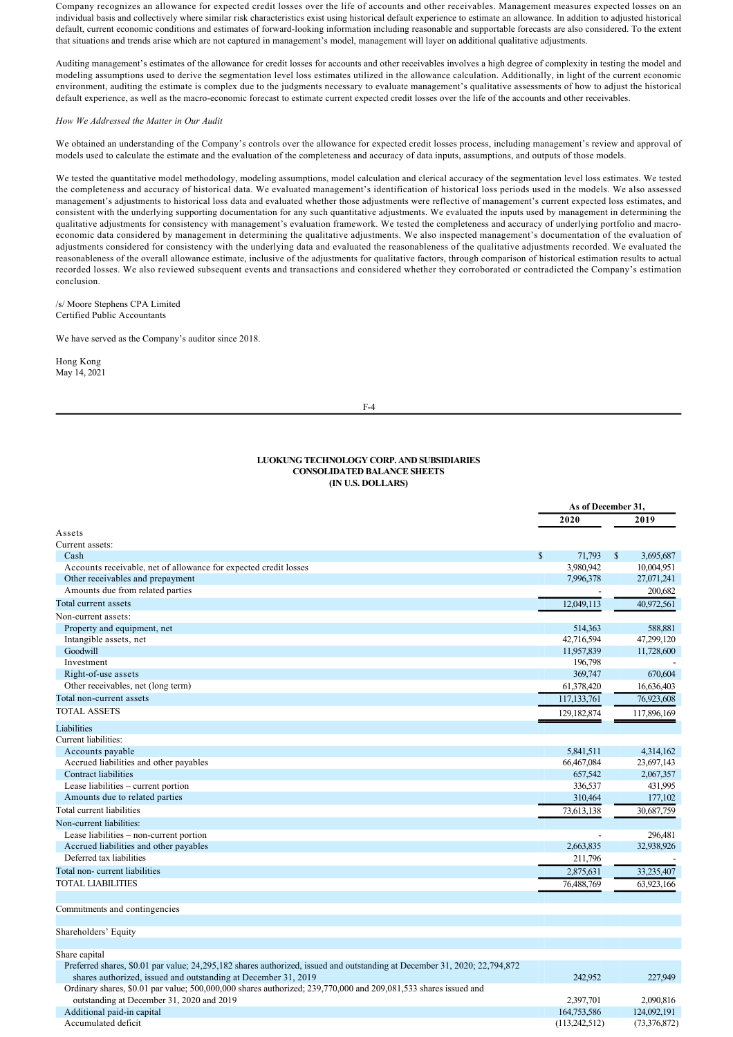Company recognizes an allowance for expected credit losses over the life of accounts and other receivables. Management measures expected losses on an individual basis and collectively where similar risk characteristics exist using historical default experience to estimate an allowance. In addition to adjusted historical default, current economic conditions and estimates of forward-looking information including reasonable and supportable forecasts are also considered. To the extent that situations and trends arise which are not captured in management's model, management will layer on additional qualitative adjustments.

Auditing management's estimates of the allowance for credit losses for accounts and other receivables involves a high degree of complexity in testing the model and modeling assumptions used to derive the segmentation level loss estimates utilized in the allowance calculation. Additionally, in light of the current economic environment, auditing the estimate is complex due to the judgments necessary to evaluate management's qualitative assessments of how to adjust the historical default experience, as well as the macro-economic forecast to estimate current expected credit losses over the life of the accounts and other receivables.

*How We Addressed the Matter in Our Audit*

We obtained an understanding of the Company's controls over the allowance for expected credit losses process, including management's review and approval of models used to calculate the estimate and the evaluation of the completeness and accuracy of data inputs, assumptions, and outputs of those models.

We tested the quantitative model methodology, modeling assumptions, model calculation and clerical accuracy of the segmentation level loss estimates. We tested the completeness and accuracy of historical data. We evaluated management's identification of historical loss periods used in the models. We also assessed management's adjustments to historical loss data and evaluated whether those adjustments were reflective of management's current expected loss estimates, and consistent with the underlying supporting documentation for any such quantitative adjustments. We evaluated the inputs used by management in determining the qualitative adjustments for consistency with management's evaluation framework. We tested the completeness and accuracy of underlying portfolio and macro-economic data considered by management in determining the qualitative adjustments. We also inspected management's documentation of the evaluation of adjustments considered for consistency with the underlying data and evaluated the reasonableness of the qualitative adjustments recorded. We evaluated the reasonableness of the overall allowance estimate, inclusive of the adjustments for qualitative factors, through comparison of historical estimation results to actual recorded losses. We also reviewed subsequent events and transactions and considered whether they corroborated or contradicted the Company's estimation conclusion.

/s/ Moore Stephens CPA Limited
Certified Public Accountants

We have served as the Company's auditor since 2018.

Hong Kong
May 14, 2021

**LUOKUNG TECHNOLOGY CORP. AND SUBSIDIARIES**
**CONSOLIDATED BALANCE SHEETS**
**(IN U.S. DOLLARS)**

| | As of December 31, | |
|---|---|---|
| | **2020** | **2019** |
| Assets | | |
| Current assets: | | |
| Cash | $ 71,793 | $ 3,695,687 |
| Accounts receivable, net of allowance for expected credit losses | 3,980,942 | 10,004,951 |
| Other receivables and prepayment | 7,996,378 | 27,071,241 |
| Amounts due from related parties | - | 200,682 |
| Total current assets | 12,049,113 | 40,972,561 |
| Non-current assets: | | |
| Property and equipment, net | 514,363 | 588,881 |
| Intangible assets, net | 42,716,594 | 47,299,120 |
| Goodwill | 11,957,839 | 11,728,600 |
| Investment | 196,798 | - |
| Right-of-use assets | 369,747 | 670,604 |
| Other receivables, net (long term) | 61,378,420 | 16,636,403 |
| Total non-current assets | 117,133,761 | 76,923,608 |
| TOTAL ASSETS | 129,182,874 | 117,896,169 |
| Liabilities | | |
| Current liabilities: | | |
| Accounts payable | 5,841,511 | 4,314,162 |
| Accrued liabilities and other payables | 66,467,084 | 23,697,143 |
| Contract liabilities | 657,542 | 2,067,357 |
| Lease liabilities – current portion | 336,537 | 431,995 |
| Amounts due to related parties | 310,464 | 177,102 |
| Total current liabilities | 73,613,138 | 30,687,759 |
| Non-current liabilities: | | |
| Lease liabilities – non-current portion | - | 296,481 |
| Accrued liabilities and other payables | 2,663,835 | 32,938,926 |
| Deferred tax liabilities | 211,796 | - |
| Total non- current liabilities | 2,875,631 | 33,235,407 |
| TOTAL LIABILITIES | 76,488,769 | 63,923,166 |
| Commitments and contingencies | | |
| Shareholders' Equity | | |
| Share capital | | |
| Preferred shares, $0.01 par value; 24,295,182 shares authorized, issued and outstanding at December 31, 2020; 22,794,872 shares authorized, issued and outstanding at December 31, 2019 | 242,952 | 227,949 |
| Ordinary shares, $0.01 par value; 500,000,000 shares authorized; 239,770,000 and 209,081,533 shares issued and outstanding at December 31, 2020 and 2019 | 2,397,701 | 2,090,816 |
| Additional paid-in capital | 164,753,586 | 124,092,191 |
| Accumulated deficit | (113,242,512) | (73,376,872) |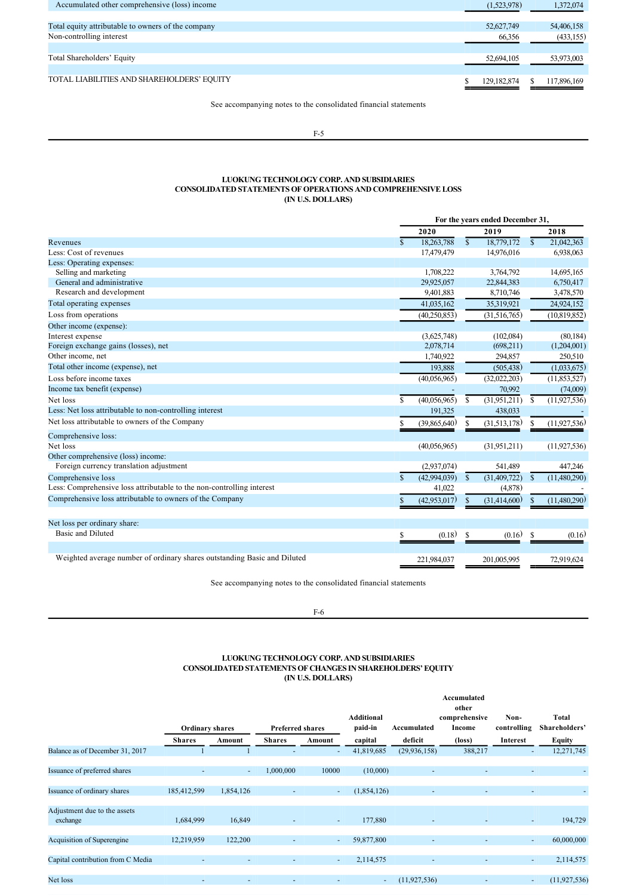| | | |
|---|---|---|
| Accumulated other comprehensive (loss) income | (1,523,978) | 1,372,074 |
| | | |
| Total equity attributable to owners of the company | 52,627,749 | 54,406,158 |
| Non-controlling interest | 66,356 | (433,155) |
| | | |
| Total Shareholders' Equity | 52,694,105 | 53,973,003 |
| | | |
| TOTAL LIABILITIES AND SHAREHOLDERS' EQUITY | $ 129,182,874 | $ 117,896,169 |

See accompanying notes to the consolidated financial statements

## LUOKUNG TECHNOLOGY CORP. AND SUBSIDIARIES
## CONSOLIDATED STATEMENTS OF OPERATIONS AND COMPREHENSIVE LOSS
## (IN U.S. DOLLARS)

| | For the years ended December 31, | | |
|---|---|---|---|
| | 2020 | 2019 | 2018 |
| Revenues | $ 18,263,788 | $ 18,779,172 | $ 21,042,363 |
| Less: Cost of revenues | 17,479,479 | 14,976,016 | 6,938,063 |
| Less: Operating expenses: | | | |
| Selling and marketing | 1,708,222 | 3,764,792 | 14,695,165 |
| General and administrative | 29,925,057 | 22,844,383 | 6,750,417 |
| Research and development | 9,401,883 | 8,710,746 | 3,478,570 |
| Total operating expenses | 41,035,162 | 35,319,921 | 24,924,152 |
| Loss from operations | (40,250,853) | (31,516,765) | (10,819,852) |
| Other income (expense): | | | |
| Interest expense | (3,625,748) | (102,084) | (80,184) |
| Foreign exchange gains (losses), net | 2,078,714 | (698,211) | (1,204,001) |
| Other income, net | 1,740,922 | 294,857 | 250,510 |
| Total other income (expense), net | 193,888 | (505,438) | (1,033,675) |
| Loss before income taxes | (40,056,965) | (32,022,203) | (11,853,527) |
| Income tax benefit (expense) | - | 70,992 | (74,009) |
| Net loss | $ (40,056,965) | $ (31,951,211) | $ (11,927,536) |
| Less: Net loss attributable to non-controlling interest | 191,325 | 438,033 | - |
| Net loss attributable to owners of the Company | $ (39,865,640) | $ (31,513,178) | $ (11,927,536) |
| Comprehensive loss: | | | |
| Net loss | (40,056,965) | (31,951,211) | (11,927,536) |
| Other comprehensive (loss) income: | | | |
| Foreign currency translation adjustment | (2,937,074) | 541,489 | 447,246 |
| Comprehensive loss | $ (42,994,039) | $ (31,409,722) | $ (11,480,290) |
| Less: Comprehensive loss attributable to the non-controlling interest | 41,022 | (4,878) | - |
| Comprehensive loss attributable to owners of the Company | $ (42,953,017) | $ (31,414,600) | $ (11,480,290) |
| | | | |
| Net loss per ordinary share: | | | |
| Basic and Diluted | $ (0.18) | $ (0.16) | $ (0.16) |
| | | | |
| Weighted average number of ordinary shares outstanding Basic and Diluted | 221,984,037 | 201,005,995 | 72,919,624 |

See accompanying notes to the consolidated financial statements

## LUOKUNG TECHNOLOGY CORP. AND SUBSIDIARIES
## CONSOLIDATED STATEMENTS OF CHANGES IN SHAREHOLDERS' EQUITY
## (IN U.S. DOLLARS)

| | Ordinary shares | | Preferred shares | | Additional paid-in capital | Accumulated deficit | Accumulated other comprehensive Income (loss) | Non-controlling Interest | Total Shareholders' Equity |
|---|---|---|---|---|---|---|---|---|---|
| | Shares | Amount | Shares | Amount | | | | | |
| Balance as of December 31, 2017 | 1 | 1 | - | - | 41,819,685 | (29,936,158) | 388,217 | - | 12,271,745 |
| Issuance of preferred shares | - | - | 1,000,000 | 10000 | (10,000) | - | - | - | - |
| Issuance of ordinary shares | 185,412,599 | 1,854,126 | - | - | (1,854,126) | - | - | - | - |
| Adjustment due to the assets exchange | 1,684,999 | 16,849 | - | - | 177,880 | - | - | - | 194,729 |
| Acquisition of Superengine | 12,219,959 | 122,200 | - | - | 59,877,800 | - | - | - | 60,000,000 |
| Capital contribution from C Media | - | - | - | - | 2,114,575 | - | - | - | 2,114,575 |
| Net loss | - | - | - | - | - | (11,927,536) | - | - | (11,927,536) |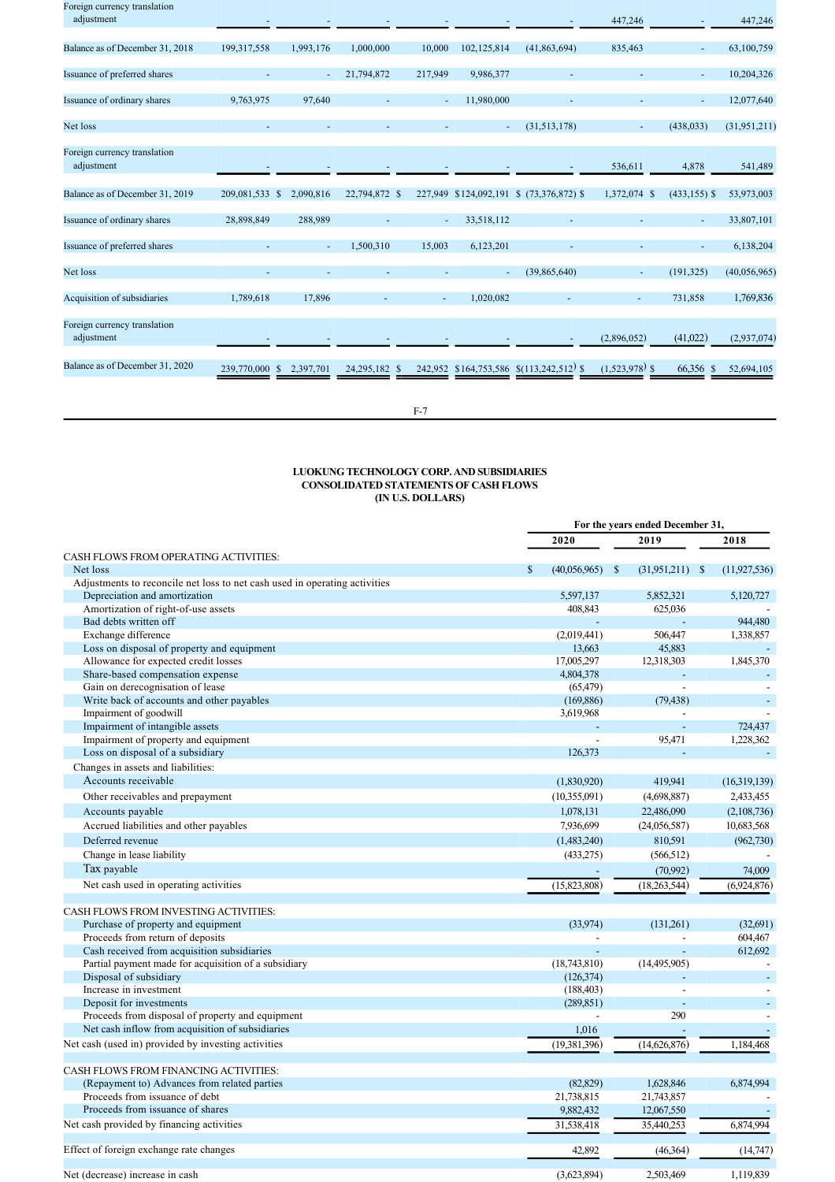| | | | | | | | | | |
|---|---|---|---|---|---|---|---|---|---|
| Foreign currency translation adjustment | - | - | - | - | - | - | 447,246 | - | 447,246 |
| Balance as of December 31, 2018 | 199,317,558 | 1,993,176 | 1,000,000 | 10,000 | 102,125,814 | (41,863,694) | 835,463 | - | 63,100,759 |
| Issuance of preferred shares | - | - | 21,794,872 | 217,949 | 9,986,377 | - | - | - | 10,204,326 |
| Issuance of ordinary shares | 9,763,975 | 97,640 | - | - | 11,980,000 | - | - | - | 12,077,640 |
| Net loss | - | - | - | - | - | (31,513,178) | - | (438,033) | (31,951,211) |
| Foreign currency translation adjustment | - | - | - | - | - | - | 536,611 | 4,878 | 541,489 |
| Balance as of December 31, 2019 | 209,081,533 | $ 2,090,816 | 22,794,872 | $ 227,949 | $124,092,191 | $ (73,376,872) | $ 1,372,074 | $ (433,155) | $ 53,973,003 |
| Issuance of ordinary shares | 28,898,849 | 288,989 | - | - | 33,518,112 | - | - | - | 33,807,101 |
| Issuance of preferred shares | - | - | 1,500,310 | 15,003 | 6,123,201 | - | - | - | 6,138,204 |
| Net loss | - | - | - | - | - | (39,865,640) | - | (191,325) | (40,056,965) |
| Acquisition of subsidiaries | 1,789,618 | 17,896 | - | - | 1,020,082 | - | - | 731,858 | 1,769,836 |
| Foreign currency translation adjustment | - | - | - | - | - | - | (2,896,052) | (41,022) | (2,937,074) |
| Balance as of December 31, 2020 | 239,770,000 | $ 2,397,701 | 24,295,182 | $ 242,952 | $164,753,586 | $(113,242,512) | $ (1,523,978) | $ 66,356 | $ 52,694,105 |

## LUOKUNG TECHNOLOGY CORP. AND SUBSIDIARIES
## CONSOLIDATED STATEMENTS OF CASH FLOWS
## (IN U.S. DOLLARS)

| | For the years ended December 31, | | |
|---|---|---|---|
| | 2020 | 2019 | 2018 |
| CASH FLOWS FROM OPERATING ACTIVITIES: | | | |
| Net loss | $ (40,056,965) | $ (31,951,211) | $ (11,927,536) |
| Adjustments to reconcile net loss to net cash used in operating activities | | | |
| Depreciation and amortization | 5,597,137 | 5,852,321 | 5,120,727 |
| Amortization of right-of-use assets | 408,843 | 625,036 | - |
| Bad debts written off | - | - | 944,480 |
| Exchange difference | (2,019,441) | 506,447 | 1,338,857 |
| Loss on disposal of property and equipment | 13,663 | 45,883 | - |
| Allowance for expected credit losses | 17,005,297 | 12,318,303 | 1,845,370 |
| Share-based compensation expense | 4,804,378 | - | - |
| Gain on derecognisation of lease | (65,479) | - | - |
| Write back of accounts and other payables | (169,886) | (79,438) | - |
| Impairment of goodwill | 3,619,968 | - | - |
| Impairment of intangible assets | - | - | 724,437 |
| Impairment of property and equipment | - | 95,471 | 1,228,362 |
| Loss on disposal of a subsidiary | 126,373 | - | - |
| Changes in assets and liabilities: | | | |
| Accounts receivable | (1,830,920) | 419,941 | (16,319,139) |
| Other receivables and prepayment | (10,355,091) | (4,698,887) | 2,433,455 |
| Accounts payable | 1,078,131 | 22,486,090 | (2,108,736) |
| Accrued liabilities and other payables | 7,936,699 | (24,056,587) | 10,683,568 |
| Deferred revenue | (1,483,240) | 810,591 | (962,730) |
| Change in lease liability | (433,275) | (566,512) | - |
| Tax payable | - | (70,992) | 74,009 |
| Net cash used in operating activities | (15,823,808) | (18,263,544) | (6,924,876) |
| CASH FLOWS FROM INVESTING ACTIVITIES: | | | |
| Purchase of property and equipment | (33,974) | (131,261) | (32,691) |
| Proceeds from return of deposits | - | - | 604,467 |
| Cash received from acquisition subsidiaries | - | - | 612,692 |
| Partial payment made for acquisition of a subsidiary | (18,743,810) | (14,495,905) | - |
| Disposal of subsidiary | (126,374) | - | - |
| Increase in investment | (188,403) | - | - |
| Deposit for investments | (289,851) | - | - |
| Proceeds from disposal of property and equipment | - | 290 | - |
| Net cash inflow from acquisition of subsidiaries | 1,016 | - | - |
| Net cash (used in) provided by investing activities | (19,381,396) | (14,626,876) | 1,184,468 |
| CASH FLOWS FROM FINANCING ACTIVITIES: | | | |
| (Repayment to) Advances from related parties | (82,829) | 1,628,846 | 6,874,994 |
| Proceeds from issuance of debt | 21,738,815 | 21,743,857 | - |
| Proceeds from issuance of shares | 9,882,432 | 12,067,550 | - |
| Net cash provided by financing activities | 31,538,418 | 35,440,253 | 6,874,994 |
| Effect of foreign exchange rate changes | 42,892 | (46,364) | (14,747) |
| Net (decrease) increase in cash | (3,623,894) | 2,503,469 | 1,119,839 |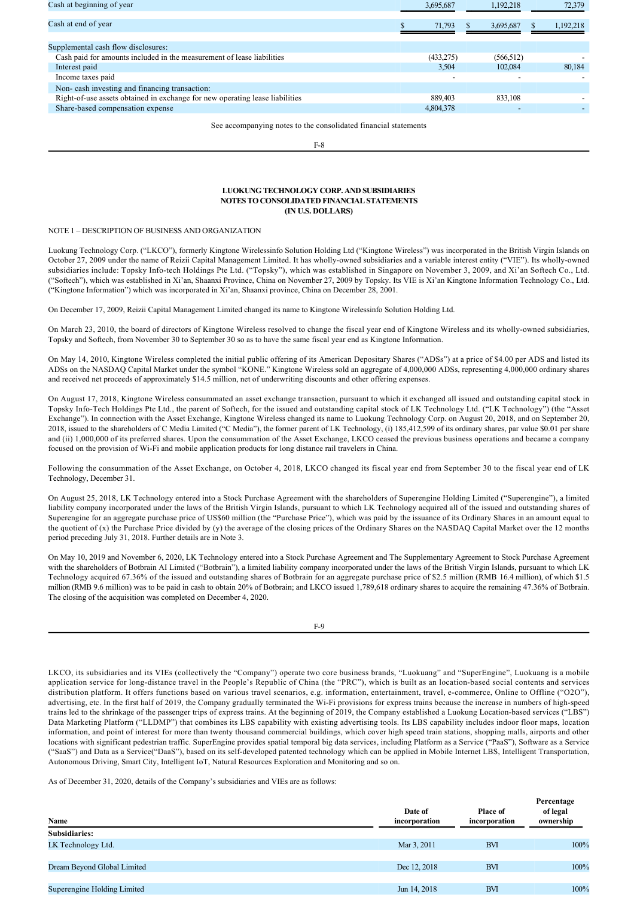| | | | |
|---|---|---|---|
| Cash at beginning of year | 3,695,687 | 1,192,218 | 72,379 |
| Cash at end of year | $ 71,793 | $ 3,695,687 | $ 1,192,218 |
| Supplemental cash flow disclosures: | | | |
| Cash paid for amounts included in the measurement of lease liabilities | (433,275) | (566,512) | - |
| Interest paid | 3,504 | 102,084 | 80,184 |
| Income taxes paid | - | - | - |
| Non- cash investing and financing transaction: | | | |
| Right-of-use assets obtained in exchange for new operating lease liabilities | 889,403 | 833,108 | - |
| Share-based compensation expense | 4,804,378 | - | - |

See accompanying notes to the consolidated financial statements

**LUOKUNG TECHNOLOGY CORP. AND SUBSIDIARIES**
**NOTES TO CONSOLIDATED FINANCIAL STATEMENTS**
**(IN U.S. DOLLARS)**

NOTE 1 – DESCRIPTION OF BUSINESS AND ORGANIZATION

Luokung Technology Corp. ("LKCO"), formerly Kingtone Wirelessinfo Solution Holding Ltd ("Kingtone Wireless") was incorporated in the British Virgin Islands on October 27, 2009 under the name of Reizii Capital Management Limited. It has wholly-owned subsidiaries and a variable interest entity ("VIE"). Its wholly-owned subsidiaries include: Topsky Info-tech Holdings Pte Ltd. ("Topsky"), which was established in Singapore on November 3, 2009, and Xi'an Softech Co., Ltd. ("Softech"), which was established in Xi'an, Shaanxi Province, China on November 27, 2009 by Topsky. Its VIE is Xi'an Kingtone Information Technology Co., Ltd. ("Kingtone Information") which was incorporated in Xi'an, Shaanxi province, China on December 28, 2001.

On December 17, 2009, Reizii Capital Management Limited changed its name to Kingtone Wirelessinfo Solution Holding Ltd.

On March 23, 2010, the board of directors of Kingtone Wireless resolved to change the fiscal year end of Kingtone Wireless and its wholly-owned subsidiaries, Topsky and Softech, from November 30 to September 30 so as to have the same fiscal year end as Kingtone Information.

On May 14, 2010, Kingtone Wireless completed the initial public offering of its American Depositary Shares ("ADSs") at a price of $4.00 per ADS and listed its ADSs on the NASDAQ Capital Market under the symbol "KONE." Kingtone Wireless sold an aggregate of 4,000,000 ADSs, representing 4,000,000 ordinary shares and received net proceeds of approximately $14.5 million, net of underwriting discounts and other offering expenses.

On August 17, 2018, Kingtone Wireless consummated an asset exchange transaction, pursuant to which it exchanged all issued and outstanding capital stock in Topsky Info-Tech Holdings Pte Ltd., the parent of Softech, for the issued and outstanding capital stock of LK Technology Ltd. ("LK Technology") (the "Asset Exchange"). In connection with the Asset Exchange, Kingtone Wireless changed its name to Luokung Technology Corp. on August 20, 2018, and on September 20, 2018, issued to the shareholders of C Media Limited ("C Media"), the former parent of LK Technology, (i) 185,412,599 of its ordinary shares, par value $0.01 per share and (ii) 1,000,000 of its preferred shares. Upon the consummation of the Asset Exchange, LKCO ceased the previous business operations and became a company focused on the provision of Wi-Fi and mobile application products for long distance rail travelers in China.

Following the consummation of the Asset Exchange, on October 4, 2018, LKCO changed its fiscal year end from September 30 to the fiscal year end of LK Technology, December 31.

On August 25, 2018, LK Technology entered into a Stock Purchase Agreement with the shareholders of Superengine Holding Limited ("Superengine"), a limited liability company incorporated under the laws of the British Virgin Islands, pursuant to which LK Technology acquired all of the issued and outstanding shares of Superengine for an aggregate purchase price of US$60 million (the "Purchase Price"), which was paid by the issuance of its Ordinary Shares in an amount equal to the quotient of (x) the Purchase Price divided by (y) the average of the closing prices of the Ordinary Shares on the NASDAQ Capital Market over the 12 months period preceding July 31, 2018. Further details are in Note 3.

On May 10, 2019 and November 6, 2020, LK Technology entered into a Stock Purchase Agreement and The Supplementary Agreement to Stock Purchase Agreement with the shareholders of Botbrain AI Limited ("Botbrain"), a limited liability company incorporated under the laws of the British Virgin Islands, pursuant to which LK Technology acquired 67.36% of the issued and outstanding shares of Botbrain for an aggregate purchase price of $2.5 million (RMB 16.4 million), of which $1.5 million (RMB 9.6 million) was to be paid in cash to obtain 20% of Botbrain; and LKCO issued 1,789,618 ordinary shares to acquire the remaining 47.36% of Botbrain. The closing of the acquisition was completed on December 4, 2020.

LKCO, its subsidiaries and its VIEs (collectively the "Company") operate two core business brands, "Luokuang" and "SuperEngine", Luokuang is a mobile application service for long-distance travel in the People's Republic of China (the "PRC"), which is built as an location-based social contents and services distribution platform. It offers functions based on various travel scenarios, e.g. information, entertainment, travel, e-commerce, Online to Offline ("O2O"), advertising, etc. In the first half of 2019, the Company gradually terminated the Wi-Fi provisions for express trains because the increase in numbers of high-speed trains led to the shrinkage of the passenger trips of express trains. At the beginning of 2019, the Company established a Luokung Location-based services ("LBS") Data Marketing Platform ("LLDMP") that combines its LBS capability with existing advertising tools. Its LBS capability includes indoor floor maps, location information, and point of interest for more than twenty thousand commercial buildings, which cover high speed train stations, shopping malls, airports and other locations with significant pedestrian traffic. SuperEngine provides spatial temporal big data services, including Platform as a Service ("PaaS"), Software as a Service ("SaaS") and Data as a Service("DaaS"), based on its self-developed patented technology which can be applied in Mobile Internet LBS, Intelligent Transportation, Autonomous Driving, Smart City, Intelligent IoT, Natural Resources Exploration and Monitoring and so on.

As of December 31, 2020, details of the Company's subsidiaries and VIEs are as follows:

| Name | Date of incorporation | Place of incorporation | Percentage of legal ownership |
|---|---|---|---|
| **Subsidiaries:** | | | |
| LK Technology Ltd. | Mar 3, 2011 | BVI | 100% |
| Dream Beyond Global Limited | Dec 12, 2018 | BVI | 100% |
| Superengine Holding Limited | Jun 14, 2018 | BVI | 100% |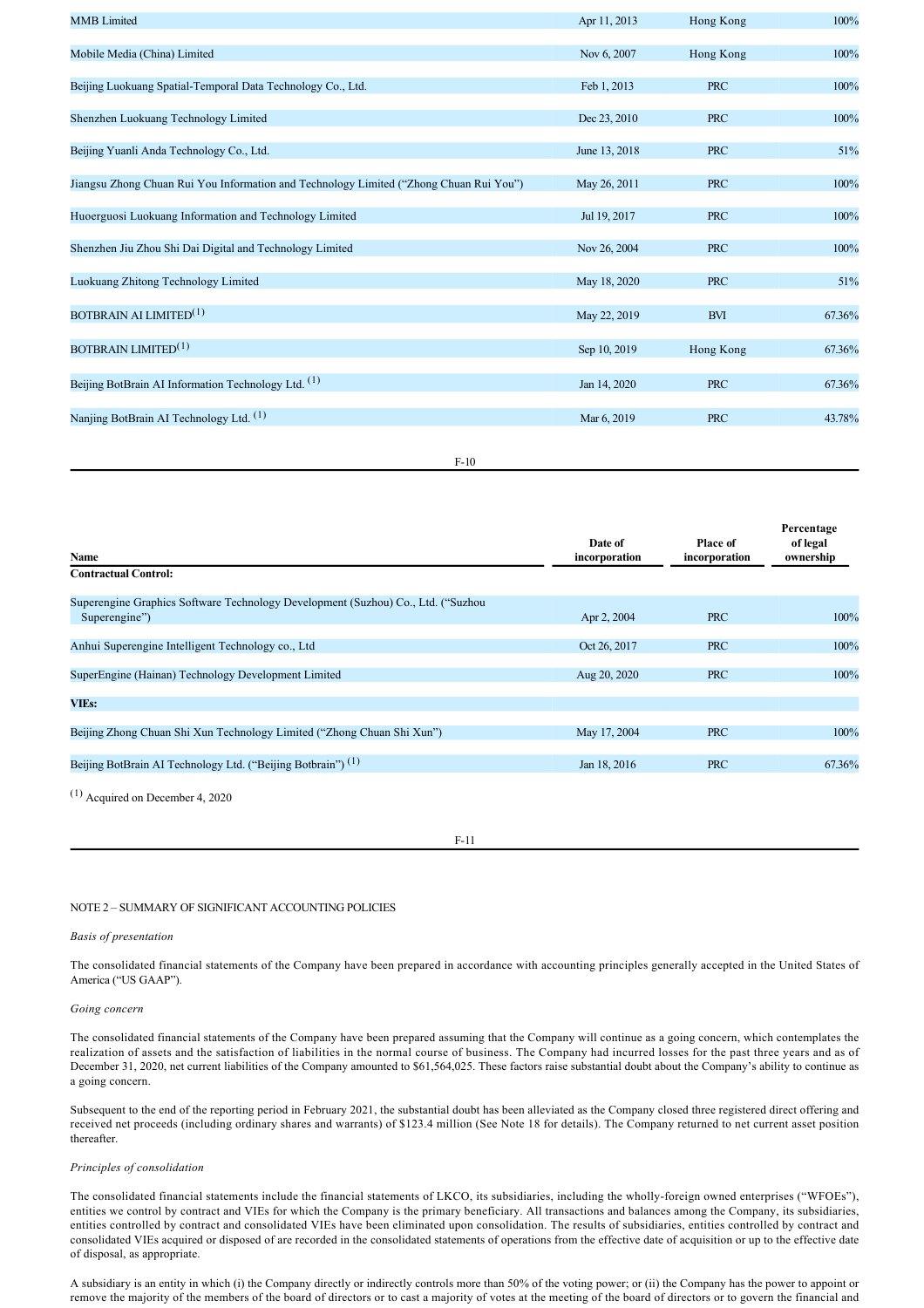| Name | Date of incorporation | Place of incorporation | Percentage of legal ownership |
|---|---|---|---|
| MMB Limited | Apr 11, 2013 | Hong Kong | 100% |
| Mobile Media (China) Limited | Nov 6, 2007 | Hong Kong | 100% |
| Beijing Luokuang Spatial-Temporal Data Technology Co., Ltd. | Feb 1, 2013 | PRC | 100% |
| Shenzhen Luokuang Technology Limited | Dec 23, 2010 | PRC | 100% |
| Beijing Yuanli Anda Technology Co., Ltd. | June 13, 2018 | PRC | 51% |
| Jiangsu Zhong Chuan Rui You Information and Technology Limited ("Zhong Chuan Rui You") | May 26, 2011 | PRC | 100% |
| Huoerguosi Luokuang Information and Technology Limited | Jul 19, 2017 | PRC | 100% |
| Shenzhen Jiu Zhou Shi Dai Digital and Technology Limited | Nov 26, 2004 | PRC | 100% |
| Luokuang Zhitong Technology Limited | May 18, 2020 | PRC | 51% |
| BOTBRAIN AI LIMITED[(1)] | May 22, 2019 | BVI | 67.36% |
| BOTBRAIN LIMITED[(1)] | Sep 10, 2019 | Hong Kong | 67.36% |
| Beijing BotBrain AI Information Technology Ltd. [(1)] | Jan 14, 2020 | PRC | 67.36% |
| Nanjing BotBrain AI Technology Ltd. [(1)] | Mar 6, 2019 | PRC | 43.78% |
| **Contractual Control:** | | | |
| Superengine Graphics Software Technology Development (Suzhou) Co., Ltd. ("Suzhou Superengine") | Apr 2, 2004 | PRC | 100% |
| Anhui Superengine Intelligent Technology co., Ltd | Oct 26, 2017 | PRC | 100% |
| SuperEngine (Hainan) Technology Development Limited | Aug 20, 2020 | PRC | 100% |
| **VIEs:** | | | |
| Beijing Zhong Chuan Shi Xun Technology Limited ("Zhong Chuan Shi Xun") | May 17, 2004 | PRC | 100% |
| Beijing BotBrain AI Technology Ltd. ("Beijing Botbrain") [(1)] | Jan 18, 2016 | PRC | 67.36% |

[(1)] Acquired on December 4, 2020

NOTE 2 – SUMMARY OF SIGNIFICANT ACCOUNTING POLICIES

*Basis of presentation*

The consolidated financial statements of the Company have been prepared in accordance with accounting principles generally accepted in the United States of America ("US GAAP").

*Going concern*

The consolidated financial statements of the Company have been prepared assuming that the Company will continue as a going concern, which contemplates the realization of assets and the satisfaction of liabilities in the normal course of business. The Company had incurred losses for the past three years and as of December 31, 2020, net current liabilities of the Company amounted to $61,564,025. These factors raise substantial doubt about the Company's ability to continue as a going concern.

Subsequent to the end of the reporting period in February 2021, the substantial doubt has been alleviated as the Company closed three registered direct offering and received net proceeds (including ordinary shares and warrants) of $123.4 million (See Note 18 for details). The Company returned to net current asset position thereafter.

*Principles of consolidation*

The consolidated financial statements include the financial statements of LKCO, its subsidiaries, including the wholly-foreign owned enterprises ("WFOEs"), entities we control by contract and VIEs for which the Company is the primary beneficiary. All transactions and balances among the Company, its subsidiaries, entities controlled by contract and consolidated VIEs have been eliminated upon consolidation. The results of subsidiaries, entities controlled by contract and consolidated VIEs acquired or disposed of are recorded in the consolidated statements of operations from the effective date of acquisition or up to the effective date of disposal, as appropriate.

A subsidiary is an entity in which (i) the Company directly or indirectly controls more than 50% of the voting power; or (ii) the Company has the power to appoint or remove the majority of the members of the board of directors or to cast a majority of votes at the meeting of the board of directors or to govern the financial and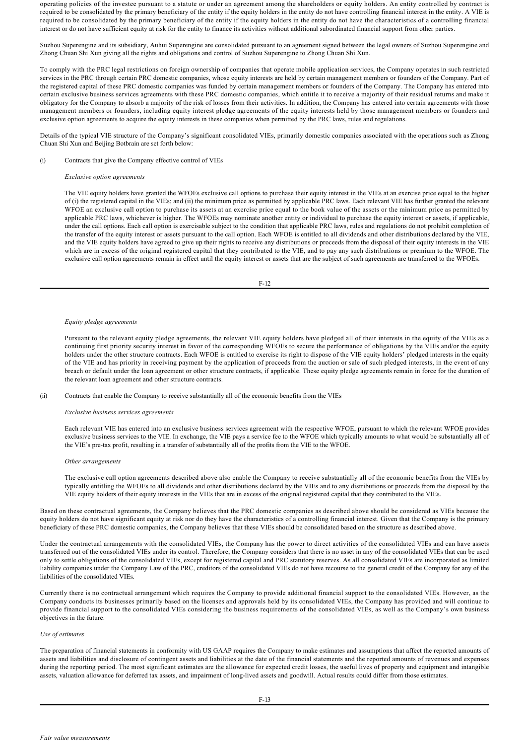operating policies of the investee pursuant to a statute or under an agreement among the shareholders or equity holders. An entity controlled by contract is required to be consolidated by the primary beneficiary of the entity if the equity holders in the entity do not have controlling financial interest in the entity. A VIE is required to be consolidated by the primary beneficiary of the entity if the equity holders in the entity do not have the characteristics of a controlling financial interest or do not have sufficient equity at risk for the entity to finance its activities without additional subordinated financial support from other parties.

Suzhou Superengine and its subsidiary, Auhui Superengine are consolidated pursuant to an agreement signed between the legal owners of Suzhou Superengine and Zhong Chuan Shi Xun giving all the rights and obligations and control of Suzhou Superengine to Zhong Chuan Shi Xun.

To comply with the PRC legal restrictions on foreign ownership of companies that operate mobile application services, the Company operates in such restricted services in the PRC through certain PRC domestic companies, whose equity interests are held by certain management members or founders of the Company. Part of the registered capital of these PRC domestic companies was funded by certain management members or founders of the Company. The Company has entered into certain exclusive business services agreements with these PRC domestic companies, which entitle it to receive a majority of their residual returns and make it obligatory for the Company to absorb a majority of the risk of losses from their activities. In addition, the Company has entered into certain agreements with those management members or founders, including equity interest pledge agreements of the equity interests held by those management members or founders and exclusive option agreements to acquire the equity interests in these companies when permitted by the PRC laws, rules and regulations.

Details of the typical VIE structure of the Company's significant consolidated VIEs, primarily domestic companies associated with the operations such as Zhong Chuan Shi Xun and Beijing Botbrain are set forth below:

(i) Contracts that give the Company effective control of VIEs

*Exclusive option agreements*

The VIE equity holders have granted the WFOEs exclusive call options to purchase their equity interest in the VIEs at an exercise price equal to the higher of (i) the registered capital in the VIEs; and (ii) the minimum price as permitted by applicable PRC laws. Each relevant VIE has further granted the relevant WFOE an exclusive call option to purchase its assets at an exercise price equal to the book value of the assets or the minimum price as permitted by applicable PRC laws, whichever is higher. The WFOEs may nominate another entity or individual to purchase the equity interest or assets, if applicable, under the call options. Each call option is exercisable subject to the condition that applicable PRC laws, rules and regulations do not prohibit completion of the transfer of the equity interest or assets pursuant to the call option. Each WFOE is entitled to all dividends and other distributions declared by the VIE, and the VIE equity holders have agreed to give up their rights to receive any distributions or proceeds from the disposal of their equity interests in the VIE which are in excess of the original registered capital that they contributed to the VIE, and to pay any such distributions or premium to the WFOE. The exclusive call option agreements remain in effect until the equity interest or assets that are the subject of such agreements are transferred to the WFOEs.

*Equity pledge agreements*

Pursuant to the relevant equity pledge agreements, the relevant VIE equity holders have pledged all of their interests in the equity of the VIEs as a continuing first priority security interest in favor of the corresponding WFOEs to secure the performance of obligations by the VIEs and/or the equity holders under the other structure contracts. Each WFOE is entitled to exercise its right to dispose of the VIE equity holders' pledged interests in the equity of the VIE and has priority in receiving payment by the application of proceeds from the auction or sale of such pledged interests, in the event of any breach or default under the loan agreement or other structure contracts, if applicable. These equity pledge agreements remain in force for the duration of the relevant loan agreement and other structure contracts.

(ii) Contracts that enable the Company to receive substantially all of the economic benefits from the VIEs

*Exclusive business services agreements*

Each relevant VIE has entered into an exclusive business services agreement with the respective WFOE, pursuant to which the relevant WFOE provides exclusive business services to the VIE. In exchange, the VIE pays a service fee to the WFOE which typically amounts to what would be substantially all of the VIE's pre-tax profit, resulting in a transfer of substantially all of the profits from the VIE to the WFOE.

*Other arrangements*

The exclusive call option agreements described above also enable the Company to receive substantially all of the economic benefits from the VIEs by typically entitling the WFOEs to all dividends and other distributions declared by the VIEs and to any distributions or proceeds from the disposal by the VIE equity holders of their equity interests in the VIEs that are in excess of the original registered capital that they contributed to the VIEs.

Based on these contractual agreements, the Company believes that the PRC domestic companies as described above should be considered as VIEs because the equity holders do not have significant equity at risk nor do they have the characteristics of a controlling financial interest. Given that the Company is the primary beneficiary of these PRC domestic companies, the Company believes that these VIEs should be consolidated based on the structure as described above.

Under the contractual arrangements with the consolidated VIEs, the Company has the power to direct activities of the consolidated VIEs and can have assets transferred out of the consolidated VIEs under its control. Therefore, the Company considers that there is no asset in any of the consolidated VIEs that can be used only to settle obligations of the consolidated VIEs, except for registered capital and PRC statutory reserves. As all consolidated VIEs are incorporated as limited liability companies under the Company Law of the PRC, creditors of the consolidated VIEs do not have recourse to the general credit of the Company for any of the liabilities of the consolidated VIEs.

Currently there is no contractual arrangement which requires the Company to provide additional financial support to the consolidated VIEs. However, as the Company conducts its businesses primarily based on the licenses and approvals held by its consolidated VIEs, the Company has provided and will continue to provide financial support to the consolidated VIEs considering the business requirements of the consolidated VIEs, as well as the Company's own business objectives in the future.

*Use of estimates*

The preparation of financial statements in conformity with US GAAP requires the Company to make estimates and assumptions that affect the reported amounts of assets and liabilities and disclosure of contingent assets and liabilities at the date of the financial statements and the reported amounts of revenues and expenses during the reporting period. The most significant estimates are the allowance for expected credit losses, the useful lives of property and equipment and intangible assets, valuation allowance for deferred tax assets, and impairment of long-lived assets and goodwill. Actual results could differ from those estimates.

*Fair value measurements*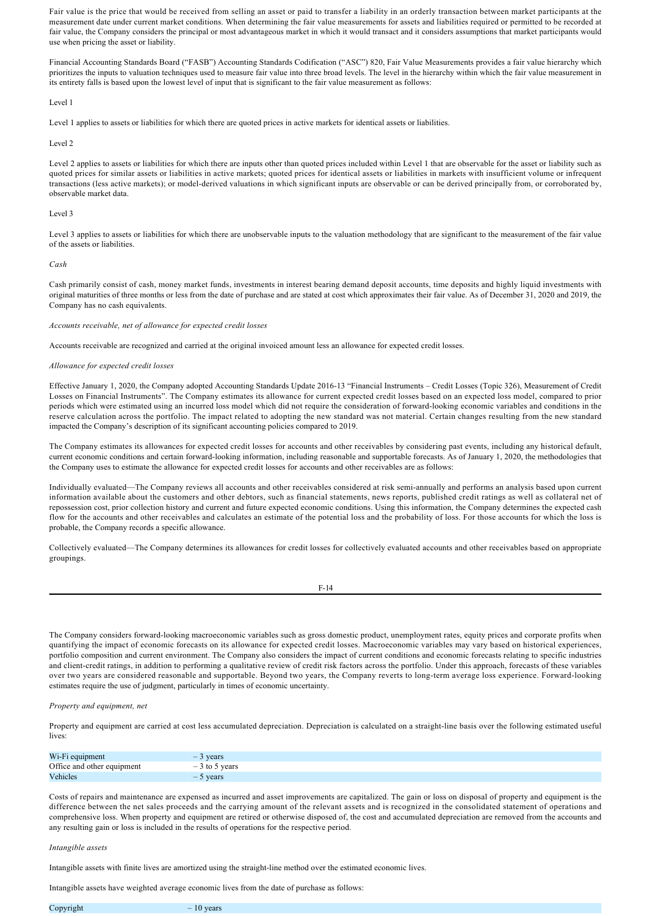Fair value is the price that would be received from selling an asset or paid to transfer a liability in an orderly transaction between market participants at the measurement date under current market conditions. When determining the fair value measurements for assets and liabilities required or permitted to be recorded at fair value, the Company considers the principal or most advantageous market in which it would transact and it considers assumptions that market participants would use when pricing the asset or liability.

Financial Accounting Standards Board ("FASB") Accounting Standards Codification ("ASC") 820, Fair Value Measurements provides a fair value hierarchy which prioritizes the inputs to valuation techniques used to measure fair value into three broad levels. The level in the hierarchy within which the fair value measurement in its entirety falls is based upon the lowest level of input that is significant to the fair value measurement as follows:

Level 1

Level 1 applies to assets or liabilities for which there are quoted prices in active markets for identical assets or liabilities.

Level 2

Level 2 applies to assets or liabilities for which there are inputs other than quoted prices included within Level 1 that are observable for the asset or liability such as quoted prices for similar assets or liabilities in active markets; quoted prices for identical assets or liabilities in markets with insufficient volume or infrequent transactions (less active markets); or model-derived valuations in which significant inputs are observable or can be derived principally from, or corroborated by, observable market data.

Level 3

Level 3 applies to assets or liabilities for which there are unobservable inputs to the valuation methodology that are significant to the measurement of the fair value of the assets or liabilities.

*Cash*

Cash primarily consist of cash, money market funds, investments in interest bearing demand deposit accounts, time deposits and highly liquid investments with original maturities of three months or less from the date of purchase and are stated at cost which approximates their fair value. As of December 31, 2020 and 2019, the Company has no cash equivalents.

*Accounts receivable, net of allowance for expected credit losses*

Accounts receivable are recognized and carried at the original invoiced amount less an allowance for expected credit losses.

*Allowance for expected credit losses*

Effective January 1, 2020, the Company adopted Accounting Standards Update 2016-13 "Financial Instruments – Credit Losses (Topic 326), Measurement of Credit Losses on Financial Instruments". The Company estimates its allowance for current expected credit losses based on an expected loss model, compared to prior periods which were estimated using an incurred loss model which did not require the consideration of forward-looking economic variables and conditions in the reserve calculation across the portfolio. The impact related to adopting the new standard was not material. Certain changes resulting from the new standard impacted the Company's description of its significant accounting policies compared to 2019.

The Company estimates its allowances for expected credit losses for accounts and other receivables by considering past events, including any historical default, current economic conditions and certain forward-looking information, including reasonable and supportable forecasts. As of January 1, 2020, the methodologies that the Company uses to estimate the allowance for expected credit losses for accounts and other receivables are as follows:

Individually evaluated—The Company reviews all accounts and other receivables considered at risk semi-annually and performs an analysis based upon current information available about the customers and other debtors, such as financial statements, news reports, published credit ratings as well as collateral net of repossession cost, prior collection history and current and future expected economic conditions. Using this information, the Company determines the expected cash flow for the accounts and other receivables and calculates an estimate of the potential loss and the probability of loss. For those accounts for which the loss is probable, the Company records a specific allowance.

Collectively evaluated—The Company determines its allowances for credit losses for collectively evaluated accounts and other receivables based on appropriate groupings.

The Company considers forward-looking macroeconomic variables such as gross domestic product, unemployment rates, equity prices and corporate profits when quantifying the impact of economic forecasts on its allowance for expected credit losses. Macroeconomic variables may vary based on historical experiences, portfolio composition and current environment. The Company also considers the impact of current conditions and economic forecasts relating to specific industries and client-credit ratings, in addition to performing a qualitative review of credit risk factors across the portfolio. Under this approach, forecasts of these variables over two years are considered reasonable and supportable. Beyond two years, the Company reverts to long-term average loss experience. Forward-looking estimates require the use of judgment, particularly in times of economic uncertainty.

*Property and equipment, net*

Property and equipment are carried at cost less accumulated depreciation. Depreciation is calculated on a straight-line basis over the following estimated useful lives:

| | |
|---|---|
| Wi-Fi equipment | – 3 years |
| Office and other equipment | – 3 to 5 years |
| Vehicles | – 5 years |

Costs of repairs and maintenance are expensed as incurred and asset improvements are capitalized. The gain or loss on disposal of property and equipment is the difference between the net sales proceeds and the carrying amount of the relevant assets and is recognized in the consolidated statement of operations and comprehensive loss. When property and equipment are retired or otherwise disposed of, the cost and accumulated depreciation are removed from the accounts and any resulting gain or loss is included in the results of operations for the respective period.

*Intangible assets*

Intangible assets with finite lives are amortized using the straight-line method over the estimated economic lives.

Intangible assets have weighted average economic lives from the date of purchase as follows:

| | |
|---|---|
| Copyright | – 10 years |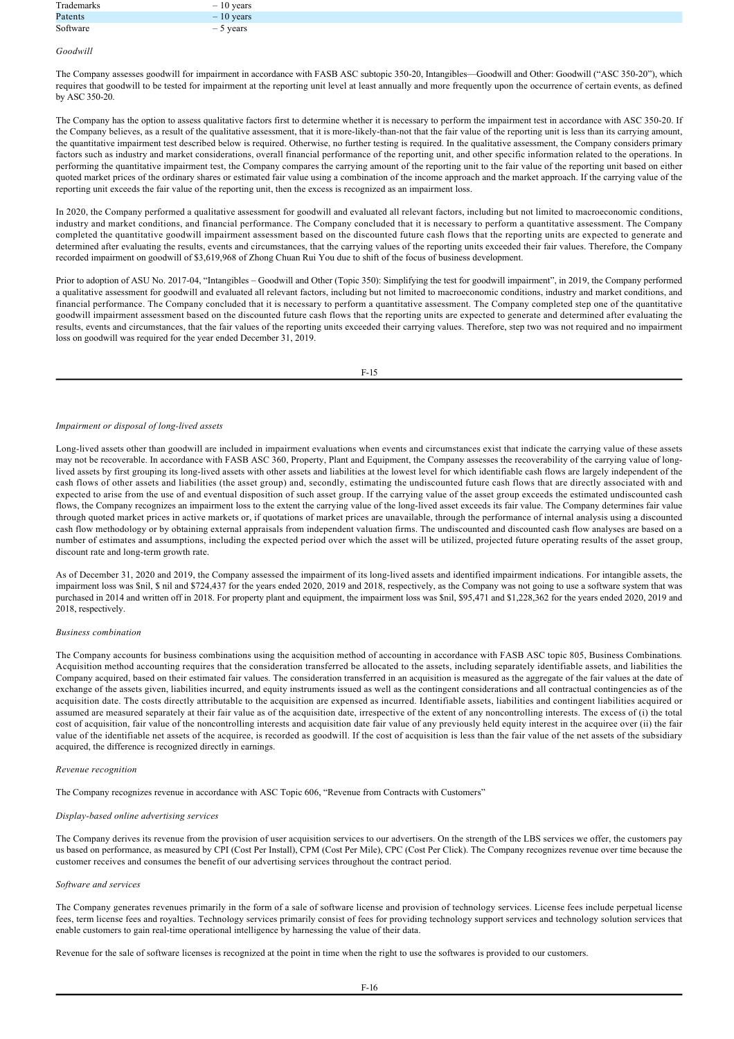| Trademarks | – 10 years |
| --- | --- |
| Patents | – 10 years |
| Software | – 5 years |

*Goodwill*

The Company assesses goodwill for impairment in accordance with FASB ASC subtopic 350-20, Intangibles—Goodwill and Other: Goodwill ("ASC 350-20"), which requires that goodwill to be tested for impairment at the reporting unit level at least annually and more frequently upon the occurrence of certain events, as defined by ASC 350-20.

The Company has the option to assess qualitative factors first to determine whether it is necessary to perform the impairment test in accordance with ASC 350-20. If the Company believes, as a result of the qualitative assessment, that it is more-likely-than-not that the fair value of the reporting unit is less than its carrying amount, the quantitative impairment test described below is required. Otherwise, no further testing is required. In the qualitative assessment, the Company considers primary factors such as industry and market considerations, overall financial performance of the reporting unit, and other specific information related to the operations. In performing the quantitative impairment test, the Company compares the carrying amount of the reporting unit to the fair value of the reporting unit based on either quoted market prices of the ordinary shares or estimated fair value using a combination of the income approach and the market approach. If the carrying value of the reporting unit exceeds the fair value of the reporting unit, then the excess is recognized as an impairment loss.

In 2020, the Company performed a qualitative assessment for goodwill and evaluated all relevant factors, including but not limited to macroeconomic conditions, industry and market conditions, and financial performance. The Company concluded that it is necessary to perform a quantitative assessment. The Company completed the quantitative goodwill impairment assessment based on the discounted future cash flows that the reporting units are expected to generate and determined after evaluating the results, events and circumstances, that the carrying values of the reporting units exceeded their fair values. Therefore, the Company recorded impairment on goodwill of $3,619,968 of Zhong Chuan Rui You due to shift of the focus of business development.

Prior to adoption of ASU No. 2017-04, "Intangibles – Goodwill and Other (Topic 350): Simplifying the test for goodwill impairment", in 2019, the Company performed a qualitative assessment for goodwill and evaluated all relevant factors, including but not limited to macroeconomic conditions, industry and market conditions, and financial performance. The Company concluded that it is necessary to perform a quantitative assessment. The Company completed step one of the quantitative goodwill impairment assessment based on the discounted future cash flows that the reporting units are expected to generate and determined after evaluating the results, events and circumstances, that the fair values of the reporting units exceeded their carrying values. Therefore, step two was not required and no impairment loss on goodwill was required for the year ended December 31, 2019.

*Impairment or disposal of long-lived assets*

Long-lived assets other than goodwill are included in impairment evaluations when events and circumstances exist that indicate the carrying value of these assets may not be recoverable. In accordance with FASB ASC 360, Property, Plant and Equipment, the Company assesses the recoverability of the carrying value of long-lived assets by first grouping its long-lived assets with other assets and liabilities at the lowest level for which identifiable cash flows are largely independent of the cash flows of other assets and liabilities (the asset group) and, secondly, estimating the undiscounted future cash flows that are directly associated with and expected to arise from the use of and eventual disposition of such asset group. If the carrying value of the asset group exceeds the estimated undiscounted cash flows, the Company recognizes an impairment loss to the extent the carrying value of the long-lived asset exceeds its fair value. The Company determines fair value through quoted market prices in active markets or, if quotations of market prices are unavailable, through the performance of internal analysis using a discounted cash flow methodology or by obtaining external appraisals from independent valuation firms. The undiscounted and discounted cash flow analyses are based on a number of estimates and assumptions, including the expected period over which the asset will be utilized, projected future operating results of the asset group, discount rate and long-term growth rate.

As of December 31, 2020 and 2019, the Company assessed the impairment of its long-lived assets and identified impairment indications. For intangible assets, the impairment loss was $nil, $ nil and $724,437 for the years ended 2020, 2019 and 2018, respectively, as the Company was not going to use a software system that was purchased in 2014 and written off in 2018. For property plant and equipment, the impairment loss was $nil, $95,471 and $1,228,362 for the years ended 2020, 2019 and 2018, respectively.

*Business combination*

The Company accounts for business combinations using the acquisition method of accounting in accordance with FASB ASC topic 805, Business Combinations. Acquisition method accounting requires that the consideration transferred be allocated to the assets, including separately identifiable assets, and liabilities the Company acquired, based on their estimated fair values. The consideration transferred in an acquisition is measured as the aggregate of the fair values at the date of exchange of the assets given, liabilities incurred, and equity instruments issued as well as the contingent considerations and all contractual contingencies as of the acquisition date. The costs directly attributable to the acquisition are expensed as incurred. Identifiable assets, liabilities and contingent liabilities acquired or assumed are measured separately at their fair value as of the acquisition date, irrespective of the extent of any noncontrolling interests. The excess of (i) the total cost of acquisition, fair value of the noncontrolling interests and acquisition date fair value of any previously held equity interest in the acquiree over (ii) the fair value of the identifiable net assets of the acquiree, is recorded as goodwill. If the cost of acquisition is less than the fair value of the net assets of the subsidiary acquired, the difference is recognized directly in earnings.

*Revenue recognition*

The Company recognizes revenue in accordance with ASC Topic 606, "Revenue from Contracts with Customers"

*Display-based online advertising services*

The Company derives its revenue from the provision of user acquisition services to our advertisers. On the strength of the LBS services we offer, the customers pay us based on performance, as measured by CPI (Cost Per Install), CPM (Cost Per Mile), CPC (Cost Per Click). The Company recognizes revenue over time because the customer receives and consumes the benefit of our advertising services throughout the contract period.

*Software and services*

The Company generates revenues primarily in the form of a sale of software license and provision of technology services. License fees include perpetual license fees, term license fees and royalties. Technology services primarily consist of fees for providing technology support services and technology solution services that enable customers to gain real-time operational intelligence by harnessing the value of their data.

Revenue for the sale of software licenses is recognized at the point in time when the right to use the softwares is provided to our customers.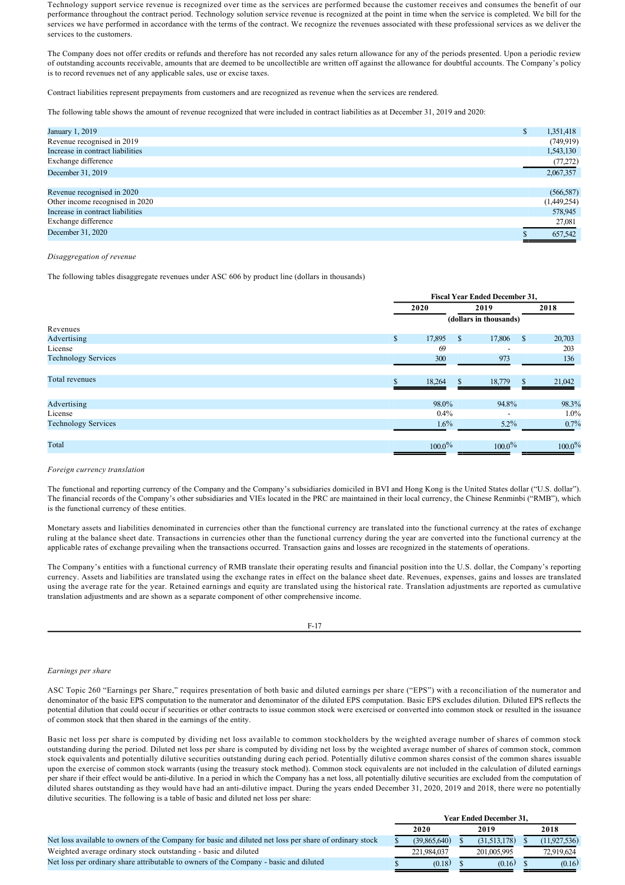Technology support service revenue is recognized over time as the services are performed because the customer receives and consumes the benefit of our performance throughout the contract period. Technology solution service revenue is recognized at the point in time when the service is completed. We bill for the services we have performed in accordance with the terms of the contract. We recognize the revenues associated with these professional services as we deliver the services to the customers.

The Company does not offer credits or refunds and therefore has not recorded any sales return allowance for any of the periods presented. Upon a periodic review of outstanding accounts receivable, amounts that are deemed to be uncollectible are written off against the allowance for doubtful accounts. The Company's policy is to record revenues net of any applicable sales, use or excise taxes.

Contract liabilities represent prepayments from customers and are recognized as revenue when the services are rendered.

The following table shows the amount of revenue recognized that were included in contract liabilities as at December 31, 2019 and 2020:

| | |
|---|---|
| January 1, 2019 | $ 1,351,418 |
| Revenue recognised in 2019 | (749,919) |
| Increase in contract liabilities | 1,543,130 |
| Exchange difference | (77,272) |
| December 31, 2019 | 2,067,357 |
| | |
| Revenue recognised in 2020 | (566,587) |
| Other income recognised in 2020 | (1,449,254) |
| Increase in contract liabilities | 578,945 |
| Exchange difference | 27,081 |
| December 31, 2020 | $ 657,542 |

*Disaggregation of revenue*

The following tables disaggregate revenues under ASC 606 by product line (dollars in thousands)

| | Fiscal Year Ended December 31, | | |
|---|---|---|---|
| | 2020 | 2019 | 2018 |
| | (dollars in thousands) | | |
| Revenues | | | |
| Advertising | $ 17,895 | $ 17,806 | $ 20,703 |
| License | 69 | - | 203 |
| Technology Services | 300 | 973 | 136 |
| Total revenues | $ 18,264 | $ 18,779 | $ 21,042 |
| Advertising | 98.0% | 94.8% | 98.3% |
| License | 0.4% | - | 1.0% |
| Technology Services | 1.6% | 5.2% | 0.7% |
| Total | 100.0% | 100.0% | 100.0% |

*Foreign currency translation*

The functional and reporting currency of the Company and the Company's subsidiaries domiciled in BVI and Hong Kong is the United States dollar ("U.S. dollar"). The financial records of the Company's other subsidiaries and VIEs located in the PRC are maintained in their local currency, the Chinese Renminbi ("RMB"), which is the functional currency of these entities.

Monetary assets and liabilities denominated in currencies other than the functional currency are translated into the functional currency at the rates of exchange ruling at the balance sheet date. Transactions in currencies other than the functional currency during the year are converted into the functional currency at the applicable rates of exchange prevailing when the transactions occurred. Transaction gains and losses are recognized in the statements of operations.

The Company's entities with a functional currency of RMB translate their operating results and financial position into the U.S. dollar, the Company's reporting currency. Assets and liabilities are translated using the exchange rates in effect on the balance sheet date. Revenues, expenses, gains and losses are translated using the average rate for the year. Retained earnings and equity are translated using the historical rate. Translation adjustments are reported as cumulative translation adjustments and are shown as a separate component of other comprehensive income.

*Earnings per share*

ASC Topic 260 "Earnings per Share," requires presentation of both basic and diluted earnings per share ("EPS") with a reconciliation of the numerator and denominator of the basic EPS computation to the numerator and denominator of the diluted EPS computation. Basic EPS excludes dilution. Diluted EPS reflects the potential dilution that could occur if securities or other contracts to issue common stock were exercised or converted into common stock or resulted in the issuance of common stock that then shared in the earnings of the entity.

Basic net loss per share is computed by dividing net loss available to common stockholders by the weighted average number of shares of common stock outstanding during the period. Diluted net loss per share is computed by dividing net loss by the weighted average number of shares of common stock, common stock equivalents and potentially dilutive securities outstanding during each period. Potentially dilutive common shares consist of the common shares issuable upon the exercise of common stock warrants (using the treasury stock method). Common stock equivalents are not included in the calculation of diluted earnings per share if their effect would be anti-dilutive. In a period in which the Company has a net loss, all potentially dilutive securities are excluded from the computation of diluted shares outstanding as they would have had an anti-dilutive impact. During the years ended December 31, 2020, 2019 and 2018, there were no potentially dilutive securities. The following is a table of basic and diluted net loss per share:

| | Year Ended December 31, | | |
|---|---|---|---|
| | 2020 | 2019 | 2018 |
| Net loss available to owners of the Company for basic and diluted net loss per share of ordinary stock | $ (39,865,640) | $ (31,513,178) | $ (11,927,536) |
| Weighted average ordinary stock outstanding - basic and diluted | 221,984,037 | 201,005,995 | 72,919,624 |
| Net loss per ordinary share attributable to owners of the Company - basic and diluted | $ (0.18) | $ (0.16) | $ (0.16) |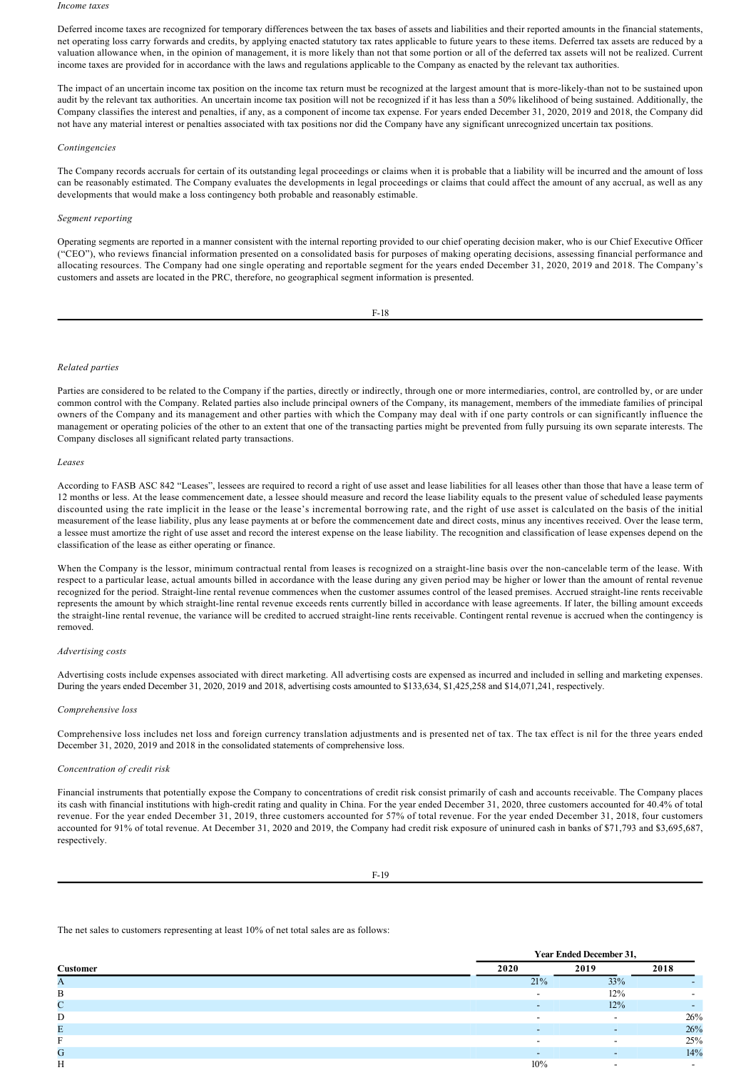*Income taxes*

Deferred income taxes are recognized for temporary differences between the tax bases of assets and liabilities and their reported amounts in the financial statements, net operating loss carry forwards and credits, by applying enacted statutory tax rates applicable to future years to these items. Deferred tax assets are reduced by a valuation allowance when, in the opinion of management, it is more likely than not that some portion or all of the deferred tax assets will not be realized. Current income taxes are provided for in accordance with the laws and regulations applicable to the Company as enacted by the relevant tax authorities.

The impact of an uncertain income tax position on the income tax return must be recognized at the largest amount that is more-likely-than not to be sustained upon audit by the relevant tax authorities. An uncertain income tax position will not be recognized if it has less than a 50% likelihood of being sustained. Additionally, the Company classifies the interest and penalties, if any, as a component of income tax expense. For years ended December 31, 2020, 2019 and 2018, the Company did not have any material interest or penalties associated with tax positions nor did the Company have any significant unrecognized uncertain tax positions.

*Contingencies*

The Company records accruals for certain of its outstanding legal proceedings or claims when it is probable that a liability will be incurred and the amount of loss can be reasonably estimated. The Company evaluates the developments in legal proceedings or claims that could affect the amount of any accrual, as well as any developments that would make a loss contingency both probable and reasonably estimable.

*Segment reporting*

Operating segments are reported in a manner consistent with the internal reporting provided to our chief operating decision maker, who is our Chief Executive Officer ("CEO"), who reviews financial information presented on a consolidated basis for purposes of making operating decisions, assessing financial performance and allocating resources. The Company had one single operating and reportable segment for the years ended December 31, 2020, 2019 and 2018. The Company's customers and assets are located in the PRC, therefore, no geographical segment information is presented.

*Related parties*

Parties are considered to be related to the Company if the parties, directly or indirectly, through one or more intermediaries, control, are controlled by, or are under common control with the Company. Related parties also include principal owners of the Company, its management, members of the immediate families of principal owners of the Company and its management and other parties with which the Company may deal with if one party controls or can significantly influence the management or operating policies of the other to an extent that one of the transacting parties might be prevented from fully pursuing its own separate interests. The Company discloses all significant related party transactions.

*Leases*

According to FASB ASC 842 "Leases", lessees are required to record a right of use asset and lease liabilities for all leases other than those that have a lease term of 12 months or less. At the lease commencement date, a lessee should measure and record the lease liability equals to the present value of scheduled lease payments discounted using the rate implicit in the lease or the lease's incremental borrowing rate, and the right of use asset is calculated on the basis of the initial measurement of the lease liability, plus any lease payments at or before the commencement date and direct costs, minus any incentives received. Over the lease term, a lessee must amortize the right of use asset and record the interest expense on the lease liability. The recognition and classification of lease expenses depend on the classification of the lease as either operating or finance.

When the Company is the lessor, minimum contractual rental from leases is recognized on a straight-line basis over the non-cancelable term of the lease. With respect to a particular lease, actual amounts billed in accordance with the lease during any given period may be higher or lower than the amount of rental revenue recognized for the period. Straight-line rental revenue commences when the customer assumes control of the leased premises. Accrued straight-line rents receivable represents the amount by which straight-line rental revenue exceeds rents currently billed in accordance with lease agreements. If later, the billing amount exceeds the straight-line rental revenue, the variance will be credited to accrued straight-line rents receivable. Contingent rental revenue is accrued when the contingency is removed.

*Advertising costs*

Advertising costs include expenses associated with direct marketing. All advertising costs are expensed as incurred and included in selling and marketing expenses. During the years ended December 31, 2020, 2019 and 2018, advertising costs amounted to $133,634, $1,425,258 and $14,071,241, respectively.

*Comprehensive loss*

Comprehensive loss includes net loss and foreign currency translation adjustments and is presented net of tax. The tax effect is nil for the three years ended December 31, 2020, 2019 and 2018 in the consolidated statements of comprehensive loss.

*Concentration of credit risk*

Financial instruments that potentially expose the Company to concentrations of credit risk consist primarily of cash and accounts receivable. The Company places its cash with financial institutions with high-credit rating and quality in China. For the year ended December 31, 2020, three customers accounted for 40.4% of total revenue. For the year ended December 31, 2019, three customers accounted for 57% of total revenue. For the year ended December 31, 2018, four customers accounted for 91% of total revenue. At December 31, 2020 and 2019, the Company had credit risk exposure of uninured cash in banks of $71,793 and $3,695,687, respectively.

The net sales to customers representing at least 10% of net total sales are as follows:

| | Year Ended December 31, | | |
|---|---|---|---|
| **Customer** | **2020** | **2019** | **2018** |
| A | 21% | 33% | - |
| B | - | 12% | - |
| C | - | 12% | - |
| D | - | - | 26% |
| E | - | - | 26% |
| F | - | - | 25% |
| G | - | - | 14% |
| H | 10% | - | - |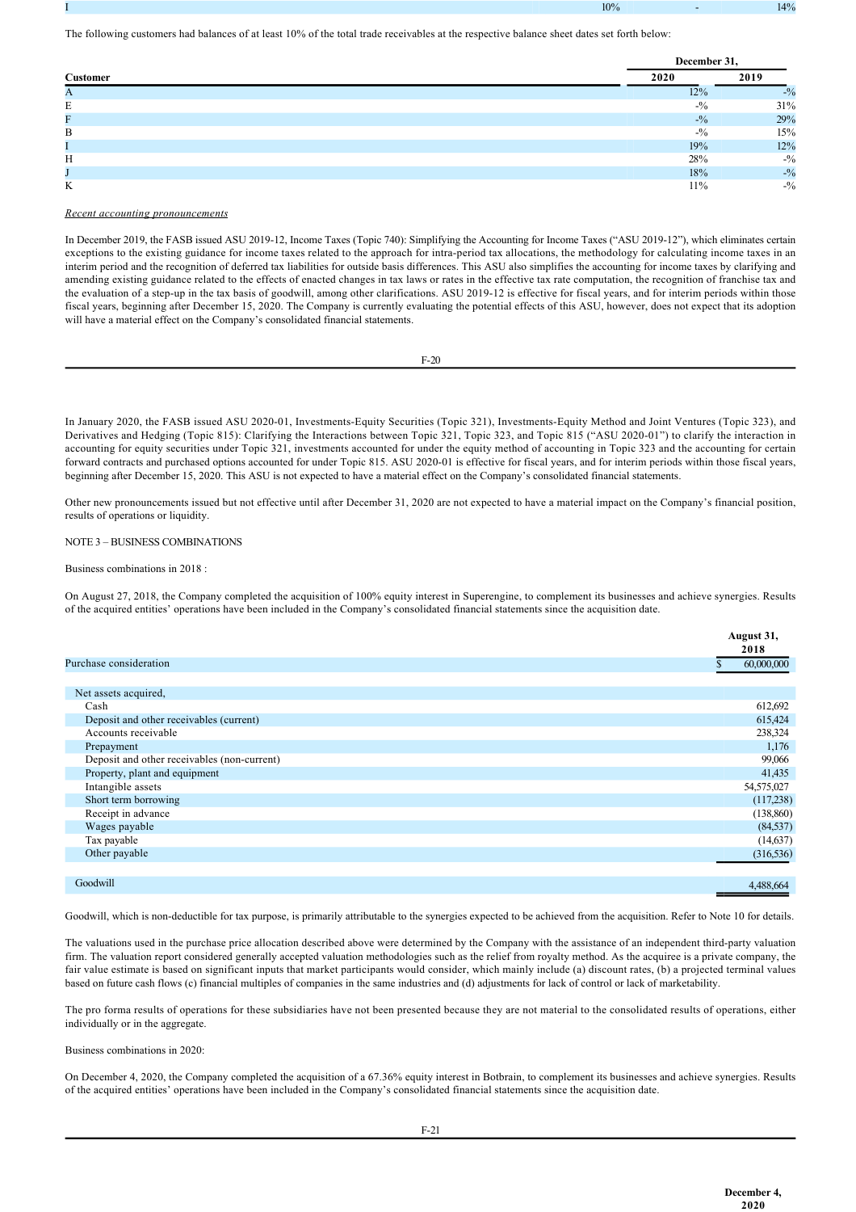| I | 10% | - | 14% |
|---|---|---|---|

The following customers had balances of at least 10% of the total trade receivables at the respective balance sheet dates set forth below:

| Customer | December 31, 2020 | 2019 |
|---|---|---|
| A | 12% | -% |
| E | -% | 31% |
| F | -% | 29% |
| B | -% | 15% |
| I | 19% | 12% |
| H | 28% | -% |
| J | 18% | -% |
| K | 11% | -% |

*Recent accounting pronouncements*

In December 2019, the FASB issued ASU 2019-12, Income Taxes (Topic 740): Simplifying the Accounting for Income Taxes ("ASU 2019-12"), which eliminates certain exceptions to the existing guidance for income taxes related to the approach for intra-period tax allocations, the methodology for calculating income taxes in an interim period and the recognition of deferred tax liabilities for outside basis differences. This ASU also simplifies the accounting for income taxes by clarifying and amending existing guidance related to the effects of enacted changes in tax laws or rates in the effective tax rate computation, the recognition of franchise tax and the evaluation of a step-up in the tax basis of goodwill, among other clarifications. ASU 2019-12 is effective for fiscal years, and for interim periods within those fiscal years, beginning after December 15, 2020. The Company is currently evaluating the potential effects of this ASU, however, does not expect that its adoption will have a material effect on the Company's consolidated financial statements.

In January 2020, the FASB issued ASU 2020-01, Investments-Equity Securities (Topic 321), Investments-Equity Method and Joint Ventures (Topic 323), and Derivatives and Hedging (Topic 815): Clarifying the Interactions between Topic 321, Topic 323, and Topic 815 ("ASU 2020-01") to clarify the interaction in accounting for equity securities under Topic 321, investments accounted for under the equity method of accounting in Topic 323 and the accounting for certain forward contracts and purchased options accounted for under Topic 815. ASU 2020-01 is effective for fiscal years, and for interim periods within those fiscal years, beginning after December 15, 2020. This ASU is not expected to have a material effect on the Company's consolidated financial statements.

Other new pronouncements issued but not effective until after December 31, 2020 are not expected to have a material impact on the Company's financial position, results of operations or liquidity.

NOTE 3 – BUSINESS COMBINATIONS

Business combinations in 2018 :

On August 27, 2018, the Company completed the acquisition of 100% equity interest in Superengine, to complement its businesses and achieve synergies. Results of the acquired entities' operations have been included in the Company's consolidated financial statements since the acquisition date.

| | August 31, 2018 |
|---|---|
| Purchase consideration | $ 60,000,000 |
| | |
| Net assets acquired, | |
| Cash | 612,692 |
| Deposit and other receivables (current) | 615,424 |
| Accounts receivable | 238,324 |
| Prepayment | 1,176 |
| Deposit and other receivables (non-current) | 99,066 |
| Property, plant and equipment | 41,435 |
| Intangible assets | 54,575,027 |
| Short term borrowing | (117,238) |
| Receipt in advance | (138,860) |
| Wages payable | (84,537) |
| Tax payable | (14,637) |
| Other payable | (316,536) |
| | |
| Goodwill | 4,488,664 |

Goodwill, which is non-deductible for tax purpose, is primarily attributable to the synergies expected to be achieved from the acquisition. Refer to Note 10 for details.

The valuations used in the purchase price allocation described above were determined by the Company with the assistance of an independent third-party valuation firm. The valuation report considered generally accepted valuation methodologies such as the relief from royalty method. As the acquiree is a private company, the fair value estimate is based on significant inputs that market participants would consider, which mainly include (a) discount rates, (b) a projected terminal values based on future cash flows (c) financial multiples of companies in the same industries and (d) adjustments for lack of control or lack of marketability.

The pro forma results of operations for these subsidiaries have not been presented because they are not material to the consolidated results of operations, either individually or in the aggregate.

Business combinations in 2020:

On December 4, 2020, the Company completed the acquisition of a 67.36% equity interest in Botbrain, to complement its businesses and achieve synergies. Results of the acquired entities' operations have been included in the Company's consolidated financial statements since the acquisition date.

| | December 4, 2020 |
|---|---|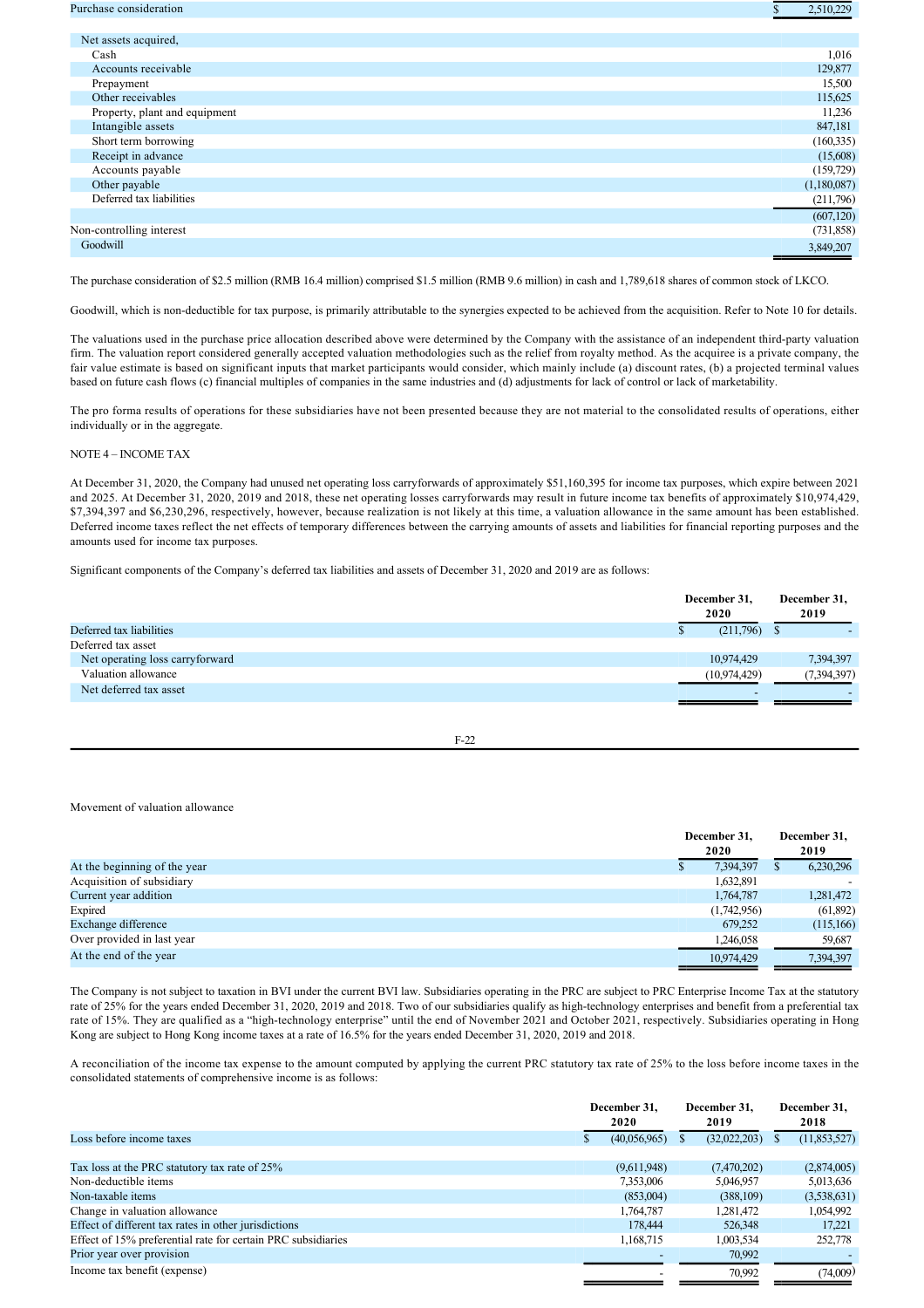| | |
|---|---|
| Purchase consideration | $ 2,510,229 |
| | |
| Net assets acquired, | |
| Cash | 1,016 |
| Accounts receivable | 129,877 |
| Prepayment | 15,500 |
| Other receivables | 115,625 |
| Property, plant and equipment | 11,236 |
| Intangible assets | 847,181 |
| Short term borrowing | (160,335) |
| Receipt in advance | (15,608) |
| Accounts payable | (159,729) |
| Other payable | (1,180,087) |
| Deferred tax liabilities | (211,796) |
| | (607,120) |
| Non-controlling interest | (731,858) |
| Goodwill | 3,849,207 |

The purchase consideration of $2.5 million (RMB 16.4 million) comprised $1.5 million (RMB 9.6 million) in cash and 1,789,618 shares of common stock of LKCO.

Goodwill, which is non-deductible for tax purpose, is primarily attributable to the synergies expected to be achieved from the acquisition. Refer to Note 10 for details.

The valuations used in the purchase price allocation described above were determined by the Company with the assistance of an independent third-party valuation firm. The valuation report considered generally accepted valuation methodologies such as the relief from royalty method. As the acquiree is a private company, the fair value estimate is based on significant inputs that market participants would consider, which mainly include (a) discount rates, (b) a projected terminal values based on future cash flows (c) financial multiples of companies in the same industries and (d) adjustments for lack of control or lack of marketability.

The pro forma results of operations for these subsidiaries have not been presented because they are not material to the consolidated results of operations, either individually or in the aggregate.

NOTE 4 – INCOME TAX

At December 31, 2020, the Company had unused net operating loss carryforwards of approximately $51,160,395 for income tax purposes, which expire between 2021 and 2025. At December 31, 2020, 2019 and 2018, these net operating losses carryforwards may result in future income tax benefits of approximately $10,974,429, $7,394,397 and $6,230,296, respectively, however, because realization is not likely at this time, a valuation allowance in the same amount has been established. Deferred income taxes reflect the net effects of temporary differences between the carrying amounts of assets and liabilities for financial reporting purposes and the amounts used for income tax purposes.

Significant components of the Company's deferred tax liabilities and assets of December 31, 2020 and 2019 are as follows:

| | December 31, 2020 | December 31, 2019 |
|---|---|---|
| Deferred tax liabilities | $ (211,796) | $ - |
| Deferred tax asset | | |
| Net operating loss carryforward | 10,974,429 | 7,394,397 |
| Valuation allowance | (10,974,429) | (7,394,397) |
| Net deferred tax asset | - | - |

Movement of valuation allowance

| | December 31, 2020 | December 31, 2019 |
|---|---|---|
| At the beginning of the year | $ 7,394,397 | $ 6,230,296 |
| Acquisition of subsidiary | 1,632,891 | - |
| Current year addition | 1,764,787 | 1,281,472 |
| Expired | (1,742,956) | (61,892) |
| Exchange difference | 679,252 | (115,166) |
| Over provided in last year | 1,246,058 | 59,687 |
| At the end of the year | 10,974,429 | 7,394,397 |

The Company is not subject to taxation in BVI under the current BVI law. Subsidiaries operating in the PRC are subject to PRC Enterprise Income Tax at the statutory rate of 25% for the years ended December 31, 2020, 2019 and 2018. Two of our subsidiaries qualify as high-technology enterprises and benefit from a preferential tax rate of 15%. They are qualified as a "high-technology enterprise" until the end of November 2021 and October 2021, respectively. Subsidiaries operating in Hong Kong are subject to Hong Kong income taxes at a rate of 16.5% for the years ended December 31, 2020, 2019 and 2018.

A reconciliation of the income tax expense to the amount computed by applying the current PRC statutory tax rate of 25% to the loss before income taxes in the consolidated statements of comprehensive income is as follows:

| | December 31, 2020 | December 31, 2019 | December 31, 2018 |
|---|---|---|---|
| Loss before income taxes | $ (40,056,965) | $ (32,022,203) | $ (11,853,527) |
| | | | |
| Tax loss at the PRC statutory tax rate of 25% | (9,611,948) | (7,470,202) | (2,874,005) |
| Non-deductible items | 7,353,006 | 5,046,957 | 5,013,636 |
| Non-taxable items | (853,004) | (388,109) | (3,538,631) |
| Change in valuation allowance | 1,764,787 | 1,281,472 | 1,054,992 |
| Effect of different tax rates in other jurisdictions | 178,444 | 526,348 | 17,221 |
| Effect of 15% preferential rate for certain PRC subsidiaries | 1,168,715 | 1,003,534 | 252,778 |
| Prior year over provision | - | 70,992 | - |
| Income tax benefit (expense) | - | 70,992 | (74,009) |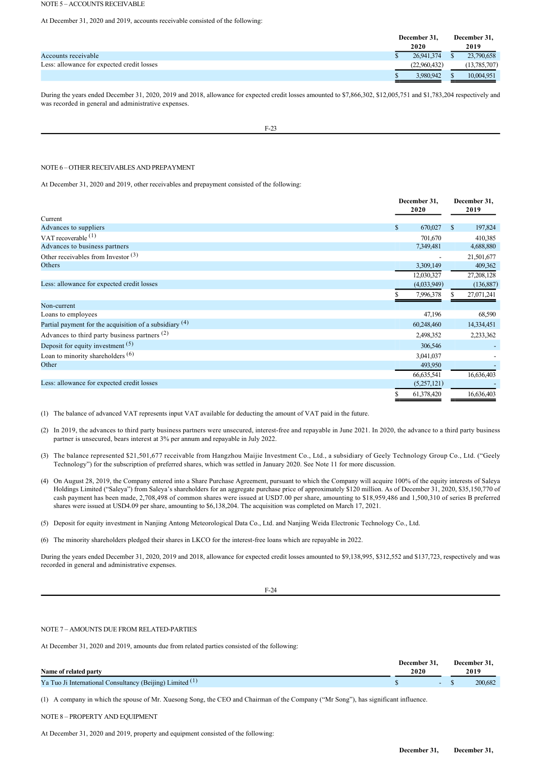NOTE 5 – ACCOUNTS RECEIVABLE

At December 31, 2020 and 2019, accounts receivable consisted of the following:

| | December 31, 2020 | December 31, 2019 |
|---|---|---|
| Accounts receivable | $ 26,941,374 | $ 23,790,658 |
| Less: allowance for expected credit losses | (22,960,432) | (13,785,707) |
| | $ 3,980,942 | $ 10,004,951 |

During the years ended December 31, 2020, 2019 and 2018, allowance for expected credit losses amounted to $7,866,302, $12,005,751 and $1,783,204 respectively and was recorded in general and administrative expenses.

NOTE 6 – OTHER RECEIVABLES AND PREPAYMENT

At December 31, 2020 and 2019, other receivables and prepayment consisted of the following:

| | December 31, 2020 | December 31, 2019 |
|---|---|---|
| Current | | |
| Advances to suppliers | $ 670,027 | $ 197,824 |
| VAT recoverable [(1)] | 701,670 | 410,385 |
| Advances to business partners | 7,349,481 | 4,688,880 |
| Other receivables from Investor [(3)] | - | 21,501,677 |
| Others | 3,309,149 | 409,362 |
| | 12,030,327 | 27,208,128 |
| Less: allowance for expected credit losses | (4,033,949) | (136,887) |
| | $ 7,996,378 | $ 27,071,241 |
| Non-current | | |
| Loans to employees | 47,196 | 68,590 |
| Partial payment for the acquisition of a subsidiary [(4)] | 60,248,460 | 14,334,451 |
| Advances to third party business partners [(2)] | 2,498,352 | 2,233,362 |
| Deposit for equity investment [(5)] | 306,546 | - |
| Loan to minority shareholders [(6)] | 3,041,037 | - |
| Other | 493,950 | - |
| | 66,635,541 | 16,636,403 |
| Less: allowance for expected credit losses | (5,257,121) | - |
| | $ 61,378,420 | 16,636,403 |

(1) The balance of advanced VAT represents input VAT available for deducting the amount of VAT paid in the future.

(2) In 2019, the advances to third party business partners were unsecured, interest-free and repayable in June 2021. In 2020, the advance to a third party business partner is unsecured, bears interest at 3% per annum and repayable in July 2022.

(3) The balance represented $21,501,677 receivable from Hangzhou Maijie Investment Co., Ltd., a subsidiary of Geely Technology Group Co., Ltd. ("Geely Technology") for the subscription of preferred shares, which was settled in January 2020. See Note 11 for more discussion.

(4) On August 28, 2019, the Company entered into a Share Purchase Agreement, pursuant to which the Company will acquire 100% of the equity interests of Saleya Holdings Limited ("Saleya") from Saleya's shareholders for an aggregate purchase price of approximately $120 million. As of December 31, 2020, $35,150,770 of cash payment has been made, 2,708,498 of common shares were issued at USD7.00 per share, amounting to $18,959,486 and 1,500,310 of series B preferred shares were issued at USD4.09 per share, amounting to $6,138,204. The acquisition was completed on March 17, 2021.

(5) Deposit for equity investment in Nanjing Antong Meteorological Data Co., Ltd. and Nanjing Weida Electronic Technology Co., Ltd.

(6) The minority shareholders pledged their shares in LKCO for the interest-free loans which are repayable in 2022.

During the years ended December 31, 2020, 2019 and 2018, allowance for expected credit losses amounted to $9,138,995, $312,552 and $137,723, respectively and was recorded in general and administrative expenses.

NOTE 7 – AMOUNTS DUE FROM RELATED-PARTIES

At December 31, 2020 and 2019, amounts due from related parties consisted of the following:

| Name of related party | December 31, 2020 | December 31, 2019 |
|---|---|---|
| Ya Tuo Ji International Consultancy (Beijing) Limited [(1)] | $ - | $ 200,682 |

(1) A company in which the spouse of Mr. Xuesong Song, the CEO and Chairman of the Company ("Mr Song"), has significant influence.

NOTE 8 – PROPERTY AND EQUIPMENT

At December 31, 2020 and 2019, property and equipment consisted of the following:

| | December 31, | December 31, |
|---|---|---|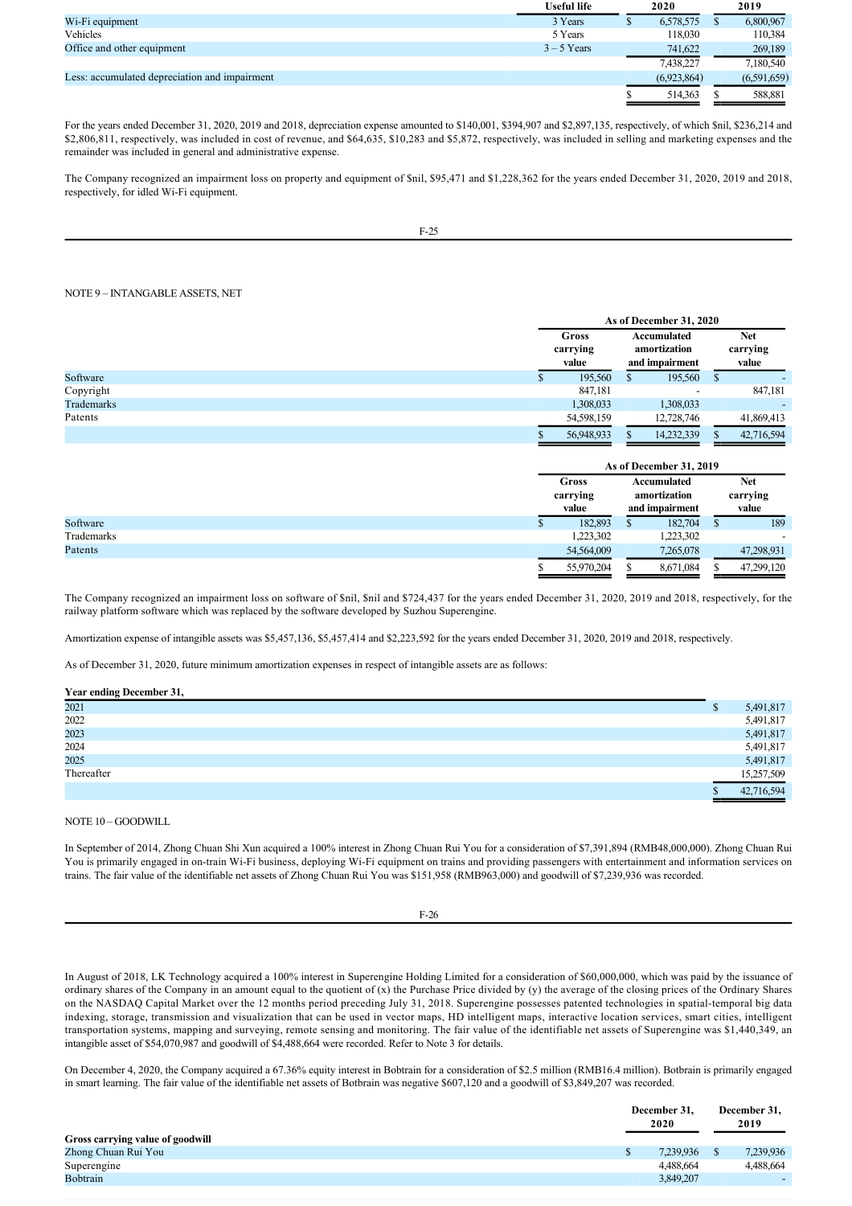|  | Useful life | 2020 | 2019 |
|---|---|---|---|
| Wi-Fi equipment | 3 Years | $ 6,578,575 | $ 6,800,967 |
| Vehicles | 5 Years | 118,030 | 110,384 |
| Office and other equipment | 3 – 5 Years | 741,622 | 269,189 |
|  |  | 7,438,227 | 7,180,540 |
| Less: accumulated depreciation and impairment |  | (6,923,864) | (6,591,659) |
|  |  | $ 514,363 | $ 588,881 |

For the years ended December 31, 2020, 2019 and 2018, depreciation expense amounted to $140,001, $394,907 and $2,897,135, respectively, of which $nil, $236,214 and $2,806,811, respectively, was included in cost of revenue, and $64,635, $10,283 and $5,872, respectively, was included in selling and marketing expenses and the remainder was included in general and administrative expense.

The Company recognized an impairment loss on property and equipment of $nil, $95,471 and $1,228,362 for the years ended December 31, 2020, 2019 and 2018, respectively, for idled Wi-Fi equipment.

NOTE 9 – INTANGABLE ASSETS, NET

|  | As of December 31, 2020 | | |
|---|---|---|---|
|  | Gross carrying value | Accumulated amortization and impairment | Net carrying value |
| Software | $ 195,560 | $ 195,560 | $ - |
| Copyright | 847,181 | - | 847,181 |
| Trademarks | 1,308,033 | 1,308,033 | - |
| Patents | 54,598,159 | 12,728,746 | 41,869,413 |
|  | $ 56,948,933 | $ 14,232,339 | $ 42,716,594 |

|  | As of December 31, 2019 | | |
|---|---|---|---|
|  | Gross carrying value | Accumulated amortization and impairment | Net carrying value |
| Software | $ 182,893 | $ 182,704 | $ 189 |
| Trademarks | 1,223,302 | 1,223,302 | - |
| Patents | 54,564,009 | 7,265,078 | 47,298,931 |
|  | $ 55,970,204 | $ 8,671,084 | $ 47,299,120 |

The Company recognized an impairment loss on software of $nil, $nil and $724,437 for the years ended December 31, 2020, 2019 and 2018, respectively, for the railway platform software which was replaced by the software developed by Suzhou Superengine.

Amortization expense of intangible assets was $5,457,136, $5,457,414 and $2,223,592 for the years ended December 31, 2020, 2019 and 2018, respectively.

As of December 31, 2020, future minimum amortization expenses in respect of intangible assets are as follows:

| Year ending December 31, |  |
|---|---|
| 2021 | $ 5,491,817 |
| 2022 | 5,491,817 |
| 2023 | 5,491,817 |
| 2024 | 5,491,817 |
| 2025 | 5,491,817 |
| Thereafter | 15,257,509 |
|  | $ 42,716,594 |

NOTE 10 – GOODWILL

In September of 2014, Zhong Chuan Shi Xun acquired a 100% interest in Zhong Chuan Rui You for a consideration of $7,391,894 (RMB48,000,000). Zhong Chuan Rui You is primarily engaged in on-train Wi-Fi business, deploying Wi-Fi equipment on trains and providing passengers with entertainment and information services on trains. The fair value of the identifiable net assets of Zhong Chuan Rui You was $151,958 (RMB963,000) and goodwill of $7,239,936 was recorded.

In August of 2018, LK Technology acquired a 100% interest in Superengine Holding Limited for a consideration of $60,000,000, which was paid by the issuance of ordinary shares of the Company in an amount equal to the quotient of (x) the Purchase Price divided by (y) the average of the closing prices of the Ordinary Shares on the NASDAQ Capital Market over the 12 months period preceding July 31, 2018. Superengine possesses patented technologies in spatial-temporal big data indexing, storage, transmission and visualization that can be used in vector maps, HD intelligent maps, interactive location services, smart cities, intelligent transportation systems, mapping and surveying, remote sensing and monitoring. The fair value of the identifiable net assets of Superengine was $1,440,349, an intangible asset of $54,070,987 and goodwill of $4,488,664 were recorded. Refer to Note 3 for details.

On December 4, 2020, the Company acquired a 67.36% equity interest in Bobtrain for a consideration of $2.5 million (RMB16.4 million). Bobtrain is primarily engaged in smart learning. The fair value of the identifiable net assets of Bobtrain was negative $607,120 and a goodwill of $3,849,207 was recorded.

|  | December 31, 2020 | December 31, 2019 |
|---|---|---|
| **Gross carrying value of goodwill** |  |  |
| Zhong Chuan Rui You | $ 7,239,936 | $ 7,239,936 |
| Superengine | 4,488,664 | 4,488,664 |
| Bobtrain | 3,849,207 | - |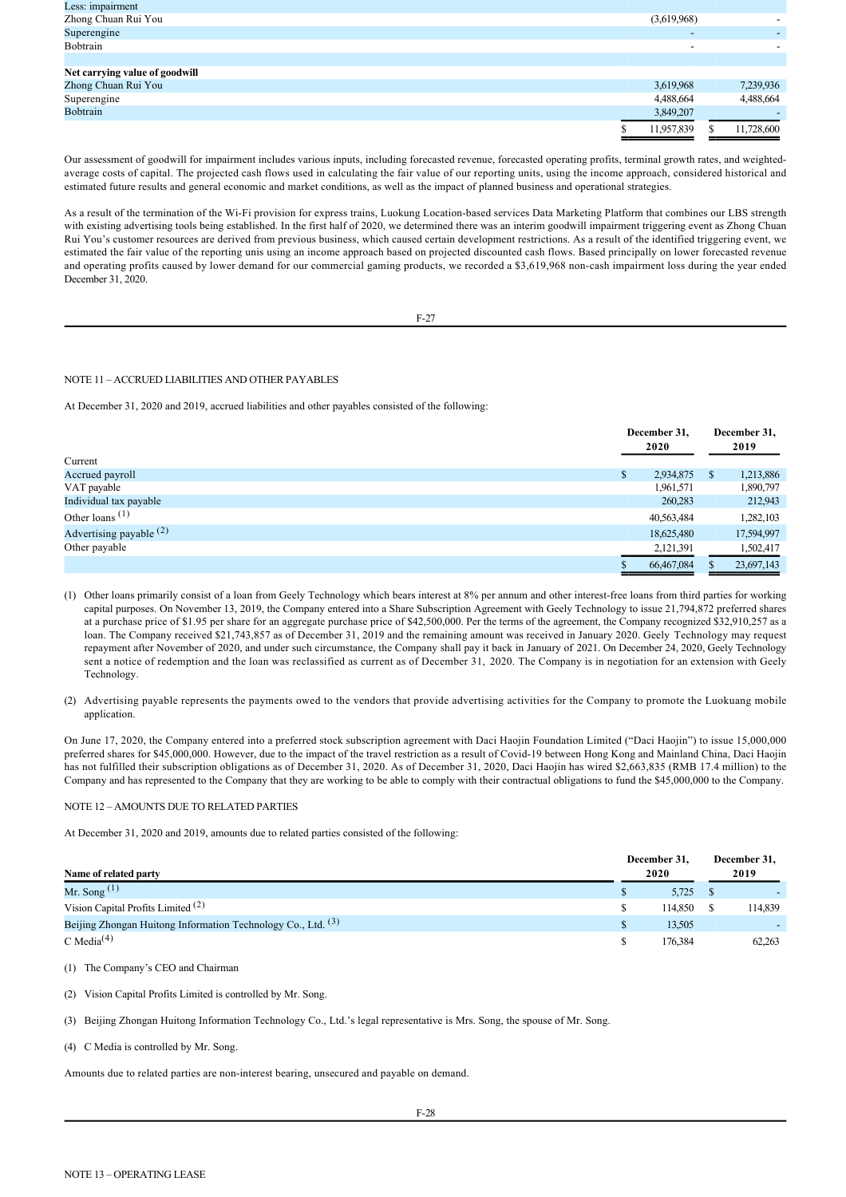| | | |
|---|---|---|
| Less: impairment | | |
| Zhong Chuan Rui You | (3,619,968) | - |
| Superengine | - | - |
| Bobtrain | - | - |
| | | |
| **Net carrying value of goodwill** | | |
| Zhong Chuan Rui You | 3,619,968 | 7,239,936 |
| Superengine | 4,488,664 | 4,488,664 |
| Bobtrain | 3,849,207 | - |
| | $ 11,957,839 | $ 11,728,600 |

Our assessment of goodwill for impairment includes various inputs, including forecasted revenue, forecasted operating profits, terminal growth rates, and weighted-average costs of capital. The projected cash flows used in calculating the fair value of our reporting units, using the income approach, considered historical and estimated future results and general economic and market conditions, as well as the impact of planned business and operational strategies.

As a result of the termination of the Wi-Fi provision for express trains, Luokung Location-based services Data Marketing Platform that combines our LBS strength with existing advertising tools being established. In the first half of 2020, we determined there was an interim goodwill impairment triggering event as Zhong Chuan Rui You's customer resources are derived from previous business, which caused certain development restrictions. As a result of the identified triggering event, we estimated the fair value of the reporting unis using an income approach based on projected discounted cash flows. Based principally on lower forecasted revenue and operating profits caused by lower demand for our commercial gaming products, we recorded a $3,619,968 non-cash impairment loss during the year ended December 31, 2020.

NOTE 11 – ACCRUED LIABILITIES AND OTHER PAYABLES

At December 31, 2020 and 2019, accrued liabilities and other payables consisted of the following:

| | December 31, 2020 | December 31, 2019 |
|---|---|---|
| Current | | |
| Accrued payroll | $ 2,934,875 | $ 1,213,886 |
| VAT payable | 1,961,571 | 1,890,797 |
| Individual tax payable | 260,283 | 212,943 |
| Other loans [(1)] | 40,563,484 | 1,282,103 |
| Advertising payable [(2)] | 18,625,480 | 17,594,997 |
| Other payable | 2,121,391 | 1,502,417 |
| | $ 66,467,084 | $ 23,697,143 |

(1) Other loans primarily consist of a loan from Geely Technology which bears interest at 8% per annum and other interest-free loans from third parties for working capital purposes. On November 13, 2019, the Company entered into a Share Subscription Agreement with Geely Technology to issue 21,794,872 preferred shares at a purchase price of $1.95 per share for an aggregate purchase price of $42,500,000. Per the terms of the agreement, the Company recognized $32,910,257 as a loan. The Company received $21,743,857 as of December 31, 2019 and the remaining amount was received in January 2020. Geely Technology may request repayment after November of 2020, and under such circumstance, the Company shall pay it back in January of 2021. On December 24, 2020, Geely Technology sent a notice of redemption and the loan was reclassified as current as of December 31, 2020. The Company is in negotiation for an extension with Geely Technology.

(2) Advertising payable represents the payments owed to the vendors that provide advertising activities for the Company to promote the Luokuang mobile application.

On June 17, 2020, the Company entered into a preferred stock subscription agreement with Daci Haojin Foundation Limited ("Daci Haojin") to issue 15,000,000 preferred shares for $45,000,000. However, due to the impact of the travel restriction as a result of Covid-19 between Hong Kong and Mainland China, Daci Haojin has not fulfilled their subscription obligations as of December 31, 2020. As of December 31, 2020, Daci Haojin has wired $2,663,835 (RMB 17.4 million) to the Company and has represented to the Company that they are working to be able to comply with their contractual obligations to fund the $45,000,000 to the Company.

NOTE 12 – AMOUNTS DUE TO RELATED PARTIES

At December 31, 2020 and 2019, amounts due to related parties consisted of the following:

| Name of related party | December 31, 2020 | December 31, 2019 |
|---|---|---|
| Mr. Song [(1)] | $ 5,725 | $ - |
| Vision Capital Profits Limited [(2)] | $ 114,850 | $ 114,839 |
| Beijing Zhongan Huitong Information Technology Co., Ltd. [(3)] | $ 13,505 | - |
| C Media[(4)] | $ 176,384 | 62,263 |

(1) The Company's CEO and Chairman

(2) Vision Capital Profits Limited is controlled by Mr. Song.

(3) Beijing Zhongan Huitong Information Technology Co., Ltd.'s legal representative is Mrs. Song, the spouse of Mr. Song.

(4) C Media is controlled by Mr. Song.

Amounts due to related parties are non-interest bearing, unsecured and payable on demand.

NOTE 13 – OPERATING LEASE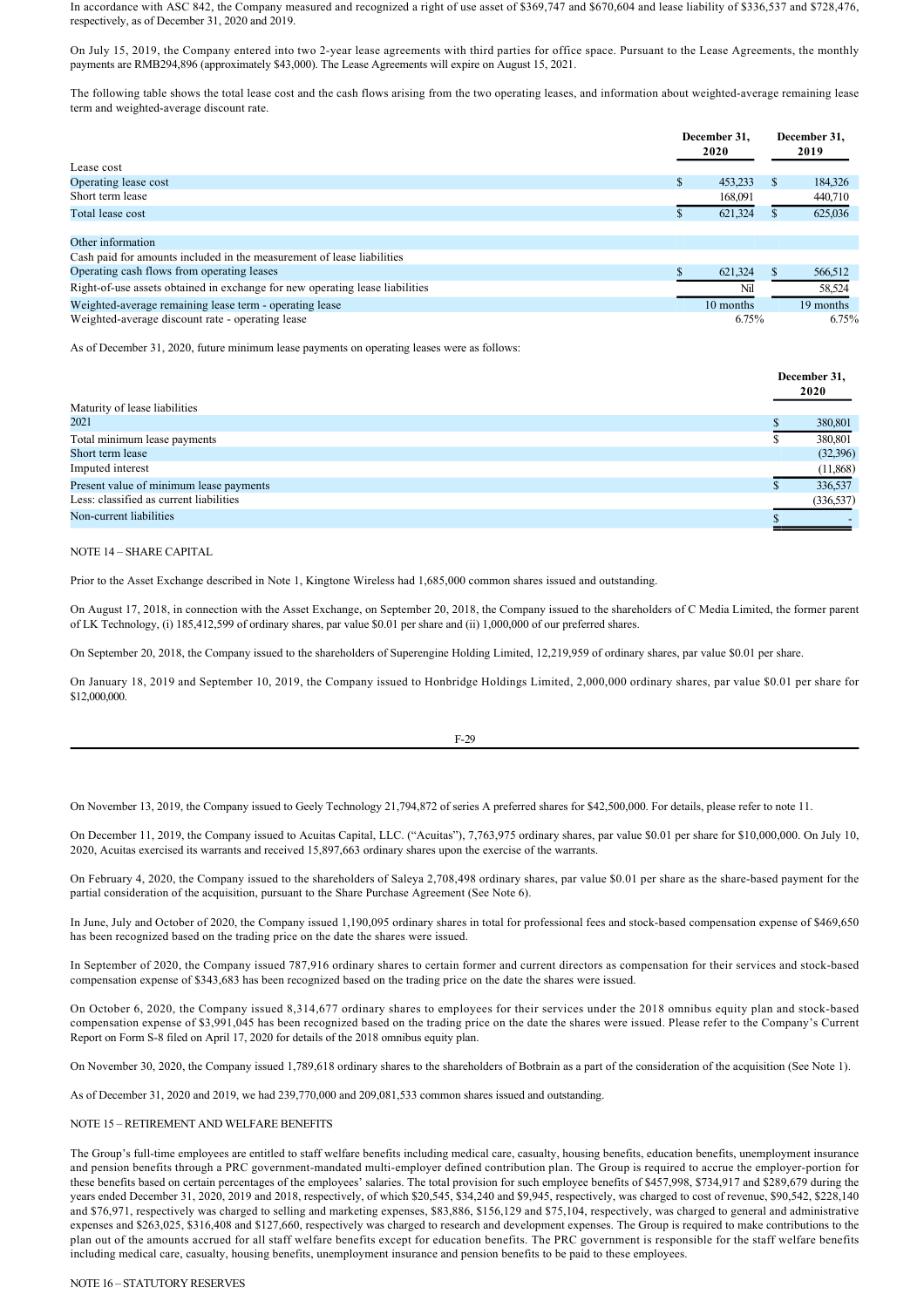In accordance with ASC 842, the Company measured and recognized a right of use asset of $369,747 and $670,604 and lease liability of $336,537 and $728,476, respectively, as of December 31, 2020 and 2019.

On July 15, 2019, the Company entered into two 2-year lease agreements with third parties for office space. Pursuant to the Lease Agreements, the monthly payments are RMB294,896 (approximately $43,000). The Lease Agreements will expire on August 15, 2021.

The following table shows the total lease cost and the cash flows arising from the two operating leases, and information about weighted-average remaining lease term and weighted-average discount rate.

| | December 31, 2020 | December 31, 2019 |
|---|---|---|
| Lease cost | | |
| Operating lease cost | $ 453,233 | $ 184,326 |
| Short term lease | 168,091 | 440,710 |
| Total lease cost | $ 621,324 | $ 625,036 |
| | | |
| Other information | | |
| Cash paid for amounts included in the measurement of lease liabilities | | |
| Operating cash flows from operating leases | $ 621,324 | $ 566,512 |
| Right-of-use assets obtained in exchange for new operating lease liabilities | Nil | 58,524 |
| Weighted-average remaining lease term - operating lease | 10 months | 19 months |
| Weighted-average discount rate - operating lease | 6.75% | 6.75% |

As of December 31, 2020, future minimum lease payments on operating leases were as follows:

| | December 31, 2020 |
|---|---|
| Maturity of lease liabilities | |
| 2021 | $ 380,801 |
| Total minimum lease payments | $ 380,801 |
| Short term lease | (32,396) |
| Imputed interest | (11,868) |
| Present value of minimum lease payments | $ 336,537 |
| Less: classified as current liabilities | (336,537) |
| Non-current liabilities | $ - |

NOTE 14 – SHARE CAPITAL

Prior to the Asset Exchange described in Note 1, Kingtone Wireless had 1,685,000 common shares issued and outstanding.

On August 17, 2018, in connection with the Asset Exchange, on September 20, 2018, the Company issued to the shareholders of C Media Limited, the former parent of LK Technology, (i) 185,412,599 of ordinary shares, par value $0.01 per share and (ii) 1,000,000 of our preferred shares.

On September 20, 2018, the Company issued to the shareholders of Superengine Holding Limited, 12,219,959 of ordinary shares, par value $0.01 per share.

On January 18, 2019 and September 10, 2019, the Company issued to Honbridge Holdings Limited, 2,000,000 ordinary shares, par value $0.01 per share for $12,000,000.

On November 13, 2019, the Company issued to Geely Technology 21,794,872 of series A preferred shares for $42,500,000. For details, please refer to note 11.

On December 11, 2019, the Company issued to Acuitas Capital, LLC. ("Acuitas"), 7,763,975 ordinary shares, par value $0.01 per share for $10,000,000. On July 10, 2020, Acuitas exercised its warrants and received 15,897,663 ordinary shares upon the exercise of the warrants.

On February 4, 2020, the Company issued to the shareholders of Saleya 2,708,498 ordinary shares, par value $0.01 per share as the share-based payment for the partial consideration of the acquisition, pursuant to the Share Purchase Agreement (See Note 6).

In June, July and October of 2020, the Company issued 1,190,095 ordinary shares in total for professional fees and stock-based compensation expense of $469,650 has been recognized based on the trading price on the date the shares were issued.

In September of 2020, the Company issued 787,916 ordinary shares to certain former and current directors as compensation for their services and stock-based compensation expense of $343,683 has been recognized based on the trading price on the date the shares were issued.

On October 6, 2020, the Company issued 8,314,677 ordinary shares to employees for their services under the 2018 omnibus equity plan and stock-based compensation expense of $3,991,045 has been recognized based on the trading price on the date the shares were issued. Please refer to the Company's Current Report on Form S-8 filed on April 17, 2020 for details of the 2018 omnibus equity plan.

On November 30, 2020, the Company issued 1,789,618 ordinary shares to the shareholders of Botbrain as a part of the consideration of the acquisition (See Note 1).

As of December 31, 2020 and 2019, we had 239,770,000 and 209,081,533 common shares issued and outstanding.

NOTE 15 – RETIREMENT AND WELFARE BENEFITS

The Group's full-time employees are entitled to staff welfare benefits including medical care, casualty, housing benefits, education benefits, unemployment insurance and pension benefits through a PRC government-mandated multi-employer defined contribution plan. The Group is required to accrue the employer-portion for these benefits based on certain percentages of the employees' salaries. The total provision for such employee benefits of $457,998, $734,917 and $289,679 during the years ended December 31, 2020, 2019 and 2018, respectively, of which $20,545, $34,240 and $9,945, respectively, was charged to cost of revenue, $90,542, $228,140 and $76,971, respectively was charged to selling and marketing expenses, $83,886, $156,129 and $75,104, respectively, was charged to general and administrative expenses and $263,025, $316,408 and $127,660, respectively was charged to research and development expenses. The Group is required to make contributions to the plan out of the amounts accrued for all staff welfare benefits except for education benefits. The PRC government is responsible for the staff welfare benefits including medical care, casualty, housing benefits, unemployment insurance and pension benefits to be paid to these employees.

NOTE 16 – STATUTORY RESERVES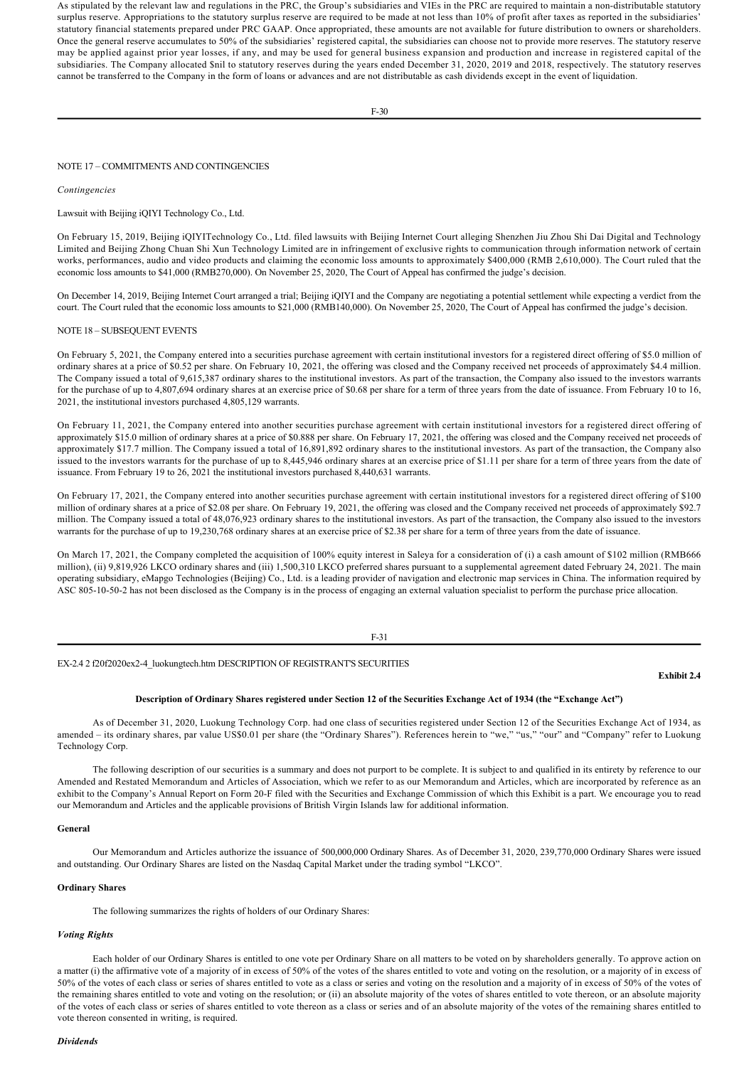As stipulated by the relevant law and regulations in the PRC, the Group's subsidiaries and VIEs in the PRC are required to maintain a non-distributable statutory surplus reserve. Appropriations to the statutory surplus reserve are required to be made at not less than 10% of profit after taxes as reported in the subsidiaries' statutory financial statements prepared under PRC GAAP. Once appropriated, these amounts are not available for future distribution to owners or shareholders. Once the general reserve accumulates to 50% of the subsidiaries' registered capital, the subsidiaries can choose not to provide more reserves. The statutory reserve may be applied against prior year losses, if any, and may be used for general business expansion and production and increase in registered capital of the subsidiaries. The Company allocated $nil to statutory reserves during the years ended December 31, 2020, 2019 and 2018, respectively. The statutory reserves cannot be transferred to the Company in the form of loans or advances and are not distributable as cash dividends except in the event of liquidation.

NOTE 17 – COMMITMENTS AND CONTINGENCIES

*Contingencies*

Lawsuit with Beijing iQIYI Technology Co., Ltd.

On February 15, 2019, Beijing iQIYITechnology Co., Ltd. filed lawsuits with Beijing Internet Court alleging Shenzhen Jiu Zhou Shi Dai Digital and Technology Limited and Beijing Zhong Chuan Shi Xun Technology Limited are in infringement of exclusive rights to communication through information network of certain works, performances, audio and video products and claiming the economic loss amounts to approximately $400,000 (RMB 2,610,000). The Court ruled that the economic loss amounts to $41,000 (RMB270,000). On November 25, 2020, The Court of Appeal has confirmed the judge's decision.

On December 14, 2019, Beijing Internet Court arranged a trial; Beijing iQIYI and the Company are negotiating a potential settlement while expecting a verdict from the court. The Court ruled that the economic loss amounts to $21,000 (RMB140,000). On November 25, 2020, The Court of Appeal has confirmed the judge's decision.

NOTE 18 – SUBSEQUENT EVENTS

On February 5, 2021, the Company entered into a securities purchase agreement with certain institutional investors for a registered direct offering of $5.0 million of ordinary shares at a price of $0.52 per share. On February 10, 2021, the offering was closed and the Company received net proceeds of approximately $4.4 million. The Company issued a total of 9,615,387 ordinary shares to the institutional investors. As part of the transaction, the Company also issued to the investors warrants for the purchase of up to 4,807,694 ordinary shares at an exercise price of $0.68 per share for a term of three years from the date of issuance. From February 10 to 16, 2021, the institutional investors purchased 4,805,129 warrants.

On February 11, 2021, the Company entered into another securities purchase agreement with certain institutional investors for a registered direct offering of approximately $15.0 million of ordinary shares at a price of $0.888 per share. On February 17, 2021, the offering was closed and the Company received net proceeds of approximately $17.7 million. The Company issued a total of 16,891,892 ordinary shares to the institutional investors. As part of the transaction, the Company also issued to the investors warrants for the purchase of up to 8,445,946 ordinary shares at an exercise price of $1.11 per share for a term of three years from the date of issuance. From February 19 to 26, 2021 the institutional investors purchased 8,440,631 warrants.

On February 17, 2021, the Company entered into another securities purchase agreement with certain institutional investors for a registered direct offering of $100 million of ordinary shares at a price of $2.08 per share. On February 19, 2021, the offering was closed and the Company received net proceeds of approximately $92.7 million. The Company issued a total of 48,076,923 ordinary shares to the institutional investors. As part of the transaction, the Company also issued to the investors warrants for the purchase of up to 19,230,768 ordinary shares at an exercise price of $2.38 per share for a term of three years from the date of issuance.

On March 17, 2021, the Company completed the acquisition of 100% equity interest in Saleya for a consideration of (i) a cash amount of $102 million (RMB666 million), (ii) 9,819,926 LKCO ordinary shares and (iii) 1,500,310 LKCO preferred shares pursuant to a supplemental agreement dated February 24, 2021. The main operating subsidiary, eMapgo Technologies (Beijing) Co., Ltd. is a leading provider of navigation and electronic map services in China. The information required by ASC 805-10-50-2 has not been disclosed as the Company is in the process of engaging an external valuation specialist to perform the purchase price allocation.

EX-2.4 2 f20f2020ex2-4_luokungtech.htm DESCRIPTION OF REGISTRANT'S SECURITIES

**Exhibit 2.4**

**Description of Ordinary Shares registered under Section 12 of the Securities Exchange Act of 1934 (the "Exchange Act")**

As of December 31, 2020, Luokung Technology Corp. had one class of securities registered under Section 12 of the Securities Exchange Act of 1934, as amended – its ordinary shares, par value US$0.01 per share (the "Ordinary Shares"). References herein to "we," "us," "our" and "Company" refer to Luokung Technology Corp.

The following description of our securities is a summary and does not purport to be complete. It is subject to and qualified in its entirety by reference to our Amended and Restated Memorandum and Articles of Association, which we refer to as our Memorandum and Articles, which are incorporated by reference as an exhibit to the Company's Annual Report on Form 20-F filed with the Securities and Exchange Commission of which this Exhibit is a part. We encourage you to read our Memorandum and Articles and the applicable provisions of British Virgin Islands law for additional information.

**General**

Our Memorandum and Articles authorize the issuance of 500,000,000 Ordinary Shares. As of December 31, 2020, 239,770,000 Ordinary Shares were issued and outstanding. Our Ordinary Shares are listed on the Nasdaq Capital Market under the trading symbol "LKCO".

**Ordinary Shares**

The following summarizes the rights of holders of our Ordinary Shares:

***Voting Rights***

Each holder of our Ordinary Shares is entitled to one vote per Ordinary Share on all matters to be voted on by shareholders generally. To approve action on a matter (i) the affirmative vote of a majority of in excess of 50% of the votes of the shares entitled to vote and voting on the resolution, or a majority of in excess of 50% of the votes of each class or series of shares entitled to vote as a class or series and voting on the resolution and a majority of in excess of 50% of the votes of the remaining shares entitled to vote and voting on the resolution; or (ii) an absolute majority of the votes of shares entitled to vote thereon, or an absolute majority of the votes of each class or series of shares entitled to vote thereon as a class or series and of an absolute majority of the votes of the remaining shares entitled to vote thereon consented in writing, is required.

***Dividends***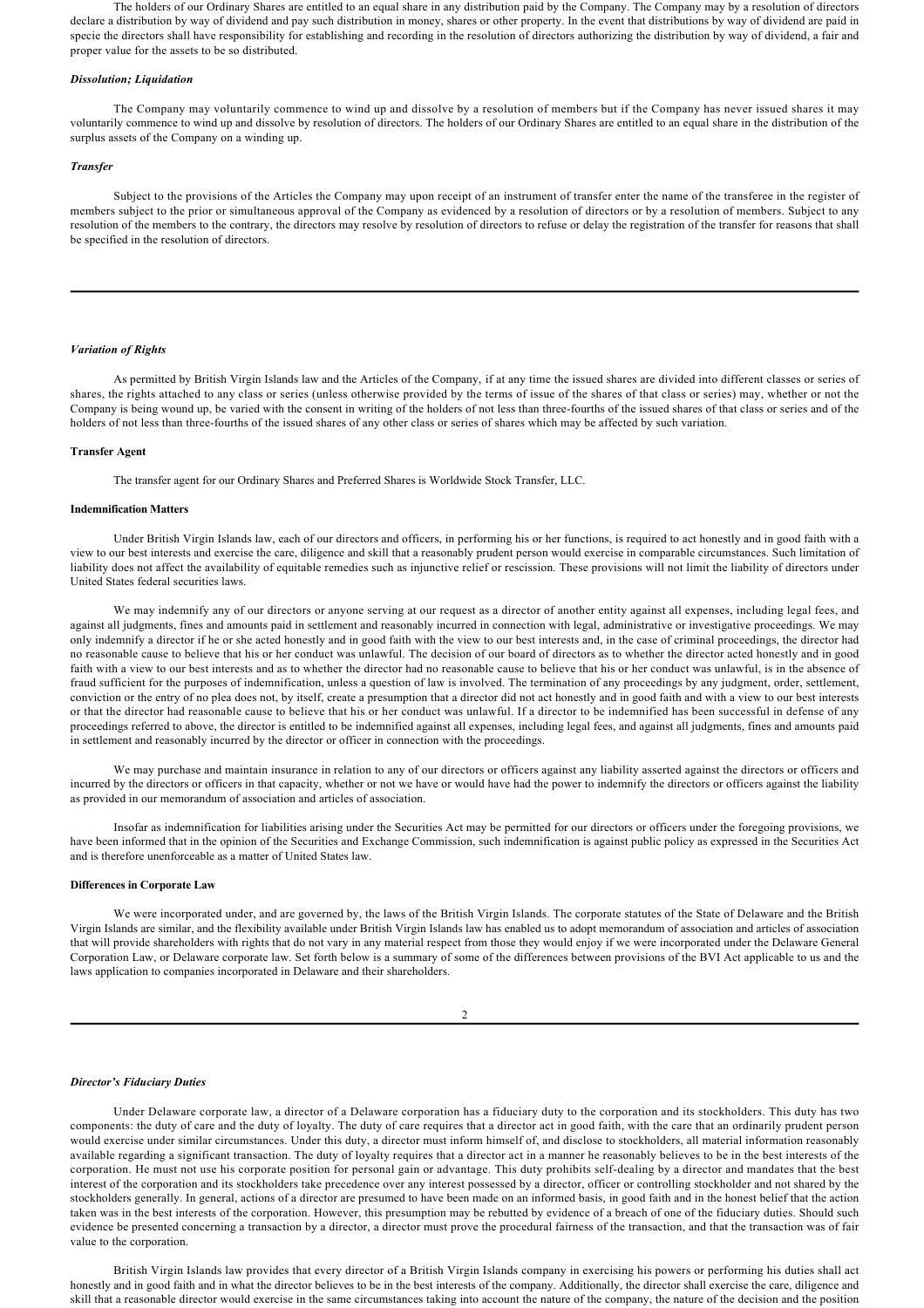The holders of our Ordinary Shares are entitled to an equal share in any distribution paid by the Company. The Company may by a resolution of directors declare a distribution by way of dividend and pay such distribution in money, shares or other property. In the event that distributions by way of dividend are paid in specie the directors shall have responsibility for establishing and recording in the resolution of directors authorizing the distribution by way of dividend, a fair and proper value for the assets to be so distributed.

***Dissolution; Liquidation***

The Company may voluntarily commence to wind up and dissolve by a resolution of members but if the Company has never issued shares it may voluntarily commence to wind up and dissolve by resolution of directors. The holders of our Ordinary Shares are entitled to an equal share in the distribution of the surplus assets of the Company on a winding up.

***Transfer***

Subject to the provisions of the Articles the Company may upon receipt of an instrument of transfer enter the name of the transferee in the register of members subject to the prior or simultaneous approval of the Company as evidenced by a resolution of directors or by a resolution of members. Subject to any resolution of the members to the contrary, the directors may resolve by resolution of directors to refuse or delay the registration of the transfer for reasons that shall be specified in the resolution of directors.

***Variation of Rights***

As permitted by British Virgin Islands law and the Articles of the Company, if at any time the issued shares are divided into different classes or series of shares, the rights attached to any class or series (unless otherwise provided by the terms of issue of the shares of that class or series) may, whether or not the Company is being wound up, be varied with the consent in writing of the holders of not less than three-fourths of the issued shares of that class or series and of the holders of not less than three-fourths of the issued shares of any other class or series of shares which may be affected by such variation.

**Transfer Agent**

The transfer agent for our Ordinary Shares and Preferred Shares is Worldwide Stock Transfer, LLC.

**Indemnification Matters**

Under British Virgin Islands law, each of our directors and officers, in performing his or her functions, is required to act honestly and in good faith with a view to our best interests and exercise the care, diligence and skill that a reasonably prudent person would exercise in comparable circumstances. Such limitation of liability does not affect the availability of equitable remedies such as injunctive relief or rescission. These provisions will not limit the liability of directors under United States federal securities laws.

We may indemnify any of our directors or anyone serving at our request as a director of another entity against all expenses, including legal fees, and against all judgments, fines and amounts paid in settlement and reasonably incurred in connection with legal, administrative or investigative proceedings. We may only indemnify a director if he or she acted honestly and in good faith with the view to our best interests and, in the case of criminal proceedings, the director had no reasonable cause to believe that his or her conduct was unlawful. The decision of our board of directors as to whether the director acted honestly and in good faith with a view to our best interests and as to whether the director had no reasonable cause to believe that his or her conduct was unlawful, is in the absence of fraud sufficient for the purposes of indemnification, unless a question of law is involved. The termination of any proceedings by any judgment, order, settlement, conviction or the entry of no plea does not, by itself, create a presumption that a director did not act honestly and in good faith and with a view to our best interests or that the director had reasonable cause to believe that his or her conduct was unlawful. If a director to be indemnified has been successful in defense of any proceedings referred to above, the director is entitled to be indemnified against all expenses, including legal fees, and against all judgments, fines and amounts paid in settlement and reasonably incurred by the director or officer in connection with the proceedings.

We may purchase and maintain insurance in relation to any of our directors or officers against any liability asserted against the directors or officers and incurred by the directors or officers in that capacity, whether or not we have or would have had the power to indemnify the directors or officers against the liability as provided in our memorandum of association and articles of association.

Insofar as indemnification for liabilities arising under the Securities Act may be permitted for our directors or officers under the foregoing provisions, we have been informed that in the opinion of the Securities and Exchange Commission, such indemnification is against public policy as expressed in the Securities Act and is therefore unenforceable as a matter of United States law.

**Differences in Corporate Law**

We were incorporated under, and are governed by, the laws of the British Virgin Islands. The corporate statutes of the State of Delaware and the British Virgin Islands are similar, and the flexibility available under British Virgin Islands law has enabled us to adopt memorandum of association and articles of association that will provide shareholders with rights that do not vary in any material respect from those they would enjoy if we were incorporated under the Delaware General Corporation Law, or Delaware corporate law. Set forth below is a summary of some of the differences between provisions of the BVI Act applicable to us and the laws application to companies incorporated in Delaware and their shareholders.

***Director's Fiduciary Duties***

Under Delaware corporate law, a director of a Delaware corporation has a fiduciary duty to the corporation and its stockholders. This duty has two components: the duty of care and the duty of loyalty. The duty of care requires that a director act in good faith, with the care that an ordinarily prudent person would exercise under similar circumstances. Under this duty, a director must inform himself of, and disclose to stockholders, all material information reasonably available regarding a significant transaction. The duty of loyalty requires that a director act in a manner he reasonably believes to be in the best interests of the corporation. He must not use his corporate position for personal gain or advantage. This duty prohibits self-dealing by a director and mandates that the best interest of the corporation and its stockholders take precedence over any interest possessed by a director, officer or controlling stockholder and not shared by the stockholders generally. In general, actions of a director are presumed to have been made on an informed basis, in good faith and in the honest belief that the action taken was in the best interests of the corporation. However, this presumption may be rebutted by evidence of a breach of one of the fiduciary duties. Should such evidence be presented concerning a transaction by a director, a director must prove the procedural fairness of the transaction, and that the transaction was of fair value to the corporation.

British Virgin Islands law provides that every director of a British Virgin Islands company in exercising his powers or performing his duties shall act honestly and in good faith and in what the director believes to be in the best interests of the company. Additionally, the director shall exercise the care, diligence and skill that a reasonable director would exercise in the same circumstances taking into account the nature of the company, the nature of the decision and the position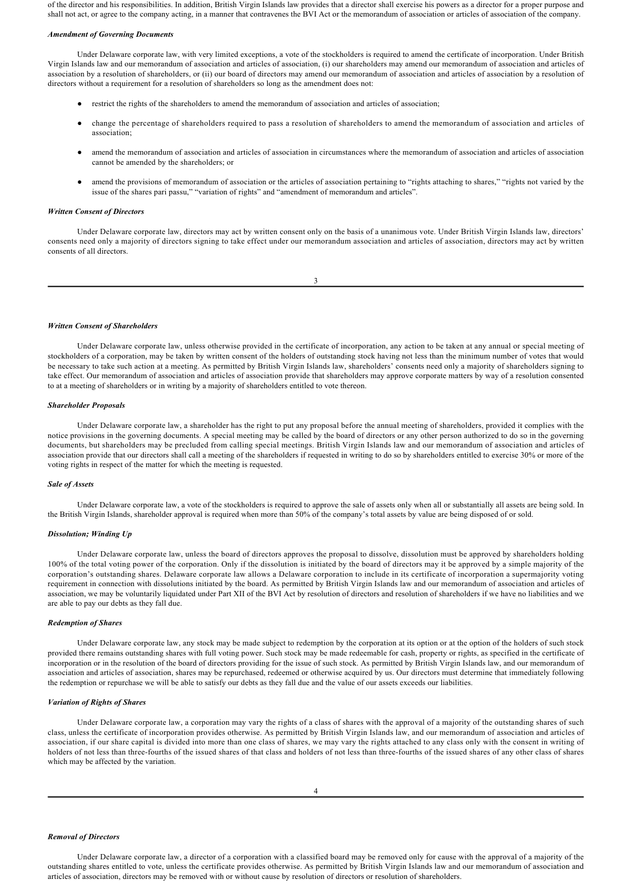of the director and his responsibilities. In addition, British Virgin Islands law provides that a director shall exercise his powers as a director for a proper purpose and shall not act, or agree to the company acting, in a manner that contravenes the BVI Act or the memorandum of association or articles of association of the company.

***Amendment of Governing Documents***

Under Delaware corporate law, with very limited exceptions, a vote of the stockholders is required to amend the certificate of incorporation. Under British Virgin Islands law and our memorandum of association and articles of association, (i) our shareholders may amend our memorandum of association and articles of association by a resolution of shareholders, or (ii) our board of directors may amend our memorandum of association and articles of association by a resolution of directors without a requirement for a resolution of shareholders so long as the amendment does not:

- restrict the rights of the shareholders to amend the memorandum of association and articles of association;
- change the percentage of shareholders required to pass a resolution of shareholders to amend the memorandum of association and articles of association;
- amend the memorandum of association and articles of association in circumstances where the memorandum of association and articles of association cannot be amended by the shareholders; or
- amend the provisions of memorandum of association or the articles of association pertaining to "rights attaching to shares," "rights not varied by the issue of the shares pari passu," "variation of rights" and "amendment of memorandum and articles".

***Written Consent of Directors***

Under Delaware corporate law, directors may act by written consent only on the basis of a unanimous vote. Under British Virgin Islands law, directors' consents need only a majority of directors signing to take effect under our memorandum association and articles of association, directors may act by written consents of all directors.

***Written Consent of Shareholders***

Under Delaware corporate law, unless otherwise provided in the certificate of incorporation, any action to be taken at any annual or special meeting of stockholders of a corporation, may be taken by written consent of the holders of outstanding stock having not less than the minimum number of votes that would be necessary to take such action at a meeting. As permitted by British Virgin Islands law, shareholders' consents need only a majority of shareholders signing to take effect. Our memorandum of association and articles of association provide that shareholders may approve corporate matters by way of a resolution consented to at a meeting of shareholders or in writing by a majority of shareholders entitled to vote thereon.

***Shareholder Proposals***

Under Delaware corporate law, a shareholder has the right to put any proposal before the annual meeting of shareholders, provided it complies with the notice provisions in the governing documents. A special meeting may be called by the board of directors or any other person authorized to do so in the governing documents, but shareholders may be precluded from calling special meetings. British Virgin Islands law and our memorandum of association and articles of association provide that our directors shall call a meeting of the shareholders if requested in writing to do so by shareholders entitled to exercise 30% or more of the voting rights in respect of the matter for which the meeting is requested.

***Sale of Assets***

Under Delaware corporate law, a vote of the stockholders is required to approve the sale of assets only when all or substantially all assets are being sold. In the British Virgin Islands, shareholder approval is required when more than 50% of the company's total assets by value are being disposed of or sold.

***Dissolution; Winding Up***

Under Delaware corporate law, unless the board of directors approves the proposal to dissolve, dissolution must be approved by shareholders holding 100% of the total voting power of the corporation. Only if the dissolution is initiated by the board of directors may it be approved by a simple majority of the corporation's outstanding shares. Delaware corporate law allows a Delaware corporation to include in its certificate of incorporation a supermajority voting requirement in connection with dissolutions initiated by the board. As permitted by British Virgin Islands law and our memorandum of association and articles of association, we may be voluntarily liquidated under Part XII of the BVI Act by resolution of directors and resolution of shareholders if we have no liabilities and we are able to pay our debts as they fall due.

***Redemption of Shares***

Under Delaware corporate law, any stock may be made subject to redemption by the corporation at its option or at the option of the holders of such stock provided there remains outstanding shares with full voting power. Such stock may be made redeemable for cash, property or rights, as specified in the certificate of incorporation or in the resolution of the board of directors providing for the issue of such stock. As permitted by British Virgin Islands law, and our memorandum of association and articles of association, shares may be repurchased, redeemed or otherwise acquired by us. Our directors must determine that immediately following the redemption or repurchase we will be able to satisfy our debts as they fall due and the value of our assets exceeds our liabilities.

***Variation of Rights of Shares***

Under Delaware corporate law, a corporation may vary the rights of a class of shares with the approval of a majority of the outstanding shares of such class, unless the certificate of incorporation provides otherwise. As permitted by British Virgin Islands law, and our memorandum of association and articles of association, if our share capital is divided into more than one class of shares, we may vary the rights attached to any class only with the consent in writing of holders of not less than three-fourths of the issued shares of that class and holders of not less than three-fourths of the issued shares of any other class of shares which may be affected by the variation.

***Removal of Directors***

Under Delaware corporate law, a director of a corporation with a classified board may be removed only for cause with the approval of a majority of the outstanding shares entitled to vote, unless the certificate provides otherwise. As permitted by British Virgin Islands law and our memorandum of association and articles of association, directors may be removed with or without cause by resolution of directors or resolution of shareholders.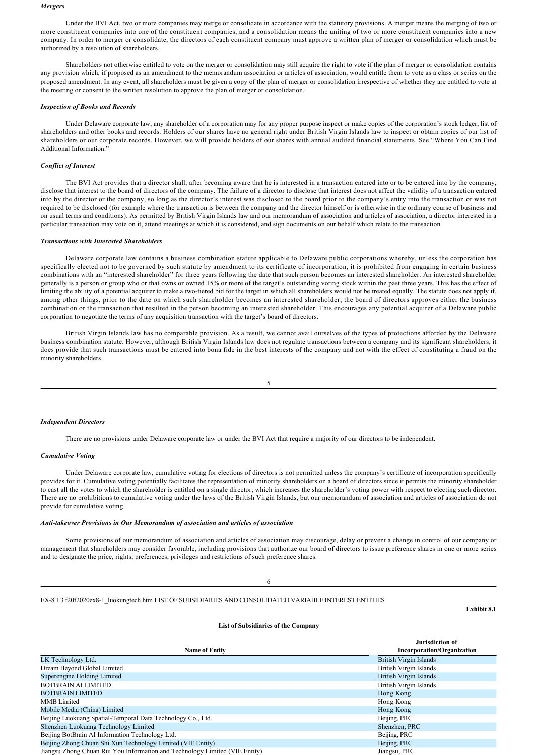***Mergers***

Under the BVI Act, two or more companies may merge or consolidate in accordance with the statutory provisions. A merger means the merging of two or more constituent companies into one of the constituent companies, and a consolidation means the uniting of two or more constituent companies into a new company. In order to merger or consolidate, the directors of each constituent company must approve a written plan of merger or consolidation which must be authorized by a resolution of shareholders.

Shareholders not otherwise entitled to vote on the merger or consolidation may still acquire the right to vote if the plan of merger or consolidation contains any provision which, if proposed as an amendment to the memorandum association or articles of association, would entitle them to vote as a class or series on the proposed amendment. In any event, all shareholders must be given a copy of the plan of merger or consolidation irrespective of whether they are entitled to vote at the meeting or consent to the written resolution to approve the plan of merger or consolidation.

***Inspection of Books and Records***

Under Delaware corporate law, any shareholder of a corporation may for any proper purpose inspect or make copies of the corporation's stock ledger, list of shareholders and other books and records. Holders of our shares have no general right under British Virgin Islands law to inspect or obtain copies of our list of shareholders or our corporate records. However, we will provide holders of our shares with annual audited financial statements. See "Where You Can Find Additional Information."

***Conflict of Interest***

The BVI Act provides that a director shall, after becoming aware that he is interested in a transaction entered into or to be entered into by the company, disclose that interest to the board of directors of the company. The failure of a director to disclose that interest does not affect the validity of a transaction entered into by the director or the company, so long as the director's interest was disclosed to the board prior to the company's entry into the transaction or was not required to be disclosed (for example where the transaction is between the company and the director himself or is otherwise in the ordinary course of business and on usual terms and conditions). As permitted by British Virgin Islands law and our memorandum of association and articles of association, a director interested in a particular transaction may vote on it, attend meetings at which it is considered, and sign documents on our behalf which relate to the transaction.

***Transactions with Interested Shareholders***

Delaware corporate law contains a business combination statute applicable to Delaware public corporations whereby, unless the corporation has specifically elected not to be governed by such statute by amendment to its certificate of incorporation, it is prohibited from engaging in certain business combinations with an "interested shareholder" for three years following the date that such person becomes an interested shareholder. An interested shareholder generally is a person or group who or that owns or owned 15% or more of the target's outstanding voting stock within the past three years. This has the effect of limiting the ability of a potential acquirer to make a two-tiered bid for the target in which all shareholders would not be treated equally. The statute does not apply if, among other things, prior to the date on which such shareholder becomes an interested shareholder, the board of directors approves either the business combination or the transaction that resulted in the person becoming an interested shareholder. This encourages any potential acquirer of a Delaware public corporation to negotiate the terms of any acquisition transaction with the target's board of directors.

British Virgin Islands law has no comparable provision. As a result, we cannot avail ourselves of the types of protections afforded by the Delaware business combination statute. However, although British Virgin Islands law does not regulate transactions between a company and its significant shareholders, it does provide that such transactions must be entered into bona fide in the best interests of the company and not with the effect of constituting a fraud on the minority shareholders.

***Independent Directors***

There are no provisions under Delaware corporate law or under the BVI Act that require a majority of our directors to be independent.

***Cumulative Voting***

Under Delaware corporate law, cumulative voting for elections of directors is not permitted unless the company's certificate of incorporation specifically provides for it. Cumulative voting potentially facilitates the representation of minority shareholders on a board of directors since it permits the minority shareholder to cast all the votes to which the shareholder is entitled on a single director, which increases the shareholder's voting power with respect to electing such director. There are no prohibitions to cumulative voting under the laws of the British Virgin Islands, but our memorandum of association and articles of association do not provide for cumulative voting

***Anti-takeover Provisions in Our Memorandum of association and articles of association***

Some provisions of our memorandum of association and articles of association may discourage, delay or prevent a change in control of our company or management that shareholders may consider favorable, including provisions that authorize our board of directors to issue preference shares in one or more series and to designate the price, rights, preferences, privileges and restrictions of such preference shares.

EX-8.1 3 f20f2020ex8-1_luokungtech.htm LIST OF SUBSIDIARIES AND CONSOLIDATED VARIABLE INTEREST ENTITIES

**Exhibit 8.1**

**List of Subsidiaries of the Company**

| Name of Entity | Jurisdiction of Incorporation/Organization |
|---|---|
| LK Technology Ltd. | British Virgin Islands |
| Dream Beyond Global Limited | British Virgin Islands |
| Superengine Holding Limited | British Virgin Islands |
| BOTBRAIN AI LIMITED | British Virgin Islands |
| BOTBRAIN LIMITED | Hong Kong |
| MMB Limited | Hong Kong |
| Mobile Media (China) Limited | Hong Kong |
| Beijing Luokuang Spatial-Temporal Data Technology Co., Ltd. | Beijing, PRC |
| Shenzhen Luokuang Technology Limited | Shenzhen, PRC |
| Beijing BotBrain AI Information Technology Ltd. | Beijing, PRC |
| Beijing Zhong Chuan Shi Xun Technology Limited (VIE Entity) | Beijing, PRC |
| Jiangsu Zhong Chuan Rui You Information and Technology Limited (VIE Entity) | Jiangsu, PRC |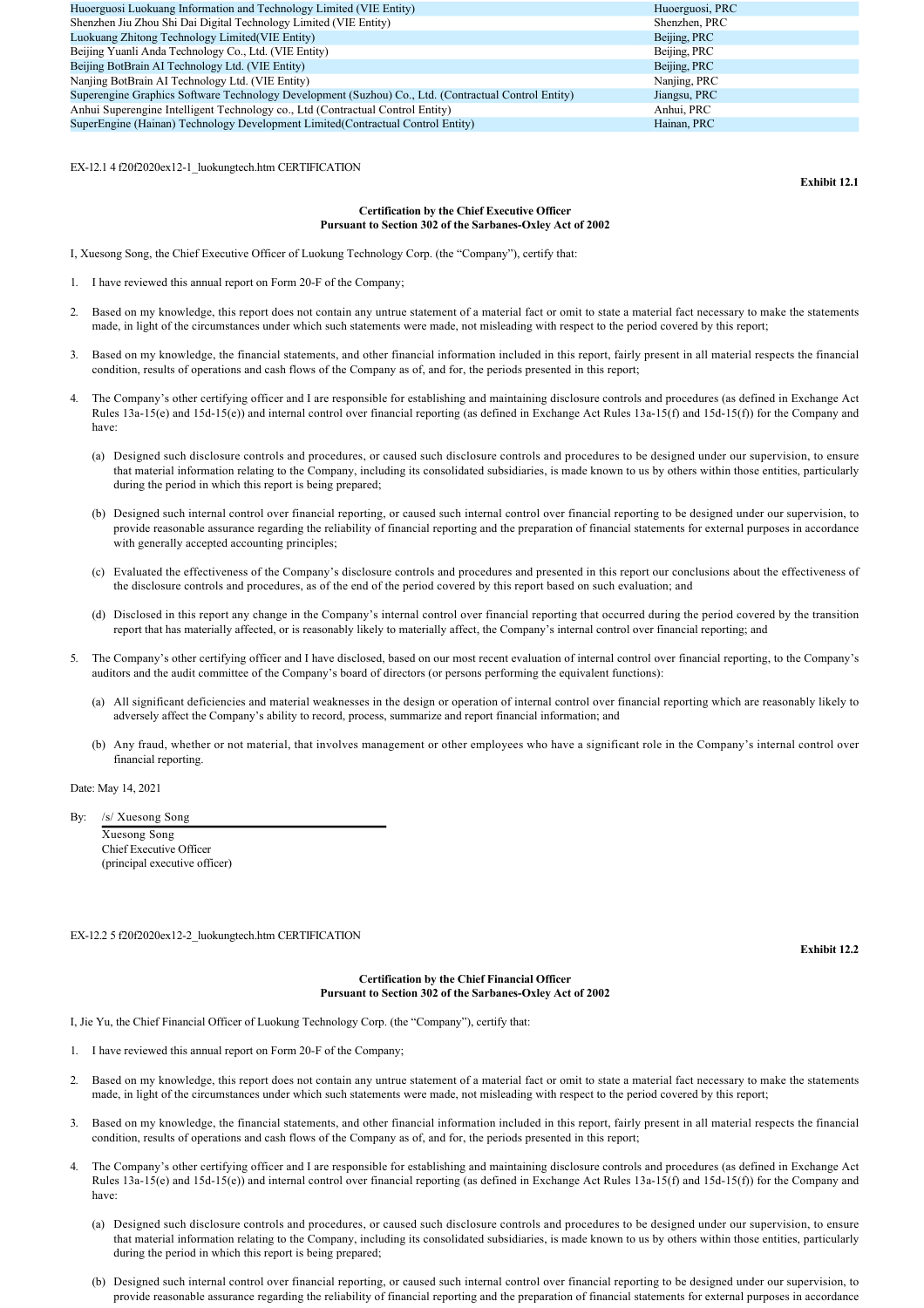| | |
|---|---|
| Huoerguosi Luokuang Information and Technology Limited (VIE Entity) | Huoerguosi, PRC |
| Shenzhen Jiu Zhou Shi Dai Digital Technology Limited (VIE Entity) | Shenzhen, PRC |
| Luokuang Zhitong Technology Limited(VIE Entity) | Beijing, PRC |
| Beijing Yuanli Anda Technology Co., Ltd. (VIE Entity) | Beijing, PRC |
| Beijing BotBrain AI Technology Ltd. (VIE Entity) | Beijing, PRC |
| Nanjing BotBrain AI Technology Ltd. (VIE Entity) | Nanjing, PRC |
| Superengine Graphics Software Technology Development (Suzhou) Co., Ltd. (Contractual Control Entity) | Jiangsu, PRC |
| Anhui Superengine Intelligent Technology co., Ltd (Contractual Control Entity) | Anhui, PRC |
| SuperEngine (Hainan) Technology Development Limited(Contractual Control Entity) | Hainan, PRC |

EX-12.1 4 f20f2020ex12-1_luokungtech.htm CERTIFICATION

**Exhibit 12.1**

**Certification by the Chief Executive Officer**
**Pursuant to Section 302 of the Sarbanes-Oxley Act of 2002**

I, Xuesong Song, the Chief Executive Officer of Luokung Technology Corp. (the "Company"), certify that:

1. I have reviewed this annual report on Form 20-F of the Company;

2. Based on my knowledge, this report does not contain any untrue statement of a material fact or omit to state a material fact necessary to make the statements made, in light of the circumstances under which such statements were made, not misleading with respect to the period covered by this report;

3. Based on my knowledge, the financial statements, and other financial information included in this report, fairly present in all material respects the financial condition, results of operations and cash flows of the Company as of, and for, the periods presented in this report;

4. The Company's other certifying officer and I are responsible for establishing and maintaining disclosure controls and procedures (as defined in Exchange Act Rules 13a-15(e) and 15d-15(e)) and internal control over financial reporting (as defined in Exchange Act Rules 13a-15(f) and 15d-15(f)) for the Company and have:

   (a) Designed such disclosure controls and procedures, or caused such disclosure controls and procedures to be designed under our supervision, to ensure that material information relating to the Company, including its consolidated subsidiaries, is made known to us by others within those entities, particularly during the period in which this report is being prepared;

   (b) Designed such internal control over financial reporting, or caused such internal control over financial reporting to be designed under our supervision, to provide reasonable assurance regarding the reliability of financial reporting and the preparation of financial statements for external purposes in accordance with generally accepted accounting principles;

   (c) Evaluated the effectiveness of the Company's disclosure controls and procedures and presented in this report our conclusions about the effectiveness of the disclosure controls and procedures, as of the end of the period covered by this report based on such evaluation; and

   (d) Disclosed in this report any change in the Company's internal control over financial reporting that occurred during the period covered by the transition report that has materially affected, or is reasonably likely to materially affect, the Company's internal control over financial reporting; and

5. The Company's other certifying officer and I have disclosed, based on our most recent evaluation of internal control over financial reporting, to the Company's auditors and the audit committee of the Company's board of directors (or persons performing the equivalent functions):

   (a) All significant deficiencies and material weaknesses in the design or operation of internal control over financial reporting which are reasonably likely to adversely affect the Company's ability to record, process, summarize and report financial information; and

   (b) Any fraud, whether or not material, that involves management or other employees who have a significant role in the Company's internal control over financial reporting.

Date: May 14, 2021

By: /s/ Xuesong Song
Xuesong Song
Chief Executive Officer
(principal executive officer)

EX-12.2 5 f20f2020ex12-2_luokungtech.htm CERTIFICATION

**Exhibit 12.2**

**Certification by the Chief Financial Officer**
**Pursuant to Section 302 of the Sarbanes-Oxley Act of 2002**

I, Jie Yu, the Chief Financial Officer of Luokung Technology Corp. (the "Company"), certify that:

1. I have reviewed this annual report on Form 20-F of the Company;

2. Based on my knowledge, this report does not contain any untrue statement of a material fact or omit to state a material fact necessary to make the statements made, in light of the circumstances under which such statements were made, not misleading with respect to the period covered by this report;

3. Based on my knowledge, the financial statements, and other financial information included in this report, fairly present in all material respects the financial condition, results of operations and cash flows of the Company as of, and for, the periods presented in this report;

4. The Company's other certifying officer and I are responsible for establishing and maintaining disclosure controls and procedures (as defined in Exchange Act Rules 13a-15(e) and 15d-15(e)) and internal control over financial reporting (as defined in Exchange Act Rules 13a-15(f) and 15d-15(f)) for the Company and have:

   (a) Designed such disclosure controls and procedures, or caused such disclosure controls and procedures to be designed under our supervision, to ensure that material information relating to the Company, including its consolidated subsidiaries, is made known to us by others within those entities, particularly during the period in which this report is being prepared;

   (b) Designed such internal control over financial reporting, or caused such internal control over financial reporting to be designed under our supervision, to provide reasonable assurance regarding the reliability of financial reporting and the preparation of financial statements for external purposes in accordance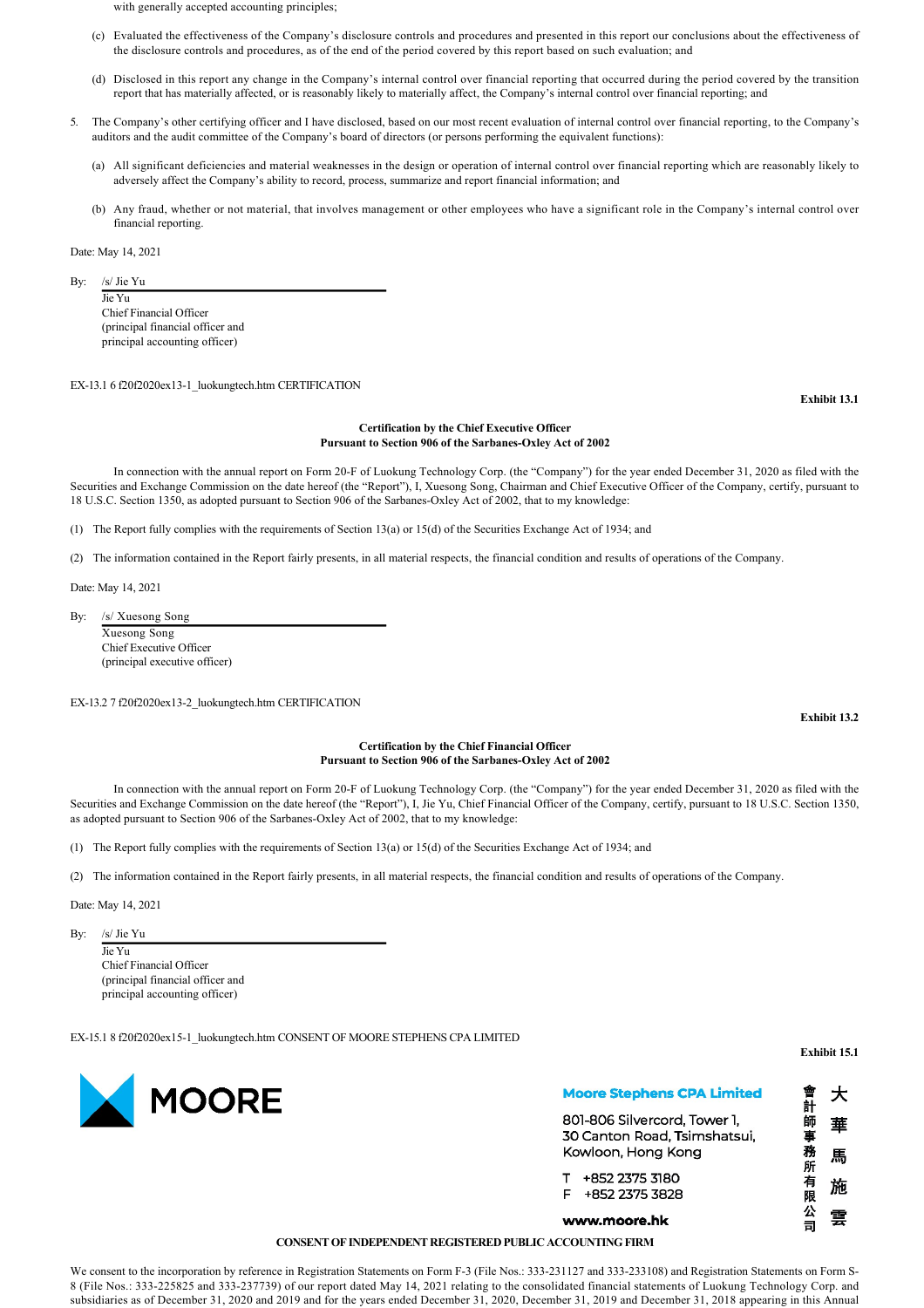with generally accepted accounting principles;

(c) Evaluated the effectiveness of the Company's disclosure controls and procedures and presented in this report our conclusions about the effectiveness of the disclosure controls and procedures, as of the end of the period covered by this report based on such evaluation; and

(d) Disclosed in this report any change in the Company's internal control over financial reporting that occurred during the period covered by the transition report that has materially affected, or is reasonably likely to materially affect, the Company's internal control over financial reporting; and

5. The Company's other certifying officer and I have disclosed, based on our most recent evaluation of internal control over financial reporting, to the Company's auditors and the audit committee of the Company's board of directors (or persons performing the equivalent functions):

(a) All significant deficiencies and material weaknesses in the design or operation of internal control over financial reporting which are reasonably likely to adversely affect the Company's ability to record, process, summarize and report financial information; and

(b) Any fraud, whether or not material, that involves management or other employees who have a significant role in the Company's internal control over financial reporting.

Date: May 14, 2021

By: /s/ Jie Yu
Jie Yu
Chief Financial Officer
(principal financial officer and
principal accounting officer)

EX-13.1 6 f20f2020ex13-1_luokungtech.htm CERTIFICATION

**Exhibit 13.1**

**Certification by the Chief Executive Officer**
**Pursuant to Section 906 of the Sarbanes-Oxley Act of 2002**

In connection with the annual report on Form 20-F of Luokung Technology Corp. (the "Company") for the year ended December 31, 2020 as filed with the Securities and Exchange Commission on the date hereof (the "Report"), I, Xuesong Song, Chairman and Chief Executive Officer of the Company, certify, pursuant to 18 U.S.C. Section 1350, as adopted pursuant to Section 906 of the Sarbanes-Oxley Act of 2002, that to my knowledge:

(1) The Report fully complies with the requirements of Section 13(a) or 15(d) of the Securities Exchange Act of 1934; and

(2) The information contained in the Report fairly presents, in all material respects, the financial condition and results of operations of the Company.

Date: May 14, 2021

By: /s/ Xuesong Song
Xuesong Song
Chief Executive Officer
(principal executive officer)

EX-13.2 7 f20f2020ex13-2_luokungtech.htm CERTIFICATION

**Exhibit 13.2**

**Certification by the Chief Financial Officer**
**Pursuant to Section 906 of the Sarbanes-Oxley Act of 2002**

In connection with the annual report on Form 20-F of Luokung Technology Corp. (the "Company") for the year ended December 31, 2020 as filed with the Securities and Exchange Commission on the date hereof (the "Report"), I, Jie Yu, Chief Financial Officer of the Company, certify, pursuant to 18 U.S.C. Section 1350, as adopted pursuant to Section 906 of the Sarbanes-Oxley Act of 2002, that to my knowledge:

(1) The Report fully complies with the requirements of Section 13(a) or 15(d) of the Securities Exchange Act of 1934; and

(2) The information contained in the Report fairly presents, in all material respects, the financial condition and results of operations of the Company.

Date: May 14, 2021

By: /s/ Jie Yu
Jie Yu
Chief Financial Officer
(principal financial officer and
principal accounting officer)

EX-15.1 8 f20f2020ex15-1_luokungtech.htm CONSENT OF MOORE STEPHENS CPA LIMITED

**Exhibit 15.1**

MOORE

**Moore Stephens CPA Limited**
801-806 Silvercord, Tower 1,
30 Canton Road, Tsimshatsui,
Kowloon, Hong Kong

T +852 2375 3180
F +852 2375 3828

**www.moore.hk**

大華馬施雲會計師事務所有限公司

**CONSENT OF INDEPENDENT REGISTERED PUBLIC ACCOUNTING FIRM**

We consent to the incorporation by reference in Registration Statements on Form F-3 (File Nos.: 333-231127 and 333-233108) and Registration Statements on Form S-8 (File Nos.: 333-225825 and 333-237739) of our report dated May 14, 2021 relating to the consolidated financial statements of Luokung Technology Corp. and subsidiaries as of December 31, 2020 and 2019 and for the years ended December 31, 2020, December 31, 2019 and December 31, 2018 appearing in this Annual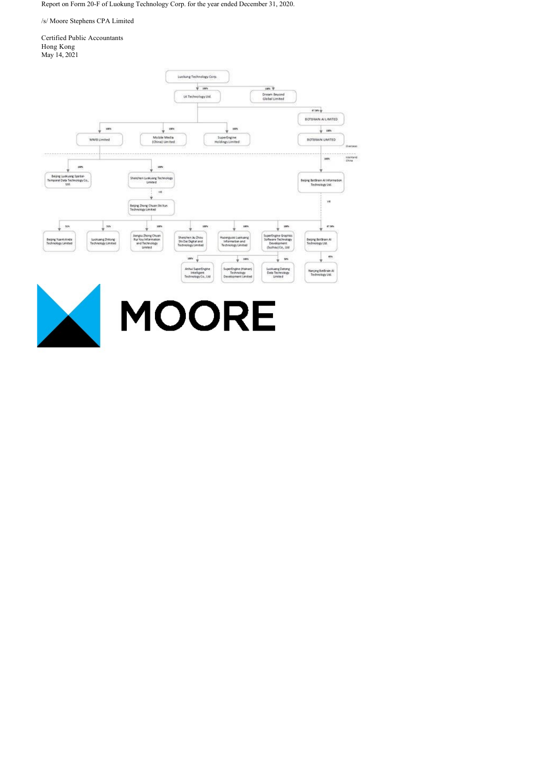Report on Form 20-F of Luokung Technology Corp. for the year ended December 31, 2020.

/s/ Moore Stephens CPA Limited

Certified Public Accountants
Hong Kong
May 14, 2021